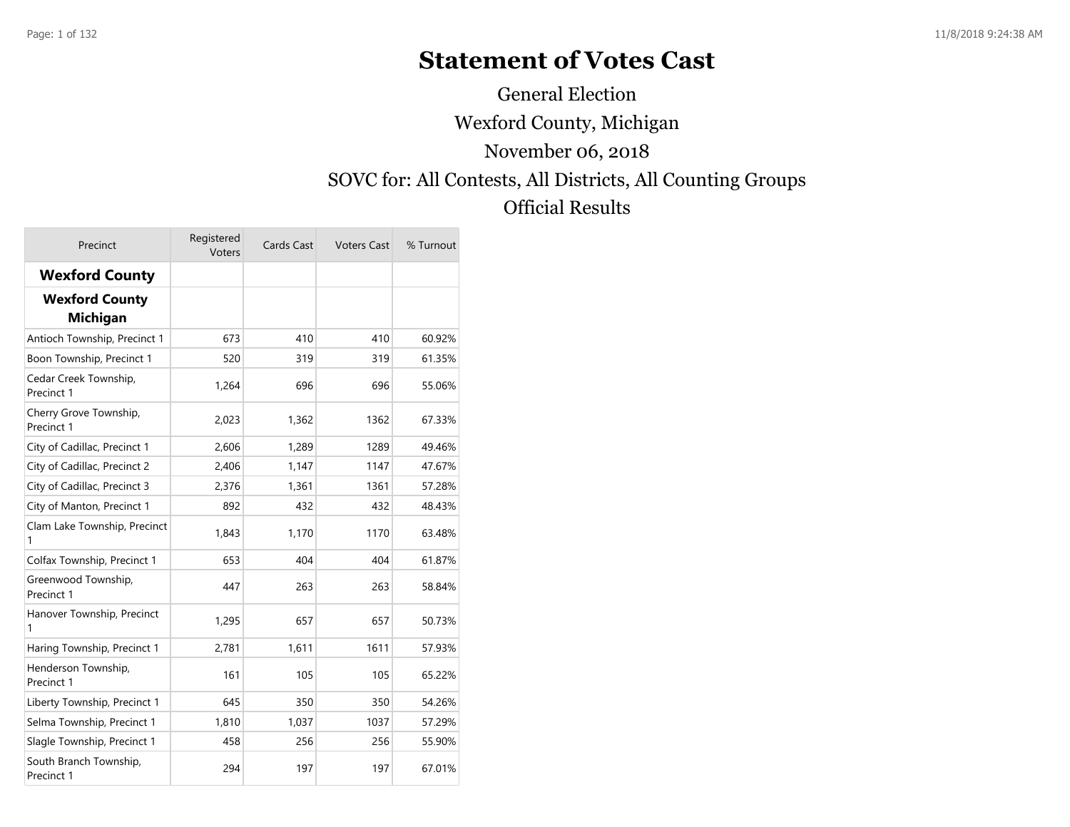# Statement of Votes Cast

General Election

Wexford County, Michigan

November 06, 2018

SOVC for: All Contests, All Districts, All Counting Groups

Official Results

| Precinct | Registered Voters | Cards Cast | Voters Cast | % Turnout |
|---|---|---|---|---|
| **Wexford County** | | | | |
| **Wexford County Michigan** | | | | |
| Antioch Township, Precinct 1 | 673 | 410 | 410 | 60.92% |
| Boon Township, Precinct 1 | 520 | 319 | 319 | 61.35% |
| Cedar Creek Township, Precinct 1 | 1,264 | 696 | 696 | 55.06% |
| Cherry Grove Township, Precinct 1 | 2,023 | 1,362 | 1362 | 67.33% |
| City of Cadillac, Precinct 1 | 2,606 | 1,289 | 1289 | 49.46% |
| City of Cadillac, Precinct 2 | 2,406 | 1,147 | 1147 | 47.67% |
| City of Cadillac, Precinct 3 | 2,376 | 1,361 | 1361 | 57.28% |
| City of Manton, Precinct 1 | 892 | 432 | 432 | 48.43% |
| Clam Lake Township, Precinct 1 | 1,843 | 1,170 | 1170 | 63.48% |
| Colfax Township, Precinct 1 | 653 | 404 | 404 | 61.87% |
| Greenwood Township, Precinct 1 | 447 | 263 | 263 | 58.84% |
| Hanover Township, Precinct 1 | 1,295 | 657 | 657 | 50.73% |
| Haring Township, Precinct 1 | 2,781 | 1,611 | 1611 | 57.93% |
| Henderson Township, Precinct 1 | 161 | 105 | 105 | 65.22% |
| Liberty Township, Precinct 1 | 645 | 350 | 350 | 54.26% |
| Selma Township, Precinct 1 | 1,810 | 1,037 | 1037 | 57.29% |
| Slagle Township, Precinct 1 | 458 | 256 | 256 | 55.90% |
| South Branch Township, Precinct 1 | 294 | 197 | 197 | 67.01% |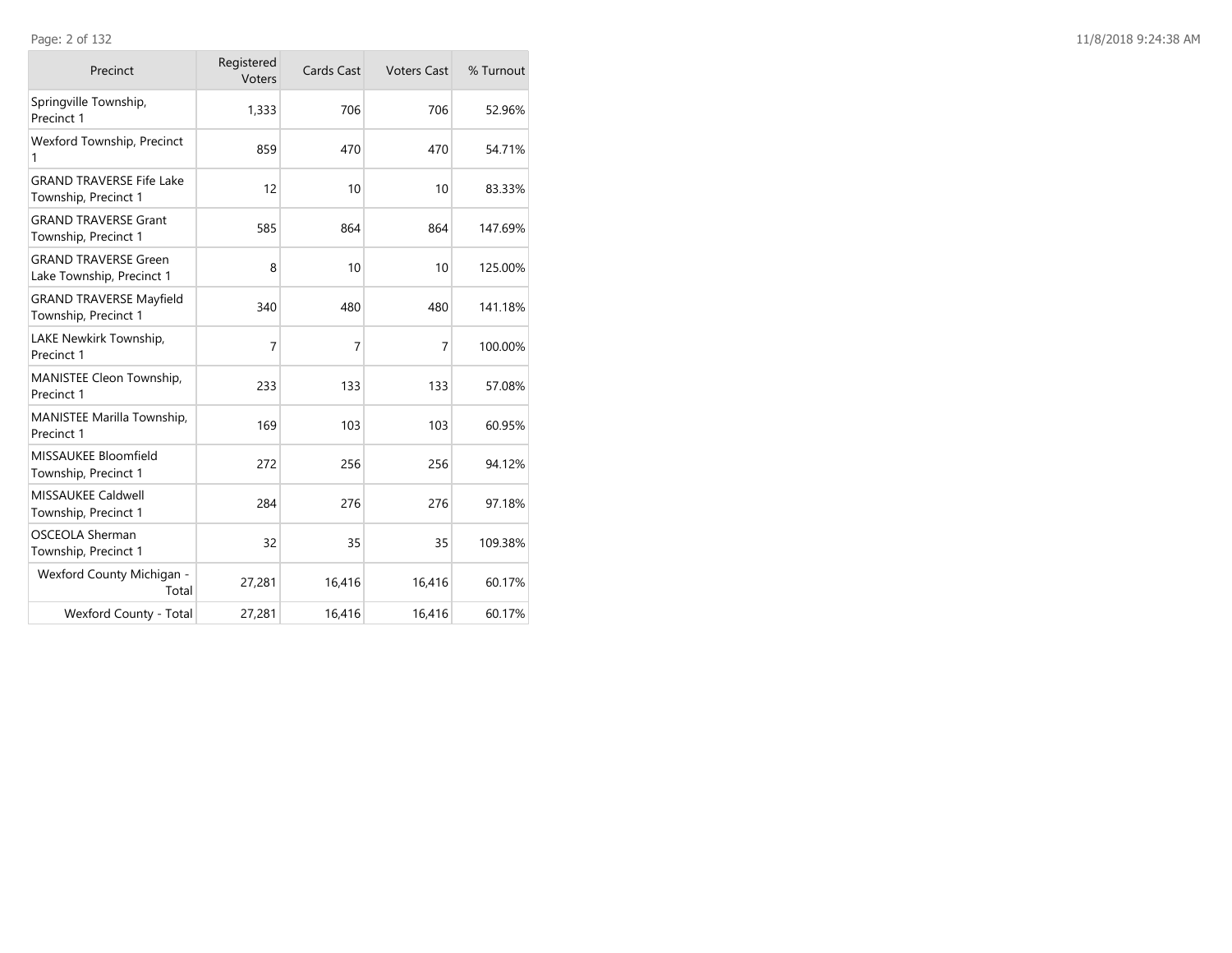| Precinct | Registered Voters | Cards Cast | Voters Cast | % Turnout |
|---|---|---|---|---|
| Springville Township, Precinct 1 | 1,333 | 706 | 706 | 52.96% |
| Wexford Township, Precinct 1 | 859 | 470 | 470 | 54.71% |
| GRAND TRAVERSE Fife Lake Township, Precinct 1 | 12 | 10 | 10 | 83.33% |
| GRAND TRAVERSE Grant Township, Precinct 1 | 585 | 864 | 864 | 147.69% |
| GRAND TRAVERSE Green Lake Township, Precinct 1 | 8 | 10 | 10 | 125.00% |
| GRAND TRAVERSE Mayfield Township, Precinct 1 | 340 | 480 | 480 | 141.18% |
| LAKE Newkirk Township, Precinct 1 | 7 | 7 | 7 | 100.00% |
| MANISTEE Cleon Township, Precinct 1 | 233 | 133 | 133 | 57.08% |
| MANISTEE Marilla Township, Precinct 1 | 169 | 103 | 103 | 60.95% |
| MISSAUKEE Bloomfield Township, Precinct 1 | 272 | 256 | 256 | 94.12% |
| MISSAUKEE Caldwell Township, Precinct 1 | 284 | 276 | 276 | 97.18% |
| OSCEOLA Sherman Township, Precinct 1 | 32 | 35 | 35 | 109.38% |
| Wexford County Michigan - Total | 27,281 | 16,416 | 16,416 | 60.17% |
| Wexford County - Total | 27,281 | 16,416 | 16,416 | 60.17% |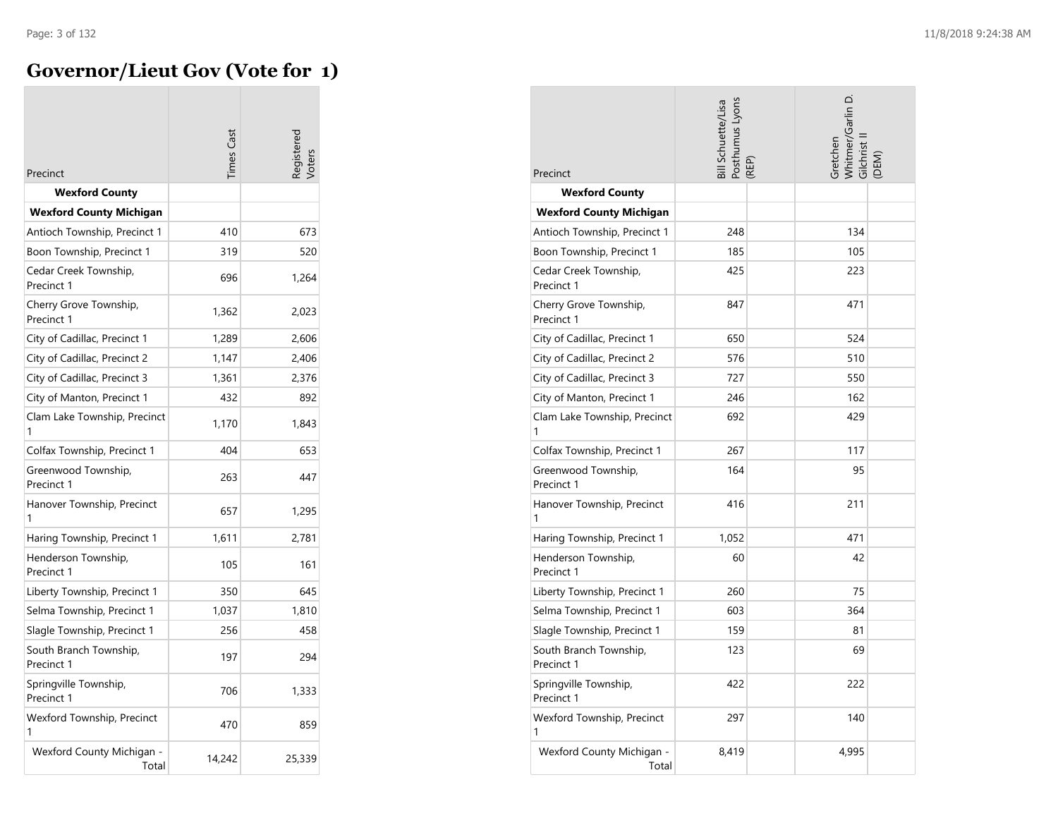# Governor/Lieut Gov (Vote for 1)

| Precinct | Times Cast | Registered Voters | Bill Schuette/Lisa Posthumus Lyons (REP) | Gretchen Whitmer/Garlin D. Gilchrist II (DEM) |
|---|---|---|---|---|
| **Wexford County** | | | | |
| **Wexford County Michigan** | | | | |
| Antioch Township, Precinct 1 | 410 | 673 | 248 | 134 |
| Boon Township, Precinct 1 | 319 | 520 | 185 | 105 |
| Cedar Creek Township, Precinct 1 | 696 | 1,264 | 425 | 223 |
| Cherry Grove Township, Precinct 1 | 1,362 | 2,023 | 847 | 471 |
| City of Cadillac, Precinct 1 | 1,289 | 2,606 | 650 | 524 |
| City of Cadillac, Precinct 2 | 1,147 | 2,406 | 576 | 510 |
| City of Cadillac, Precinct 3 | 1,361 | 2,376 | 727 | 550 |
| City of Manton, Precinct 1 | 432 | 892 | 246 | 162 |
| Clam Lake Township, Precinct 1 | 1,170 | 1,843 | 692 | 429 |
| Colfax Township, Precinct 1 | 404 | 653 | 267 | 117 |
| Greenwood Township, Precinct 1 | 263 | 447 | 164 | 95 |
| Hanover Township, Precinct 1 | 657 | 1,295 | 416 | 211 |
| Haring Township, Precinct 1 | 1,611 | 2,781 | 1,052 | 471 |
| Henderson Township, Precinct 1 | 105 | 161 | 60 | 42 |
| Liberty Township, Precinct 1 | 350 | 645 | 260 | 75 |
| Selma Township, Precinct 1 | 1,037 | 1,810 | 603 | 364 |
| Slagle Township, Precinct 1 | 256 | 458 | 159 | 81 |
| South Branch Township, Precinct 1 | 197 | 294 | 123 | 69 |
| Springville Township, Precinct 1 | 706 | 1,333 | 422 | 222 |
| Wexford Township, Precinct 1 | 470 | 859 | 297 | 140 |
| Wexford County Michigan - Total | 14,242 | 25,339 | 8,419 | 4,995 |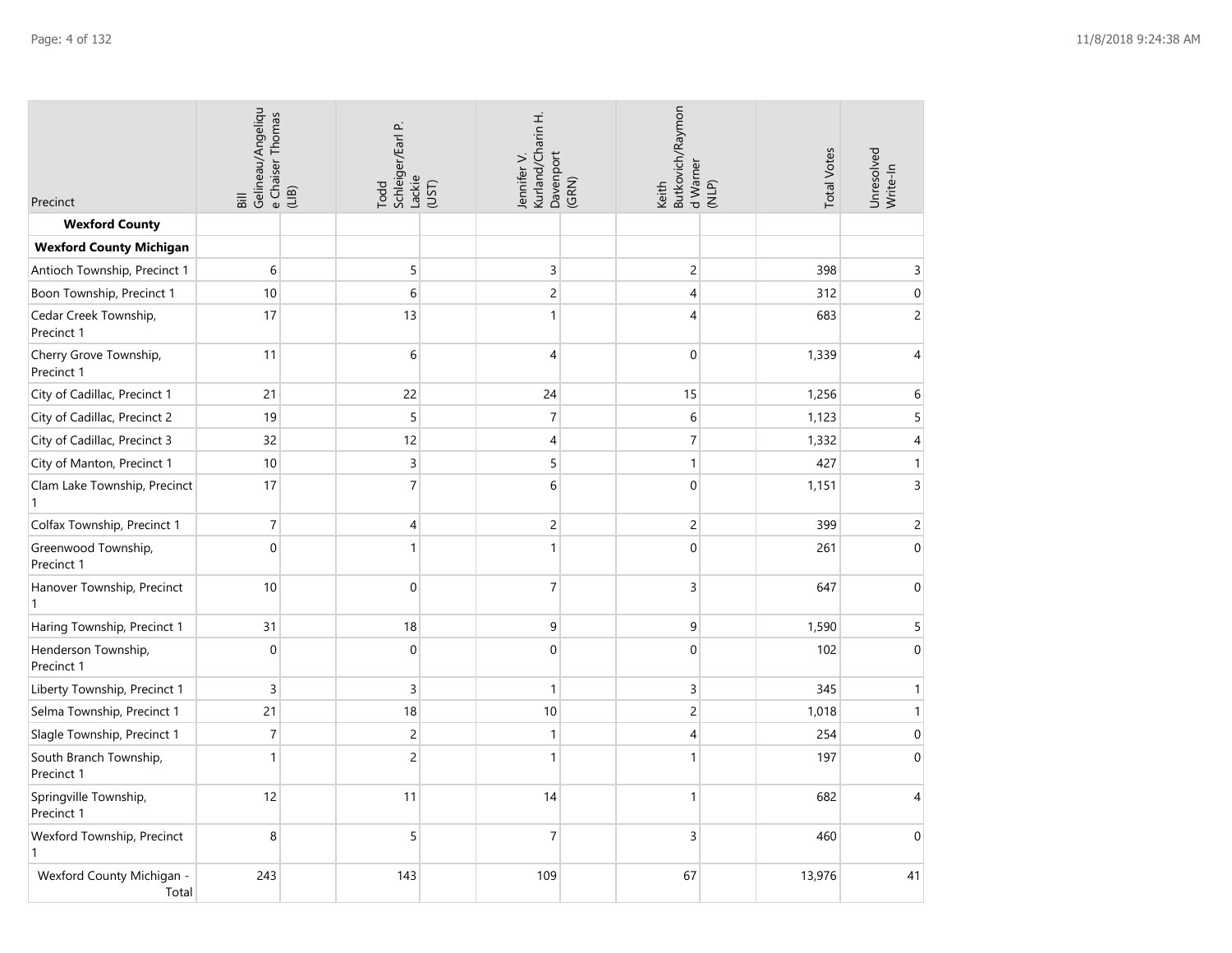| Precinct | Bill Gelineau/Angelique Chaiser Thomas (LIB) | Todd Schleiger/Earl P. Lackie (UST) | Jennifer V. Kurland/Charin H. Davenport (GRN) | Keith Butkovich/Raymond Warner (NLP) | Total Votes | Unresolved Write-In |
|---|---|---|---|---|---|---|
| **Wexford County** | | | | | | |
| **Wexford County Michigan** | | | | | | |
| Antioch Township, Precinct 1 | 6 | 5 | 3 | 2 | 398 | 3 |
| Boon Township, Precinct 1 | 10 | 6 | 2 | 4 | 312 | 0 |
| Cedar Creek Township, Precinct 1 | 17 | 13 | 1 | 4 | 683 | 2 |
| Cherry Grove Township, Precinct 1 | 11 | 6 | 4 | 0 | 1,339 | 4 |
| City of Cadillac, Precinct 1 | 21 | 22 | 24 | 15 | 1,256 | 6 |
| City of Cadillac, Precinct 2 | 19 | 5 | 7 | 6 | 1,123 | 5 |
| City of Cadillac, Precinct 3 | 32 | 12 | 4 | 7 | 1,332 | 4 |
| City of Manton, Precinct 1 | 10 | 3 | 5 | 1 | 427 | 1 |
| Clam Lake Township, Precinct 1 | 17 | 7 | 6 | 0 | 1,151 | 3 |
| Colfax Township, Precinct 1 | 7 | 4 | 2 | 2 | 399 | 2 |
| Greenwood Township, Precinct 1 | 0 | 1 | 1 | 0 | 261 | 0 |
| Hanover Township, Precinct 1 | 10 | 0 | 7 | 3 | 647 | 0 |
| Haring Township, Precinct 1 | 31 | 18 | 9 | 9 | 1,590 | 5 |
| Henderson Township, Precinct 1 | 0 | 0 | 0 | 0 | 102 | 0 |
| Liberty Township, Precinct 1 | 3 | 3 | 1 | 3 | 345 | 1 |
| Selma Township, Precinct 1 | 21 | 18 | 10 | 2 | 1,018 | 1 |
| Slagle Township, Precinct 1 | 7 | 2 | 1 | 4 | 254 | 0 |
| South Branch Township, Precinct 1 | 1 | 2 | 1 | 1 | 197 | 0 |
| Springville Township, Precinct 1 | 12 | 11 | 14 | 1 | 682 | 4 |
| Wexford Township, Precinct 1 | 8 | 5 | 7 | 3 | 460 | 0 |
| Wexford County Michigan - Total | 243 | 143 | 109 | 67 | 13,976 | 41 |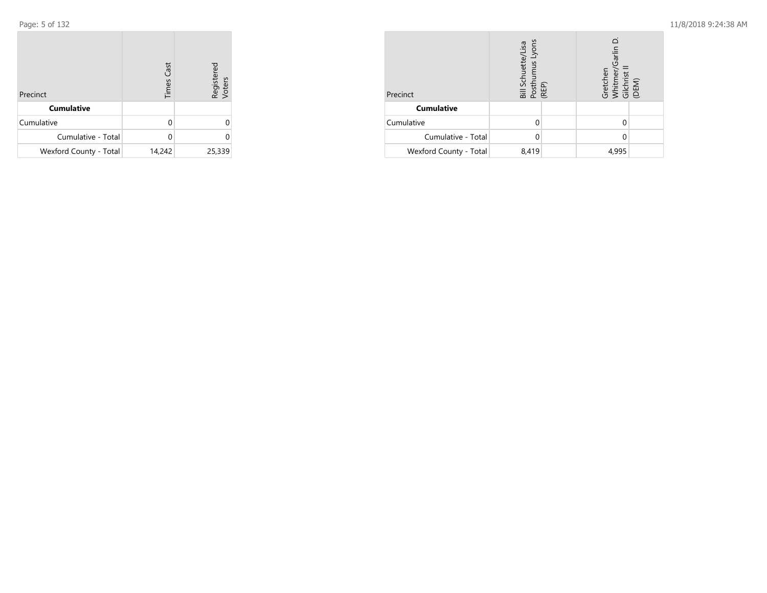| Precinct | Times Cast | Registered Voters |
|---|---|---|
| **Cumulative** | | |
| Cumulative | 0 | 0 |
| Cumulative - Total | 0 | 0 |
| Wexford County - Total | 14,242 | 25,339 |

| Precinct | Bill Schuette/Lisa Posthumus Lyons (REP) | | Gretchen Whitmer/Garlin D. Gilchrist II (DEM) | |
|---|---|---|---|---|
| **Cumulative** | | | | |
| Cumulative | 0 | | 0 | |
| Cumulative - Total | 0 | | 0 | |
| Wexford County - Total | 8,419 | | 4,995 | |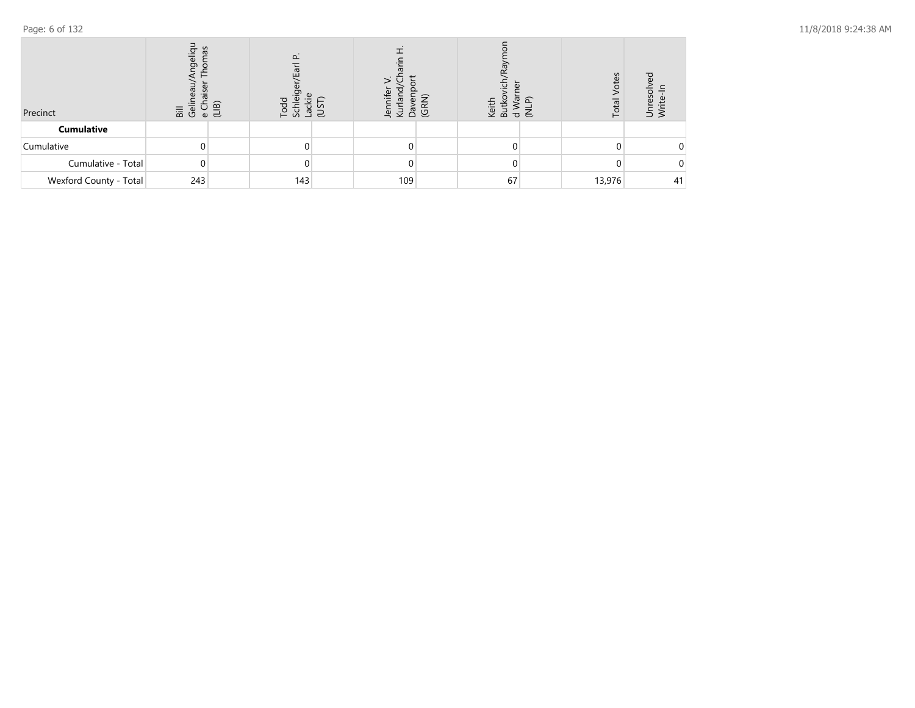| Precinct | Bill Gelineau/Angelique Chaiser Thomas (LIB) | | Todd Schleiger/Earl P. Lackie (UST) | | Jennifer V. Kurland/Charin H. Davenport (GRN) | | Keith Butkovich/Raymond Warner (NLP) | | Total Votes | Unresolved Write-In |
|---|---|---|---|---|---|---|---|---|---|---|
| **Cumulative** | | | | | | | | | | |
| Cumulative | 0 | | 0 | | 0 | | 0 | | 0 | 0 |
| Cumulative - Total | 0 | | 0 | | 0 | | 0 | | 0 | 0 |
| Wexford County - Total | 243 | | 143 | | 109 | | 67 | | 13,976 | 41 |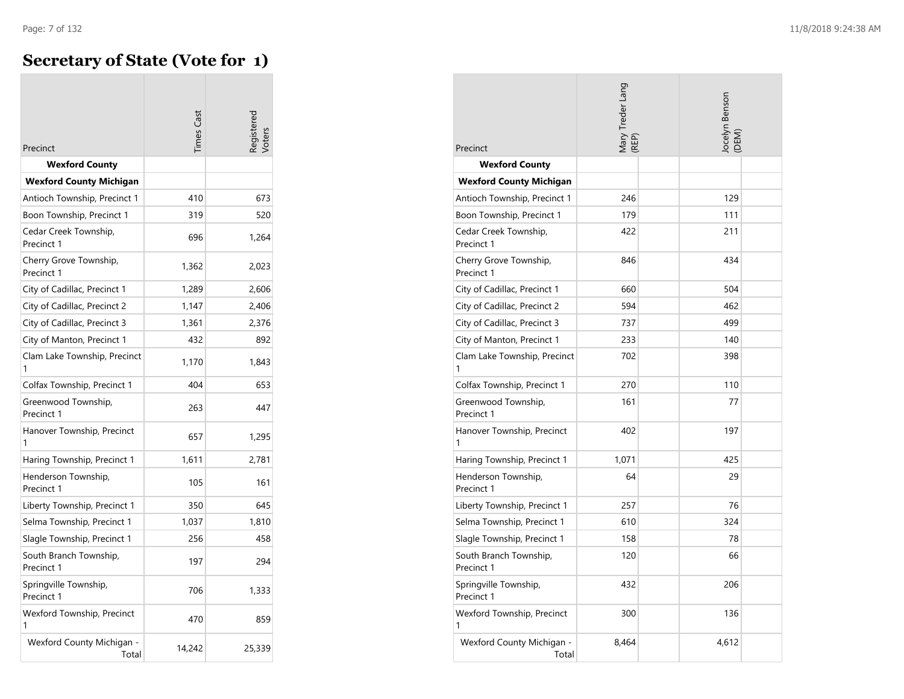# Secretary of State (Vote for 1)

| Precinct | Times Cast | Registered Voters | Mary Treder Lang (REP) | Jocelyn Benson (DEM) |
|---|---|---|---|---|
| **Wexford County** | | | | |
| **Wexford County Michigan** | | | | |
| Antioch Township, Precinct 1 | 410 | 673 | 246 | 129 |
| Boon Township, Precinct 1 | 319 | 520 | 179 | 111 |
| Cedar Creek Township, Precinct 1 | 696 | 1,264 | 422 | 211 |
| Cherry Grove Township, Precinct 1 | 1,362 | 2,023 | 846 | 434 |
| City of Cadillac, Precinct 1 | 1,289 | 2,606 | 660 | 504 |
| City of Cadillac, Precinct 2 | 1,147 | 2,406 | 594 | 462 |
| City of Cadillac, Precinct 3 | 1,361 | 2,376 | 737 | 499 |
| City of Manton, Precinct 1 | 432 | 892 | 233 | 140 |
| Clam Lake Township, Precinct 1 | 1,170 | 1,843 | 702 | 398 |
| Colfax Township, Precinct 1 | 404 | 653 | 270 | 110 |
| Greenwood Township, Precinct 1 | 263 | 447 | 161 | 77 |
| Hanover Township, Precinct 1 | 657 | 1,295 | 402 | 197 |
| Haring Township, Precinct 1 | 1,611 | 2,781 | 1,071 | 425 |
| Henderson Township, Precinct 1 | 105 | 161 | 64 | 29 |
| Liberty Township, Precinct 1 | 350 | 645 | 257 | 76 |
| Selma Township, Precinct 1 | 1,037 | 1,810 | 610 | 324 |
| Slagle Township, Precinct 1 | 256 | 458 | 158 | 78 |
| South Branch Township, Precinct 1 | 197 | 294 | 120 | 66 |
| Springville Township, Precinct 1 | 706 | 1,333 | 432 | 206 |
| Wexford Township, Precinct 1 | 470 | 859 | 300 | 136 |
| Wexford County Michigan - Total | 14,242 | 25,339 | 8,464 | 4,612 |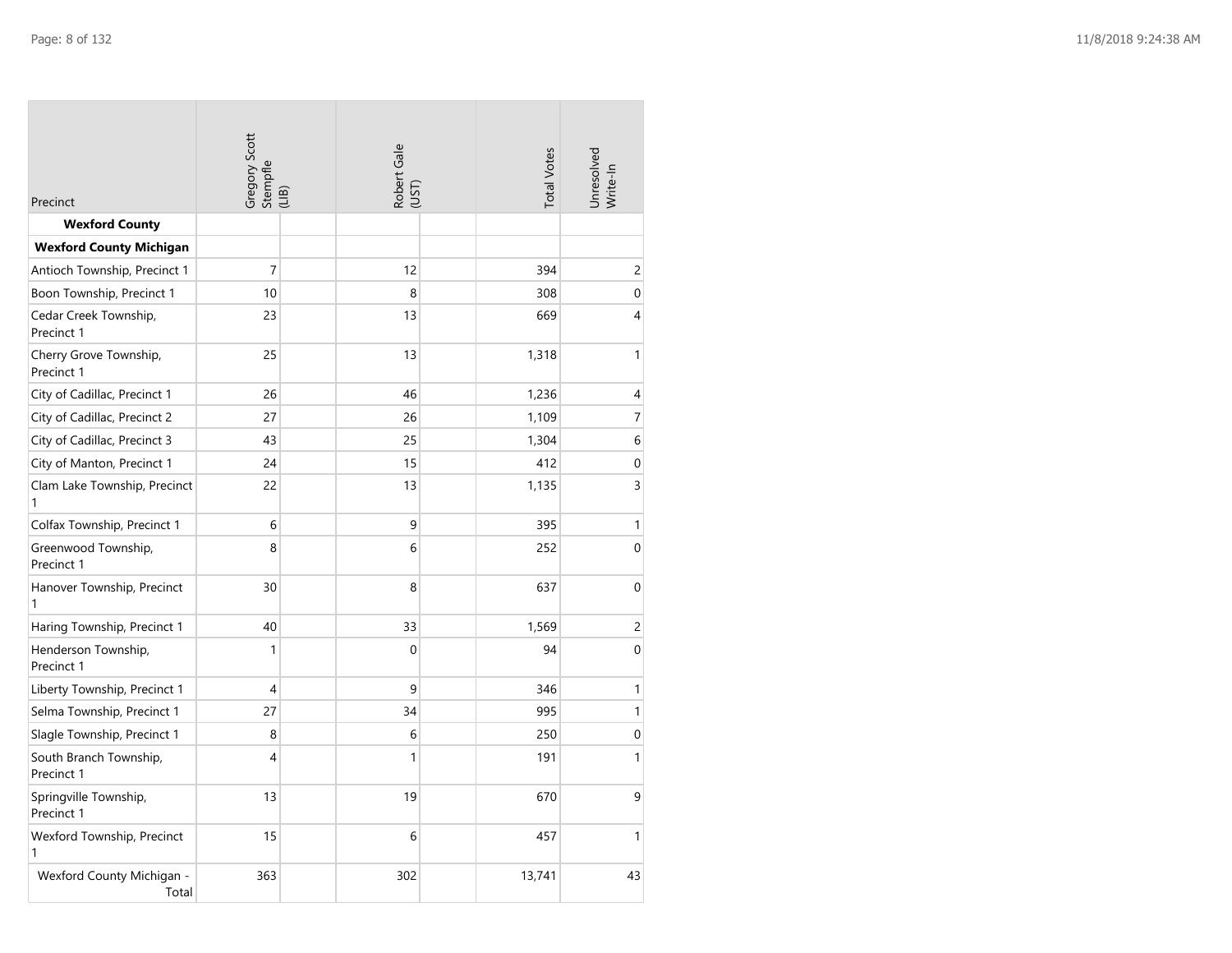| Precinct | Gregory Scott Stempfle (LIB) | Robert Gale (UST) | Total Votes | Unresolved Write-In |
|---|---|---|---|---|
| **Wexford County** | | | | |
| **Wexford County Michigan** | | | | |
| Antioch Township, Precinct 1 | 7 | 12 | 394 | 2 |
| Boon Township, Precinct 1 | 10 | 8 | 308 | 0 |
| Cedar Creek Township, Precinct 1 | 23 | 13 | 669 | 4 |
| Cherry Grove Township, Precinct 1 | 25 | 13 | 1,318 | 1 |
| City of Cadillac, Precinct 1 | 26 | 46 | 1,236 | 4 |
| City of Cadillac, Precinct 2 | 27 | 26 | 1,109 | 7 |
| City of Cadillac, Precinct 3 | 43 | 25 | 1,304 | 6 |
| City of Manton, Precinct 1 | 24 | 15 | 412 | 0 |
| Clam Lake Township, Precinct 1 | 22 | 13 | 1,135 | 3 |
| Colfax Township, Precinct 1 | 6 | 9 | 395 | 1 |
| Greenwood Township, Precinct 1 | 8 | 6 | 252 | 0 |
| Hanover Township, Precinct 1 | 30 | 8 | 637 | 0 |
| Haring Township, Precinct 1 | 40 | 33 | 1,569 | 2 |
| Henderson Township, Precinct 1 | 1 | 0 | 94 | 0 |
| Liberty Township, Precinct 1 | 4 | 9 | 346 | 1 |
| Selma Township, Precinct 1 | 27 | 34 | 995 | 1 |
| Slagle Township, Precinct 1 | 8 | 6 | 250 | 0 |
| South Branch Township, Precinct 1 | 4 | 1 | 191 | 1 |
| Springville Township, Precinct 1 | 13 | 19 | 670 | 9 |
| Wexford Township, Precinct 1 | 15 | 6 | 457 | 1 |
| Wexford County Michigan - Total | 363 | 302 | 13,741 | 43 |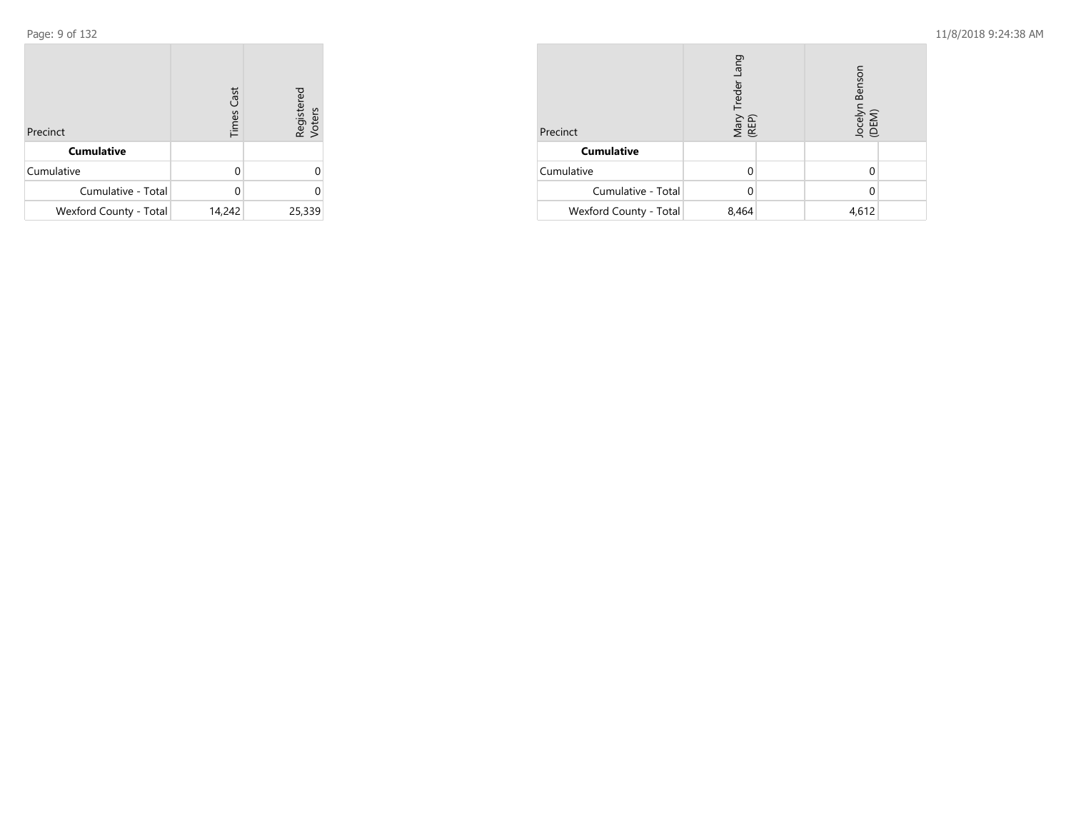| Precinct | Times Cast | Registered Voters |
| --- | --- | --- |
| **Cumulative** | | |
| Cumulative | 0 | 0 |
| Cumulative - Total | 0 | 0 |
| Wexford County - Total | 14,242 | 25,339 |

| Precinct | Mary Treder Lang (REP) | | Jocelyn Benson (DEM) | |
| --- | --- | --- | --- | --- |
| **Cumulative** | | | | |
| Cumulative | 0 | | 0 | |
| Cumulative - Total | 0 | | 0 | |
| Wexford County - Total | 8,464 | | 4,612 | |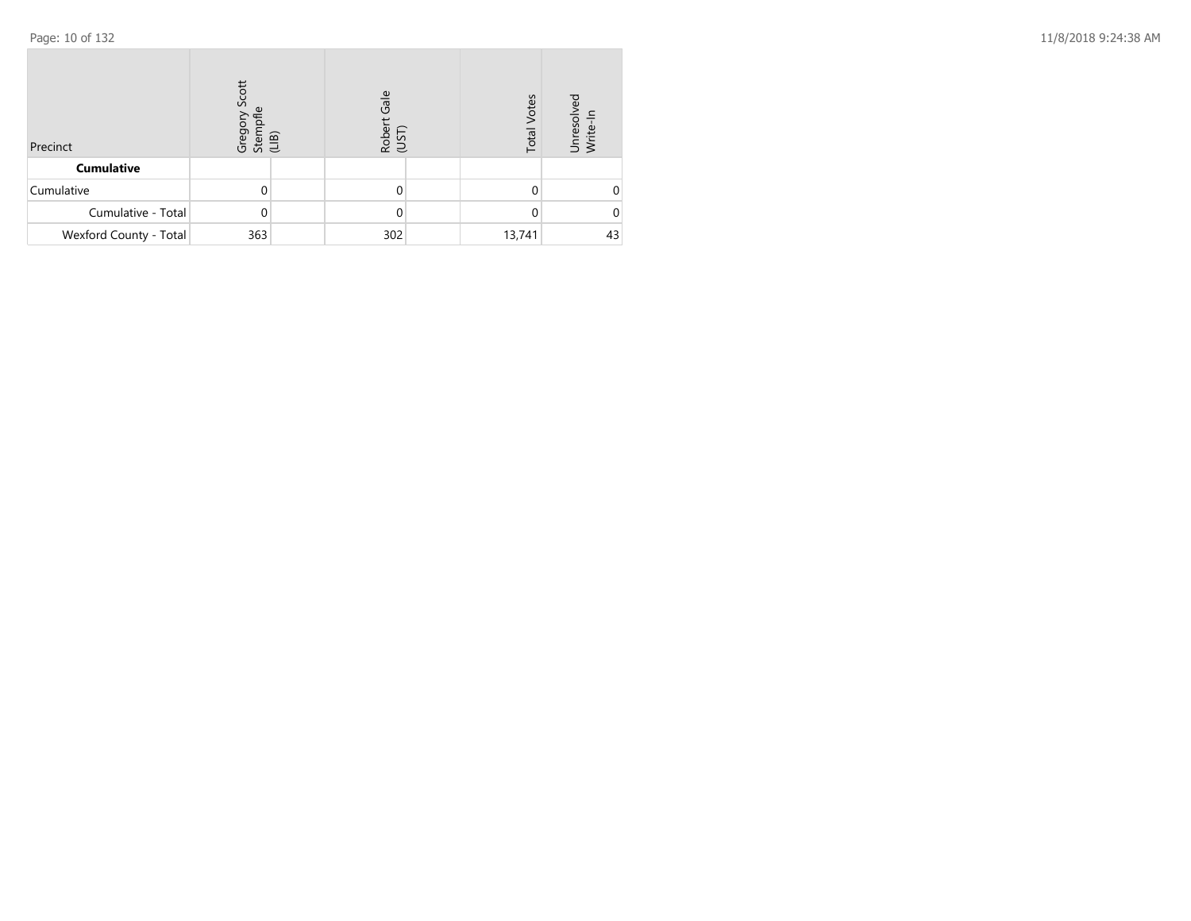| Precinct | Gregory Scott Stempfle (LIB) | | Robert Gale (UST) | | Total Votes | Unresolved Write-In |
|---|---|---|---|---|---|---|
| **Cumulative** | | | | | | |
| Cumulative | 0 | | 0 | | 0 | 0 |
| Cumulative - Total | 0 | | 0 | | 0 | 0 |
| Wexford County - Total | 363 | | 302 | | 13,741 | 43 |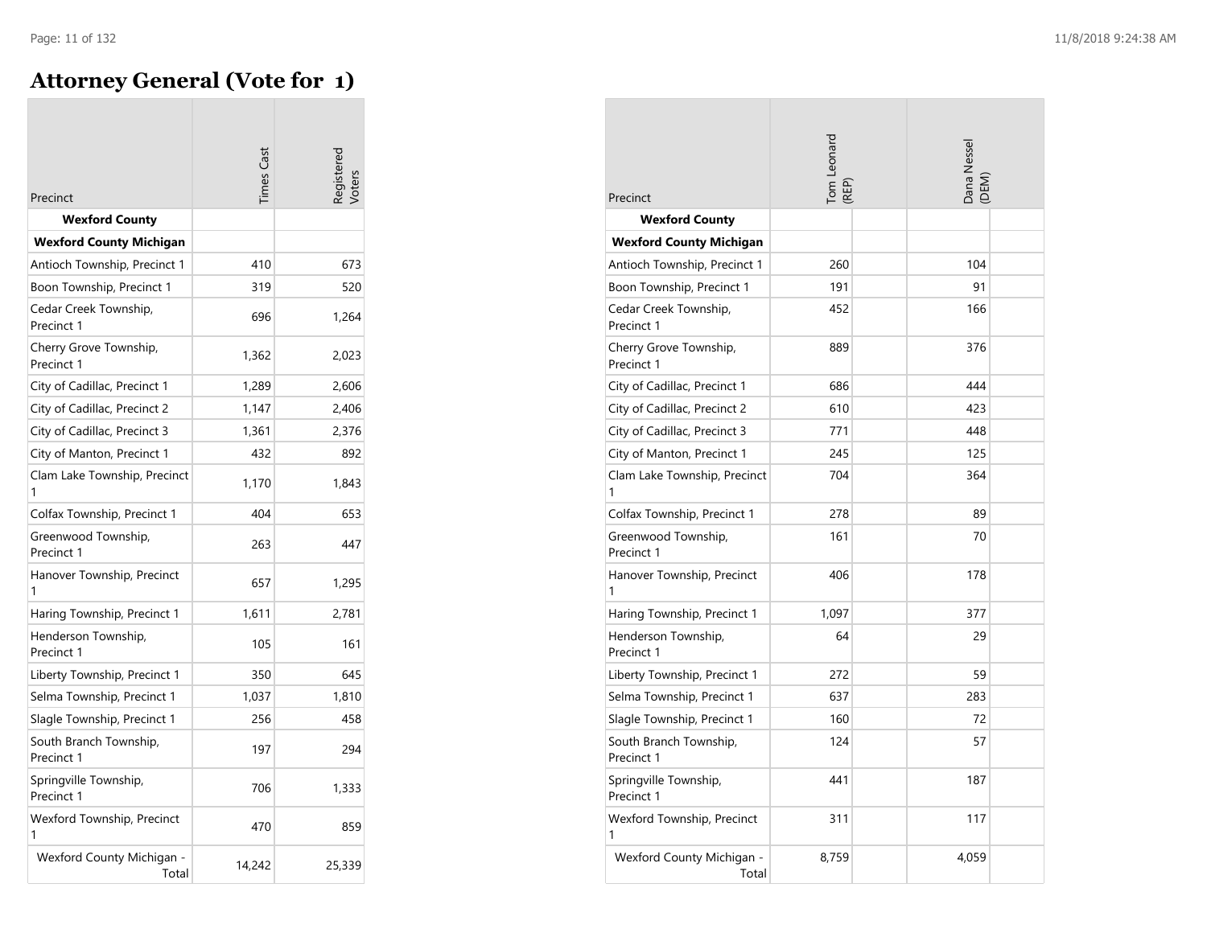# Attorney General (Vote for 1)

| Precinct | Times Cast | Registered Voters | Tom Leonard (REP) | Dana Nessel (DEM) |
|---|---|---|---|---|
| **Wexford County** | | | | |
| **Wexford County Michigan** | | | | |
| Antioch Township, Precinct 1 | 410 | 673 | 260 | 104 |
| Boon Township, Precinct 1 | 319 | 520 | 191 | 91 |
| Cedar Creek Township, Precinct 1 | 696 | 1,264 | 452 | 166 |
| Cherry Grove Township, Precinct 1 | 1,362 | 2,023 | 889 | 376 |
| City of Cadillac, Precinct 1 | 1,289 | 2,606 | 686 | 444 |
| City of Cadillac, Precinct 2 | 1,147 | 2,406 | 610 | 423 |
| City of Cadillac, Precinct 3 | 1,361 | 2,376 | 771 | 448 |
| City of Manton, Precinct 1 | 432 | 892 | 245 | 125 |
| Clam Lake Township, Precinct 1 | 1,170 | 1,843 | 704 | 364 |
| Colfax Township, Precinct 1 | 404 | 653 | 278 | 89 |
| Greenwood Township, Precinct 1 | 263 | 447 | 161 | 70 |
| Hanover Township, Precinct 1 | 657 | 1,295 | 406 | 178 |
| Haring Township, Precinct 1 | 1,611 | 2,781 | 1,097 | 377 |
| Henderson Township, Precinct 1 | 105 | 161 | 64 | 29 |
| Liberty Township, Precinct 1 | 350 | 645 | 272 | 59 |
| Selma Township, Precinct 1 | 1,037 | 1,810 | 637 | 283 |
| Slagle Township, Precinct 1 | 256 | 458 | 160 | 72 |
| South Branch Township, Precinct 1 | 197 | 294 | 124 | 57 |
| Springville Township, Precinct 1 | 706 | 1,333 | 441 | 187 |
| Wexford Township, Precinct 1 | 470 | 859 | 311 | 117 |
| Wexford County Michigan - Total | 14,242 | 25,339 | 8,759 | 4,059 |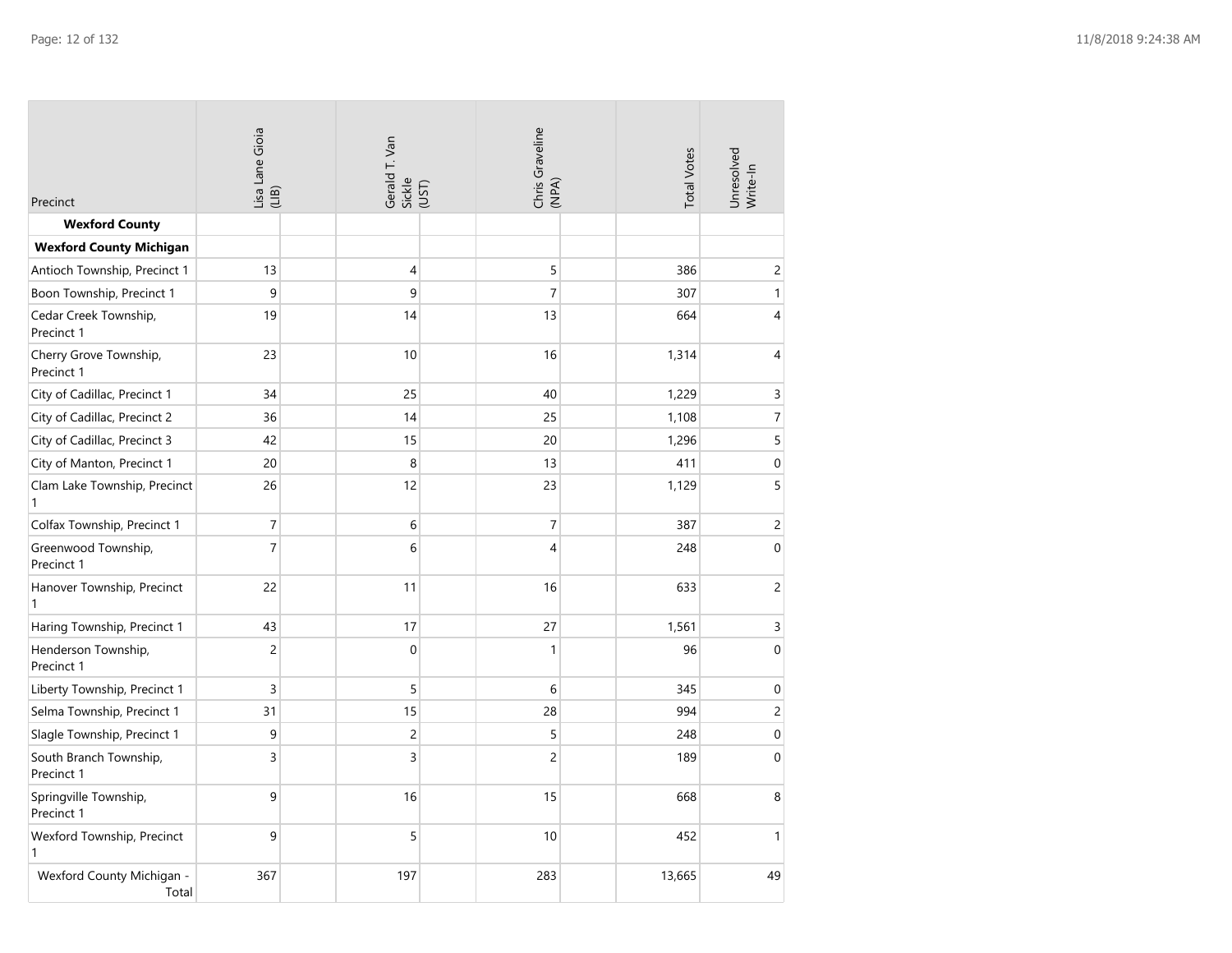| Precinct | Lisa Lane Gioia (LIB) | Gerald T. Van Sickle (UST) | Chris Graveline (NPA) | Total Votes | Unresolved Write-In |
|---|---|---|---|---|---|
| **Wexford County** | | | | | |
| **Wexford County Michigan** | | | | | |
| Antioch Township, Precinct 1 | 13 | 4 | 5 | 386 | 2 |
| Boon Township, Precinct 1 | 9 | 9 | 7 | 307 | 1 |
| Cedar Creek Township, Precinct 1 | 19 | 14 | 13 | 664 | 4 |
| Cherry Grove Township, Precinct 1 | 23 | 10 | 16 | 1,314 | 4 |
| City of Cadillac, Precinct 1 | 34 | 25 | 40 | 1,229 | 3 |
| City of Cadillac, Precinct 2 | 36 | 14 | 25 | 1,108 | 7 |
| City of Cadillac, Precinct 3 | 42 | 15 | 20 | 1,296 | 5 |
| City of Manton, Precinct 1 | 20 | 8 | 13 | 411 | 0 |
| Clam Lake Township, Precinct 1 | 26 | 12 | 23 | 1,129 | 5 |
| Colfax Township, Precinct 1 | 7 | 6 | 7 | 387 | 2 |
| Greenwood Township, Precinct 1 | 7 | 6 | 4 | 248 | 0 |
| Hanover Township, Precinct 1 | 22 | 11 | 16 | 633 | 2 |
| Haring Township, Precinct 1 | 43 | 17 | 27 | 1,561 | 3 |
| Henderson Township, Precinct 1 | 2 | 0 | 1 | 96 | 0 |
| Liberty Township, Precinct 1 | 3 | 5 | 6 | 345 | 0 |
| Selma Township, Precinct 1 | 31 | 15 | 28 | 994 | 2 |
| Slagle Township, Precinct 1 | 9 | 2 | 5 | 248 | 0 |
| South Branch Township, Precinct 1 | 3 | 3 | 2 | 189 | 0 |
| Springville Township, Precinct 1 | 9 | 16 | 15 | 668 | 8 |
| Wexford Township, Precinct 1 | 9 | 5 | 10 | 452 | 1 |
| Wexford County Michigan - Total | 367 | 197 | 283 | 13,665 | 49 |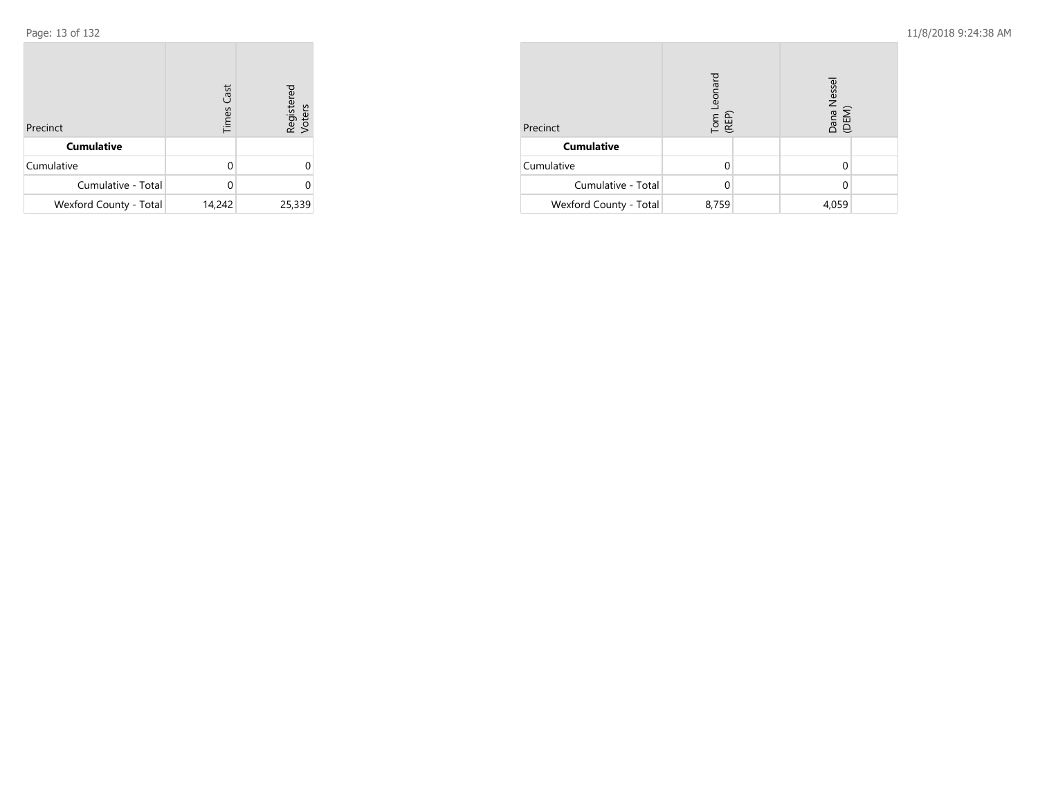| Precinct | Times Cast | Registered Voters |
|---|---|---|
| **Cumulative** | | |
| Cumulative | 0 | 0 |
| Cumulative - Total | 0 | 0 |
| Wexford County - Total | 14,242 | 25,339 |

| Precinct | Tom Leonard (REP) | | Dana Nessel (DEM) | |
|---|---|---|---|---|
| **Cumulative** | | | | |
| Cumulative | 0 | | 0 | |
| Cumulative - Total | 0 | | 0 | |
| Wexford County - Total | 8,759 | | 4,059 | |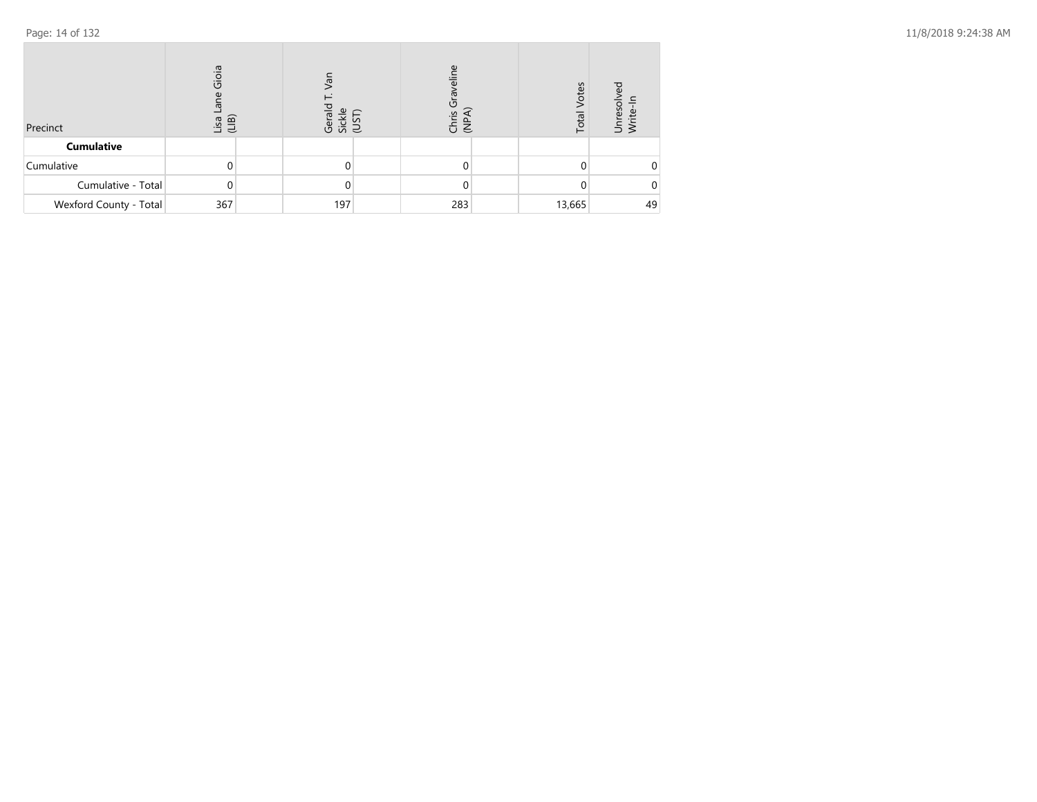| Precinct | Lisa Lane Gioia (LIB) | | Gerald T. Van Sickle (UST) | | Chris Graveline (NPA) | | Total Votes | Unresolved Write-In |
|---|---|---|---|---|---|---|---|---|
| **Cumulative** | | | | | | | | |
| Cumulative | 0 | | 0 | | 0 | | 0 | 0 |
| Cumulative - Total | 0 | | 0 | | 0 | | 0 | 0 |
| Wexford County - Total | 367 | | 197 | | 283 | | 13,665 | 49 |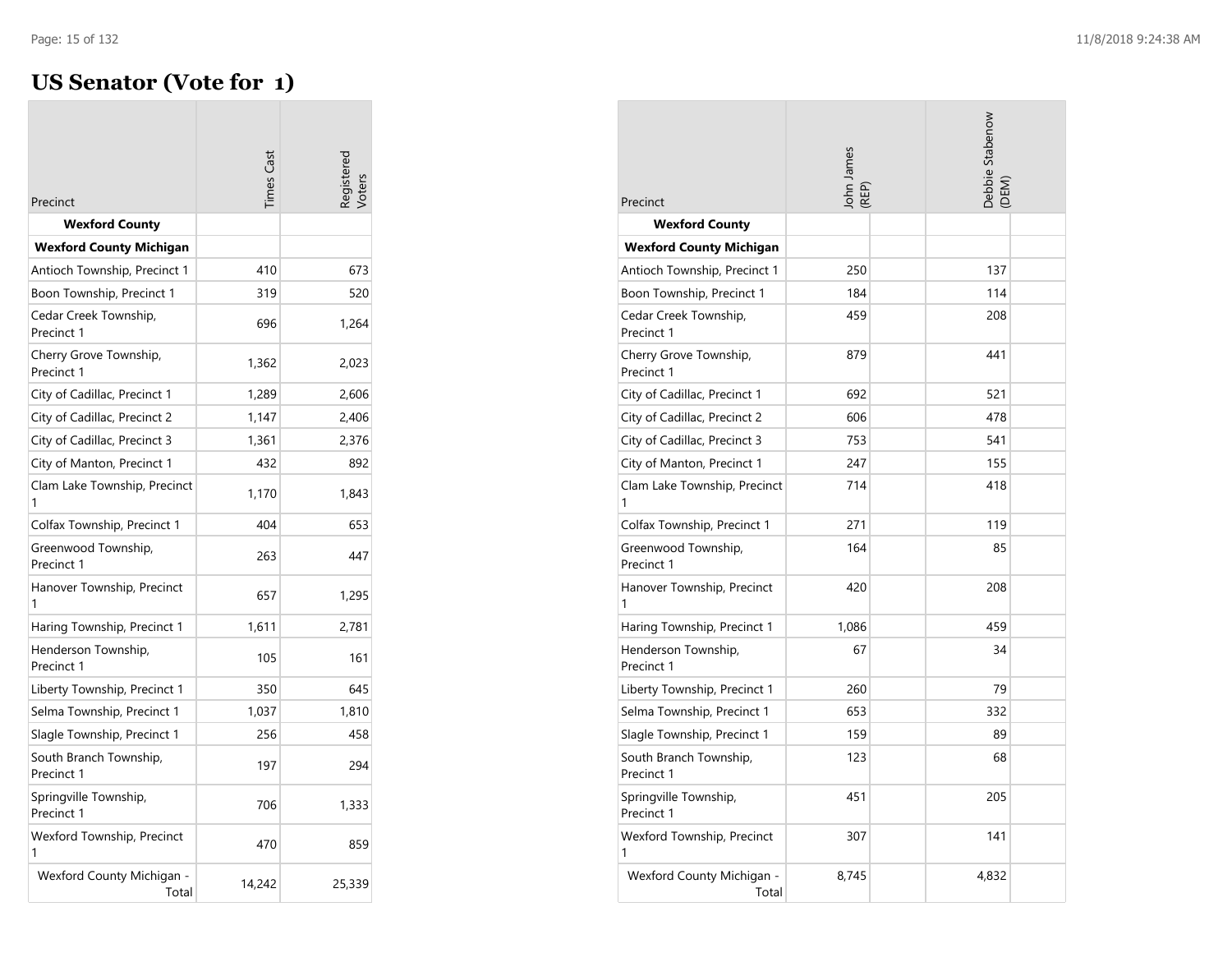# US Senator (Vote for 1)

| Precinct | Times Cast | Registered Voters | John James (REP) | Debbie Stabenow (DEM) |
|---|---|---|---|---|
| **Wexford County** | | | | |
| **Wexford County Michigan** | | | | |
| Antioch Township, Precinct 1 | 410 | 673 | 250 | 137 |
| Boon Township, Precinct 1 | 319 | 520 | 184 | 114 |
| Cedar Creek Township, Precinct 1 | 696 | 1,264 | 459 | 208 |
| Cherry Grove Township, Precinct 1 | 1,362 | 2,023 | 879 | 441 |
| City of Cadillac, Precinct 1 | 1,289 | 2,606 | 692 | 521 |
| City of Cadillac, Precinct 2 | 1,147 | 2,406 | 606 | 478 |
| City of Cadillac, Precinct 3 | 1,361 | 2,376 | 753 | 541 |
| City of Manton, Precinct 1 | 432 | 892 | 247 | 155 |
| Clam Lake Township, Precinct 1 | 1,170 | 1,843 | 714 | 418 |
| Colfax Township, Precinct 1 | 404 | 653 | 271 | 119 |
| Greenwood Township, Precinct 1 | 263 | 447 | 164 | 85 |
| Hanover Township, Precinct 1 | 657 | 1,295 | 420 | 208 |
| Haring Township, Precinct 1 | 1,611 | 2,781 | 1,086 | 459 |
| Henderson Township, Precinct 1 | 105 | 161 | 67 | 34 |
| Liberty Township, Precinct 1 | 350 | 645 | 260 | 79 |
| Selma Township, Precinct 1 | 1,037 | 1,810 | 653 | 332 |
| Slagle Township, Precinct 1 | 256 | 458 | 159 | 89 |
| South Branch Township, Precinct 1 | 197 | 294 | 123 | 68 |
| Springville Township, Precinct 1 | 706 | 1,333 | 451 | 205 |
| Wexford Township, Precinct 1 | 470 | 859 | 307 | 141 |
| Wexford County Michigan - Total | 14,242 | 25,339 | 8,745 | 4,832 |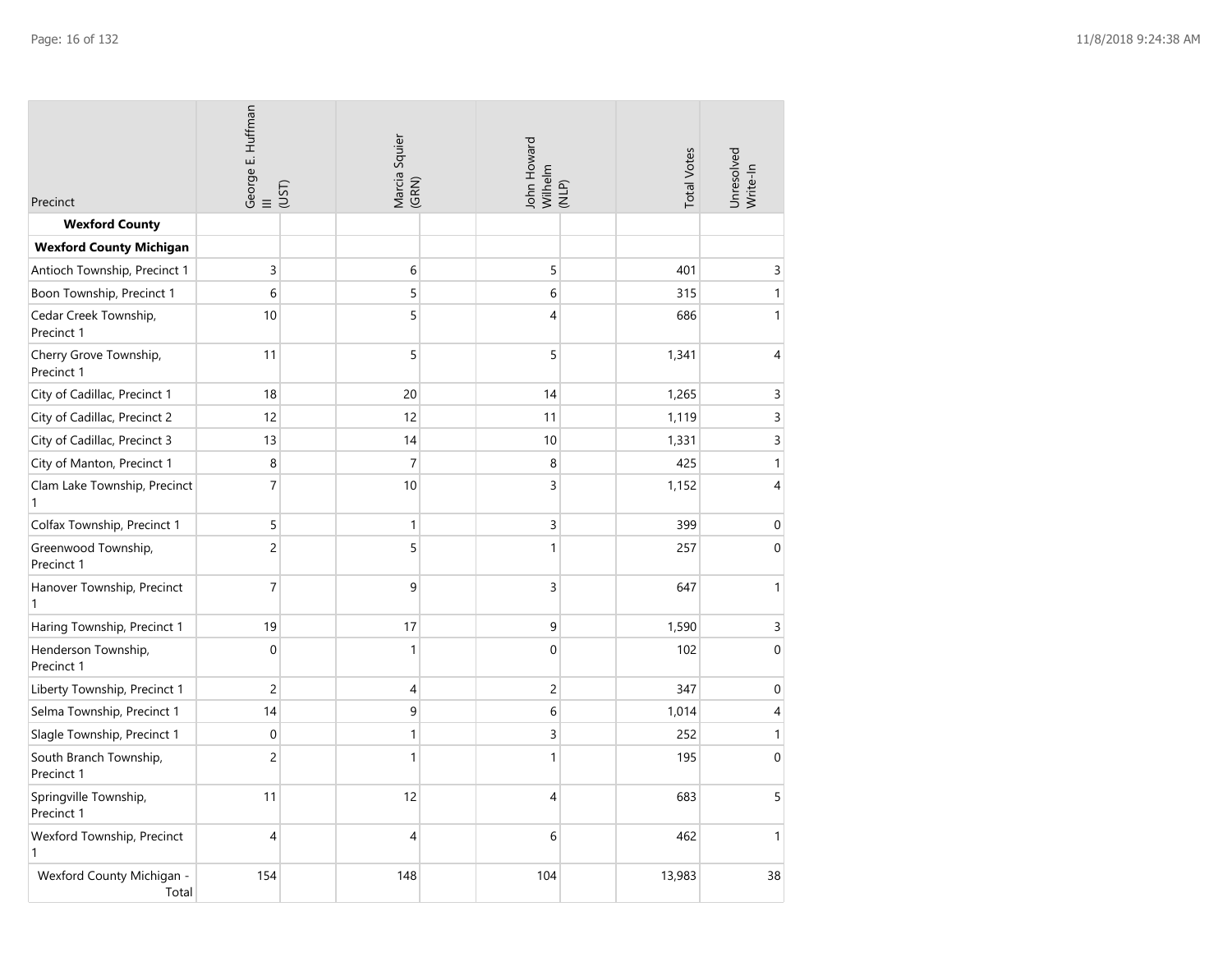| Precinct | George E. Huffman III (UST) | Marcia Squier (GRN) | John Howard Wilhelm (NLP) | Total Votes | Unresolved Write-In |
|---|---|---|---|---|---|
| **Wexford County** | | | | | |
| **Wexford County Michigan** | | | | | |
| Antioch Township, Precinct 1 | 3 | 6 | 5 | 401 | 3 |
| Boon Township, Precinct 1 | 6 | 5 | 6 | 315 | 1 |
| Cedar Creek Township, Precinct 1 | 10 | 5 | 4 | 686 | 1 |
| Cherry Grove Township, Precinct 1 | 11 | 5 | 5 | 1,341 | 4 |
| City of Cadillac, Precinct 1 | 18 | 20 | 14 | 1,265 | 3 |
| City of Cadillac, Precinct 2 | 12 | 12 | 11 | 1,119 | 3 |
| City of Cadillac, Precinct 3 | 13 | 14 | 10 | 1,331 | 3 |
| City of Manton, Precinct 1 | 8 | 7 | 8 | 425 | 1 |
| Clam Lake Township, Precinct 1 | 7 | 10 | 3 | 1,152 | 4 |
| Colfax Township, Precinct 1 | 5 | 1 | 3 | 399 | 0 |
| Greenwood Township, Precinct 1 | 2 | 5 | 1 | 257 | 0 |
| Hanover Township, Precinct 1 | 7 | 9 | 3 | 647 | 1 |
| Haring Township, Precinct 1 | 19 | 17 | 9 | 1,590 | 3 |
| Henderson Township, Precinct 1 | 0 | 1 | 0 | 102 | 0 |
| Liberty Township, Precinct 1 | 2 | 4 | 2 | 347 | 0 |
| Selma Township, Precinct 1 | 14 | 9 | 6 | 1,014 | 4 |
| Slagle Township, Precinct 1 | 0 | 1 | 3 | 252 | 1 |
| South Branch Township, Precinct 1 | 2 | 1 | 1 | 195 | 0 |
| Springville Township, Precinct 1 | 11 | 12 | 4 | 683 | 5 |
| Wexford Township, Precinct 1 | 4 | 4 | 6 | 462 | 1 |
| Wexford County Michigan - Total | 154 | 148 | 104 | 13,983 | 38 |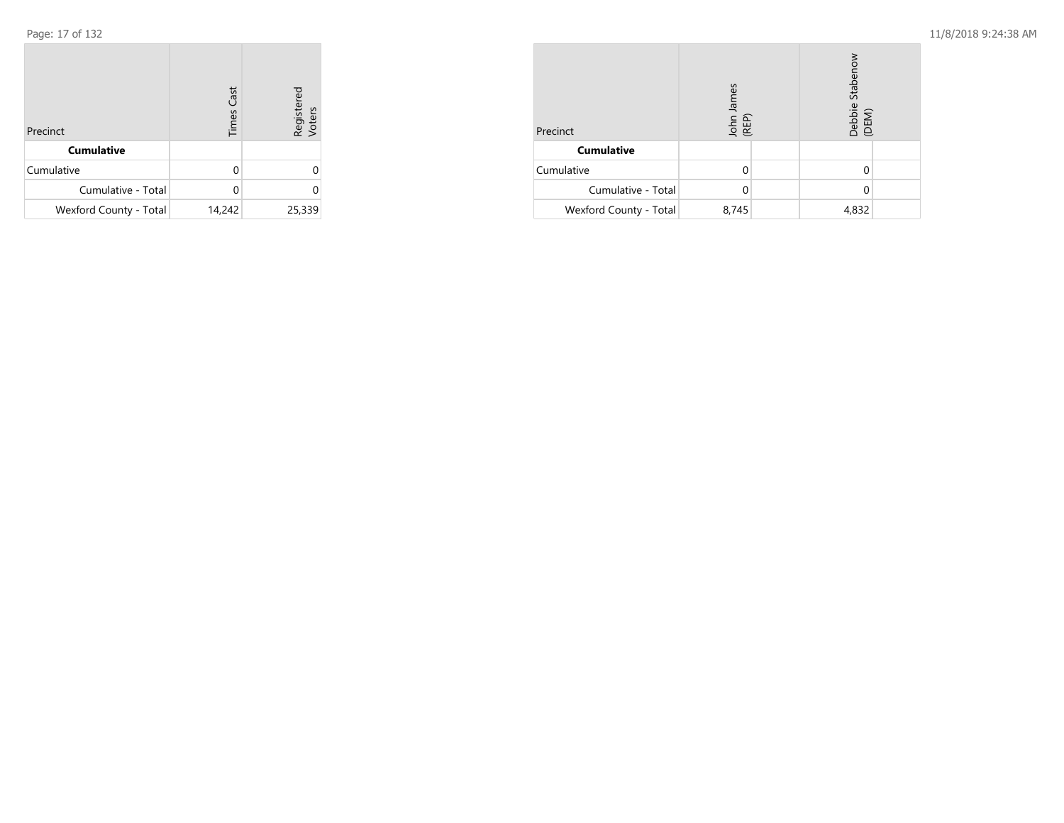| Precinct | Times Cast | Registered Voters |
|---|---|---|
| **Cumulative** | | |
| Cumulative | 0 | 0 |
| Cumulative - Total | 0 | 0 |
| Wexford County - Total | 14,242 | 25,339 |

| Precinct | John James (REP) | | Debbie Stabenow (DEM) | |
|---|---|---|---|---|
| **Cumulative** | | | | |
| Cumulative | 0 | | 0 | |
| Cumulative - Total | 0 | | 0 | |
| Wexford County - Total | 8,745 | | 4,832 | |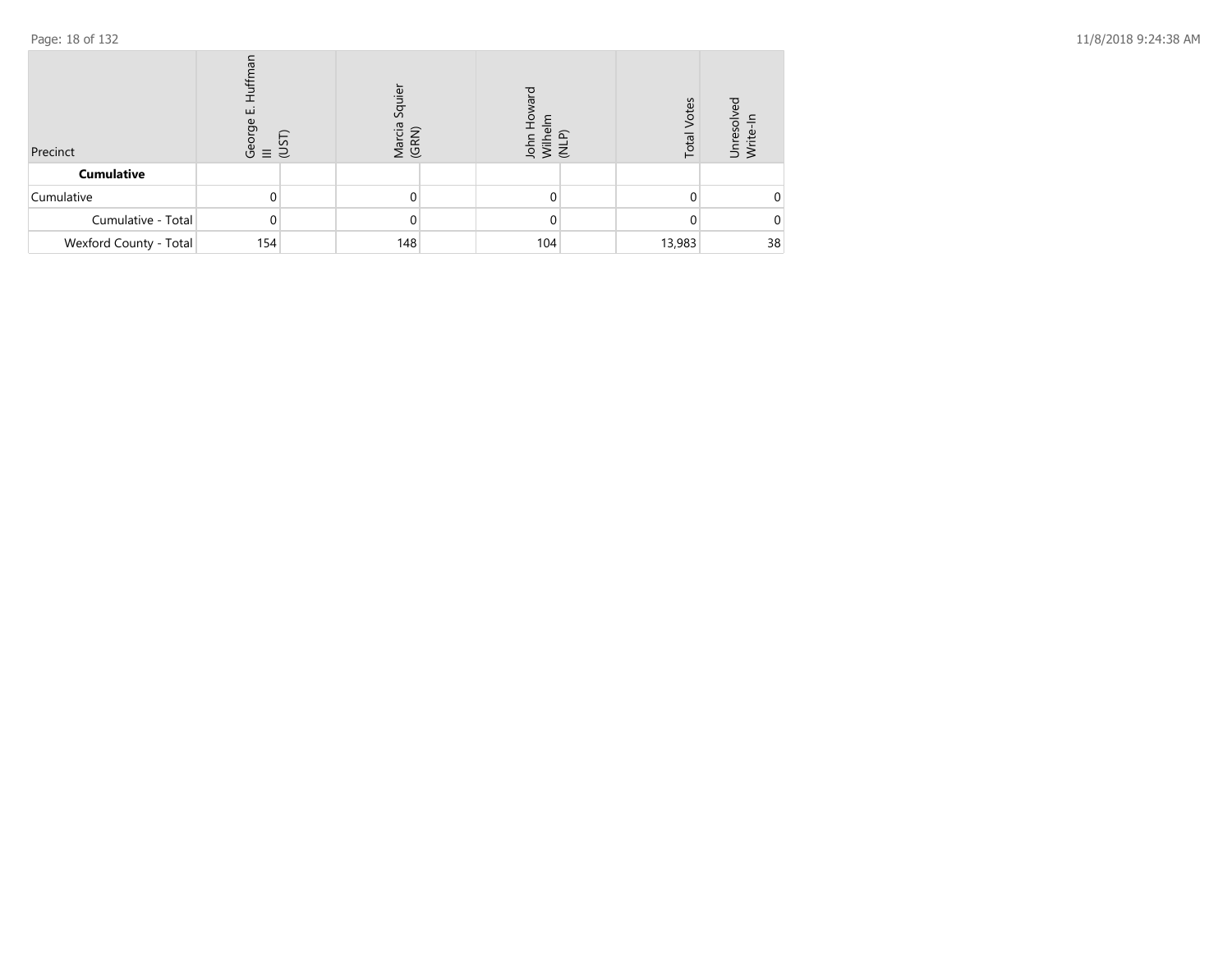| Precinct | George E. Huffman III (UST) | | Marcia Squier (GRN) | | John Howard Wilhelm (NLP) | | Total Votes | Unresolved Write-In |
|---|---|---|---|---|---|---|---|---|
| **Cumulative** | | | | | | | | |
| Cumulative | 0 | | 0 | | 0 | | 0 | 0 |
| Cumulative - Total | 0 | | 0 | | 0 | | 0 | 0 |
| Wexford County - Total | 154 | | 148 | | 104 | | 13,983 | 38 |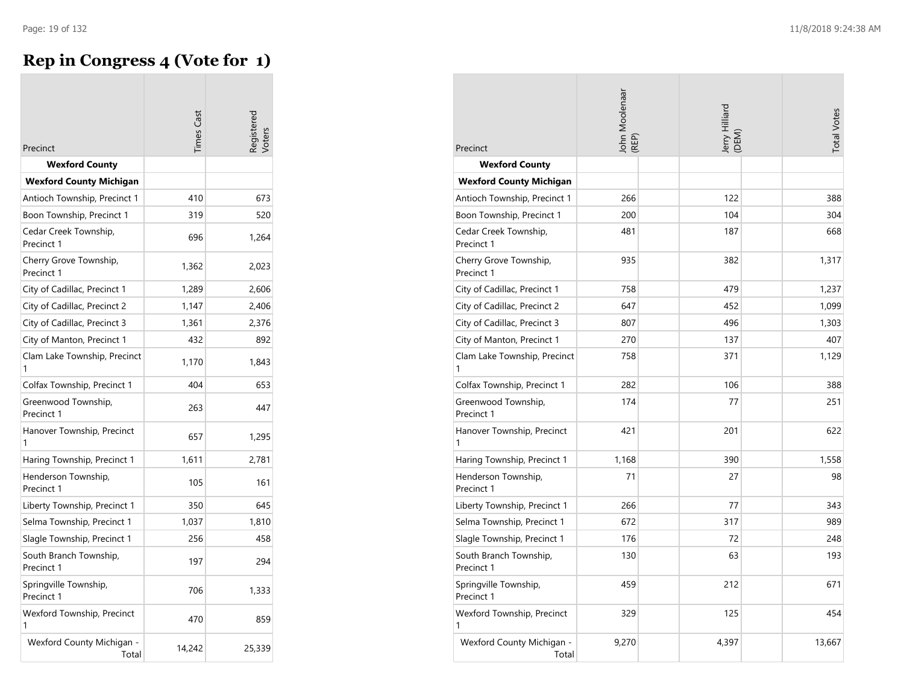# Rep in Congress 4 (Vote for 1)

| Precinct | Times Cast | Registered Voters | John Moolenaar (REP) | Jerry Hilliard (DEM) | Total Votes |
|---|---|---|---|---|---|
| **Wexford County** | | | | | |
| **Wexford County Michigan** | | | | | |
| Antioch Township, Precinct 1 | 410 | 673 | 266 | 122 | 388 |
| Boon Township, Precinct 1 | 319 | 520 | 200 | 104 | 304 |
| Cedar Creek Township, Precinct 1 | 696 | 1,264 | 481 | 187 | 668 |
| Cherry Grove Township, Precinct 1 | 1,362 | 2,023 | 935 | 382 | 1,317 |
| City of Cadillac, Precinct 1 | 1,289 | 2,606 | 758 | 479 | 1,237 |
| City of Cadillac, Precinct 2 | 1,147 | 2,406 | 647 | 452 | 1,099 |
| City of Cadillac, Precinct 3 | 1,361 | 2,376 | 807 | 496 | 1,303 |
| City of Manton, Precinct 1 | 432 | 892 | 270 | 137 | 407 |
| Clam Lake Township, Precinct 1 | 1,170 | 1,843 | 758 | 371 | 1,129 |
| Colfax Township, Precinct 1 | 404 | 653 | 282 | 106 | 388 |
| Greenwood Township, Precinct 1 | 263 | 447 | 174 | 77 | 251 |
| Hanover Township, Precinct 1 | 657 | 1,295 | 421 | 201 | 622 |
| Haring Township, Precinct 1 | 1,611 | 2,781 | 1,168 | 390 | 1,558 |
| Henderson Township, Precinct 1 | 105 | 161 | 71 | 27 | 98 |
| Liberty Township, Precinct 1 | 350 | 645 | 266 | 77 | 343 |
| Selma Township, Precinct 1 | 1,037 | 1,810 | 672 | 317 | 989 |
| Slagle Township, Precinct 1 | 256 | 458 | 176 | 72 | 248 |
| South Branch Township, Precinct 1 | 197 | 294 | 130 | 63 | 193 |
| Springville Township, Precinct 1 | 706 | 1,333 | 459 | 212 | 671 |
| Wexford Township, Precinct 1 | 470 | 859 | 329 | 125 | 454 |
| Wexford County Michigan - Total | 14,242 | 25,339 | 9,270 | 4,397 | 13,667 |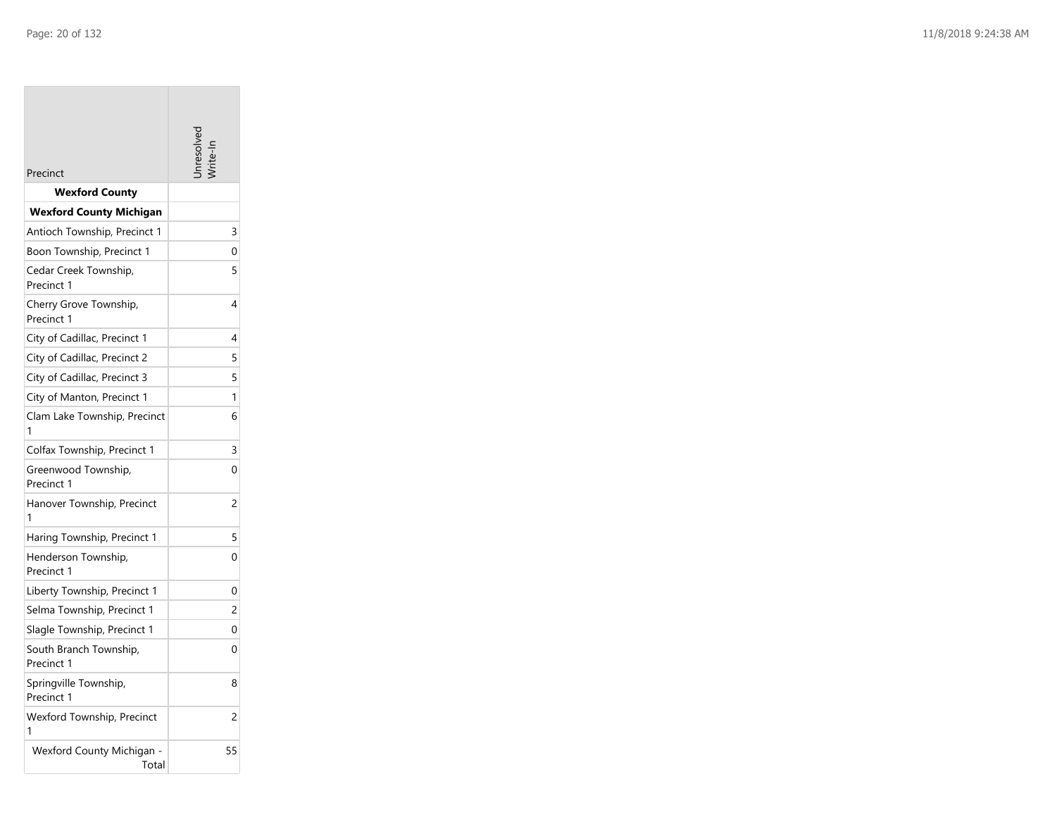| Precinct | Unresolved Write-In |
|---|---|
| **Wexford County** | |
| **Wexford County Michigan** | |
| Antioch Township, Precinct 1 | 3 |
| Boon Township, Precinct 1 | 0 |
| Cedar Creek Township, Precinct 1 | 5 |
| Cherry Grove Township, Precinct 1 | 4 |
| City of Cadillac, Precinct 1 | 4 |
| City of Cadillac, Precinct 2 | 5 |
| City of Cadillac, Precinct 3 | 5 |
| City of Manton, Precinct 1 | 1 |
| Clam Lake Township, Precinct 1 | 6 |
| Colfax Township, Precinct 1 | 3 |
| Greenwood Township, Precinct 1 | 0 |
| Hanover Township, Precinct 1 | 2 |
| Haring Township, Precinct 1 | 5 |
| Henderson Township, Precinct 1 | 0 |
| Liberty Township, Precinct 1 | 0 |
| Selma Township, Precinct 1 | 2 |
| Slagle Township, Precinct 1 | 0 |
| South Branch Township, Precinct 1 | 0 |
| Springville Township, Precinct 1 | 8 |
| Wexford Township, Precinct 1 | 2 |
| Wexford County Michigan - Total | 55 |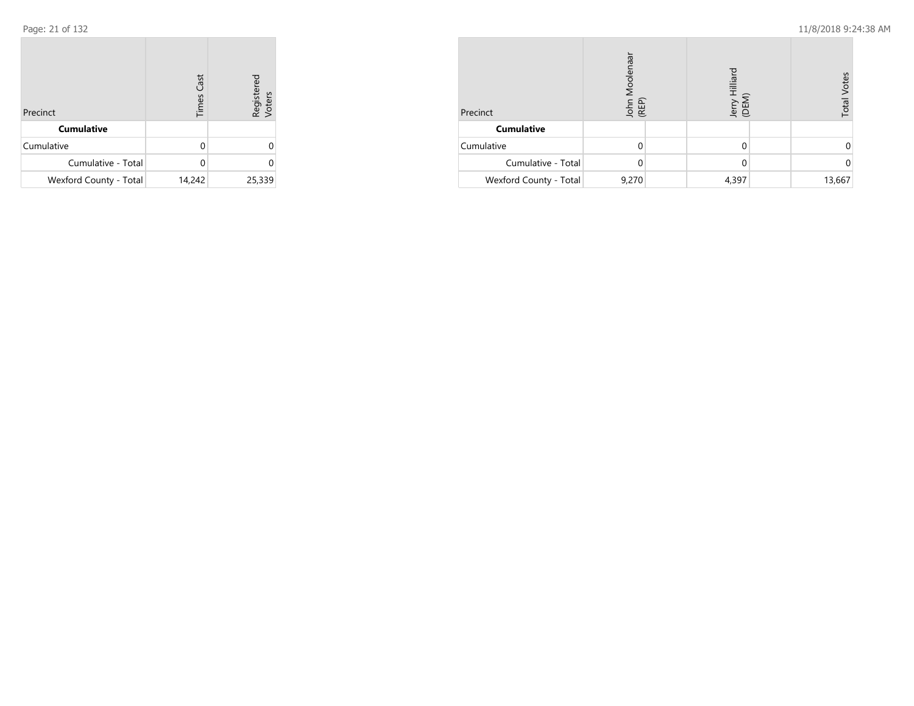| Precinct | Times Cast | Registered Voters |
|---|---|---|
| **Cumulative** | | |
| Cumulative | 0 | 0 |
| Cumulative - Total | 0 | 0 |
| Wexford County - Total | 14,242 | 25,339 |

| Precinct | John Moolenaar (REP) | | Jerry Hilliard (DEM) | | Total Votes |
|---|---|---|---|---|---|
| **Cumulative** | | | | | |
| Cumulative | 0 | | 0 | | 0 |
| Cumulative - Total | 0 | | 0 | | 0 |
| Wexford County - Total | 9,270 | | 4,397 | | 13,667 |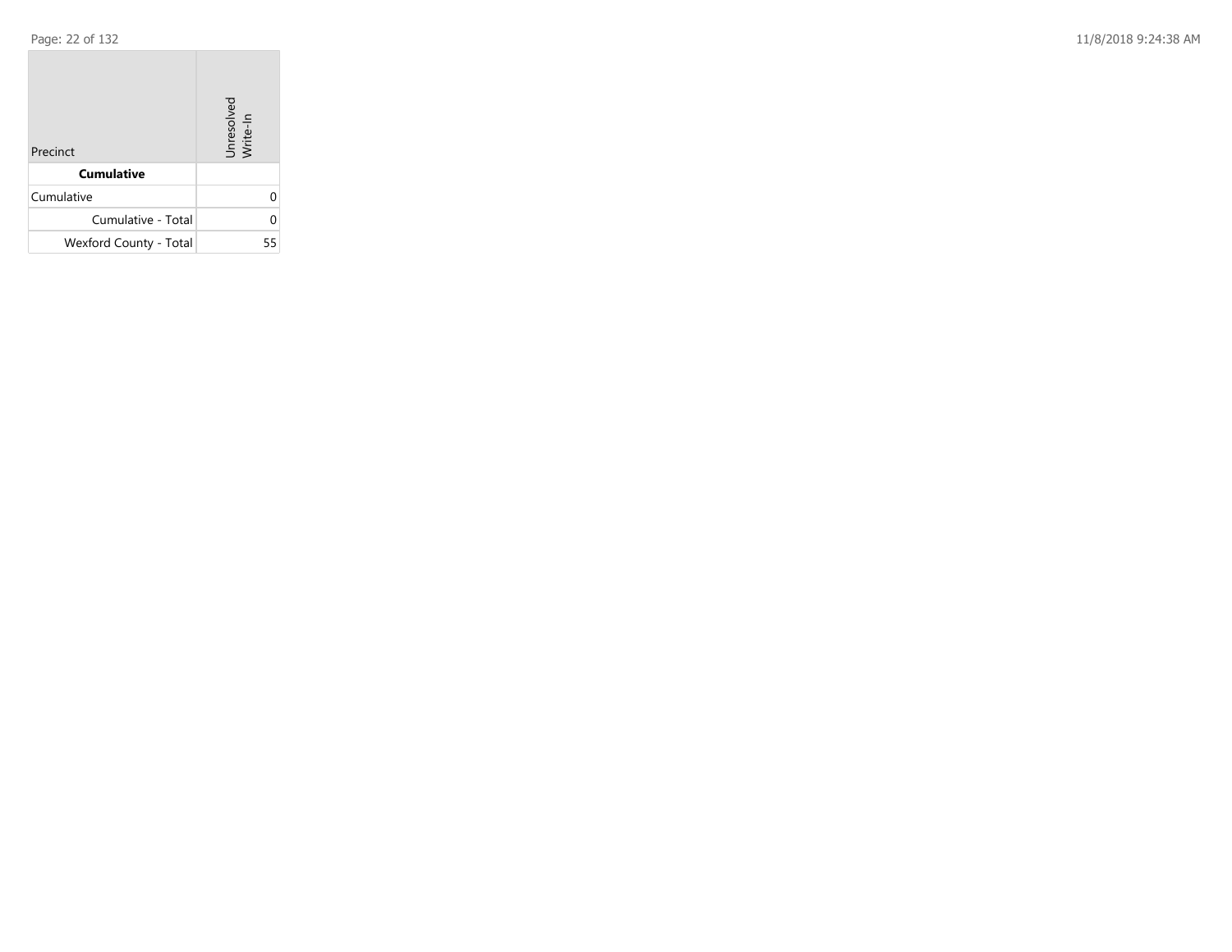| Precinct | Unresolved Write-In |
|---|---|
| **Cumulative** | |
| Cumulative | 0 |
| Cumulative - Total | 0 |
| Wexford County - Total | 55 |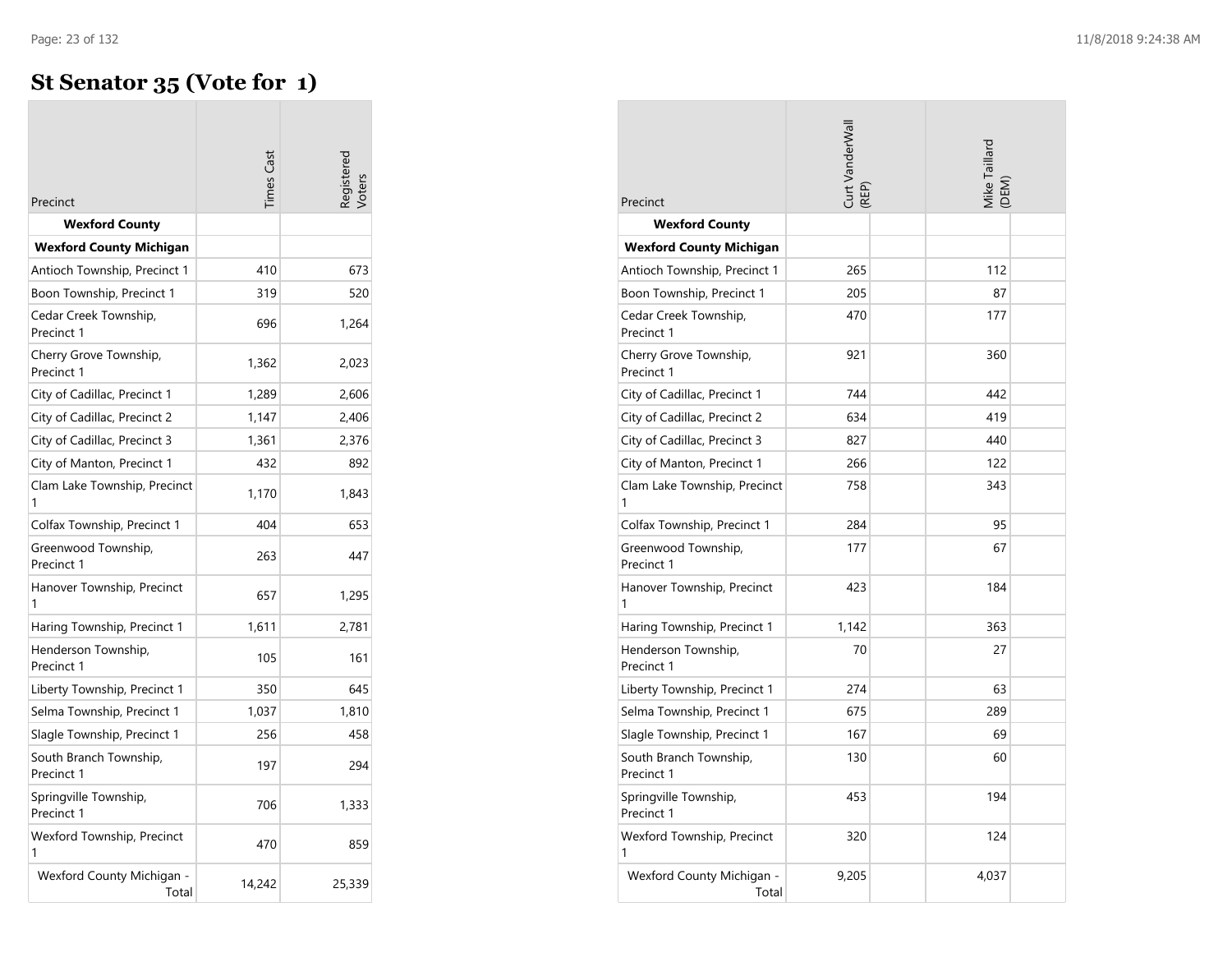# St Senator 35 (Vote for 1)

| Precinct | Times Cast | Registered Voters | Curt VanderWall (REP) | Mike Taillard (DEM) |
|---|---|---|---|---|
| **Wexford County** | | | | |
| **Wexford County Michigan** | | | | |
| Antioch Township, Precinct 1 | 410 | 673 | 265 | 112 |
| Boon Township, Precinct 1 | 319 | 520 | 205 | 87 |
| Cedar Creek Township, Precinct 1 | 696 | 1,264 | 470 | 177 |
| Cherry Grove Township, Precinct 1 | 1,362 | 2,023 | 921 | 360 |
| City of Cadillac, Precinct 1 | 1,289 | 2,606 | 744 | 442 |
| City of Cadillac, Precinct 2 | 1,147 | 2,406 | 634 | 419 |
| City of Cadillac, Precinct 3 | 1,361 | 2,376 | 827 | 440 |
| City of Manton, Precinct 1 | 432 | 892 | 266 | 122 |
| Clam Lake Township, Precinct 1 | 1,170 | 1,843 | 758 | 343 |
| Colfax Township, Precinct 1 | 404 | 653 | 284 | 95 |
| Greenwood Township, Precinct 1 | 263 | 447 | 177 | 67 |
| Hanover Township, Precinct 1 | 657 | 1,295 | 423 | 184 |
| Haring Township, Precinct 1 | 1,611 | 2,781 | 1,142 | 363 |
| Henderson Township, Precinct 1 | 105 | 161 | 70 | 27 |
| Liberty Township, Precinct 1 | 350 | 645 | 274 | 63 |
| Selma Township, Precinct 1 | 1,037 | 1,810 | 675 | 289 |
| Slagle Township, Precinct 1 | 256 | 458 | 167 | 69 |
| South Branch Township, Precinct 1 | 197 | 294 | 130 | 60 |
| Springville Township, Precinct 1 | 706 | 1,333 | 453 | 194 |
| Wexford Township, Precinct 1 | 470 | 859 | 320 | 124 |
| Wexford County Michigan - Total | 14,242 | 25,339 | 9,205 | 4,037 |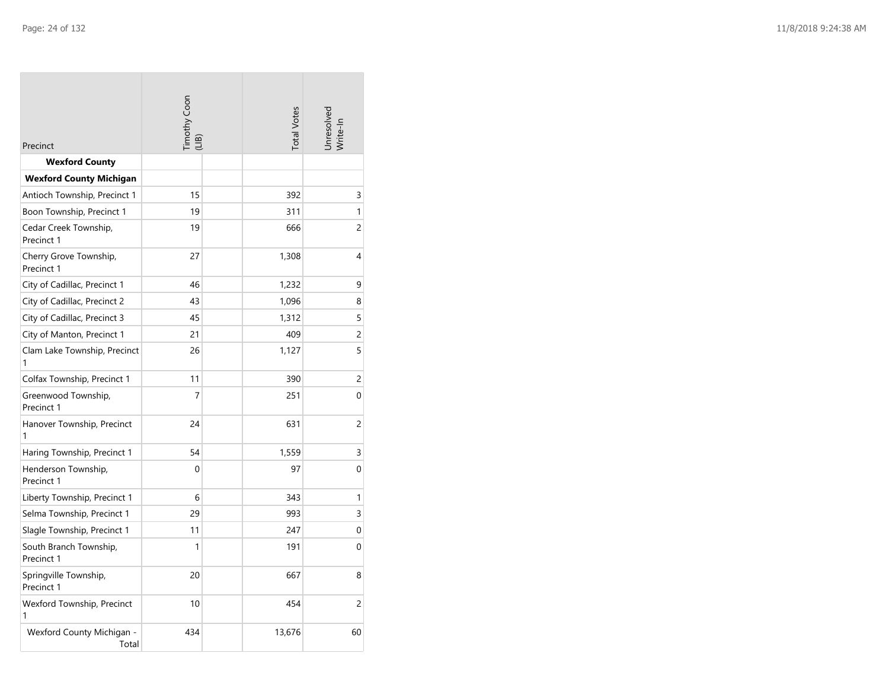| Precinct | Timothy Coon (LIB) | | Total Votes | Unresolved Write-In |
|---|---|---|---|---|
| **Wexford County** | | | | |
| **Wexford County Michigan** | | | | |
| Antioch Township, Precinct 1 | 15 | | 392 | 3 |
| Boon Township, Precinct 1 | 19 | | 311 | 1 |
| Cedar Creek Township, Precinct 1 | 19 | | 666 | 2 |
| Cherry Grove Township, Precinct 1 | 27 | | 1,308 | 4 |
| City of Cadillac, Precinct 1 | 46 | | 1,232 | 9 |
| City of Cadillac, Precinct 2 | 43 | | 1,096 | 8 |
| City of Cadillac, Precinct 3 | 45 | | 1,312 | 5 |
| City of Manton, Precinct 1 | 21 | | 409 | 2 |
| Clam Lake Township, Precinct 1 | 26 | | 1,127 | 5 |
| Colfax Township, Precinct 1 | 11 | | 390 | 2 |
| Greenwood Township, Precinct 1 | 7 | | 251 | 0 |
| Hanover Township, Precinct 1 | 24 | | 631 | 2 |
| Haring Township, Precinct 1 | 54 | | 1,559 | 3 |
| Henderson Township, Precinct 1 | 0 | | 97 | 0 |
| Liberty Township, Precinct 1 | 6 | | 343 | 1 |
| Selma Township, Precinct 1 | 29 | | 993 | 3 |
| Slagle Township, Precinct 1 | 11 | | 247 | 0 |
| South Branch Township, Precinct 1 | 1 | | 191 | 0 |
| Springville Township, Precinct 1 | 20 | | 667 | 8 |
| Wexford Township, Precinct 1 | 10 | | 454 | 2 |
| Wexford County Michigan - Total | 434 | | 13,676 | 60 |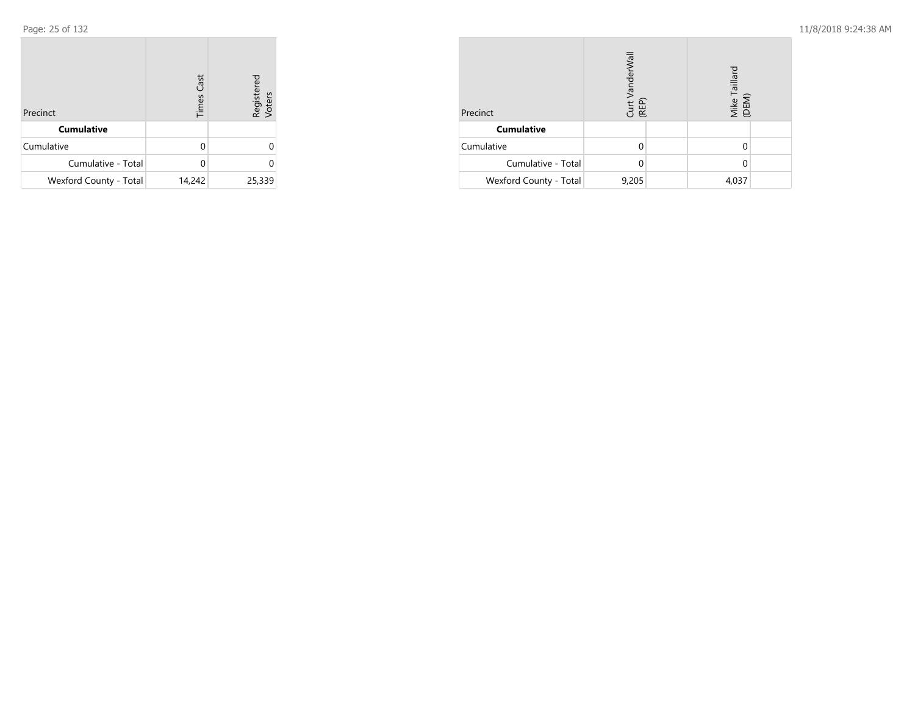| Precinct | Times Cast | Registered Voters |
| --- | --- | --- |
| **Cumulative** | | |
| Cumulative | 0 | 0 |
| Cumulative - Total | 0 | 0 |
| Wexford County - Total | 14,242 | 25,339 |

| Precinct | Curt VanderWall (REP) | | Mike Taillard (DEM) | |
| --- | --- | --- | --- | --- |
| **Cumulative** | | | | |
| Cumulative | 0 | | 0 | |
| Cumulative - Total | 0 | | 0 | |
| Wexford County - Total | 9,205 | | 4,037 | |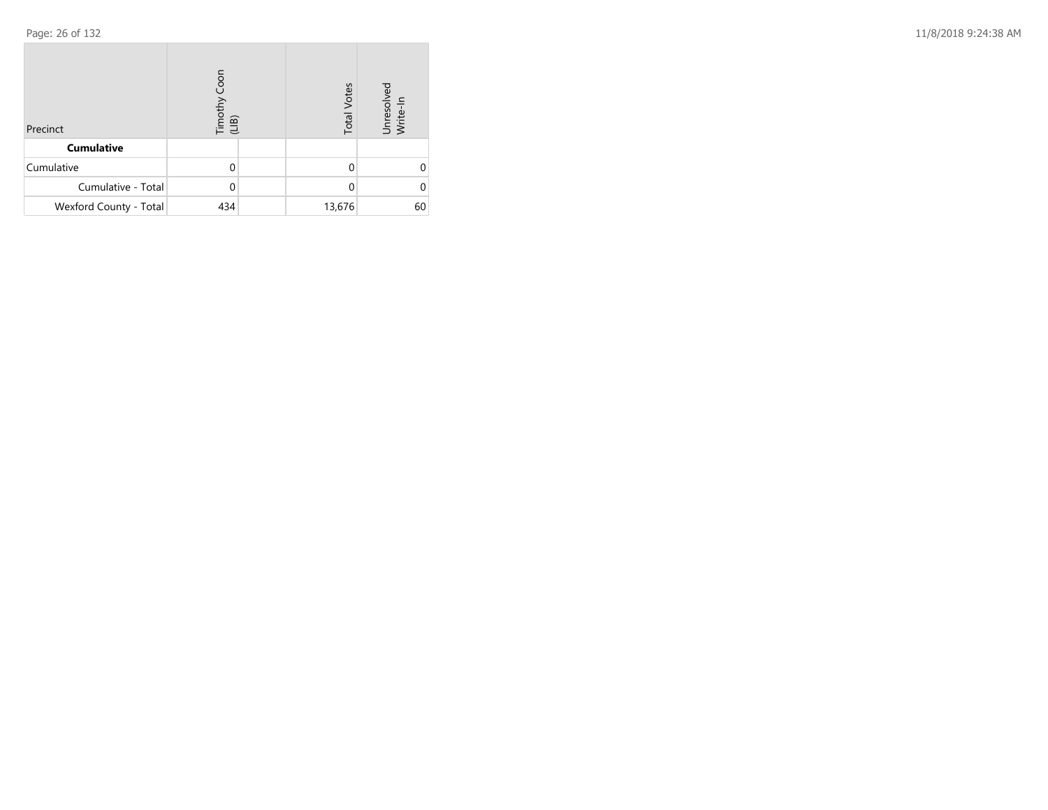| Precinct | Timothy Coon (LIB) | | Total Votes | Unresolved Write-In |
|---|---|---|---|---|
| **Cumulative** | | | | |
| Cumulative | 0 | | 0 | 0 |
| Cumulative - Total | 0 | | 0 | 0 |
| Wexford County - Total | 434 | | 13,676 | 60 |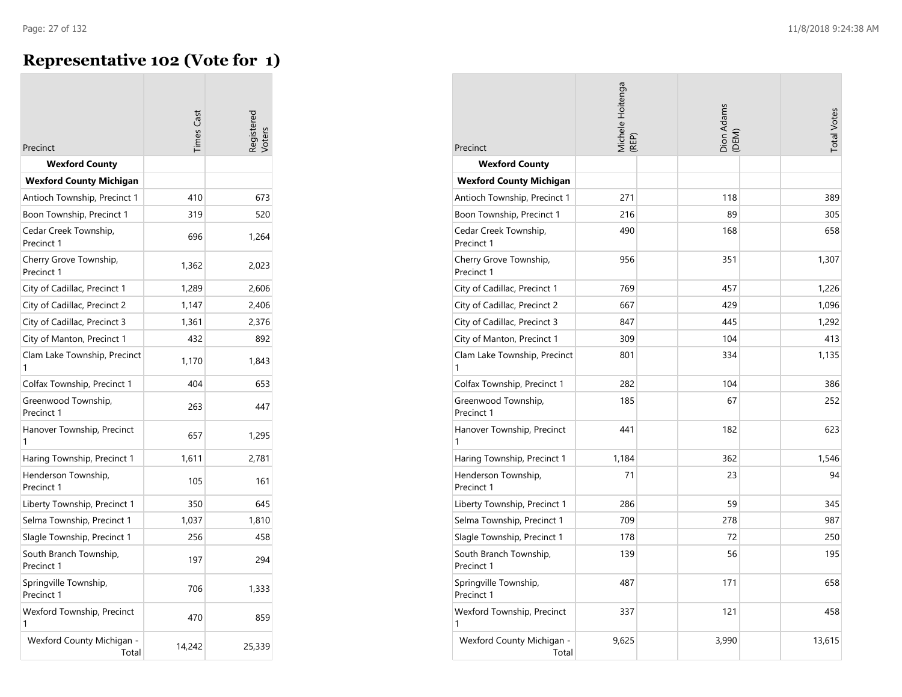# Representative 102 (Vote for 1)

| Precinct | Times Cast | Registered Voters |
|---|---|---|
| **Wexford County** | | |
| **Wexford County Michigan** | | |
| Antioch Township, Precinct 1 | 410 | 673 |
| Boon Township, Precinct 1 | 319 | 520 |
| Cedar Creek Township, Precinct 1 | 696 | 1,264 |
| Cherry Grove Township, Precinct 1 | 1,362 | 2,023 |
| City of Cadillac, Precinct 1 | 1,289 | 2,606 |
| City of Cadillac, Precinct 2 | 1,147 | 2,406 |
| City of Cadillac, Precinct 3 | 1,361 | 2,376 |
| City of Manton, Precinct 1 | 432 | 892 |
| Clam Lake Township, Precinct 1 | 1,170 | 1,843 |
| Colfax Township, Precinct 1 | 404 | 653 |
| Greenwood Township, Precinct 1 | 263 | 447 |
| Hanover Township, Precinct 1 | 657 | 1,295 |
| Haring Township, Precinct 1 | 1,611 | 2,781 |
| Henderson Township, Precinct 1 | 105 | 161 |
| Liberty Township, Precinct 1 | 350 | 645 |
| Selma Township, Precinct 1 | 1,037 | 1,810 |
| Slagle Township, Precinct 1 | 256 | 458 |
| South Branch Township, Precinct 1 | 197 | 294 |
| Springville Township, Precinct 1 | 706 | 1,333 |
| Wexford Township, Precinct 1 | 470 | 859 |
| Wexford County Michigan - Total | 14,242 | 25,339 |

| Precinct | Michele Hoitenga (REP) | Dion Adams (DEM) | Total Votes |
|---|---|---|---|
| **Wexford County** | | | |
| **Wexford County Michigan** | | | |
| Antioch Township, Precinct 1 | 271 | 118 | 389 |
| Boon Township, Precinct 1 | 216 | 89 | 305 |
| Cedar Creek Township, Precinct 1 | 490 | 168 | 658 |
| Cherry Grove Township, Precinct 1 | 956 | 351 | 1,307 |
| City of Cadillac, Precinct 1 | 769 | 457 | 1,226 |
| City of Cadillac, Precinct 2 | 667 | 429 | 1,096 |
| City of Cadillac, Precinct 3 | 847 | 445 | 1,292 |
| City of Manton, Precinct 1 | 309 | 104 | 413 |
| Clam Lake Township, Precinct 1 | 801 | 334 | 1,135 |
| Colfax Township, Precinct 1 | 282 | 104 | 386 |
| Greenwood Township, Precinct 1 | 185 | 67 | 252 |
| Hanover Township, Precinct 1 | 441 | 182 | 623 |
| Haring Township, Precinct 1 | 1,184 | 362 | 1,546 |
| Henderson Township, Precinct 1 | 71 | 23 | 94 |
| Liberty Township, Precinct 1 | 286 | 59 | 345 |
| Selma Township, Precinct 1 | 709 | 278 | 987 |
| Slagle Township, Precinct 1 | 178 | 72 | 250 |
| South Branch Township, Precinct 1 | 139 | 56 | 195 |
| Springville Township, Precinct 1 | 487 | 171 | 658 |
| Wexford Township, Precinct 1 | 337 | 121 | 458 |
| Wexford County Michigan - Total | 9,625 | 3,990 | 13,615 |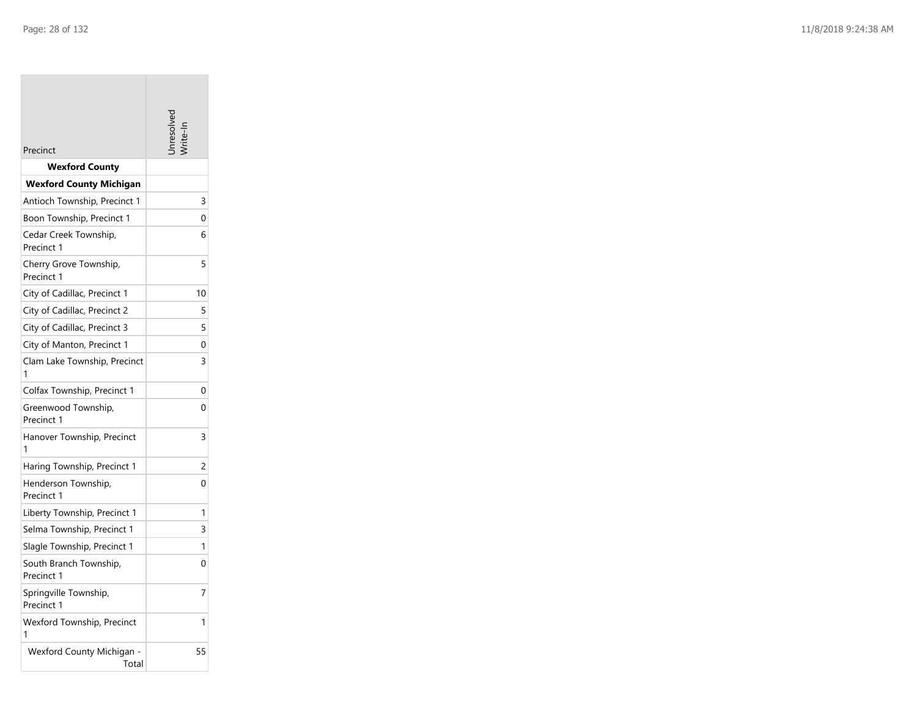| Precinct | Unresolved Write-In |
|---|---|
| **Wexford County** | |
| **Wexford County Michigan** | |
| Antioch Township, Precinct 1 | 3 |
| Boon Township, Precinct 1 | 0 |
| Cedar Creek Township, Precinct 1 | 6 |
| Cherry Grove Township, Precinct 1 | 5 |
| City of Cadillac, Precinct 1 | 10 |
| City of Cadillac, Precinct 2 | 5 |
| City of Cadillac, Precinct 3 | 5 |
| City of Manton, Precinct 1 | 0 |
| Clam Lake Township, Precinct 1 | 3 |
| Colfax Township, Precinct 1 | 0 |
| Greenwood Township, Precinct 1 | 0 |
| Hanover Township, Precinct 1 | 3 |
| Haring Township, Precinct 1 | 2 |
| Henderson Township, Precinct 1 | 0 |
| Liberty Township, Precinct 1 | 1 |
| Selma Township, Precinct 1 | 3 |
| Slagle Township, Precinct 1 | 1 |
| South Branch Township, Precinct 1 | 0 |
| Springville Township, Precinct 1 | 7 |
| Wexford Township, Precinct 1 | 1 |
| Wexford County Michigan - Total | 55 |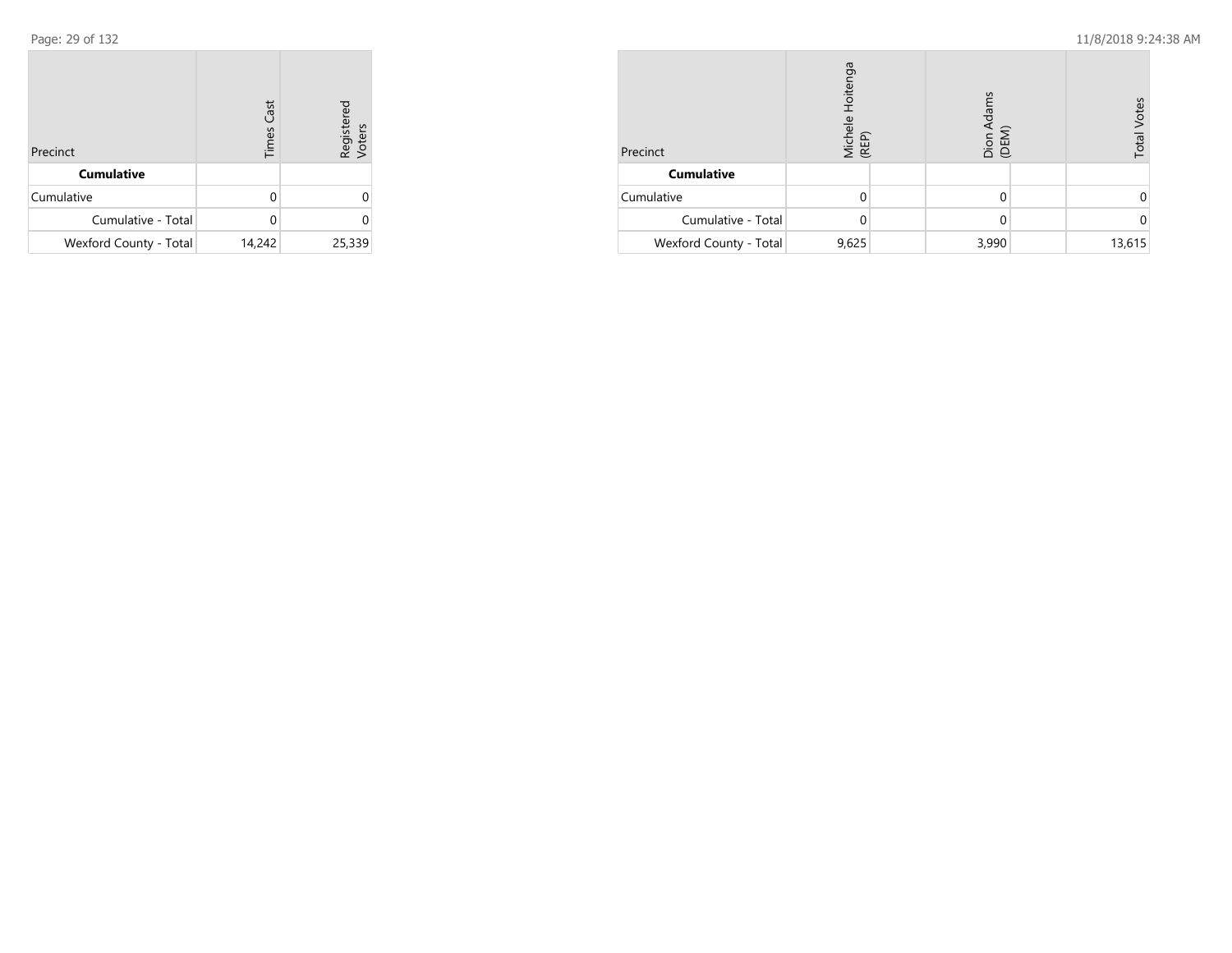| Precinct | Times Cast | Registered Voters |
| --- | --- | --- |
| **Cumulative** | | |
| Cumulative | 0 | 0 |
| Cumulative - Total | 0 | 0 |
| Wexford County - Total | 14,242 | 25,339 |

| Precinct | Michele Hoitenga (REP) | | Dion Adams (DEM) | | Total Votes |
| --- | --- | --- | --- | --- | --- |
| **Cumulative** | | | | | |
| Cumulative | 0 | | 0 | | 0 |
| Cumulative - Total | 0 | | 0 | | 0 |
| Wexford County - Total | 9,625 | | 3,990 | | 13,615 |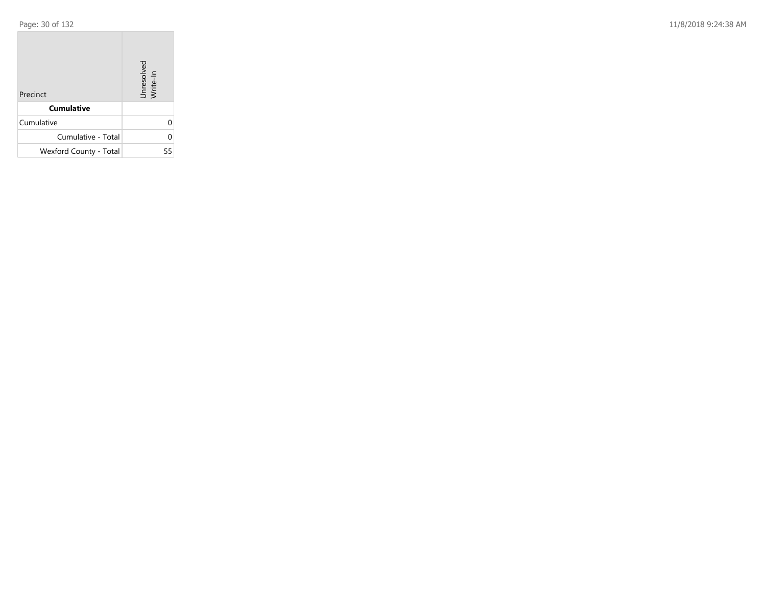| Precinct | Unresolved Write-In |
|---|---|
| **Cumulative** | |
| Cumulative | 0 |
| Cumulative - Total | 0 |
| Wexford County - Total | 55 |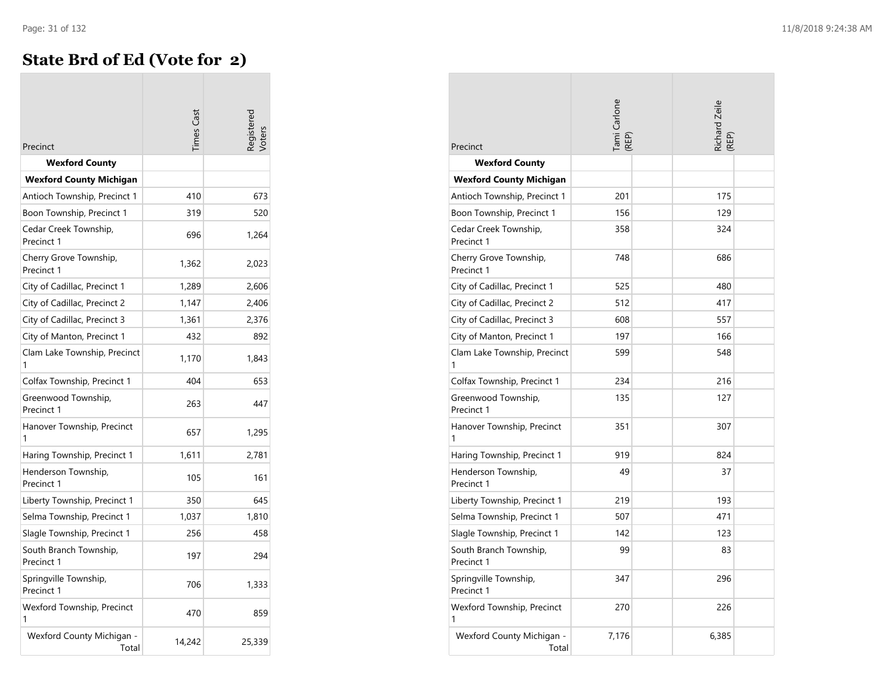# State Brd of Ed (Vote for 2)

| Precinct | Times Cast | Registered Voters | Tami Carlone (REP) | Richard Zeile (REP) |
|---|---|---|---|---|
| **Wexford County** | | | | |
| **Wexford County Michigan** | | | | |
| Antioch Township, Precinct 1 | 410 | 673 | 201 | 175 |
| Boon Township, Precinct 1 | 319 | 520 | 156 | 129 |
| Cedar Creek Township, Precinct 1 | 696 | 1,264 | 358 | 324 |
| Cherry Grove Township, Precinct 1 | 1,362 | 2,023 | 748 | 686 |
| City of Cadillac, Precinct 1 | 1,289 | 2,606 | 525 | 480 |
| City of Cadillac, Precinct 2 | 1,147 | 2,406 | 512 | 417 |
| City of Cadillac, Precinct 3 | 1,361 | 2,376 | 608 | 557 |
| City of Manton, Precinct 1 | 432 | 892 | 197 | 166 |
| Clam Lake Township, Precinct 1 | 1,170 | 1,843 | 599 | 548 |
| Colfax Township, Precinct 1 | 404 | 653 | 234 | 216 |
| Greenwood Township, Precinct 1 | 263 | 447 | 135 | 127 |
| Hanover Township, Precinct 1 | 657 | 1,295 | 351 | 307 |
| Haring Township, Precinct 1 | 1,611 | 2,781 | 919 | 824 |
| Henderson Township, Precinct 1 | 105 | 161 | 49 | 37 |
| Liberty Township, Precinct 1 | 350 | 645 | 219 | 193 |
| Selma Township, Precinct 1 | 1,037 | 1,810 | 507 | 471 |
| Slagle Township, Precinct 1 | 256 | 458 | 142 | 123 |
| South Branch Township, Precinct 1 | 197 | 294 | 99 | 83 |
| Springville Township, Precinct 1 | 706 | 1,333 | 347 | 296 |
| Wexford Township, Precinct 1 | 470 | 859 | 270 | 226 |
| Wexford County Michigan - Total | 14,242 | 25,339 | 7,176 | 6,385 |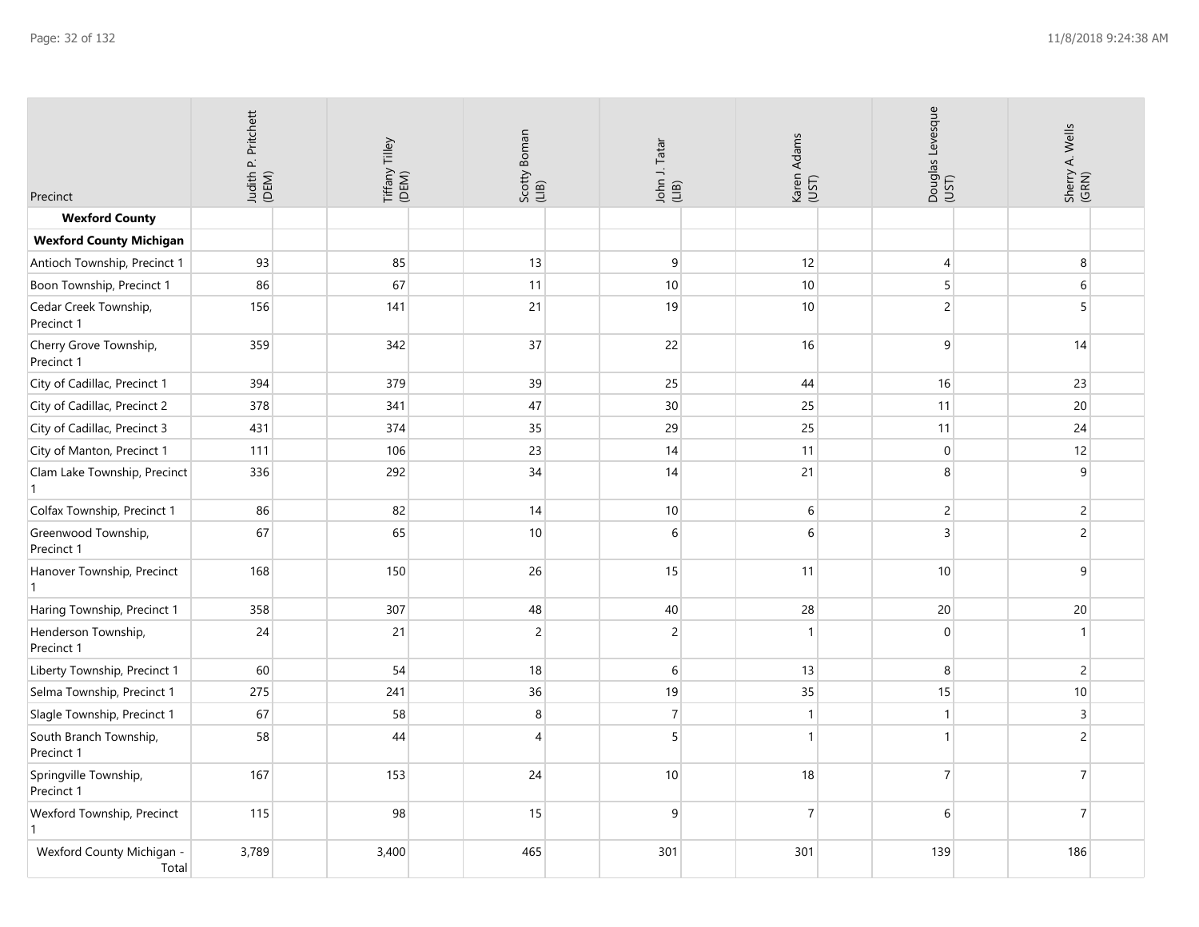| Precinct | Judith P. Pritchett (DEM) | Tiffany Tilley (DEM) | Scotty Boman (LIB) | John J. Tatar (LIB) | Karen Adams (UST) | Douglas Levesque (UST) | Sherry A. Wells (GRN) |
|---|---|---|---|---|---|---|---|
| **Wexford County** | | | | | | | |
| **Wexford County Michigan** | | | | | | | |
| Antioch Township, Precinct 1 | 93 | 85 | 13 | 9 | 12 | 4 | 8 |
| Boon Township, Precinct 1 | 86 | 67 | 11 | 10 | 10 | 5 | 6 |
| Cedar Creek Township, Precinct 1 | 156 | 141 | 21 | 19 | 10 | 2 | 5 |
| Cherry Grove Township, Precinct 1 | 359 | 342 | 37 | 22 | 16 | 9 | 14 |
| City of Cadillac, Precinct 1 | 394 | 379 | 39 | 25 | 44 | 16 | 23 |
| City of Cadillac, Precinct 2 | 378 | 341 | 47 | 30 | 25 | 11 | 20 |
| City of Cadillac, Precinct 3 | 431 | 374 | 35 | 29 | 25 | 11 | 24 |
| City of Manton, Precinct 1 | 111 | 106 | 23 | 14 | 11 | 0 | 12 |
| Clam Lake Township, Precinct 1 | 336 | 292 | 34 | 14 | 21 | 8 | 9 |
| Colfax Township, Precinct 1 | 86 | 82 | 14 | 10 | 6 | 2 | 2 |
| Greenwood Township, Precinct 1 | 67 | 65 | 10 | 6 | 6 | 3 | 2 |
| Hanover Township, Precinct 1 | 168 | 150 | 26 | 15 | 11 | 10 | 9 |
| Haring Township, Precinct 1 | 358 | 307 | 48 | 40 | 28 | 20 | 20 |
| Henderson Township, Precinct 1 | 24 | 21 | 2 | 2 | 1 | 0 | 1 |
| Liberty Township, Precinct 1 | 60 | 54 | 18 | 6 | 13 | 8 | 2 |
| Selma Township, Precinct 1 | 275 | 241 | 36 | 19 | 35 | 15 | 10 |
| Slagle Township, Precinct 1 | 67 | 58 | 8 | 7 | 1 | 1 | 3 |
| South Branch Township, Precinct 1 | 58 | 44 | 4 | 5 | 1 | 1 | 2 |
| Springville Township, Precinct 1 | 167 | 153 | 24 | 10 | 18 | 7 | 7 |
| Wexford Township, Precinct 1 | 115 | 98 | 15 | 9 | 7 | 6 | 7 |
| Wexford County Michigan - Total | 3,789 | 3,400 | 465 | 301 | 301 | 139 | 186 |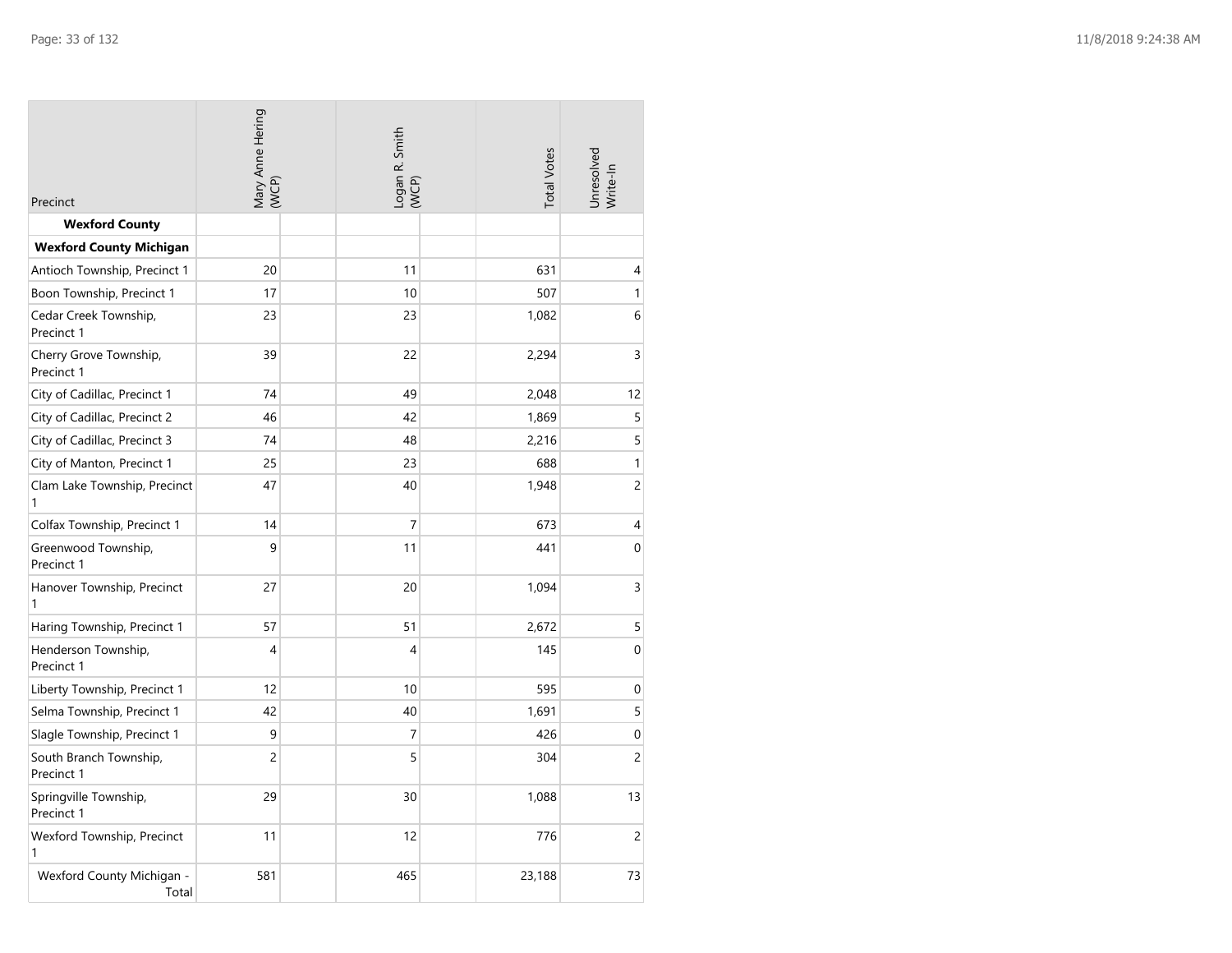| Precinct | Mary Anne Hering (WCP) | Logan R. Smith (WCP) | Total Votes | Unresolved Write-In |
|---|---|---|---|---|
| **Wexford County** | | | | |
| **Wexford County Michigan** | | | | |
| Antioch Township, Precinct 1 | 20 | 11 | 631 | 4 |
| Boon Township, Precinct 1 | 17 | 10 | 507 | 1 |
| Cedar Creek Township, Precinct 1 | 23 | 23 | 1,082 | 6 |
| Cherry Grove Township, Precinct 1 | 39 | 22 | 2,294 | 3 |
| City of Cadillac, Precinct 1 | 74 | 49 | 2,048 | 12 |
| City of Cadillac, Precinct 2 | 46 | 42 | 1,869 | 5 |
| City of Cadillac, Precinct 3 | 74 | 48 | 2,216 | 5 |
| City of Manton, Precinct 1 | 25 | 23 | 688 | 1 |
| Clam Lake Township, Precinct 1 | 47 | 40 | 1,948 | 2 |
| Colfax Township, Precinct 1 | 14 | 7 | 673 | 4 |
| Greenwood Township, Precinct 1 | 9 | 11 | 441 | 0 |
| Hanover Township, Precinct 1 | 27 | 20 | 1,094 | 3 |
| Haring Township, Precinct 1 | 57 | 51 | 2,672 | 5 |
| Henderson Township, Precinct 1 | 4 | 4 | 145 | 0 |
| Liberty Township, Precinct 1 | 12 | 10 | 595 | 0 |
| Selma Township, Precinct 1 | 42 | 40 | 1,691 | 5 |
| Slagle Township, Precinct 1 | 9 | 7 | 426 | 0 |
| South Branch Township, Precinct 1 | 2 | 5 | 304 | 2 |
| Springville Township, Precinct 1 | 29 | 30 | 1,088 | 13 |
| Wexford Township, Precinct 1 | 11 | 12 | 776 | 2 |
| Wexford County Michigan - Total | 581 | 465 | 23,188 | 73 |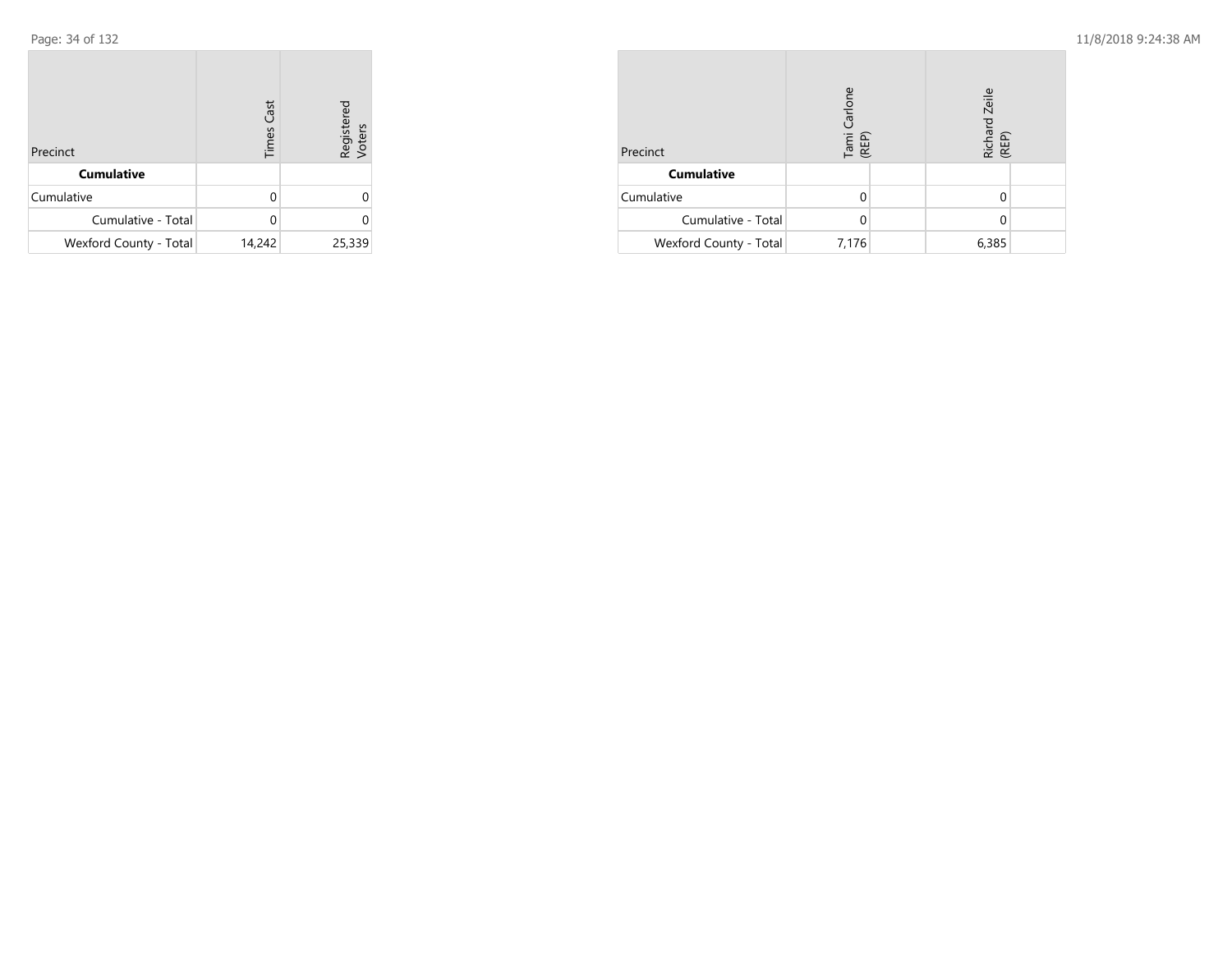| Precinct | Times Cast | Registered Voters |
|---|---|---|
| **Cumulative** | | |
| Cumulative | 0 | 0 |
| Cumulative - Total | 0 | 0 |
| Wexford County - Total | 14,242 | 25,339 |

| Precinct | Tami Carlone (REP) | | Richard Zeile (REP) | |
|---|---|---|---|---|
| **Cumulative** | | | | |
| Cumulative | 0 | | 0 | |
| Cumulative - Total | 0 | | 0 | |
| Wexford County - Total | 7,176 | | 6,385 | |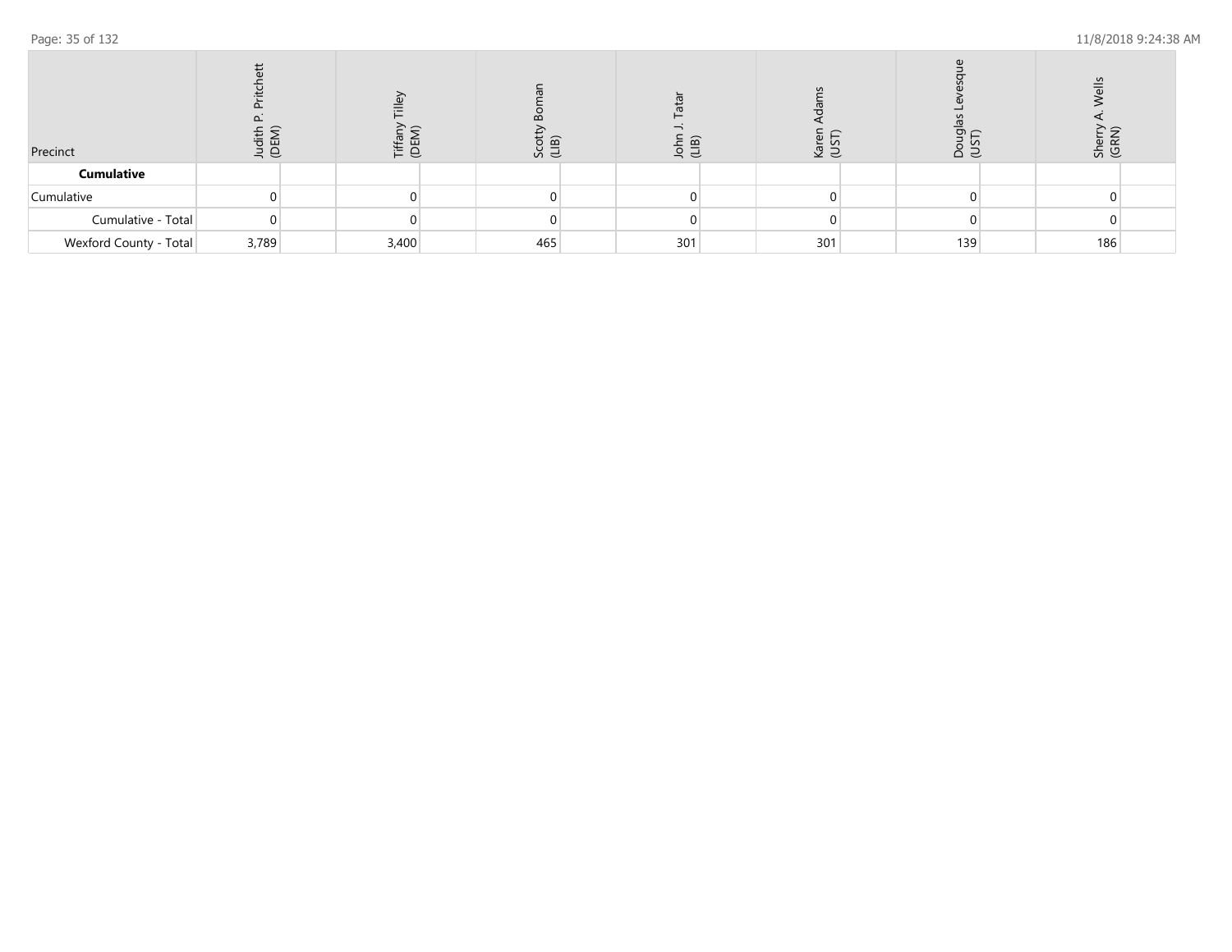| Precinct | Judith P. Pritchett (DEM) | | Tiffany Tilley (DEM) | | Scotty Boman (LIB) | | John J. Tatar (LIB) | | Karen Adams (UST) | | Douglas Levesque (UST) | | Sherry A. Wells (GRN) | |
|---|---|---|---|---|---|---|---|---|---|---|---|---|---|---|
| **Cumulative** | | | | | | | | | | | | | | |
| Cumulative | 0 | | 0 | | 0 | | 0 | | 0 | | 0 | | 0 | |
| Cumulative - Total | 0 | | 0 | | 0 | | 0 | | 0 | | 0 | | 0 | |
| Wexford County - Total | 3,789 | | 3,400 | | 465 | | 301 | | 301 | | 139 | | 186 | |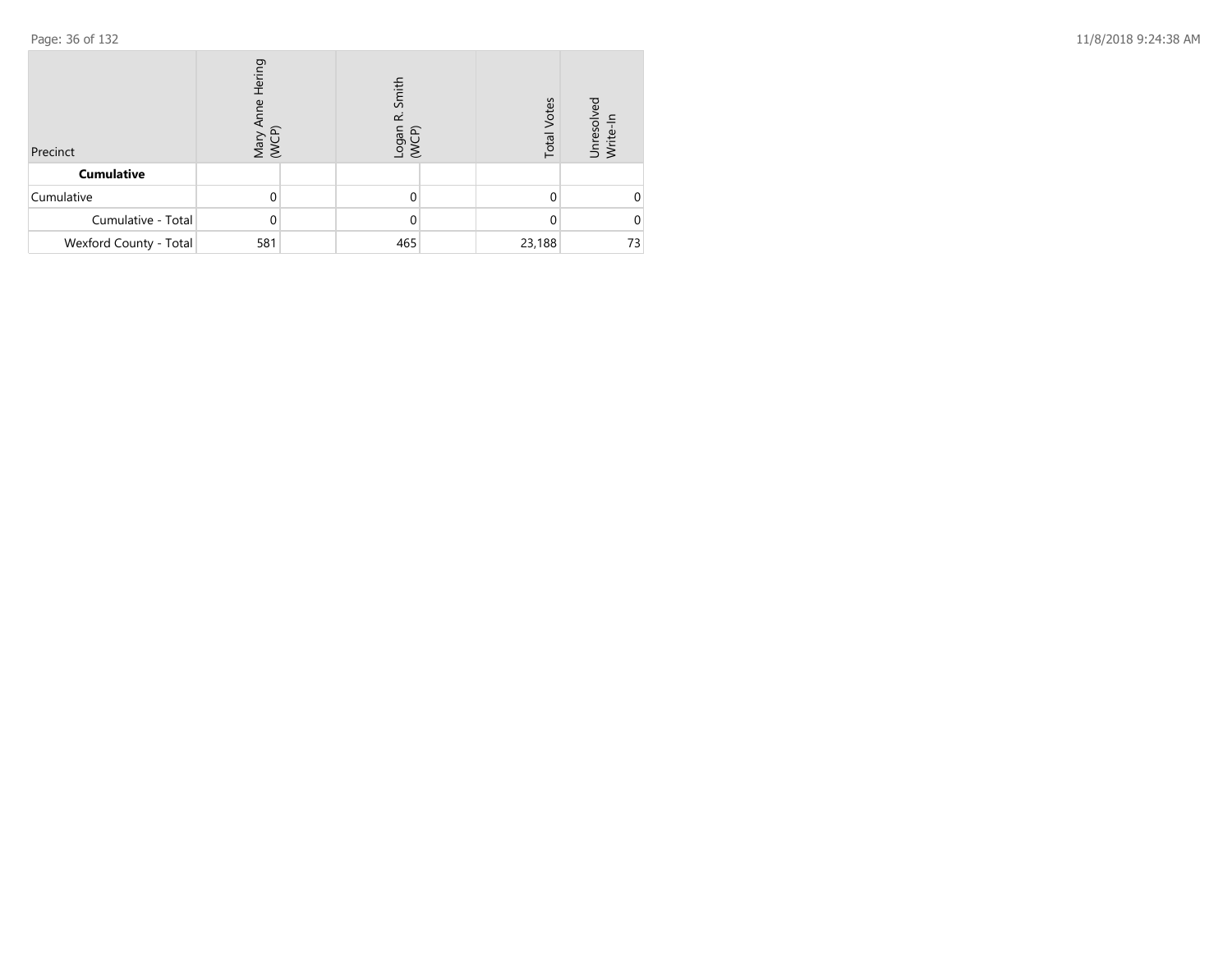| Precinct | Mary Anne Hering (WCP) | | Logan R. Smith (WCP) | | Total Votes | Unresolved Write-In |
|---|---|---|---|---|---|---|
| **Cumulative** | | | | | | |
| Cumulative | 0 | | 0 | | 0 | 0 |
| Cumulative - Total | 0 | | 0 | | 0 | 0 |
| Wexford County - Total | 581 | | 465 | | 23,188 | 73 |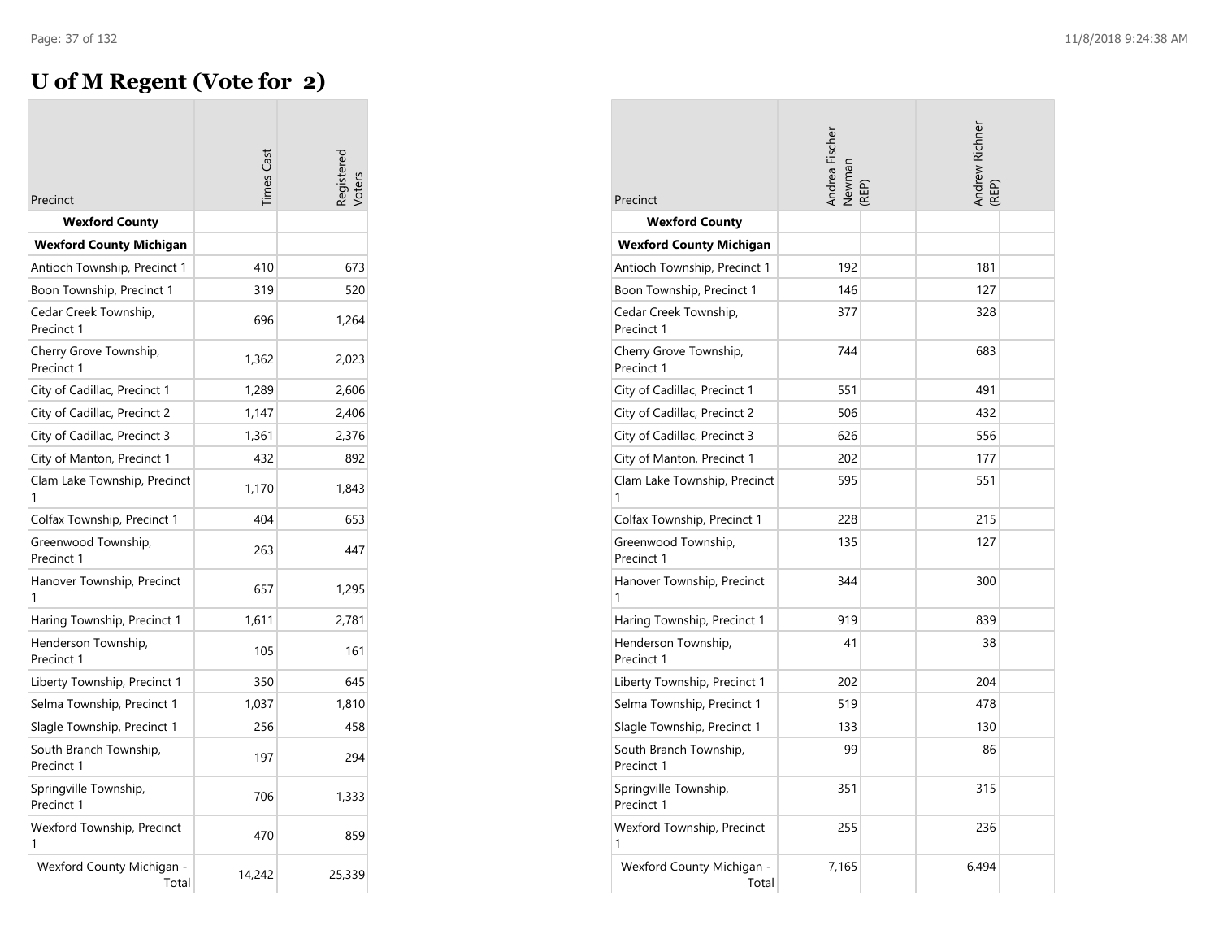# U of M Regent (Vote for 2)

| Precinct | Times Cast | Registered Voters | Andrea Fischer Newman (REP) | Andrew Richner (REP) |
|---|---|---|---|---|
| **Wexford County** | | | | |
| **Wexford County Michigan** | | | | |
| Antioch Township, Precinct 1 | 410 | 673 | 192 | 181 |
| Boon Township, Precinct 1 | 319 | 520 | 146 | 127 |
| Cedar Creek Township, Precinct 1 | 696 | 1,264 | 377 | 328 |
| Cherry Grove Township, Precinct 1 | 1,362 | 2,023 | 744 | 683 |
| City of Cadillac, Precinct 1 | 1,289 | 2,606 | 551 | 491 |
| City of Cadillac, Precinct 2 | 1,147 | 2,406 | 506 | 432 |
| City of Cadillac, Precinct 3 | 1,361 | 2,376 | 626 | 556 |
| City of Manton, Precinct 1 | 432 | 892 | 202 | 177 |
| Clam Lake Township, Precinct 1 | 1,170 | 1,843 | 595 | 551 |
| Colfax Township, Precinct 1 | 404 | 653 | 228 | 215 |
| Greenwood Township, Precinct 1 | 263 | 447 | 135 | 127 |
| Hanover Township, Precinct 1 | 657 | 1,295 | 344 | 300 |
| Haring Township, Precinct 1 | 1,611 | 2,781 | 919 | 839 |
| Henderson Township, Precinct 1 | 105 | 161 | 41 | 38 |
| Liberty Township, Precinct 1 | 350 | 645 | 202 | 204 |
| Selma Township, Precinct 1 | 1,037 | 1,810 | 519 | 478 |
| Slagle Township, Precinct 1 | 256 | 458 | 133 | 130 |
| South Branch Township, Precinct 1 | 197 | 294 | 99 | 86 |
| Springville Township, Precinct 1 | 706 | 1,333 | 351 | 315 |
| Wexford Township, Precinct 1 | 470 | 859 | 255 | 236 |
| Wexford County Michigan - Total | 14,242 | 25,339 | 7,165 | 6,494 |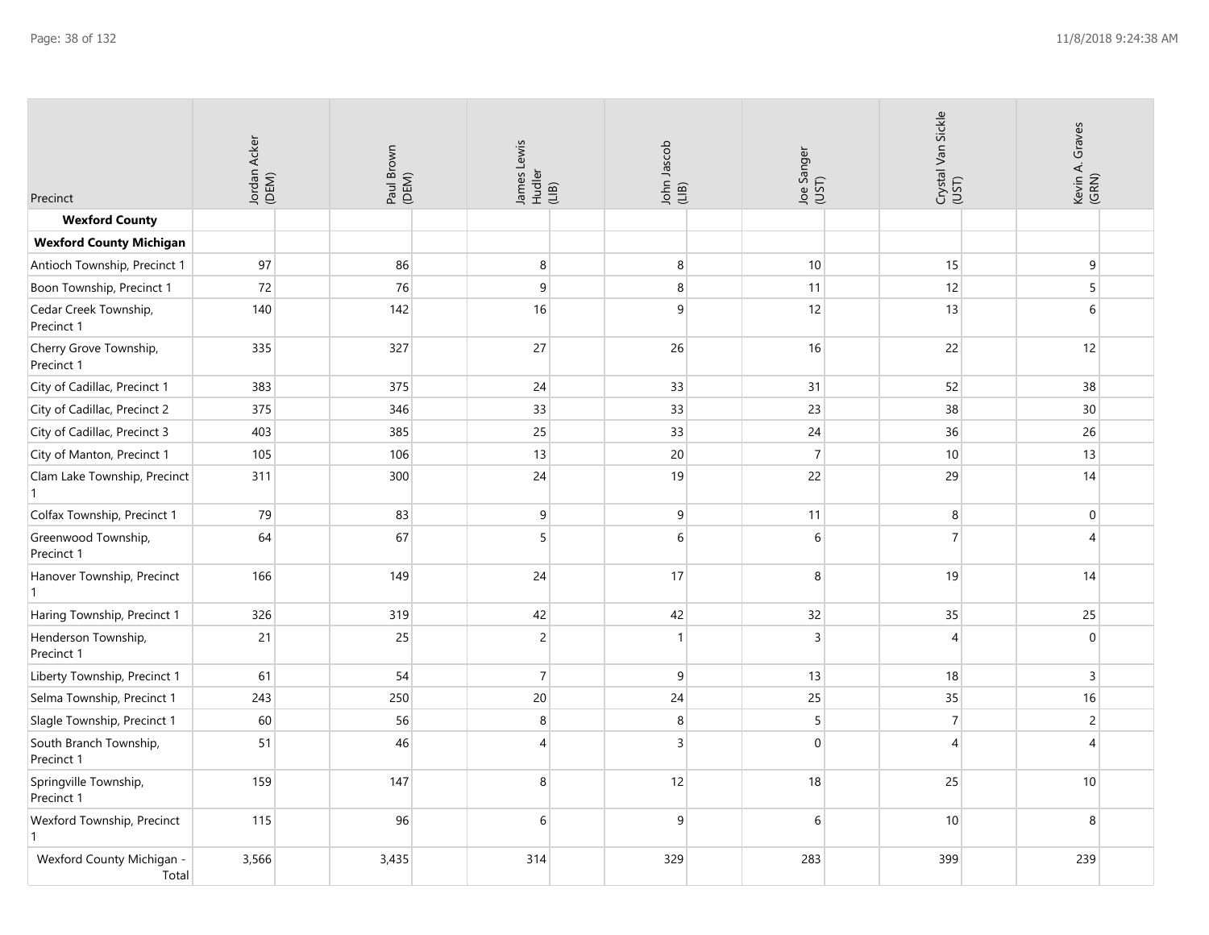| Precinct | Jordan Acker (DEM) | Paul Brown (DEM) | James Lewis Hudler (LIB) | John Jascob (LIB) | Joe Sanger (UST) | Crystal Van Sickle (UST) | Kevin A. Graves (GRN) |
|---|---|---|---|---|---|---|---|
| **Wexford County** | | | | | | | |
| **Wexford County Michigan** | | | | | | | |
| Antioch Township, Precinct 1 | 97 | 86 | 8 | 8 | 10 | 15 | 9 |
| Boon Township, Precinct 1 | 72 | 76 | 9 | 8 | 11 | 12 | 5 |
| Cedar Creek Township, Precinct 1 | 140 | 142 | 16 | 9 | 12 | 13 | 6 |
| Cherry Grove Township, Precinct 1 | 335 | 327 | 27 | 26 | 16 | 22 | 12 |
| City of Cadillac, Precinct 1 | 383 | 375 | 24 | 33 | 31 | 52 | 38 |
| City of Cadillac, Precinct 2 | 375 | 346 | 33 | 33 | 23 | 38 | 30 |
| City of Cadillac, Precinct 3 | 403 | 385 | 25 | 33 | 24 | 36 | 26 |
| City of Manton, Precinct 1 | 105 | 106 | 13 | 20 | 7 | 10 | 13 |
| Clam Lake Township, Precinct 1 | 311 | 300 | 24 | 19 | 22 | 29 | 14 |
| Colfax Township, Precinct 1 | 79 | 83 | 9 | 9 | 11 | 8 | 0 |
| Greenwood Township, Precinct 1 | 64 | 67 | 5 | 6 | 6 | 7 | 4 |
| Hanover Township, Precinct 1 | 166 | 149 | 24 | 17 | 8 | 19 | 14 |
| Haring Township, Precinct 1 | 326 | 319 | 42 | 42 | 32 | 35 | 25 |
| Henderson Township, Precinct 1 | 21 | 25 | 2 | 1 | 3 | 4 | 0 |
| Liberty Township, Precinct 1 | 61 | 54 | 7 | 9 | 13 | 18 | 3 |
| Selma Township, Precinct 1 | 243 | 250 | 20 | 24 | 25 | 35 | 16 |
| Slagle Township, Precinct 1 | 60 | 56 | 8 | 8 | 5 | 7 | 2 |
| South Branch Township, Precinct 1 | 51 | 46 | 4 | 3 | 0 | 4 | 4 |
| Springville Township, Precinct 1 | 159 | 147 | 8 | 12 | 18 | 25 | 10 |
| Wexford Township, Precinct 1 | 115 | 96 | 6 | 9 | 6 | 10 | 8 |
| Wexford County Michigan - Total | 3,566 | 3,435 | 314 | 329 | 283 | 399 | 239 |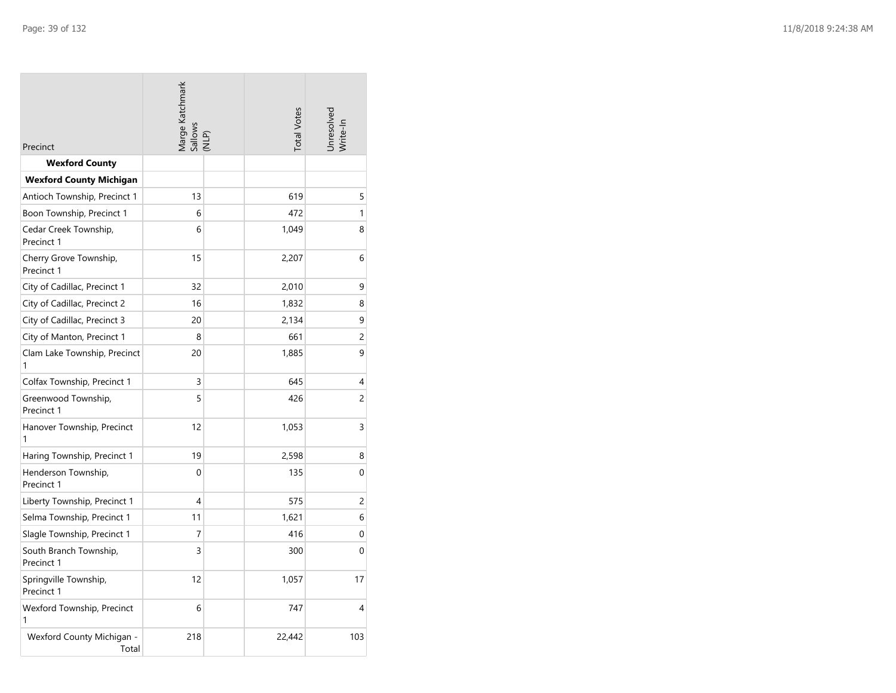| Precinct | Marge Katchmark Sallows (NLP) | | Total Votes | Unresolved Write-In |
|---|---|---|---|---|
| **Wexford County** | | | | |
| **Wexford County Michigan** | | | | |
| Antioch Township, Precinct 1 | 13 | | 619 | 5 |
| Boon Township, Precinct 1 | 6 | | 472 | 1 |
| Cedar Creek Township, Precinct 1 | 6 | | 1,049 | 8 |
| Cherry Grove Township, Precinct 1 | 15 | | 2,207 | 6 |
| City of Cadillac, Precinct 1 | 32 | | 2,010 | 9 |
| City of Cadillac, Precinct 2 | 16 | | 1,832 | 8 |
| City of Cadillac, Precinct 3 | 20 | | 2,134 | 9 |
| City of Manton, Precinct 1 | 8 | | 661 | 2 |
| Clam Lake Township, Precinct 1 | 20 | | 1,885 | 9 |
| Colfax Township, Precinct 1 | 3 | | 645 | 4 |
| Greenwood Township, Precinct 1 | 5 | | 426 | 2 |
| Hanover Township, Precinct 1 | 12 | | 1,053 | 3 |
| Haring Township, Precinct 1 | 19 | | 2,598 | 8 |
| Henderson Township, Precinct 1 | 0 | | 135 | 0 |
| Liberty Township, Precinct 1 | 4 | | 575 | 2 |
| Selma Township, Precinct 1 | 11 | | 1,621 | 6 |
| Slagle Township, Precinct 1 | 7 | | 416 | 0 |
| South Branch Township, Precinct 1 | 3 | | 300 | 0 |
| Springville Township, Precinct 1 | 12 | | 1,057 | 17 |
| Wexford Township, Precinct 1 | 6 | | 747 | 4 |
| Wexford County Michigan - Total | 218 | | 22,442 | 103 |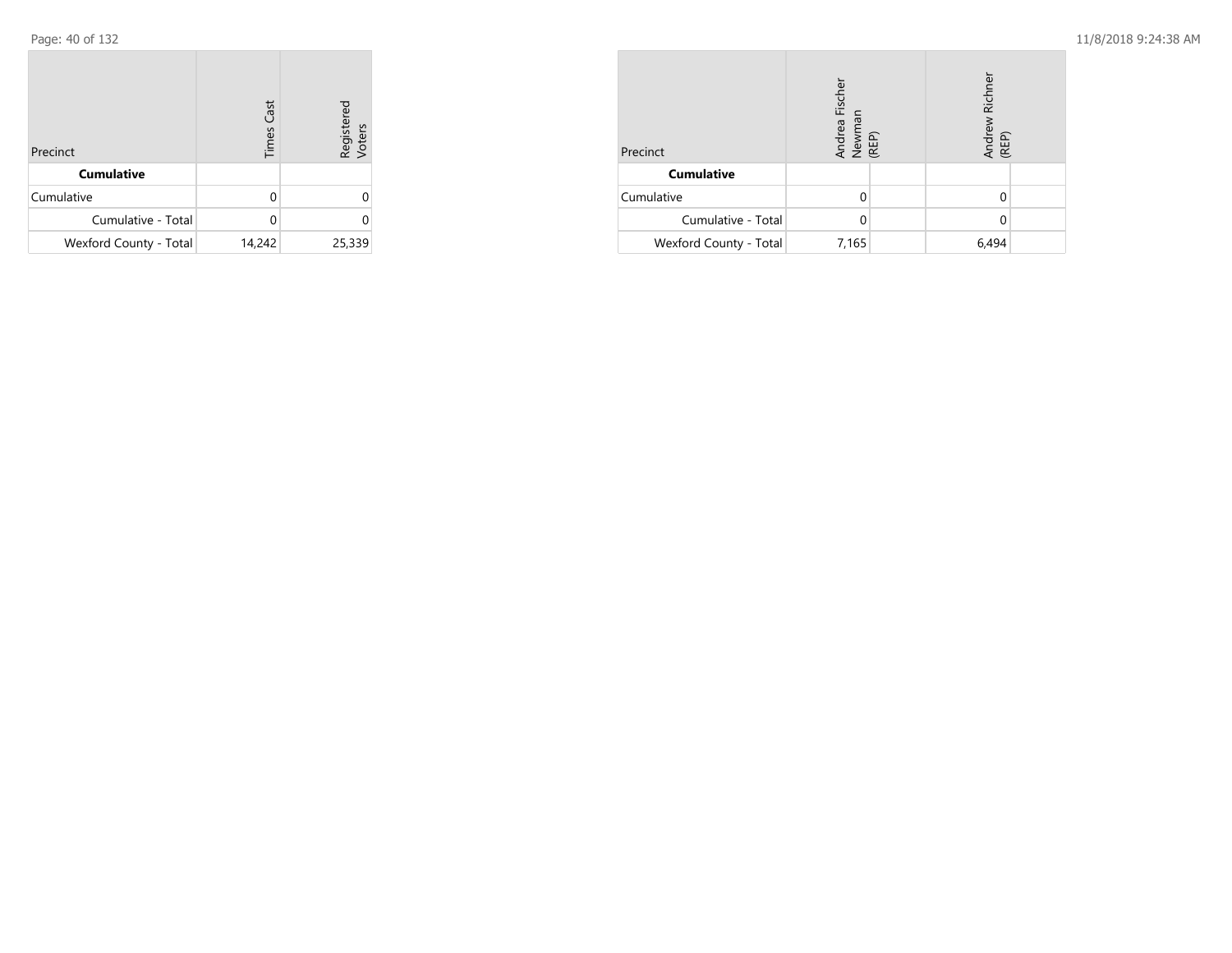| Precinct | Times Cast | Registered Voters |
|---|---|---|
| **Cumulative** | | |
| Cumulative | 0 | 0 |
| Cumulative - Total | 0 | 0 |
| Wexford County - Total | 14,242 | 25,339 |

| Precinct | Andrea Fischer Newman (REP) | | Andrew Richner (REP) | |
|---|---|---|---|---|
| **Cumulative** | | | | |
| Cumulative | 0 | | 0 | |
| Cumulative - Total | 0 | | 0 | |
| Wexford County - Total | 7,165 | | 6,494 | |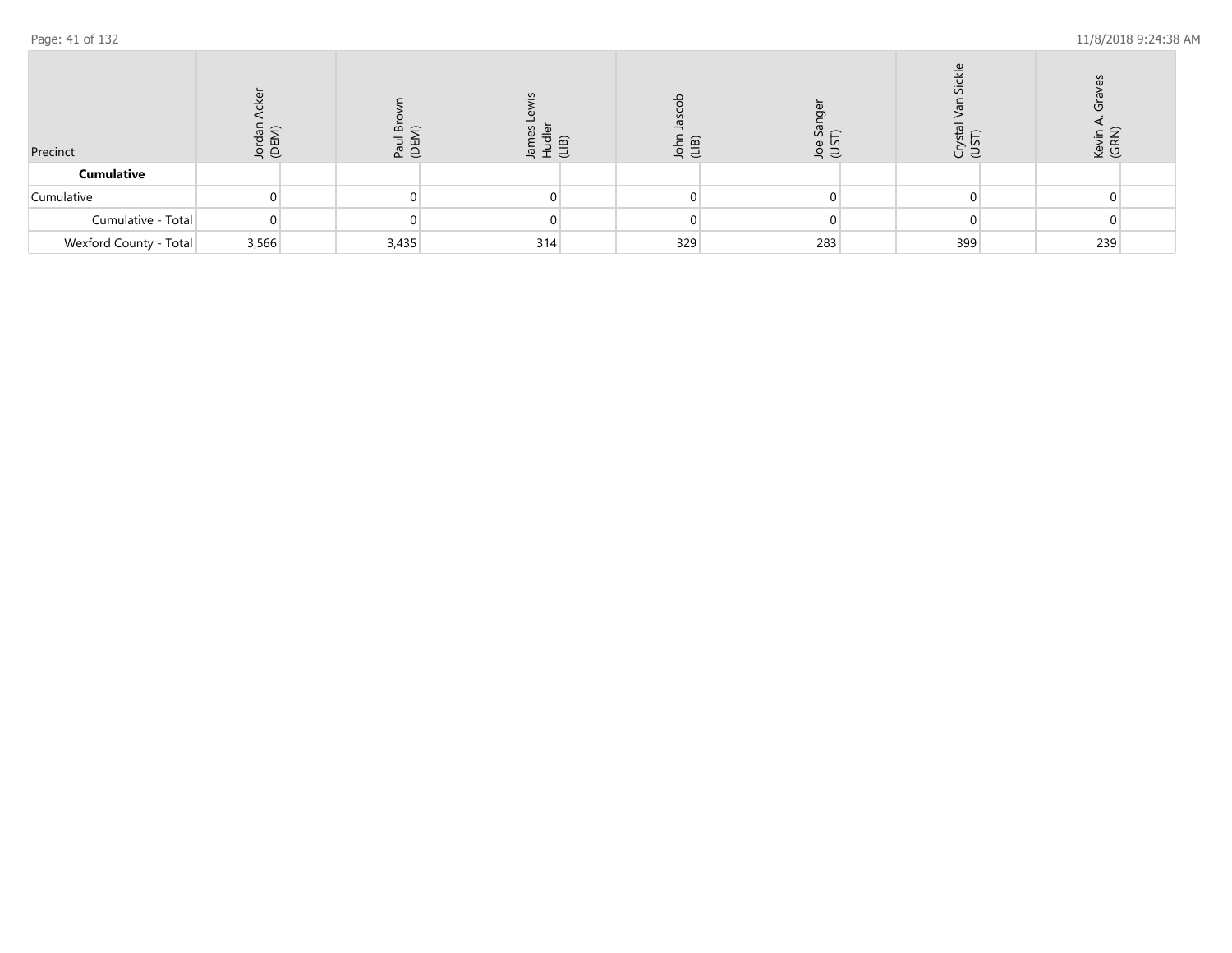| Precinct | Jordan Acker (DEM) | | Paul Brown (DEM) | | James Lewis Hudler (LIB) | | John Jascob (LIB) | | Joe Sanger (UST) | | Crystal Van Sickle (UST) | | Kevin A. Graves (GRN) | |
|---|---|---|---|---|---|---|---|---|---|---|---|---|---|---|
| **Cumulative** | | | | | | | | | | | | | | |
| Cumulative | 0 | | 0 | | 0 | | 0 | | 0 | | 0 | | 0 | |
| Cumulative - Total | 0 | | 0 | | 0 | | 0 | | 0 | | 0 | | 0 | |
| Wexford County - Total | 3,566 | | 3,435 | | 314 | | 329 | | 283 | | 399 | | 239 | |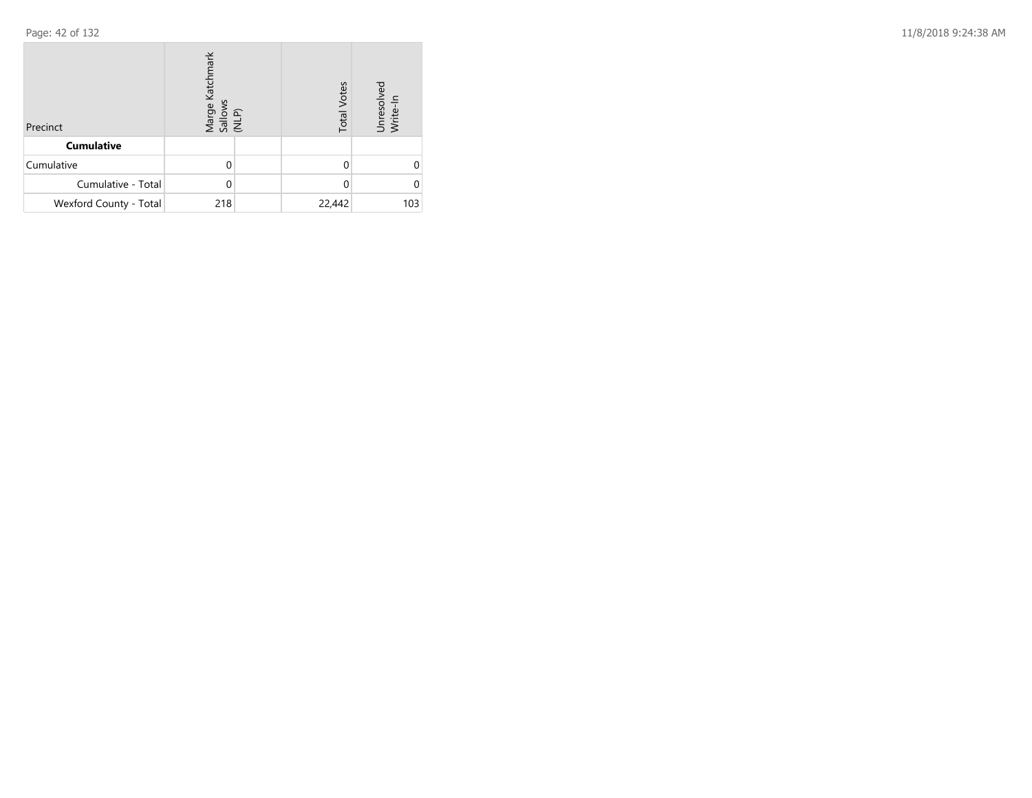| Precinct | Marge Katchmark Sallows (NLP) | | Total Votes | Unresolved Write-In |
|---|---|---|---|---|
| **Cumulative** | | | | |
| Cumulative | 0 | | 0 | 0 |
| Cumulative - Total | 0 | | 0 | 0 |
| Wexford County - Total | 218 | | 22,442 | 103 |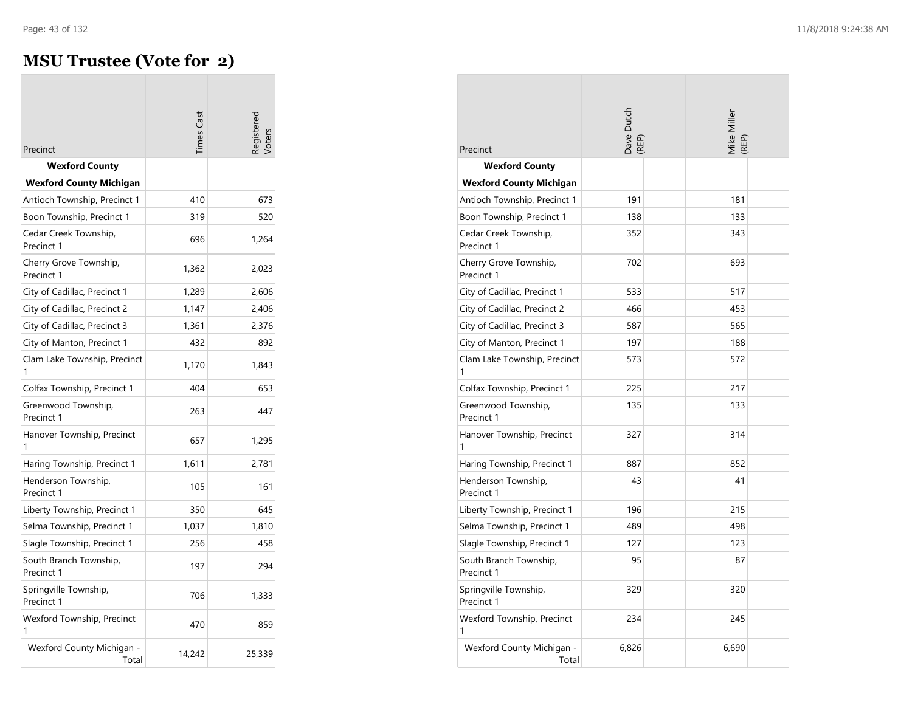# MSU Trustee (Vote for 2)

| Precinct | Times Cast | Registered Voters |
|---|---|---|
| **Wexford County** | | |
| **Wexford County Michigan** | | |
| Antioch Township, Precinct 1 | 410 | 673 |
| Boon Township, Precinct 1 | 319 | 520 |
| Cedar Creek Township, Precinct 1 | 696 | 1,264 |
| Cherry Grove Township, Precinct 1 | 1,362 | 2,023 |
| City of Cadillac, Precinct 1 | 1,289 | 2,606 |
| City of Cadillac, Precinct 2 | 1,147 | 2,406 |
| City of Cadillac, Precinct 3 | 1,361 | 2,376 |
| City of Manton, Precinct 1 | 432 | 892 |
| Clam Lake Township, Precinct 1 | 1,170 | 1,843 |
| Colfax Township, Precinct 1 | 404 | 653 |
| Greenwood Township, Precinct 1 | 263 | 447 |
| Hanover Township, Precinct 1 | 657 | 1,295 |
| Haring Township, Precinct 1 | 1,611 | 2,781 |
| Henderson Township, Precinct 1 | 105 | 161 |
| Liberty Township, Precinct 1 | 350 | 645 |
| Selma Township, Precinct 1 | 1,037 | 1,810 |
| Slagle Township, Precinct 1 | 256 | 458 |
| South Branch Township, Precinct 1 | 197 | 294 |
| Springville Township, Precinct 1 | 706 | 1,333 |
| Wexford Township, Precinct 1 | 470 | 859 |
| Wexford County Michigan - Total | 14,242 | 25,339 |

| Precinct | Dave Dutch (REP) | Mike Miller (REP) |
|---|---|---|
| **Wexford County** | | |
| **Wexford County Michigan** | | |
| Antioch Township, Precinct 1 | 191 | 181 |
| Boon Township, Precinct 1 | 138 | 133 |
| Cedar Creek Township, Precinct 1 | 352 | 343 |
| Cherry Grove Township, Precinct 1 | 702 | 693 |
| City of Cadillac, Precinct 1 | 533 | 517 |
| City of Cadillac, Precinct 2 | 466 | 453 |
| City of Cadillac, Precinct 3 | 587 | 565 |
| City of Manton, Precinct 1 | 197 | 188 |
| Clam Lake Township, Precinct 1 | 573 | 572 |
| Colfax Township, Precinct 1 | 225 | 217 |
| Greenwood Township, Precinct 1 | 135 | 133 |
| Hanover Township, Precinct 1 | 327 | 314 |
| Haring Township, Precinct 1 | 887 | 852 |
| Henderson Township, Precinct 1 | 43 | 41 |
| Liberty Township, Precinct 1 | 196 | 215 |
| Selma Township, Precinct 1 | 489 | 498 |
| Slagle Township, Precinct 1 | 127 | 123 |
| South Branch Township, Precinct 1 | 95 | 87 |
| Springville Township, Precinct 1 | 329 | 320 |
| Wexford Township, Precinct 1 | 234 | 245 |
| Wexford County Michigan - Total | 6,826 | 6,690 |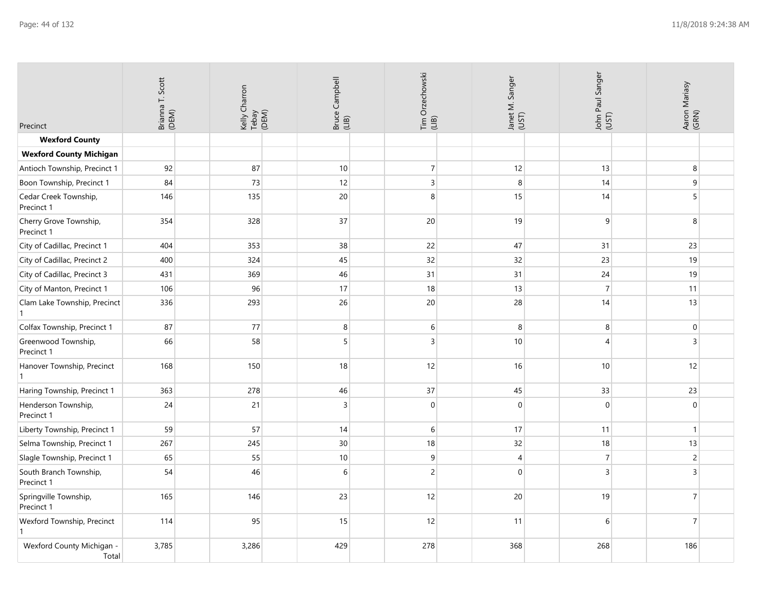| Precinct | Brianna T. Scott (DEM) | Kelly Charron Tebay (DEM) | Bruce Campbell (LIB) | Tim Orzechowski (LIB) | Janet M. Sanger (UST) | John Paul Sanger (UST) | Aaron Mariasy (GRN) |
|---|---|---|---|---|---|---|---|
| **Wexford County** | | | | | | | |
| **Wexford County Michigan** | | | | | | | |
| Antioch Township, Precinct 1 | 92 | 87 | 10 | 7 | 12 | 13 | 8 |
| Boon Township, Precinct 1 | 84 | 73 | 12 | 3 | 8 | 14 | 9 |
| Cedar Creek Township, Precinct 1 | 146 | 135 | 20 | 8 | 15 | 14 | 5 |
| Cherry Grove Township, Precinct 1 | 354 | 328 | 37 | 20 | 19 | 9 | 8 |
| City of Cadillac, Precinct 1 | 404 | 353 | 38 | 22 | 47 | 31 | 23 |
| City of Cadillac, Precinct 2 | 400 | 324 | 45 | 32 | 32 | 23 | 19 |
| City of Cadillac, Precinct 3 | 431 | 369 | 46 | 31 | 31 | 24 | 19 |
| City of Manton, Precinct 1 | 106 | 96 | 17 | 18 | 13 | 7 | 11 |
| Clam Lake Township, Precinct 1 | 336 | 293 | 26 | 20 | 28 | 14 | 13 |
| Colfax Township, Precinct 1 | 87 | 77 | 8 | 6 | 8 | 8 | 0 |
| Greenwood Township, Precinct 1 | 66 | 58 | 5 | 3 | 10 | 4 | 3 |
| Hanover Township, Precinct 1 | 168 | 150 | 18 | 12 | 16 | 10 | 12 |
| Haring Township, Precinct 1 | 363 | 278 | 46 | 37 | 45 | 33 | 23 |
| Henderson Township, Precinct 1 | 24 | 21 | 3 | 0 | 0 | 0 | 0 |
| Liberty Township, Precinct 1 | 59 | 57 | 14 | 6 | 17 | 11 | 1 |
| Selma Township, Precinct 1 | 267 | 245 | 30 | 18 | 32 | 18 | 13 |
| Slagle Township, Precinct 1 | 65 | 55 | 10 | 9 | 4 | 7 | 2 |
| South Branch Township, Precinct 1 | 54 | 46 | 6 | 2 | 0 | 3 | 3 |
| Springville Township, Precinct 1 | 165 | 146 | 23 | 12 | 20 | 19 | 7 |
| Wexford Township, Precinct 1 | 114 | 95 | 15 | 12 | 11 | 6 | 7 |
| Wexford County Michigan - Total | 3,785 | 3,286 | 429 | 278 | 368 | 268 | 186 |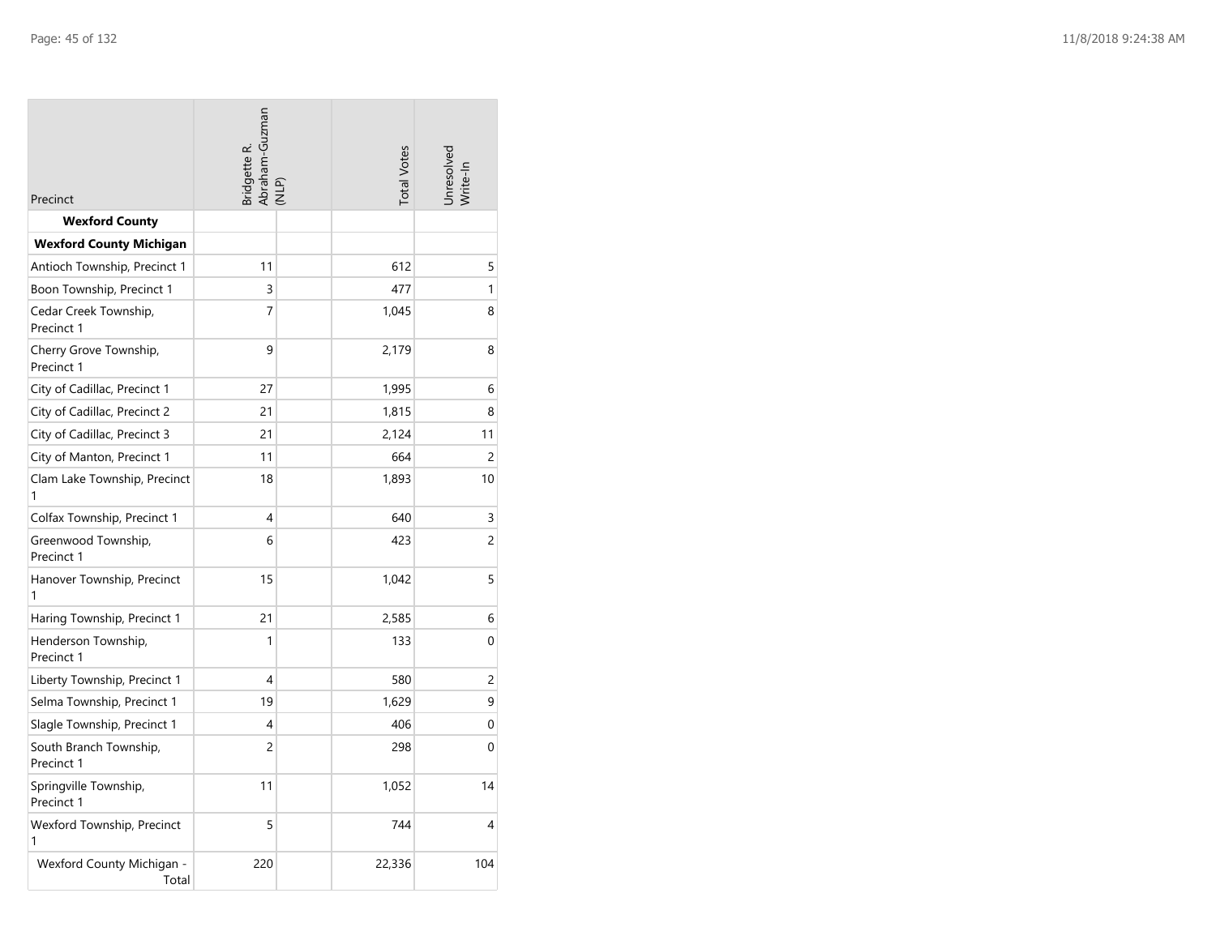| Precinct | Bridgette R. Abraham-Guzman (NLP) | | Total Votes | Unresolved Write-In |
|---|---|---|---|---|
| **Wexford County** | | | | |
| **Wexford County Michigan** | | | | |
| Antioch Township, Precinct 1 | 11 | | 612 | 5 |
| Boon Township, Precinct 1 | 3 | | 477 | 1 |
| Cedar Creek Township, Precinct 1 | 7 | | 1,045 | 8 |
| Cherry Grove Township, Precinct 1 | 9 | | 2,179 | 8 |
| City of Cadillac, Precinct 1 | 27 | | 1,995 | 6 |
| City of Cadillac, Precinct 2 | 21 | | 1,815 | 8 |
| City of Cadillac, Precinct 3 | 21 | | 2,124 | 11 |
| City of Manton, Precinct 1 | 11 | | 664 | 2 |
| Clam Lake Township, Precinct 1 | 18 | | 1,893 | 10 |
| Colfax Township, Precinct 1 | 4 | | 640 | 3 |
| Greenwood Township, Precinct 1 | 6 | | 423 | 2 |
| Hanover Township, Precinct 1 | 15 | | 1,042 | 5 |
| Haring Township, Precinct 1 | 21 | | 2,585 | 6 |
| Henderson Township, Precinct 1 | 1 | | 133 | 0 |
| Liberty Township, Precinct 1 | 4 | | 580 | 2 |
| Selma Township, Precinct 1 | 19 | | 1,629 | 9 |
| Slagle Township, Precinct 1 | 4 | | 406 | 0 |
| South Branch Township, Precinct 1 | 2 | | 298 | 0 |
| Springville Township, Precinct 1 | 11 | | 1,052 | 14 |
| Wexford Township, Precinct 1 | 5 | | 744 | 4 |
| Wexford County Michigan - Total | 220 | | 22,336 | 104 |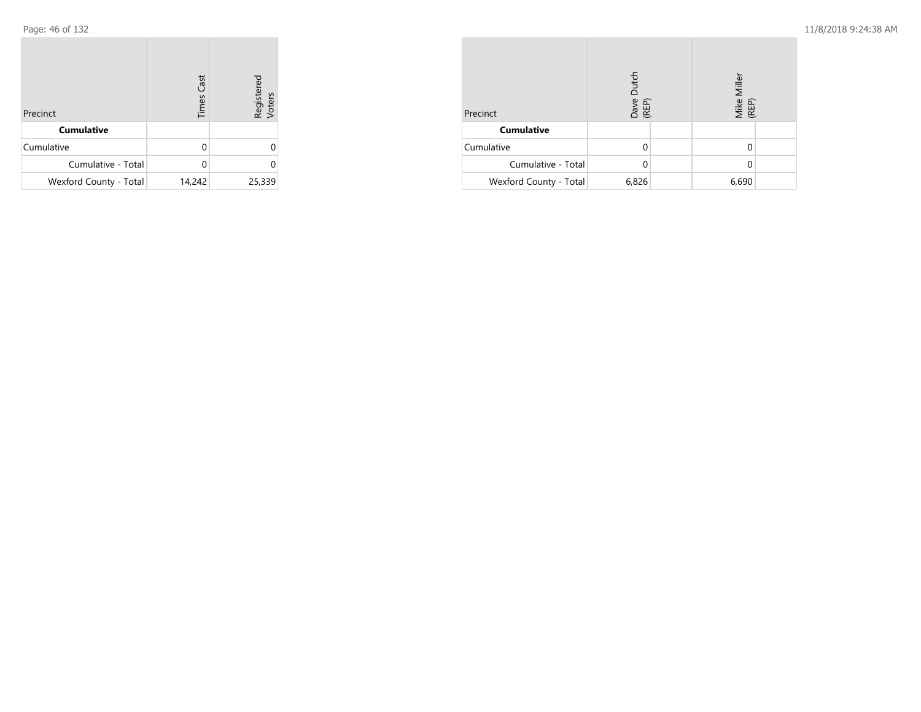| Precinct | Times Cast | Registered Voters |
|---|---|---|
| **Cumulative** | | |
| Cumulative | 0 | 0 |
| Cumulative - Total | 0 | 0 |
| Wexford County - Total | 14,242 | 25,339 |

| Precinct | Dave Dutch (REP) | | Mike Miller (REP) | |
|---|---|---|---|---|
| **Cumulative** | | | | |
| Cumulative | 0 | | 0 | |
| Cumulative - Total | 0 | | 0 | |
| Wexford County - Total | 6,826 | | 6,690 | |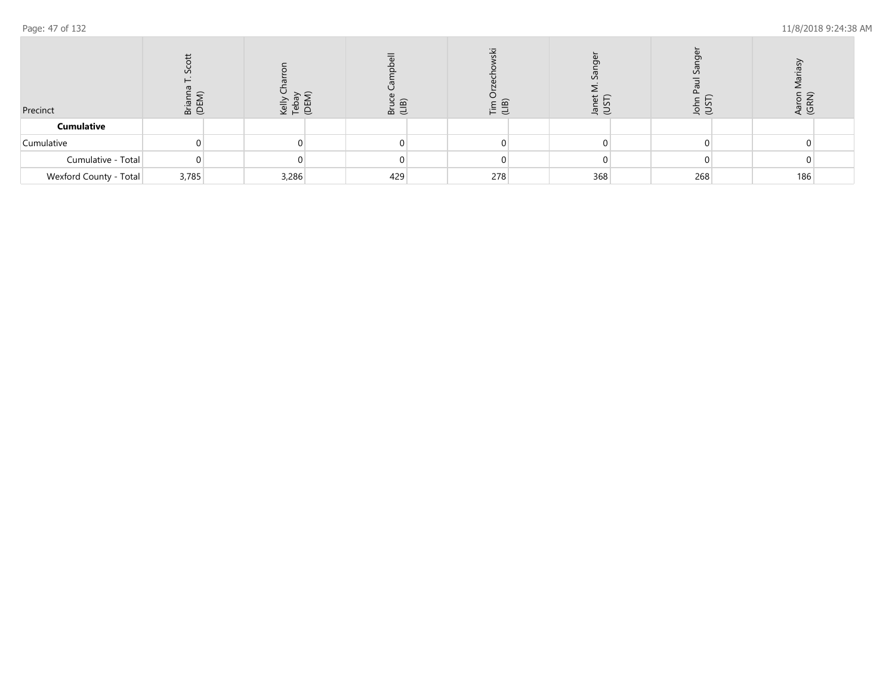| Precinct | Brianna T. Scott (DEM) | | Kelly Charron Tebay (DEM) | | Bruce Campbell (LIB) | | Tim Orzechowski (LIB) | | Janet M. Sanger (UST) | | John Paul Sanger (UST) | | Aaron Mariasy (GRN) | |
|---|---|---|---|---|---|---|---|---|---|---|---|---|---|---|
| **Cumulative** | | | | | | | | | | | | | | |
| Cumulative | 0 | | 0 | | 0 | | 0 | | 0 | | 0 | | 0 | |
| Cumulative - Total | 0 | | 0 | | 0 | | 0 | | 0 | | 0 | | 0 | |
| Wexford County - Total | 3,785 | | 3,286 | | 429 | | 278 | | 368 | | 268 | | 186 | |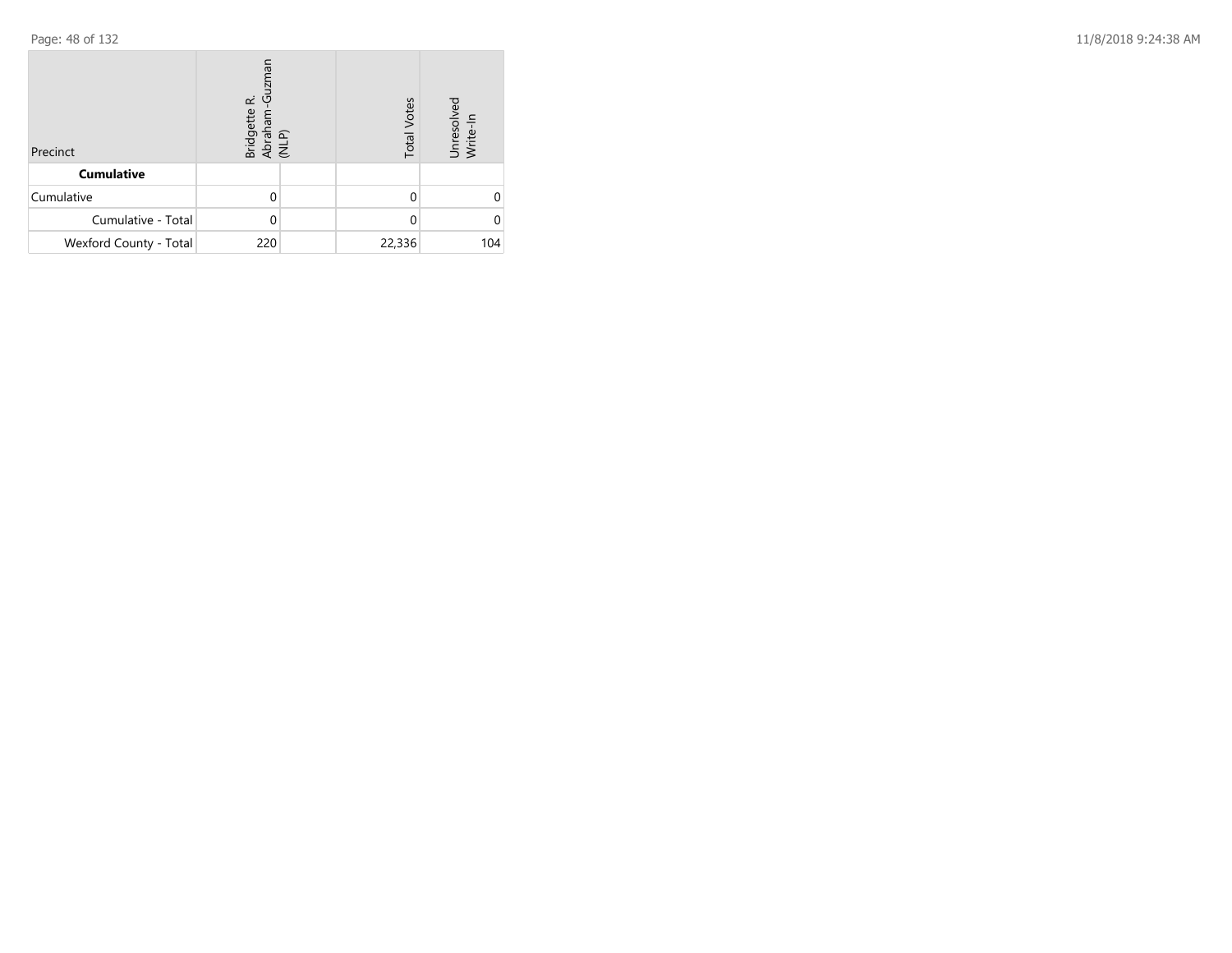| Precinct | Bridgette R. Abraham-Guzman (NLP) | | Total Votes | Unresolved Write-In |
|---|---|---|---|---|
| **Cumulative** | | | | |
| Cumulative | 0 | | 0 | 0 |
| Cumulative - Total | 0 | | 0 | 0 |
| Wexford County - Total | 220 | | 22,336 | 104 |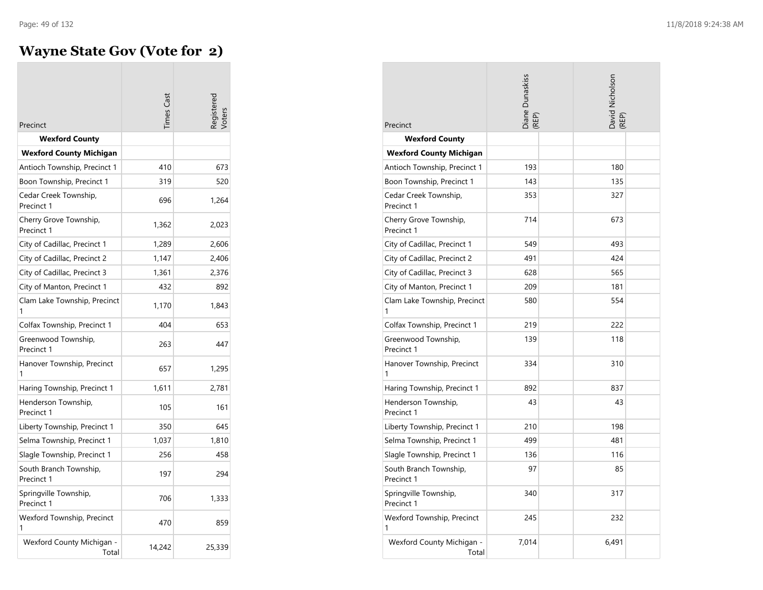# Wayne State Gov (Vote for 2)

| Precinct | Times Cast | Registered Voters | Diane Dunaskiss (REP) | David Nicholson (REP) |
|---|---|---|---|---|
| **Wexford County** | | | | |
| **Wexford County Michigan** | | | | |
| Antioch Township, Precinct 1 | 410 | 673 | 193 | 180 |
| Boon Township, Precinct 1 | 319 | 520 | 143 | 135 |
| Cedar Creek Township, Precinct 1 | 696 | 1,264 | 353 | 327 |
| Cherry Grove Township, Precinct 1 | 1,362 | 2,023 | 714 | 673 |
| City of Cadillac, Precinct 1 | 1,289 | 2,606 | 549 | 493 |
| City of Cadillac, Precinct 2 | 1,147 | 2,406 | 491 | 424 |
| City of Cadillac, Precinct 3 | 1,361 | 2,376 | 628 | 565 |
| City of Manton, Precinct 1 | 432 | 892 | 209 | 181 |
| Clam Lake Township, Precinct 1 | 1,170 | 1,843 | 580 | 554 |
| Colfax Township, Precinct 1 | 404 | 653 | 219 | 222 |
| Greenwood Township, Precinct 1 | 263 | 447 | 139 | 118 |
| Hanover Township, Precinct 1 | 657 | 1,295 | 334 | 310 |
| Haring Township, Precinct 1 | 1,611 | 2,781 | 892 | 837 |
| Henderson Township, Precinct 1 | 105 | 161 | 43 | 43 |
| Liberty Township, Precinct 1 | 350 | 645 | 210 | 198 |
| Selma Township, Precinct 1 | 1,037 | 1,810 | 499 | 481 |
| Slagle Township, Precinct 1 | 256 | 458 | 136 | 116 |
| South Branch Township, Precinct 1 | 197 | 294 | 97 | 85 |
| Springville Township, Precinct 1 | 706 | 1,333 | 340 | 317 |
| Wexford Township, Precinct 1 | 470 | 859 | 245 | 232 |
| Wexford County Michigan - Total | 14,242 | 25,339 | 7,014 | 6,491 |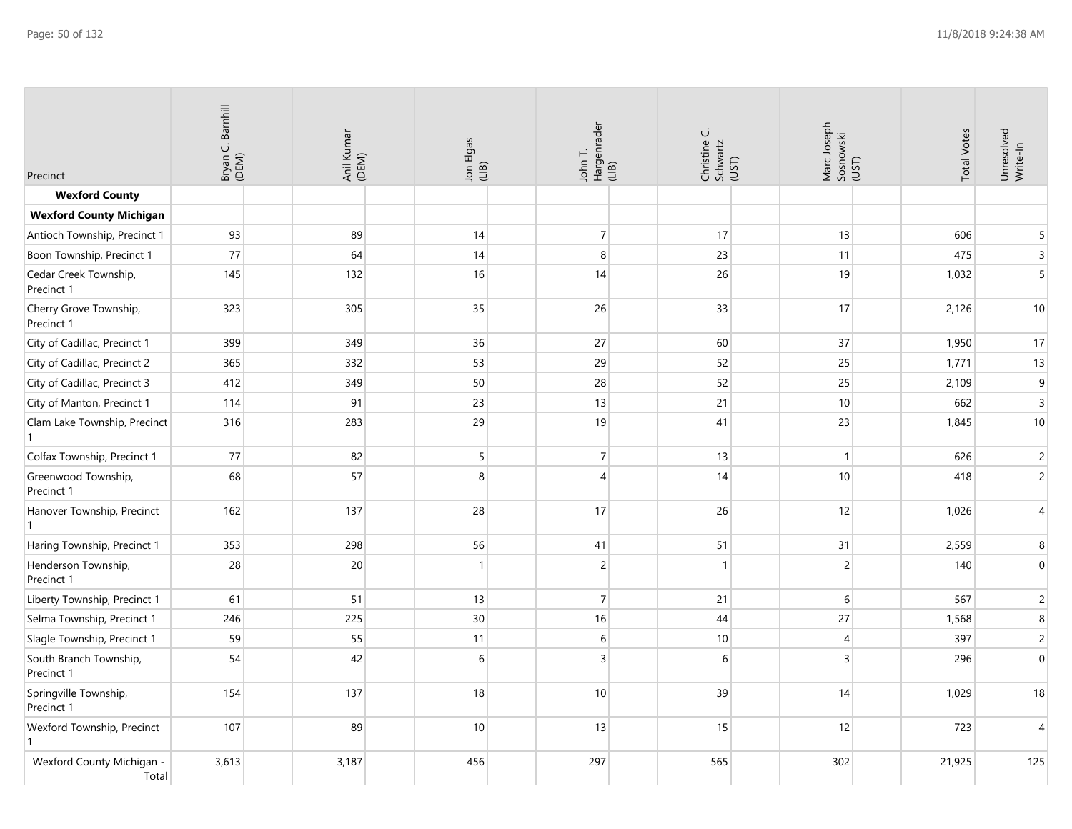| Precinct | Bryan C. Barnhill (DEM) | Anil Kumar (DEM) | Jon Elgas (LIB) | John T. Hargenrader (LIB) | Christine C. Schwartz (UST) | Marc Joseph Sosnowski (UST) | Total Votes | Unresolved Write-In |
|---|---|---|---|---|---|---|---|---|
| **Wexford County** | | | | | | | | |
| **Wexford County Michigan** | | | | | | | | |
| Antioch Township, Precinct 1 | 93 | 89 | 14 | 7 | 17 | 13 | 606 | 5 |
| Boon Township, Precinct 1 | 77 | 64 | 14 | 8 | 23 | 11 | 475 | 3 |
| Cedar Creek Township, Precinct 1 | 145 | 132 | 16 | 14 | 26 | 19 | 1,032 | 5 |
| Cherry Grove Township, Precinct 1 | 323 | 305 | 35 | 26 | 33 | 17 | 2,126 | 10 |
| City of Cadillac, Precinct 1 | 399 | 349 | 36 | 27 | 60 | 37 | 1,950 | 17 |
| City of Cadillac, Precinct 2 | 365 | 332 | 53 | 29 | 52 | 25 | 1,771 | 13 |
| City of Cadillac, Precinct 3 | 412 | 349 | 50 | 28 | 52 | 25 | 2,109 | 9 |
| City of Manton, Precinct 1 | 114 | 91 | 23 | 13 | 21 | 10 | 662 | 3 |
| Clam Lake Township, Precinct 1 | 316 | 283 | 29 | 19 | 41 | 23 | 1,845 | 10 |
| Colfax Township, Precinct 1 | 77 | 82 | 5 | 7 | 13 | 1 | 626 | 2 |
| Greenwood Township, Precinct 1 | 68 | 57 | 8 | 4 | 14 | 10 | 418 | 2 |
| Hanover Township, Precinct 1 | 162 | 137 | 28 | 17 | 26 | 12 | 1,026 | 4 |
| Haring Township, Precinct 1 | 353 | 298 | 56 | 41 | 51 | 31 | 2,559 | 8 |
| Henderson Township, Precinct 1 | 28 | 20 | 1 | 2 | 1 | 2 | 140 | 0 |
| Liberty Township, Precinct 1 | 61 | 51 | 13 | 7 | 21 | 6 | 567 | 2 |
| Selma Township, Precinct 1 | 246 | 225 | 30 | 16 | 44 | 27 | 1,568 | 8 |
| Slagle Township, Precinct 1 | 59 | 55 | 11 | 6 | 10 | 4 | 397 | 2 |
| South Branch Township, Precinct 1 | 54 | 42 | 6 | 3 | 6 | 3 | 296 | 0 |
| Springville Township, Precinct 1 | 154 | 137 | 18 | 10 | 39 | 14 | 1,029 | 18 |
| Wexford Township, Precinct 1 | 107 | 89 | 10 | 13 | 15 | 12 | 723 | 4 |
| Wexford County Michigan - Total | 3,613 | 3,187 | 456 | 297 | 565 | 302 | 21,925 | 125 |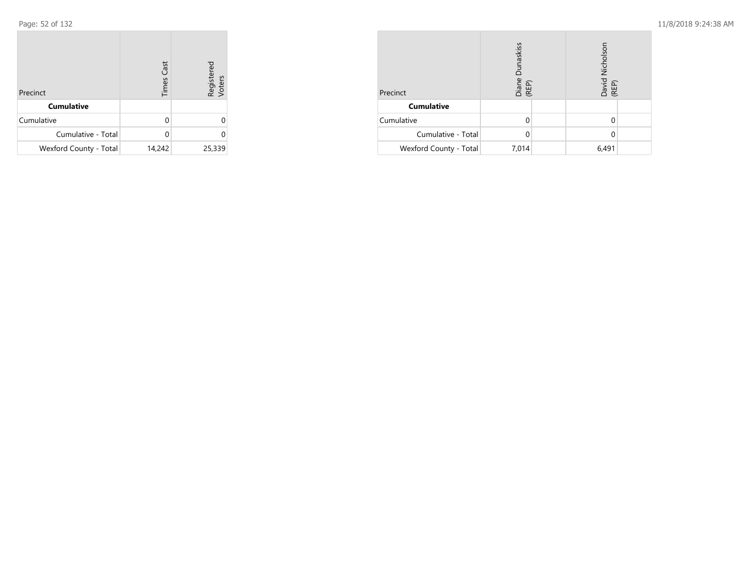| Precinct | Times Cast | Registered Voters |
|---|---|---|
| **Cumulative** | | |
| Cumulative | 0 | 0 |
| Cumulative - Total | 0 | 0 |
| Wexford County - Total | 14,242 | 25,339 |

| Precinct | Diane Dunaskiss (REP) | | David Nicholson (REP) | |
|---|---|---|---|---|
| **Cumulative** | | | | |
| Cumulative | 0 | | 0 | |
| Cumulative - Total | 0 | | 0 | |
| Wexford County - Total | 7,014 | | 6,491 | |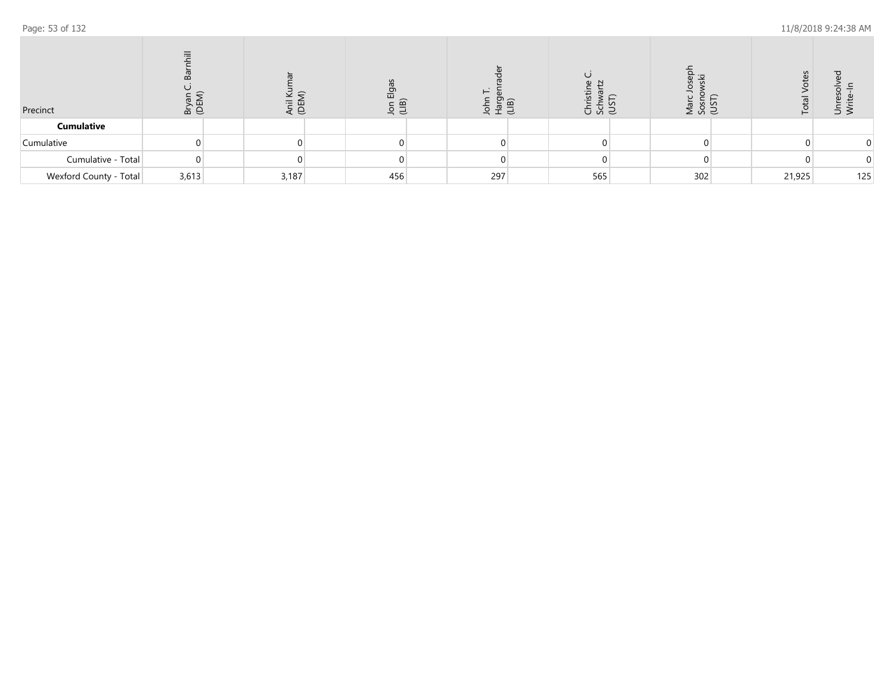| Precinct | Bryan C. Barnhill (DEM) | | Anil Kumar (DEM) | | Jon Elgas (LIB) | | John T. Hargenrader (LIB) | | Christine C. Schwartz (UST) | | Marc Joseph Sosnowski (UST) | | Total Votes | Unresolved Write-In |
|---|---|---|---|---|---|---|---|---|---|---|---|---|---|---|
| **Cumulative** | | | | | | | | | | | | | | |
| Cumulative | 0 | | 0 | | 0 | | 0 | | 0 | | 0 | | 0 | 0 |
| Cumulative - Total | 0 | | 0 | | 0 | | 0 | | 0 | | 0 | | 0 | 0 |
| Wexford County - Total | 3,613 | | 3,187 | | 456 | | 297 | | 565 | | 302 | | 21,925 | 125 |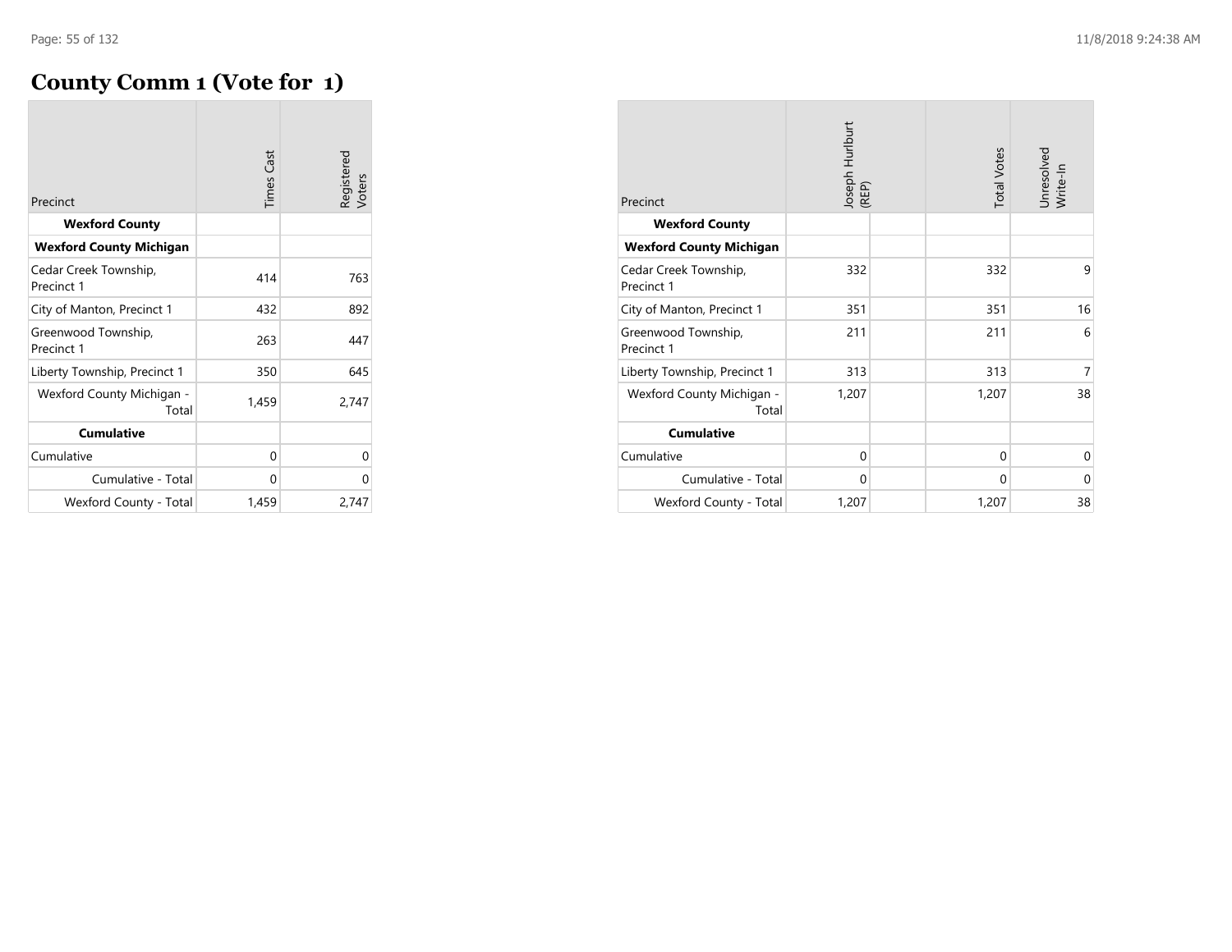# County Comm 1 (Vote for 1)

| Precinct | Times Cast | Registered Voters |
|---|---|---|
| **Wexford County** | | |
| **Wexford County Michigan** | | |
| Cedar Creek Township, Precinct 1 | 414 | 763 |
| City of Manton, Precinct 1 | 432 | 892 |
| Greenwood Township, Precinct 1 | 263 | 447 |
| Liberty Township, Precinct 1 | 350 | 645 |
| Wexford County Michigan - Total | 1,459 | 2,747 |
| **Cumulative** | | |
| Cumulative | 0 | 0 |
| Cumulative - Total | 0 | 0 |
| Wexford County - Total | 1,459 | 2,747 |

| Precinct | Joseph Hurlburt (REP) | | Total Votes | Unresolved Write-In |
|---|---|---|---|---|
| **Wexford County** | | | | |
| **Wexford County Michigan** | | | | |
| Cedar Creek Township, Precinct 1 | 332 | | 332 | 9 |
| City of Manton, Precinct 1 | 351 | | 351 | 16 |
| Greenwood Township, Precinct 1 | 211 | | 211 | 6 |
| Liberty Township, Precinct 1 | 313 | | 313 | 7 |
| Wexford County Michigan - Total | 1,207 | | 1,207 | 38 |
| **Cumulative** | | | | |
| Cumulative | 0 | | 0 | 0 |
| Cumulative - Total | 0 | | 0 | 0 |
| Wexford County - Total | 1,207 | | 1,207 | 38 |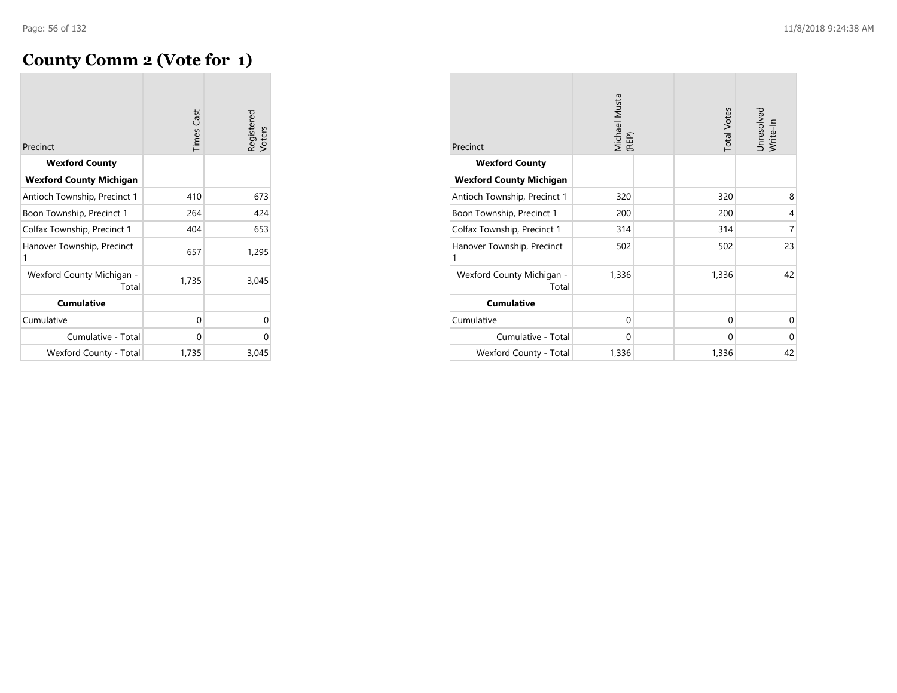# County Comm 2 (Vote for 1)

| Precinct | Times Cast | Registered Voters |
|---|---|---|
| **Wexford County** | | |
| **Wexford County Michigan** | | |
| Antioch Township, Precinct 1 | 410 | 673 |
| Boon Township, Precinct 1 | 264 | 424 |
| Colfax Township, Precinct 1 | 404 | 653 |
| Hanover Township, Precinct 1 | 657 | 1,295 |
| Wexford County Michigan - Total | 1,735 | 3,045 |
| **Cumulative** | | |
| Cumulative | 0 | 0 |
| Cumulative - Total | 0 | 0 |
| Wexford County - Total | 1,735 | 3,045 |

| Precinct | Michael Musta (REP) | Total Votes | Unresolved Write-In |
|---|---|---|---|
| **Wexford County** | | | |
| **Wexford County Michigan** | | | |
| Antioch Township, Precinct 1 | 320 | 320 | 8 |
| Boon Township, Precinct 1 | 200 | 200 | 4 |
| Colfax Township, Precinct 1 | 314 | 314 | 7 |
| Hanover Township, Precinct 1 | 502 | 502 | 23 |
| Wexford County Michigan - Total | 1,336 | 1,336 | 42 |
| **Cumulative** | | | |
| Cumulative | 0 | 0 | 0 |
| Cumulative - Total | 0 | 0 | 0 |
| Wexford County - Total | 1,336 | 1,336 | 42 |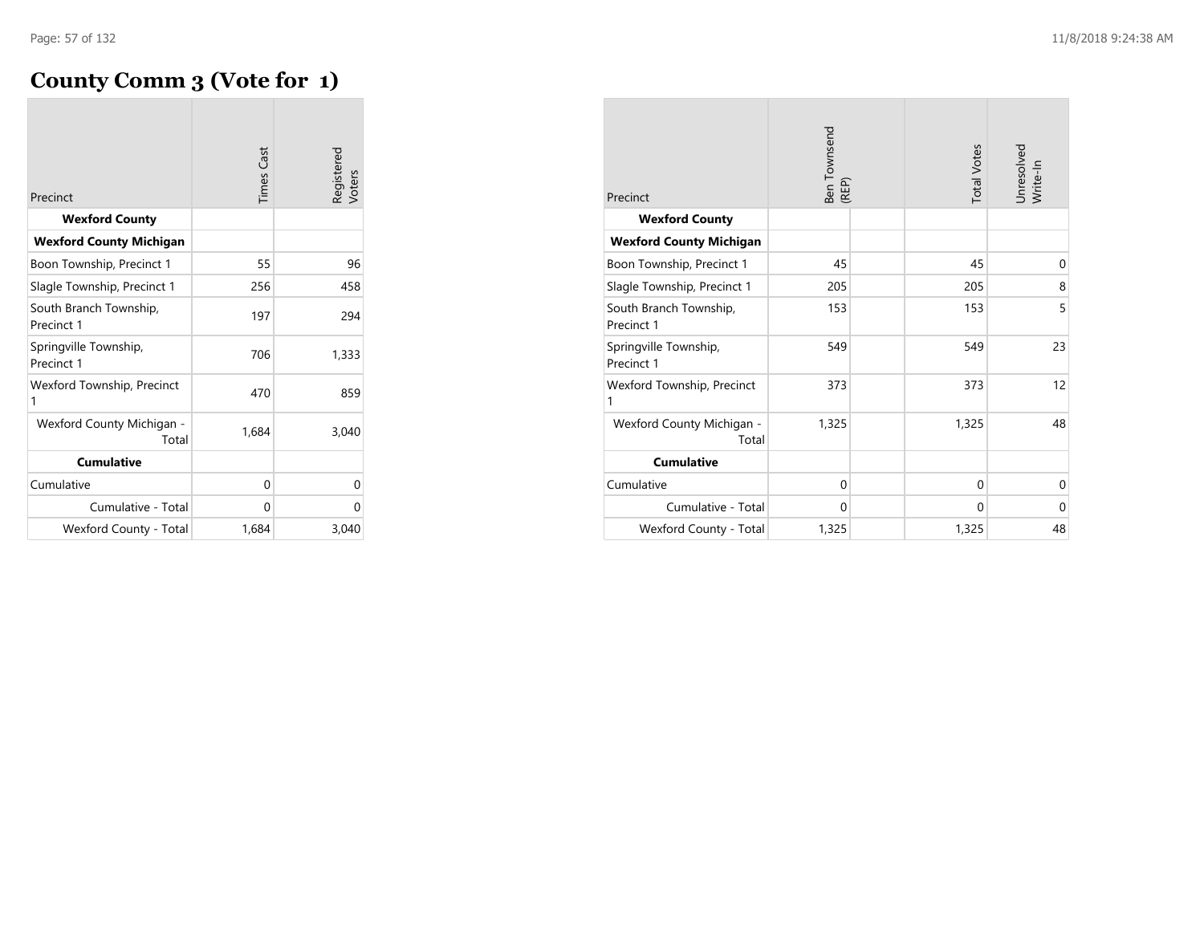# County Comm 3 (Vote for 1)

| Precinct | Times Cast | Registered Voters |
|---|---|---|
| **Wexford County** | | |
| **Wexford County Michigan** | | |
| Boon Township, Precinct 1 | 55 | 96 |
| Slagle Township, Precinct 1 | 256 | 458 |
| South Branch Township, Precinct 1 | 197 | 294 |
| Springville Township, Precinct 1 | 706 | 1,333 |
| Wexford Township, Precinct 1 | 470 | 859 |
| Wexford County Michigan - Total | 1,684 | 3,040 |
| **Cumulative** | | |
| Cumulative | 0 | 0 |
| Cumulative - Total | 0 | 0 |
| Wexford County - Total | 1,684 | 3,040 |

| Precinct | Ben Townsend (REP) | | Total Votes | Unresolved Write-In |
|---|---|---|---|---|
| **Wexford County** | | | | |
| **Wexford County Michigan** | | | | |
| Boon Township, Precinct 1 | 45 | | 45 | 0 |
| Slagle Township, Precinct 1 | 205 | | 205 | 8 |
| South Branch Township, Precinct 1 | 153 | | 153 | 5 |
| Springville Township, Precinct 1 | 549 | | 549 | 23 |
| Wexford Township, Precinct 1 | 373 | | 373 | 12 |
| Wexford County Michigan - Total | 1,325 | | 1,325 | 48 |
| **Cumulative** | | | | |
| Cumulative | 0 | | 0 | 0 |
| Cumulative - Total | 0 | | 0 | 0 |
| Wexford County - Total | 1,325 | | 1,325 | 48 |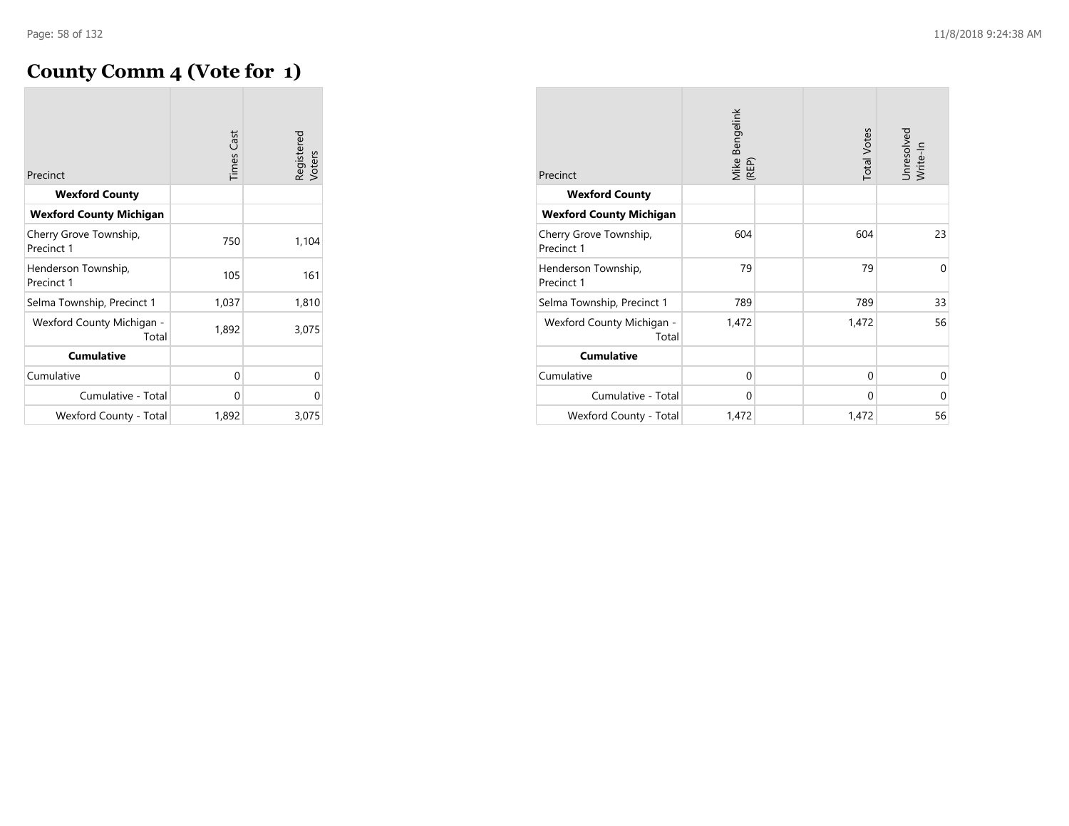# County Comm 4 (Vote for 1)

| Precinct | Times Cast | Registered Voters |
|---|---|---|
| **Wexford County** | | |
| **Wexford County Michigan** | | |
| Cherry Grove Township, Precinct 1 | 750 | 1,104 |
| Henderson Township, Precinct 1 | 105 | 161 |
| Selma Township, Precinct 1 | 1,037 | 1,810 |
| Wexford County Michigan - Total | 1,892 | 3,075 |
| **Cumulative** | | |
| Cumulative | 0 | 0 |
| Cumulative - Total | 0 | 0 |
| Wexford County - Total | 1,892 | 3,075 |

| Precinct | Mike Bengelink (REP) | | Total Votes | Unresolved Write-In |
|---|---|---|---|---|
| **Wexford County** | | | | |
| **Wexford County Michigan** | | | | |
| Cherry Grove Township, Precinct 1 | 604 | | 604 | 23 |
| Henderson Township, Precinct 1 | 79 | | 79 | 0 |
| Selma Township, Precinct 1 | 789 | | 789 | 33 |
| Wexford County Michigan - Total | 1,472 | | 1,472 | 56 |
| **Cumulative** | | | | |
| Cumulative | 0 | | 0 | 0 |
| Cumulative - Total | 0 | | 0 | 0 |
| Wexford County - Total | 1,472 | | 1,472 | 56 |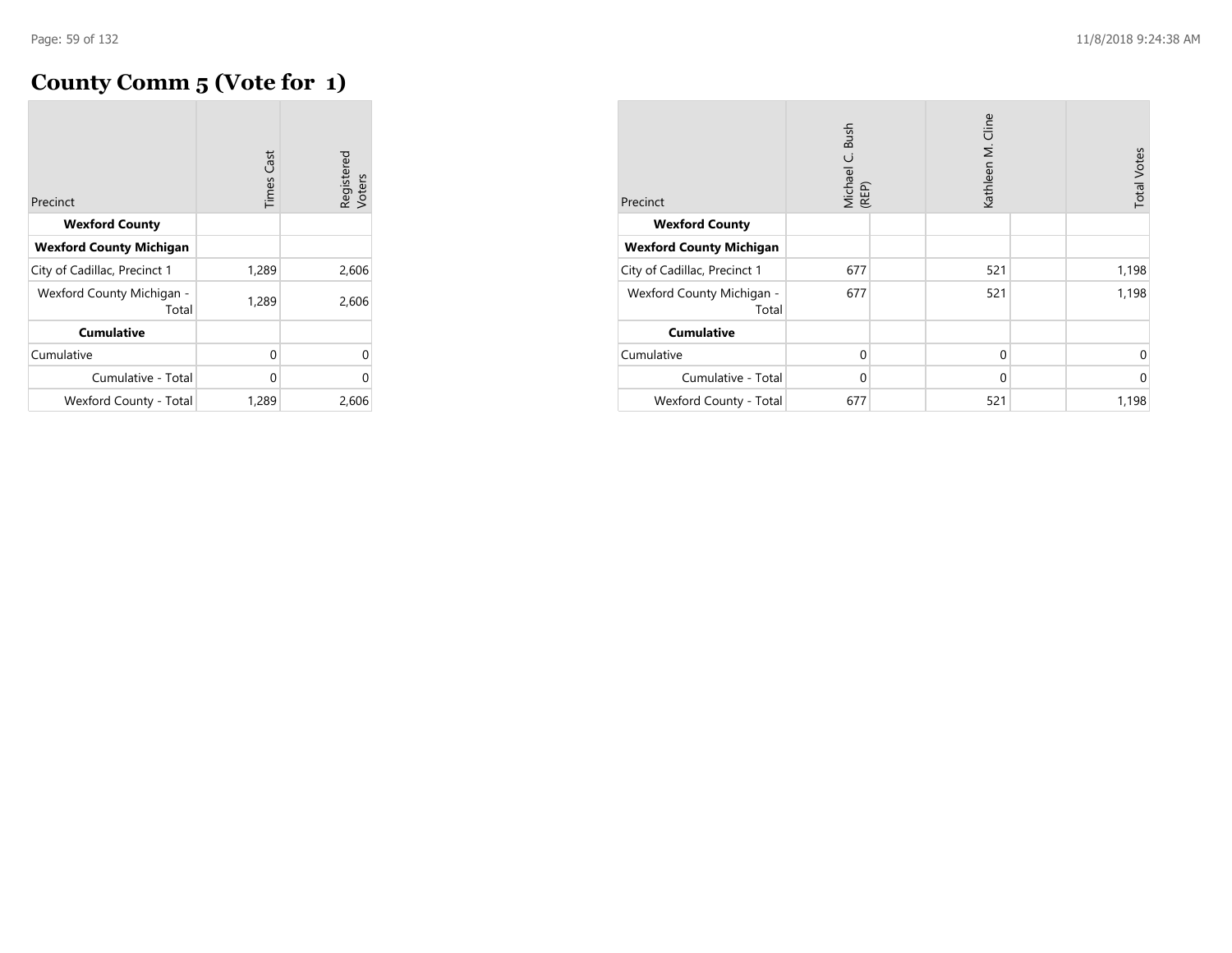# County Comm 5 (Vote for 1)

| Precinct | Times Cast | Registered Voters |
|---|---|---|
| **Wexford County** | | |
| **Wexford County Michigan** | | |
| City of Cadillac, Precinct 1 | 1,289 | 2,606 |
| Wexford County Michigan - Total | 1,289 | 2,606 |
| **Cumulative** | | |
| Cumulative | 0 | 0 |
| Cumulative - Total | 0 | 0 |
| Wexford County - Total | 1,289 | 2,606 |

| Precinct | Michael C. Bush (REP) | Kathleen M. Cline | Total Votes |
|---|---|---|---|
| **Wexford County** | | | |
| **Wexford County Michigan** | | | |
| City of Cadillac, Precinct 1 | 677 | 521 | 1,198 |
| Wexford County Michigan - Total | 677 | 521 | 1,198 |
| **Cumulative** | | | |
| Cumulative | 0 | 0 | 0 |
| Cumulative - Total | 0 | 0 | 0 |
| Wexford County - Total | 677 | 521 | 1,198 |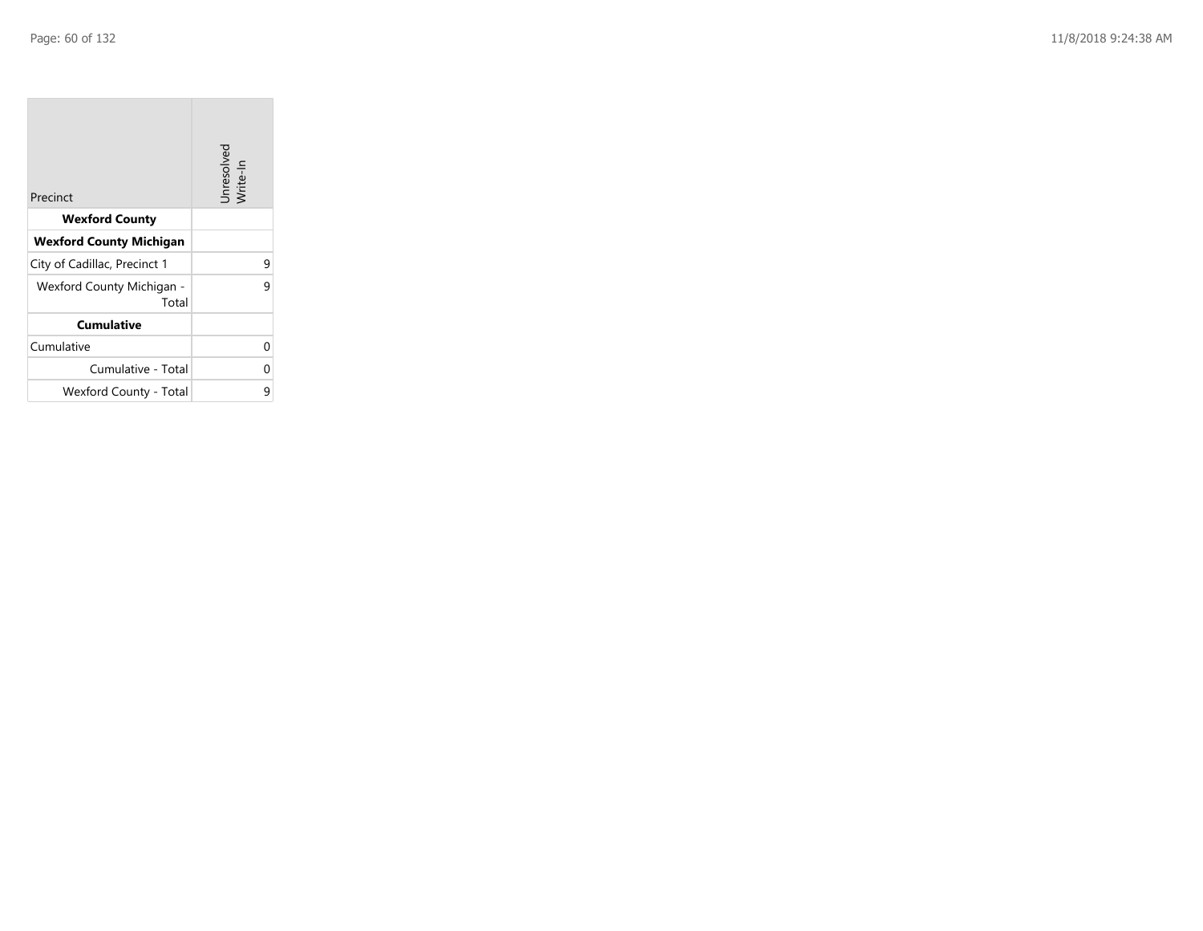| Precinct | Unresolved Write-In |
|---|---|
| **Wexford County** | |
| **Wexford County Michigan** | |
| City of Cadillac, Precinct 1 | 9 |
| Wexford County Michigan - Total | 9 |
| **Cumulative** | |
| Cumulative | 0 |
| Cumulative - Total | 0 |
| Wexford County - Total | 9 |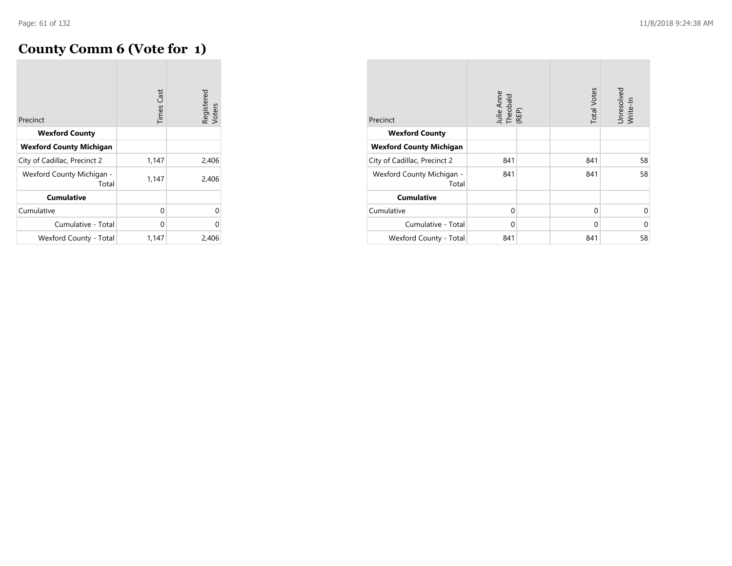# County Comm 6 (Vote for 1)

| Precinct | Times Cast | Registered Voters |
|---|---|---|
| **Wexford County** | | |
| **Wexford County Michigan** | | |
| City of Cadillac, Precinct 2 | 1,147 | 2,406 |
| Wexford County Michigan - Total | 1,147 | 2,406 |
| **Cumulative** | | |
| Cumulative | 0 | 0 |
| Cumulative - Total | 0 | 0 |
| Wexford County - Total | 1,147 | 2,406 |

| Precinct | Julie Anne Theobald (REP) | | Total Votes | Unresolved Write-In |
|---|---|---|---|---|
| **Wexford County** | | | | |
| **Wexford County Michigan** | | | | |
| City of Cadillac, Precinct 2 | 841 | | 841 | 58 |
| Wexford County Michigan - Total | 841 | | 841 | 58 |
| **Cumulative** | | | | |
| Cumulative | 0 | | 0 | 0 |
| Cumulative - Total | 0 | | 0 | 0 |
| Wexford County - Total | 841 | | 841 | 58 |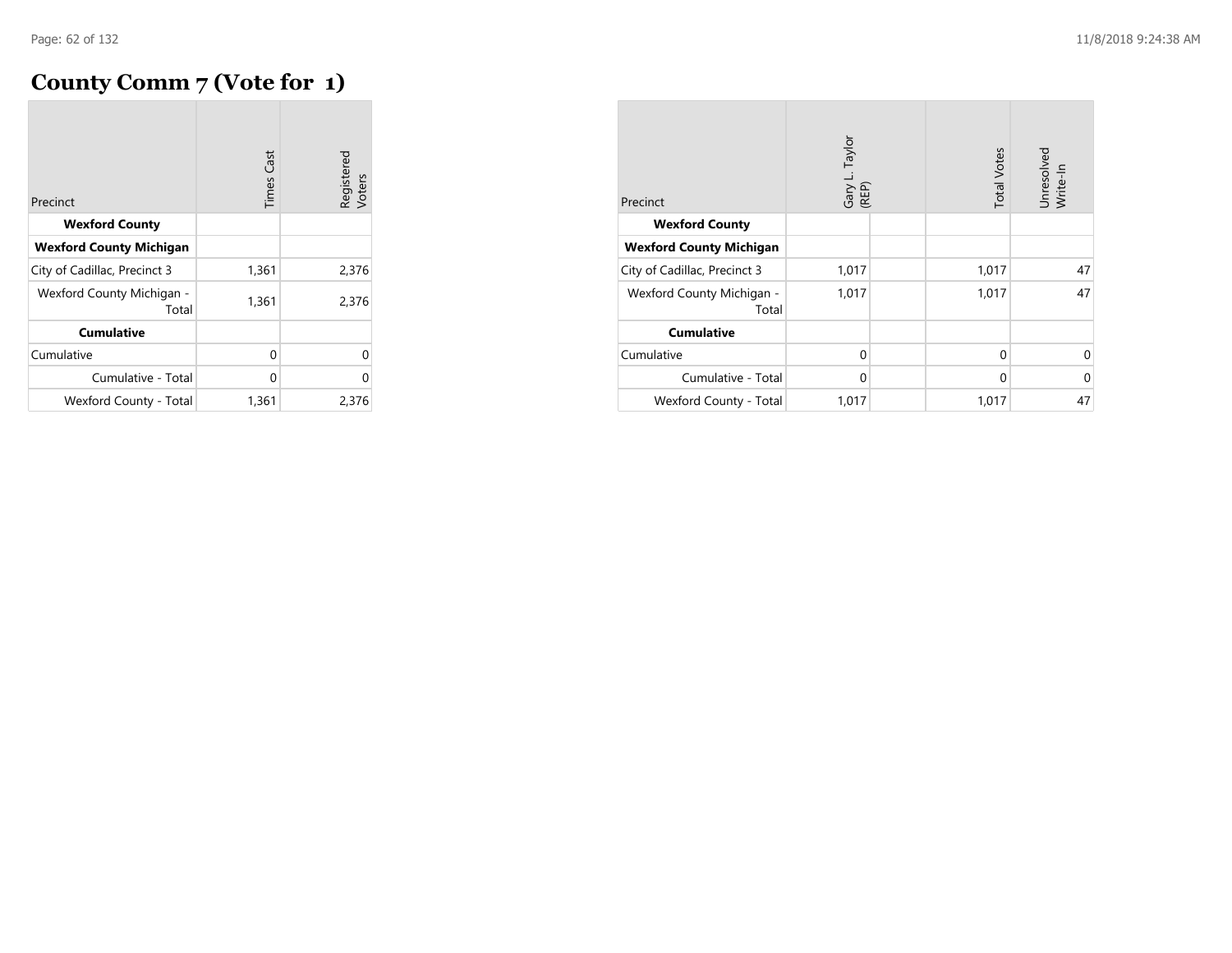# County Comm 7 (Vote for 1)

| Precinct | Times Cast | Registered Voters |
|---|---|---|
| **Wexford County** | | |
| **Wexford County Michigan** | | |
| City of Cadillac, Precinct 3 | 1,361 | 2,376 |
| Wexford County Michigan - Total | 1,361 | 2,376 |
| **Cumulative** | | |
| Cumulative | 0 | 0 |
| Cumulative - Total | 0 | 0 |
| Wexford County - Total | 1,361 | 2,376 |

| Precinct | Gary L. Taylor (REP) | | Total Votes | Unresolved Write-In |
|---|---|---|---|---|
| **Wexford County** | | | | |
| **Wexford County Michigan** | | | | |
| City of Cadillac, Precinct 3 | 1,017 | | 1,017 | 47 |
| Wexford County Michigan - Total | 1,017 | | 1,017 | 47 |
| **Cumulative** | | | | |
| Cumulative | 0 | | 0 | 0 |
| Cumulative - Total | 0 | | 0 | 0 |
| Wexford County - Total | 1,017 | | 1,017 | 47 |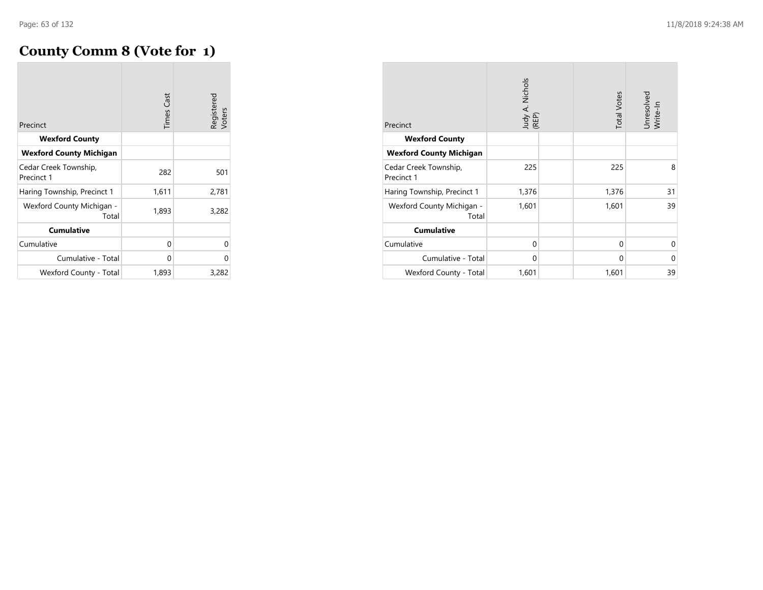# County Comm 8 (Vote for 1)

| Precinct | Times Cast | Registered Voters |
|---|---|---|
| **Wexford County** | | |
| **Wexford County Michigan** | | |
| Cedar Creek Township, Precinct 1 | 282 | 501 |
| Haring Township, Precinct 1 | 1,611 | 2,781 |
| Wexford County Michigan - Total | 1,893 | 3,282 |
| **Cumulative** | | |
| Cumulative | 0 | 0 |
| Cumulative - Total | 0 | 0 |
| Wexford County - Total | 1,893 | 3,282 |

| Precinct | Judy A. Nichols (REP) | | Total Votes | Unresolved Write-In |
|---|---|---|---|---|
| **Wexford County** | | | | |
| **Wexford County Michigan** | | | | |
| Cedar Creek Township, Precinct 1 | 225 | | 225 | 8 |
| Haring Township, Precinct 1 | 1,376 | | 1,376 | 31 |
| Wexford County Michigan - Total | 1,601 | | 1,601 | 39 |
| **Cumulative** | | | | |
| Cumulative | 0 | | 0 | 0 |
| Cumulative - Total | 0 | | 0 | 0 |
| Wexford County - Total | 1,601 | | 1,601 | 39 |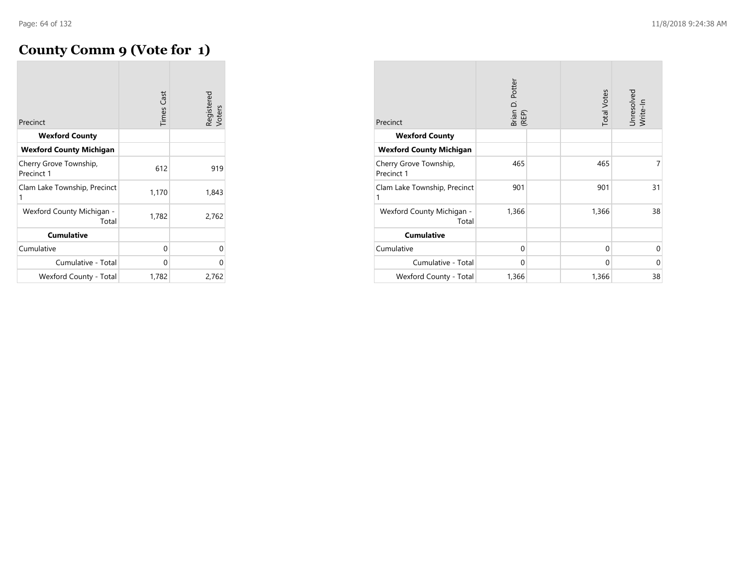# County Comm 9 (Vote for 1)

| Precinct | Times Cast | Registered Voters |
|---|---|---|
| **Wexford County** | | |
| **Wexford County Michigan** | | |
| Cherry Grove Township, Precinct 1 | 612 | 919 |
| Clam Lake Township, Precinct 1 | 1,170 | 1,843 |
| Wexford County Michigan - Total | 1,782 | 2,762 |
| **Cumulative** | | |
| Cumulative | 0 | 0 |
| Cumulative - Total | 0 | 0 |
| Wexford County - Total | 1,782 | 2,762 |

| Precinct | Brian D. Potter (REP) | | Total Votes | Unresolved Write-In |
|---|---|---|---|---|
| **Wexford County** | | | | |
| **Wexford County Michigan** | | | | |
| Cherry Grove Township, Precinct 1 | 465 | | 465 | 7 |
| Clam Lake Township, Precinct 1 | 901 | | 901 | 31 |
| Wexford County Michigan - Total | 1,366 | | 1,366 | 38 |
| **Cumulative** | | | | |
| Cumulative | 0 | | 0 | 0 |
| Cumulative - Total | 0 | | 0 | 0 |
| Wexford County - Total | 1,366 | | 1,366 | 38 |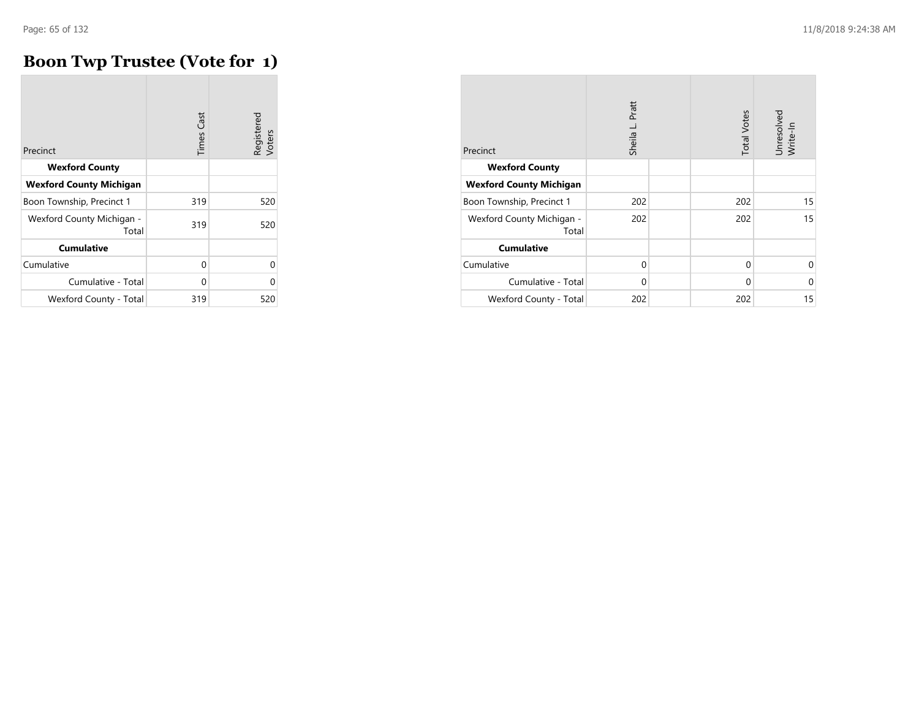# Boon Twp Trustee (Vote for 1)

| Precinct | Times Cast | Registered Voters |
|---|---|---|
| **Wexford County** | | |
| **Wexford County Michigan** | | |
| Boon Township, Precinct 1 | 319 | 520 |
| Wexford County Michigan - Total | 319 | 520 |
| **Cumulative** | | |
| Cumulative | 0 | 0 |
| Cumulative - Total | 0 | 0 |
| Wexford County - Total | 319 | 520 |

| Precinct | Sheila L. Pratt | | Total Votes | Unresolved Write-In |
|---|---|---|---|---|
| **Wexford County** | | | | |
| **Wexford County Michigan** | | | | |
| Boon Township, Precinct 1 | 202 | | 202 | 15 |
| Wexford County Michigan - Total | 202 | | 202 | 15 |
| **Cumulative** | | | | |
| Cumulative | 0 | | 0 | 0 |
| Cumulative - Total | 0 | | 0 | 0 |
| Wexford County - Total | 202 | | 202 | 15 |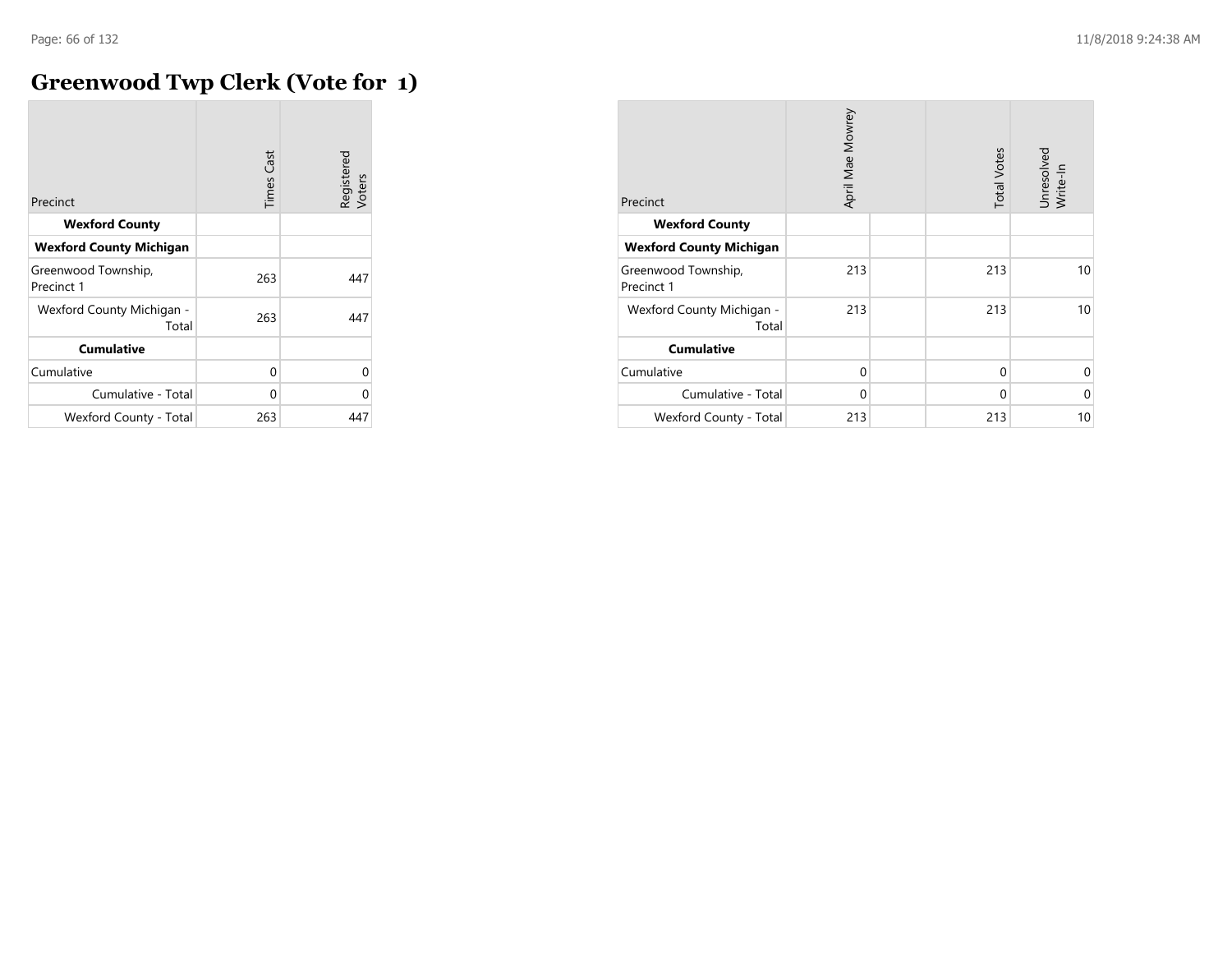# Greenwood Twp Clerk (Vote for 1)

| Precinct | Times Cast | Registered Voters |
|---|---|---|
| **Wexford County** | | |
| **Wexford County Michigan** | | |
| Greenwood Township, Precinct 1 | 263 | 447 |
| Wexford County Michigan - Total | 263 | 447 |
| **Cumulative** | | |
| Cumulative | 0 | 0 |
| Cumulative - Total | 0 | 0 |
| Wexford County - Total | 263 | 447 |

| Precinct | April Mae Mowrey | | Total Votes | Unresolved Write-In |
|---|---|---|---|---|
| **Wexford County** | | | | |
| **Wexford County Michigan** | | | | |
| Greenwood Township, Precinct 1 | 213 | | 213 | 10 |
| Wexford County Michigan - Total | 213 | | 213 | 10 |
| **Cumulative** | | | | |
| Cumulative | 0 | | 0 | 0 |
| Cumulative - Total | 0 | | 0 | 0 |
| Wexford County - Total | 213 | | 213 | 10 |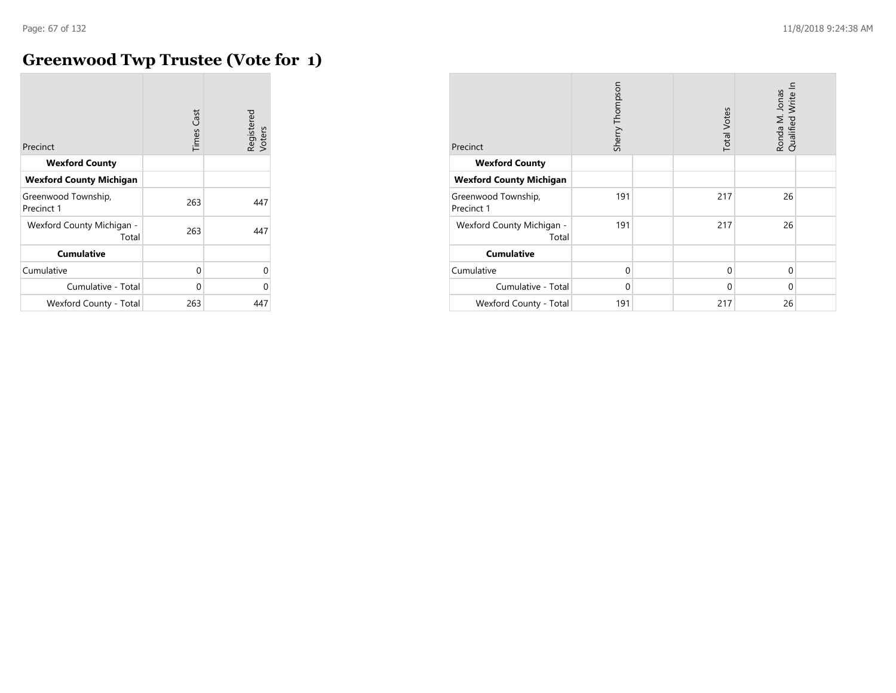# Greenwood Twp Trustee (Vote for 1)

| Precinct | Times Cast | Registered Voters |
|---|---|---|
| **Wexford County** | | |
| **Wexford County Michigan** | | |
| Greenwood Township, Precinct 1 | 263 | 447 |
| Wexford County Michigan - Total | 263 | 447 |
| **Cumulative** | | |
| Cumulative | 0 | 0 |
| Cumulative - Total | 0 | 0 |
| Wexford County - Total | 263 | 447 |

| Precinct | Sherry Thompson | Total Votes | Ronda M. Jonas Qualified Write In |
|---|---|---|---|
| **Wexford County** | | | |
| **Wexford County Michigan** | | | |
| Greenwood Township, Precinct 1 | 191 | 217 | 26 |
| Wexford County Michigan - Total | 191 | 217 | 26 |
| **Cumulative** | | | |
| Cumulative | 0 | 0 | 0 |
| Cumulative - Total | 0 | 0 | 0 |
| Wexford County - Total | 191 | 217 | 26 |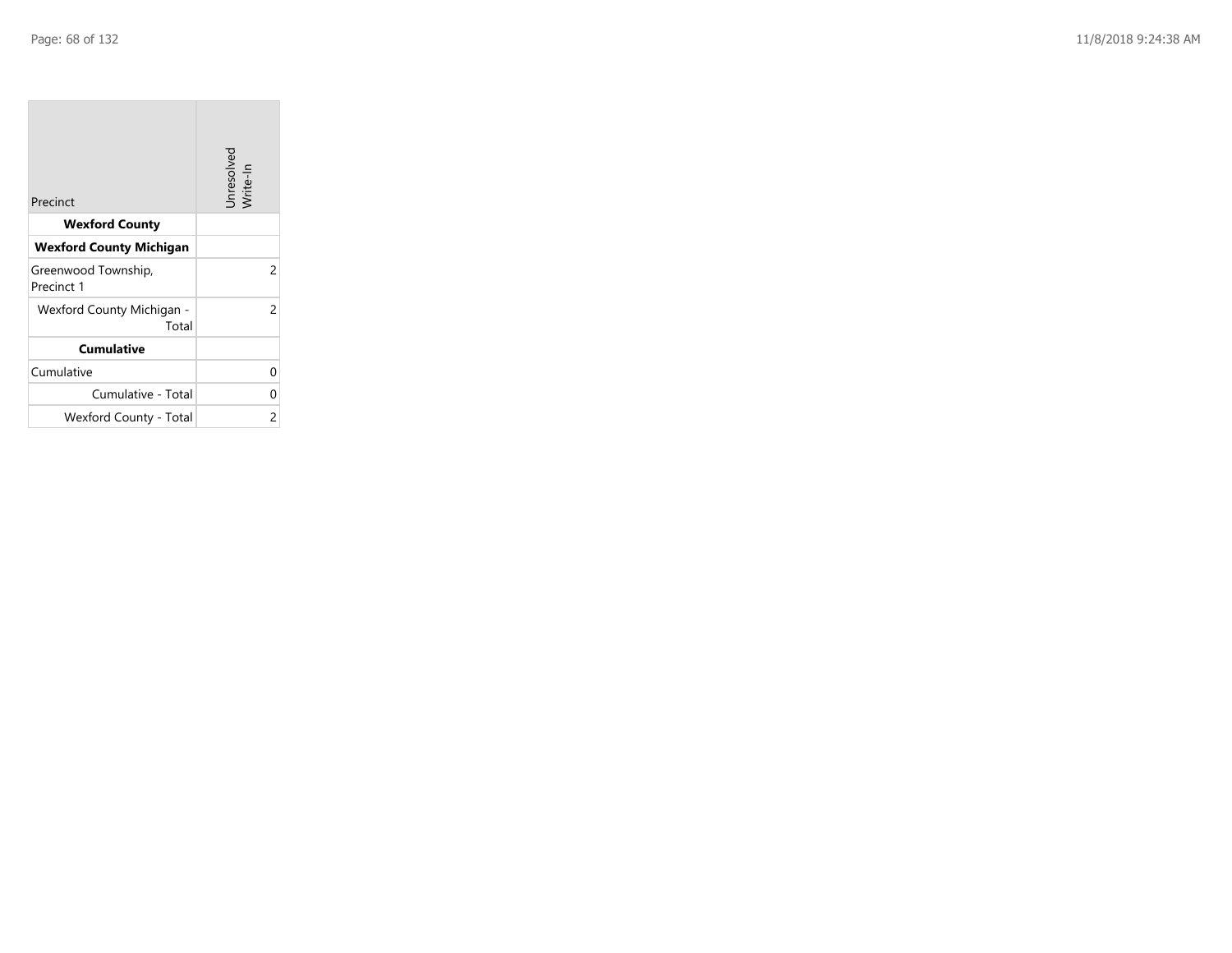| Precinct | Unresolved Write-In |
|---|---|
| **Wexford County** | |
| **Wexford County Michigan** | |
| Greenwood Township, Precinct 1 | 2 |
| Wexford County Michigan - Total | 2 |
| **Cumulative** | |
| Cumulative | 0 |
| Cumulative - Total | 0 |
| Wexford County - Total | 2 |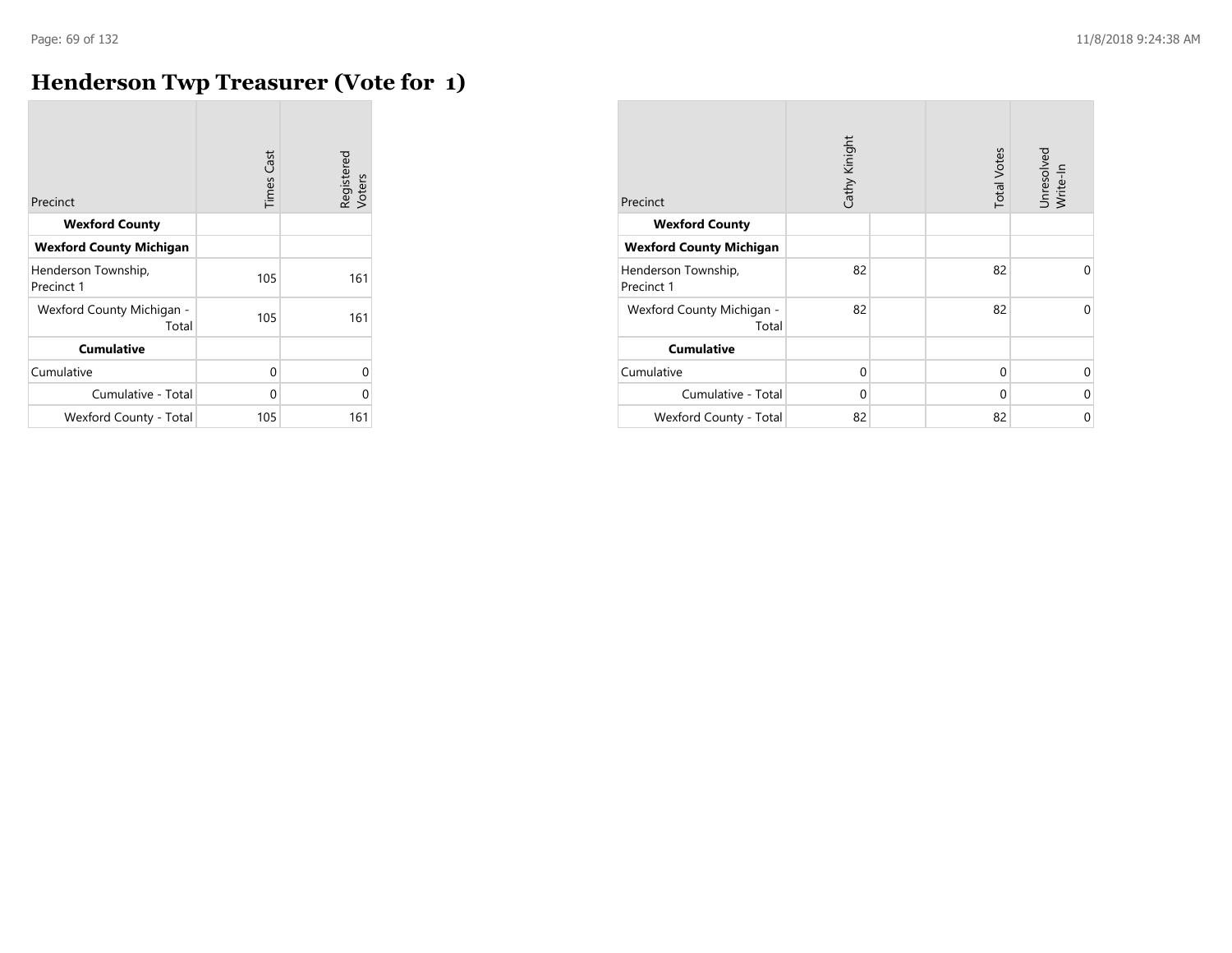# Henderson Twp Treasurer (Vote for 1)

| Precinct | Times Cast | Registered Voters |
|---|---|---|
| **Wexford County** | | |
| **Wexford County Michigan** | | |
| Henderson Township, Precinct 1 | 105 | 161 |
| Wexford County Michigan - Total | 105 | 161 |
| **Cumulative** | | |
| Cumulative | 0 | 0 |
| Cumulative - Total | 0 | 0 |
| Wexford County - Total | 105 | 161 |

| Precinct | Cathy Kinight | | Total Votes | Unresolved Write-In |
|---|---|---|---|---|
| **Wexford County** | | | | |
| **Wexford County Michigan** | | | | |
| Henderson Township, Precinct 1 | 82 | | 82 | 0 |
| Wexford County Michigan - Total | 82 | | 82 | 0 |
| **Cumulative** | | | | |
| Cumulative | 0 | | 0 | 0 |
| Cumulative - Total | 0 | | 0 | 0 |
| Wexford County - Total | 82 | | 82 | 0 |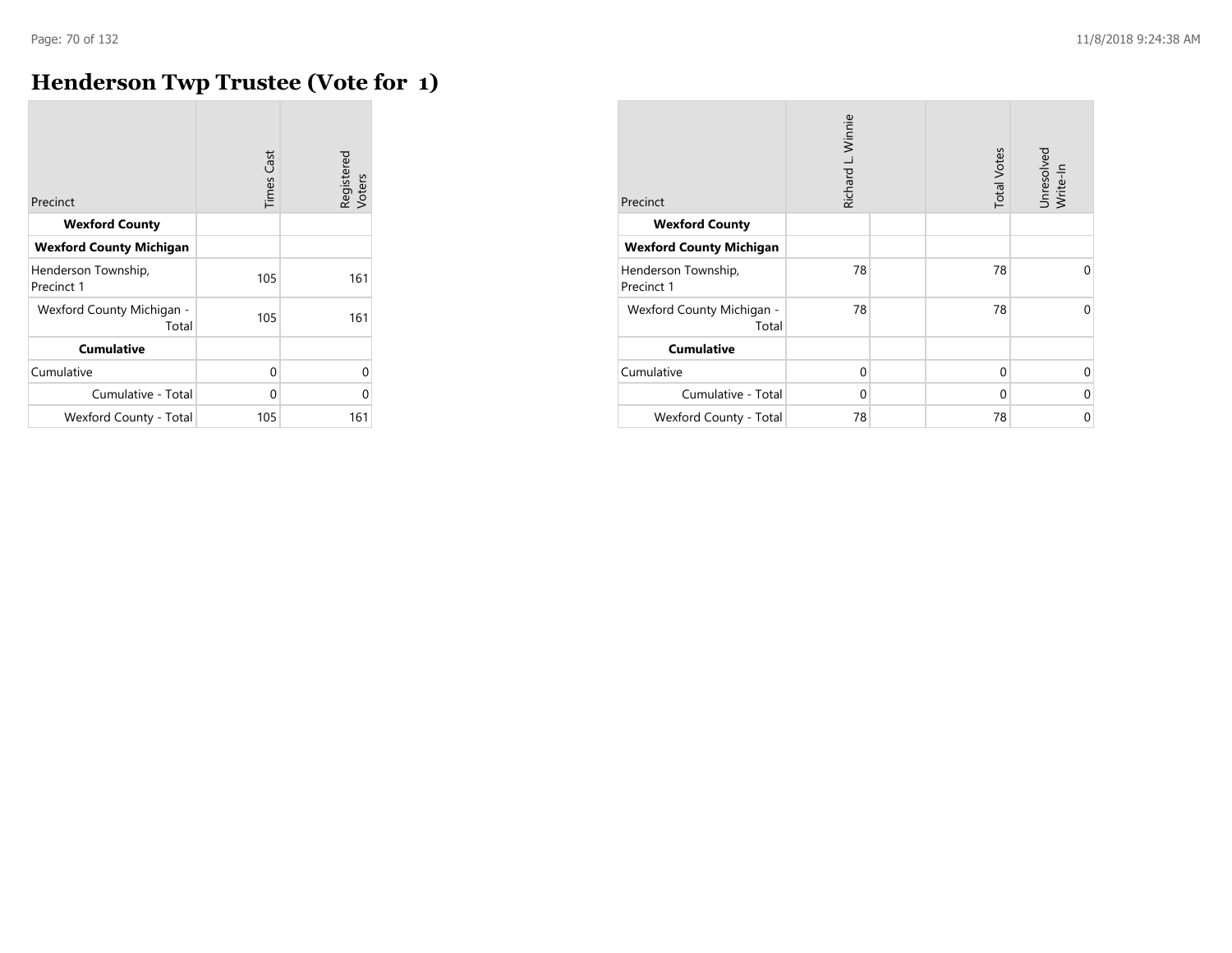# Henderson Twp Trustee (Vote for 1)

| Precinct | Times Cast | Registered Voters |
|---|---|---|
| **Wexford County** | | |
| **Wexford County Michigan** | | |
| Henderson Township, Precinct 1 | 105 | 161 |
| Wexford County Michigan - Total | 105 | 161 |
| **Cumulative** | | |
| Cumulative | 0 | 0 |
| Cumulative - Total | 0 | 0 |
| Wexford County - Total | 105 | 161 |

| Precinct | Richard L. Winnie | | Total Votes | Unresolved Write-In |
|---|---|---|---|---|
| **Wexford County** | | | | |
| **Wexford County Michigan** | | | | |
| Henderson Township, Precinct 1 | 78 | | 78 | 0 |
| Wexford County Michigan - Total | 78 | | 78 | 0 |
| **Cumulative** | | | | |
| Cumulative | 0 | | 0 | 0 |
| Cumulative - Total | 0 | | 0 | 0 |
| Wexford County - Total | 78 | | 78 | 0 |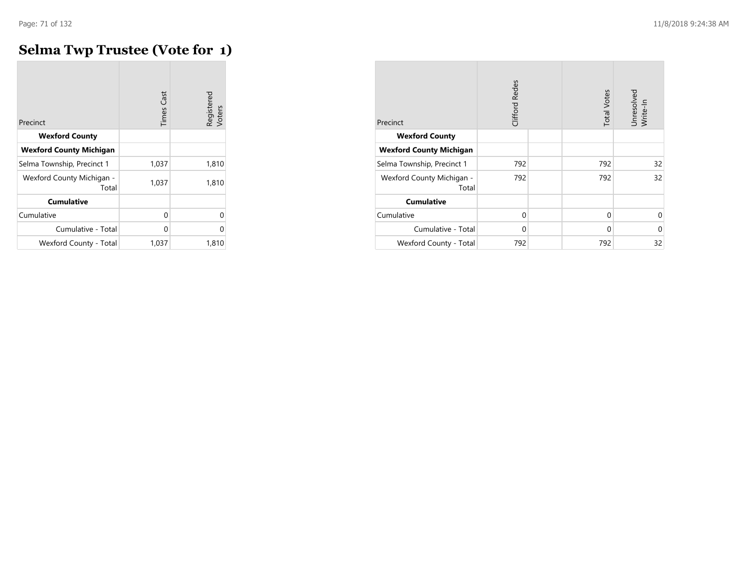# Selma Twp Trustee (Vote for 1)

| Precinct | Times Cast | Registered Voters |
|---|---|---|
| **Wexford County** | | |
| **Wexford County Michigan** | | |
| Selma Township, Precinct 1 | 1,037 | 1,810 |
| Wexford County Michigan - Total | 1,037 | 1,810 |
| **Cumulative** | | |
| Cumulative | 0 | 0 |
| Cumulative - Total | 0 | 0 |
| Wexford County - Total | 1,037 | 1,810 |

| Precinct | Clifford Redes | | Total Votes | Unresolved Write-In |
|---|---|---|---|---|
| **Wexford County** | | | | |
| **Wexford County Michigan** | | | | |
| Selma Township, Precinct 1 | 792 | | 792 | 32 |
| Wexford County Michigan - Total | 792 | | 792 | 32 |
| **Cumulative** | | | | |
| Cumulative | 0 | | 0 | 0 |
| Cumulative - Total | 0 | | 0 | 0 |
| Wexford County - Total | 792 | | 792 | 32 |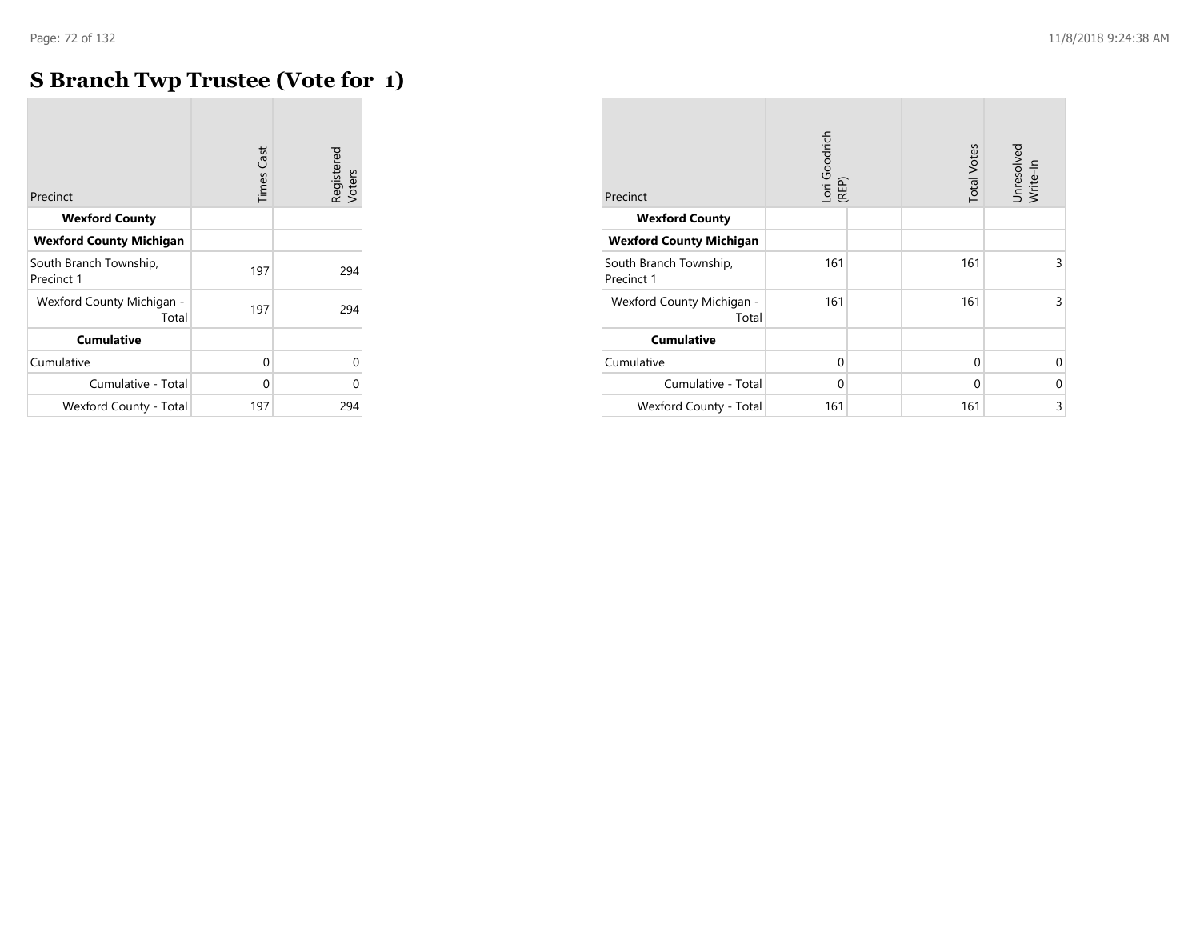# S Branch Twp Trustee (Vote for 1)

| Precinct | Times Cast | Registered Voters |
|---|---|---|
| **Wexford County** | | |
| **Wexford County Michigan** | | |
| South Branch Township, Precinct 1 | 197 | 294 |
| Wexford County Michigan - Total | 197 | 294 |
| **Cumulative** | | |
| Cumulative | 0 | 0 |
| Cumulative - Total | 0 | 0 |
| Wexford County - Total | 197 | 294 |

| Precinct | Lori Goodrich (REP) | | Total Votes | Unresolved Write-In |
|---|---|---|---|---|
| **Wexford County** | | | | |
| **Wexford County Michigan** | | | | |
| South Branch Township, Precinct 1 | 161 | | 161 | 3 |
| Wexford County Michigan - Total | 161 | | 161 | 3 |
| **Cumulative** | | | | |
| Cumulative | 0 | | 0 | 0 |
| Cumulative - Total | 0 | | 0 | 0 |
| Wexford County - Total | 161 | | 161 | 3 |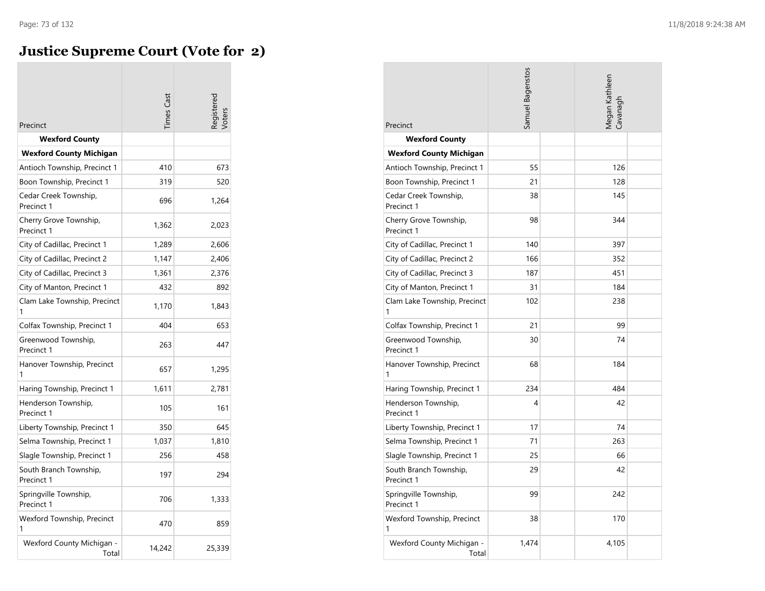# Justice Supreme Court (Vote for 2)

| Precinct | Times Cast | Registered Voters | Samuel Bagenstos | Megan Kathleen Cavanagh |
|---|---|---|---|---|
| **Wexford County** | | | | |
| **Wexford County Michigan** | | | | |
| Antioch Township, Precinct 1 | 410 | 673 | 55 | 126 |
| Boon Township, Precinct 1 | 319 | 520 | 21 | 128 |
| Cedar Creek Township, Precinct 1 | 696 | 1,264 | 38 | 145 |
| Cherry Grove Township, Precinct 1 | 1,362 | 2,023 | 98 | 344 |
| City of Cadillac, Precinct 1 | 1,289 | 2,606 | 140 | 397 |
| City of Cadillac, Precinct 2 | 1,147 | 2,406 | 166 | 352 |
| City of Cadillac, Precinct 3 | 1,361 | 2,376 | 187 | 451 |
| City of Manton, Precinct 1 | 432 | 892 | 31 | 184 |
| Clam Lake Township, Precinct 1 | 1,170 | 1,843 | 102 | 238 |
| Colfax Township, Precinct 1 | 404 | 653 | 21 | 99 |
| Greenwood Township, Precinct 1 | 263 | 447 | 30 | 74 |
| Hanover Township, Precinct 1 | 657 | 1,295 | 68 | 184 |
| Haring Township, Precinct 1 | 1,611 | 2,781 | 234 | 484 |
| Henderson Township, Precinct 1 | 105 | 161 | 4 | 42 |
| Liberty Township, Precinct 1 | 350 | 645 | 17 | 74 |
| Selma Township, Precinct 1 | 1,037 | 1,810 | 71 | 263 |
| Slagle Township, Precinct 1 | 256 | 458 | 25 | 66 |
| South Branch Township, Precinct 1 | 197 | 294 | 29 | 42 |
| Springville Township, Precinct 1 | 706 | 1,333 | 99 | 242 |
| Wexford Township, Precinct 1 | 470 | 859 | 38 | 170 |
| Wexford County Michigan - Total | 14,242 | 25,339 | 1,474 | 4,105 |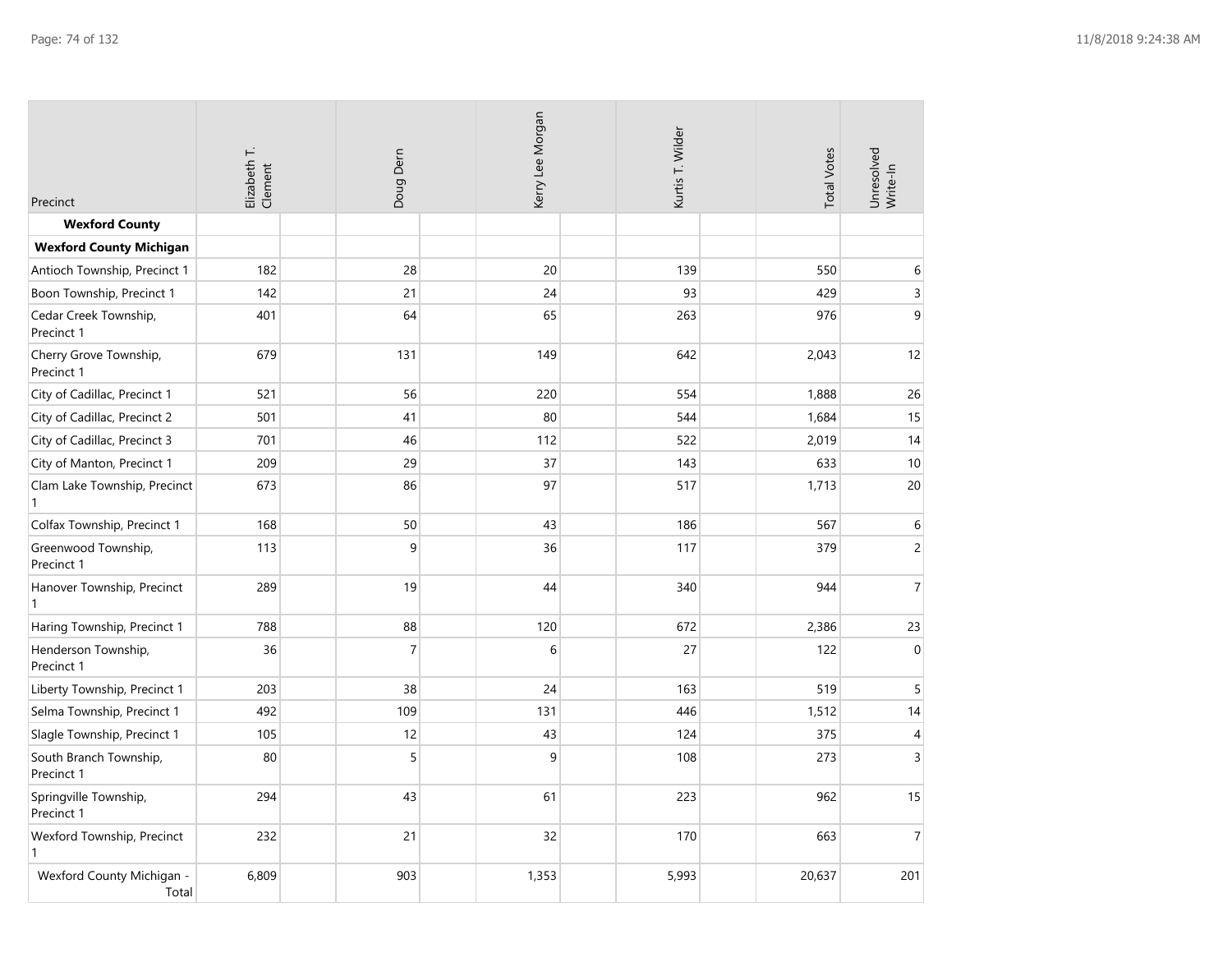| Precinct | Elizabeth T. Clement | Doug Dern | Kerry Lee Morgan | Kurtis T. Wilder | Total Votes | Unresolved Write-In |
|---|---|---|---|---|---|---|
| **Wexford County** | | | | | | |
| **Wexford County Michigan** | | | | | | |
| Antioch Township, Precinct 1 | 182 | 28 | 20 | 139 | 550 | 6 |
| Boon Township, Precinct 1 | 142 | 21 | 24 | 93 | 429 | 3 |
| Cedar Creek Township, Precinct 1 | 401 | 64 | 65 | 263 | 976 | 9 |
| Cherry Grove Township, Precinct 1 | 679 | 131 | 149 | 642 | 2,043 | 12 |
| City of Cadillac, Precinct 1 | 521 | 56 | 220 | 554 | 1,888 | 26 |
| City of Cadillac, Precinct 2 | 501 | 41 | 80 | 544 | 1,684 | 15 |
| City of Cadillac, Precinct 3 | 701 | 46 | 112 | 522 | 2,019 | 14 |
| City of Manton, Precinct 1 | 209 | 29 | 37 | 143 | 633 | 10 |
| Clam Lake Township, Precinct 1 | 673 | 86 | 97 | 517 | 1,713 | 20 |
| Colfax Township, Precinct 1 | 168 | 50 | 43 | 186 | 567 | 6 |
| Greenwood Township, Precinct 1 | 113 | 9 | 36 | 117 | 379 | 2 |
| Hanover Township, Precinct 1 | 289 | 19 | 44 | 340 | 944 | 7 |
| Haring Township, Precinct 1 | 788 | 88 | 120 | 672 | 2,386 | 23 |
| Henderson Township, Precinct 1 | 36 | 7 | 6 | 27 | 122 | 0 |
| Liberty Township, Precinct 1 | 203 | 38 | 24 | 163 | 519 | 5 |
| Selma Township, Precinct 1 | 492 | 109 | 131 | 446 | 1,512 | 14 |
| Slagle Township, Precinct 1 | 105 | 12 | 43 | 124 | 375 | 4 |
| South Branch Township, Precinct 1 | 80 | 5 | 9 | 108 | 273 | 3 |
| Springville Township, Precinct 1 | 294 | 43 | 61 | 223 | 962 | 15 |
| Wexford Township, Precinct 1 | 232 | 21 | 32 | 170 | 663 | 7 |
| Wexford County Michigan - Total | 6,809 | 903 | 1,353 | 5,993 | 20,637 | 201 |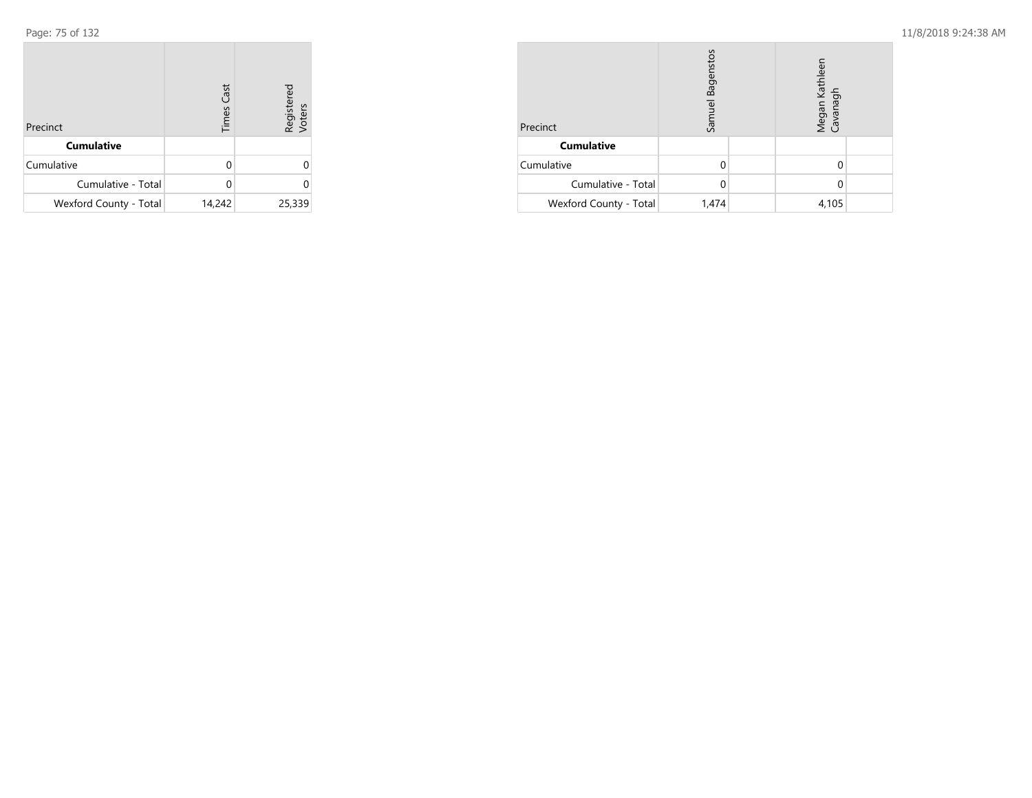| Precinct | Times Cast | Registered Voters |
| --- | --- | --- |
| **Cumulative** | | |
| Cumulative | 0 | 0 |
| Cumulative - Total | 0 | 0 |
| Wexford County - Total | 14,242 | 25,339 |

| Precinct | Samuel Bagenstos | | Megan Kathleen Cavanagh | |
| --- | --- | --- | --- | --- |
| **Cumulative** | | | | |
| Cumulative | 0 | | 0 | |
| Cumulative - Total | 0 | | 0 | |
| Wexford County - Total | 1,474 | | 4,105 | |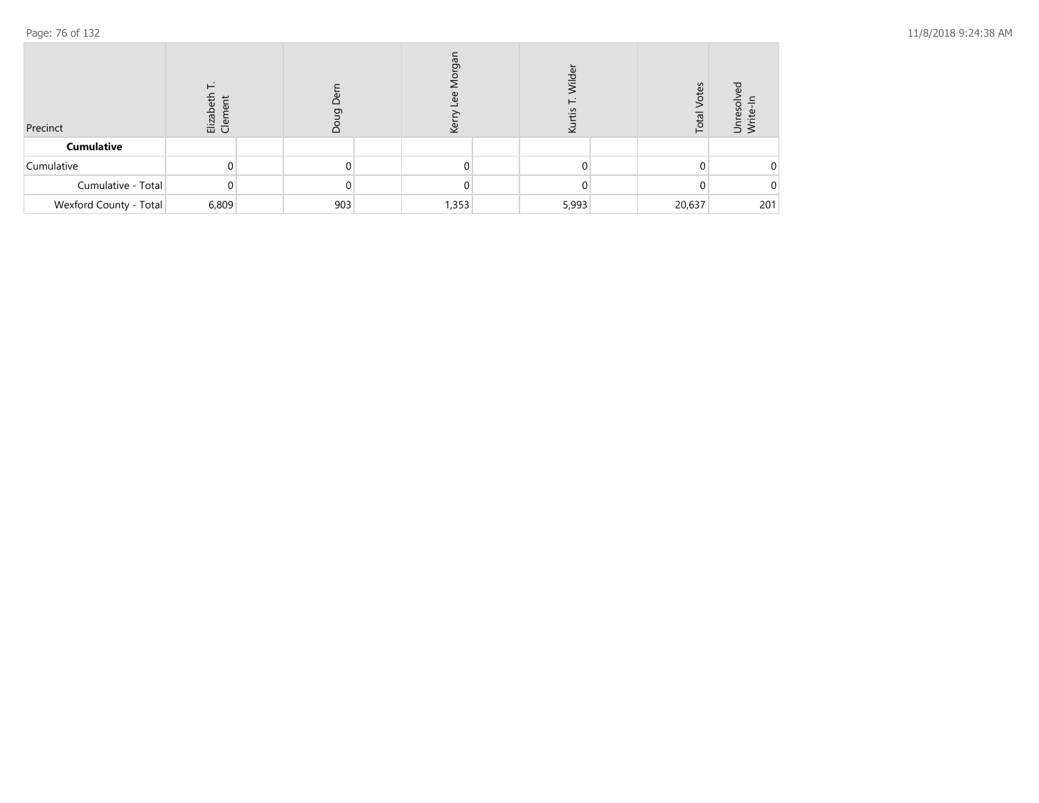| Precinct | Elizabeth T. Clement | | Doug Dern | | Kerry Lee Morgan | | Kurtis T. Wilder | | Total Votes | Unresolved Write-In |
|---|---|---|---|---|---|---|---|---|---|---|
| **Cumulative** | | | | | | | | | | |
| Cumulative | 0 | | 0 | | 0 | | 0 | | 0 | 0 |
| Cumulative - Total | 0 | | 0 | | 0 | | 0 | | 0 | 0 |
| Wexford County - Total | 6,809 | | 903 | | 1,353 | | 5,993 | | 20,637 | 201 |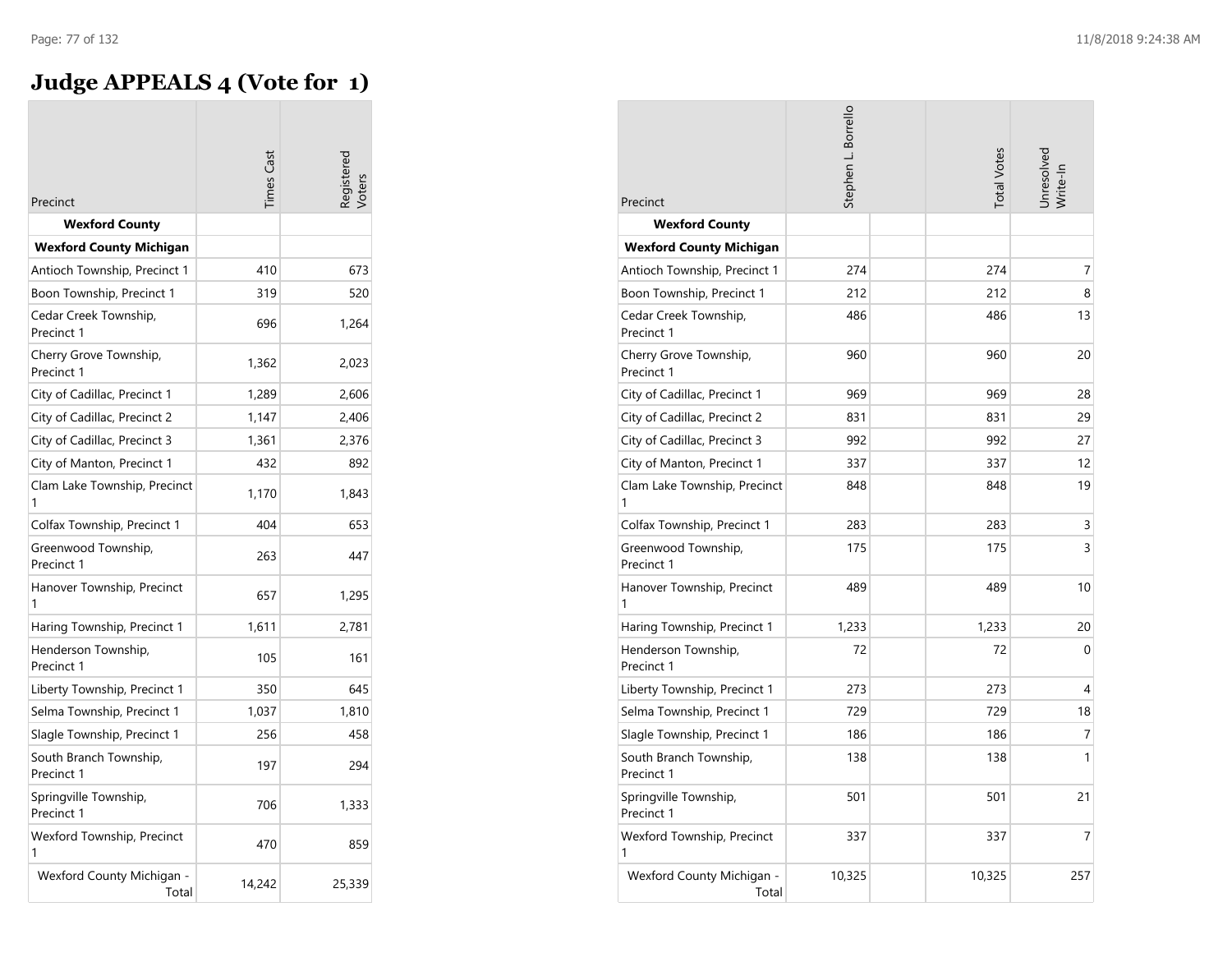# Judge APPEALS 4 (Vote for 1)

| Precinct | Times Cast | Registered Voters |
|---|---|---|
| **Wexford County** | | |
| **Wexford County Michigan** | | |
| Antioch Township, Precinct 1 | 410 | 673 |
| Boon Township, Precinct 1 | 319 | 520 |
| Cedar Creek Township, Precinct 1 | 696 | 1,264 |
| Cherry Grove Township, Precinct 1 | 1,362 | 2,023 |
| City of Cadillac, Precinct 1 | 1,289 | 2,606 |
| City of Cadillac, Precinct 2 | 1,147 | 2,406 |
| City of Cadillac, Precinct 3 | 1,361 | 2,376 |
| City of Manton, Precinct 1 | 432 | 892 |
| Clam Lake Township, Precinct 1 | 1,170 | 1,843 |
| Colfax Township, Precinct 1 | 404 | 653 |
| Greenwood Township, Precinct 1 | 263 | 447 |
| Hanover Township, Precinct 1 | 657 | 1,295 |
| Haring Township, Precinct 1 | 1,611 | 2,781 |
| Henderson Township, Precinct 1 | 105 | 161 |
| Liberty Township, Precinct 1 | 350 | 645 |
| Selma Township, Precinct 1 | 1,037 | 1,810 |
| Slagle Township, Precinct 1 | 256 | 458 |
| South Branch Township, Precinct 1 | 197 | 294 |
| Springville Township, Precinct 1 | 706 | 1,333 |
| Wexford Township, Precinct 1 | 470 | 859 |
| Wexford County Michigan - Total | 14,242 | 25,339 |

| Precinct | Stephen L. Borrello | | Total Votes | Unresolved Write-In |
|---|---|---|---|---|
| **Wexford County** | | | | |
| **Wexford County Michigan** | | | | |
| Antioch Township, Precinct 1 | 274 | | 274 | 7 |
| Boon Township, Precinct 1 | 212 | | 212 | 8 |
| Cedar Creek Township, Precinct 1 | 486 | | 486 | 13 |
| Cherry Grove Township, Precinct 1 | 960 | | 960 | 20 |
| City of Cadillac, Precinct 1 | 969 | | 969 | 28 |
| City of Cadillac, Precinct 2 | 831 | | 831 | 29 |
| City of Cadillac, Precinct 3 | 992 | | 992 | 27 |
| City of Manton, Precinct 1 | 337 | | 337 | 12 |
| Clam Lake Township, Precinct 1 | 848 | | 848 | 19 |
| Colfax Township, Precinct 1 | 283 | | 283 | 3 |
| Greenwood Township, Precinct 1 | 175 | | 175 | 3 |
| Hanover Township, Precinct 1 | 489 | | 489 | 10 |
| Haring Township, Precinct 1 | 1,233 | | 1,233 | 20 |
| Henderson Township, Precinct 1 | 72 | | 72 | 0 |
| Liberty Township, Precinct 1 | 273 | | 273 | 4 |
| Selma Township, Precinct 1 | 729 | | 729 | 18 |
| Slagle Township, Precinct 1 | 186 | | 186 | 7 |
| South Branch Township, Precinct 1 | 138 | | 138 | 1 |
| Springville Township, Precinct 1 | 501 | | 501 | 21 |
| Wexford Township, Precinct 1 | 337 | | 337 | 7 |
| Wexford County Michigan - Total | 10,325 | | 10,325 | 257 |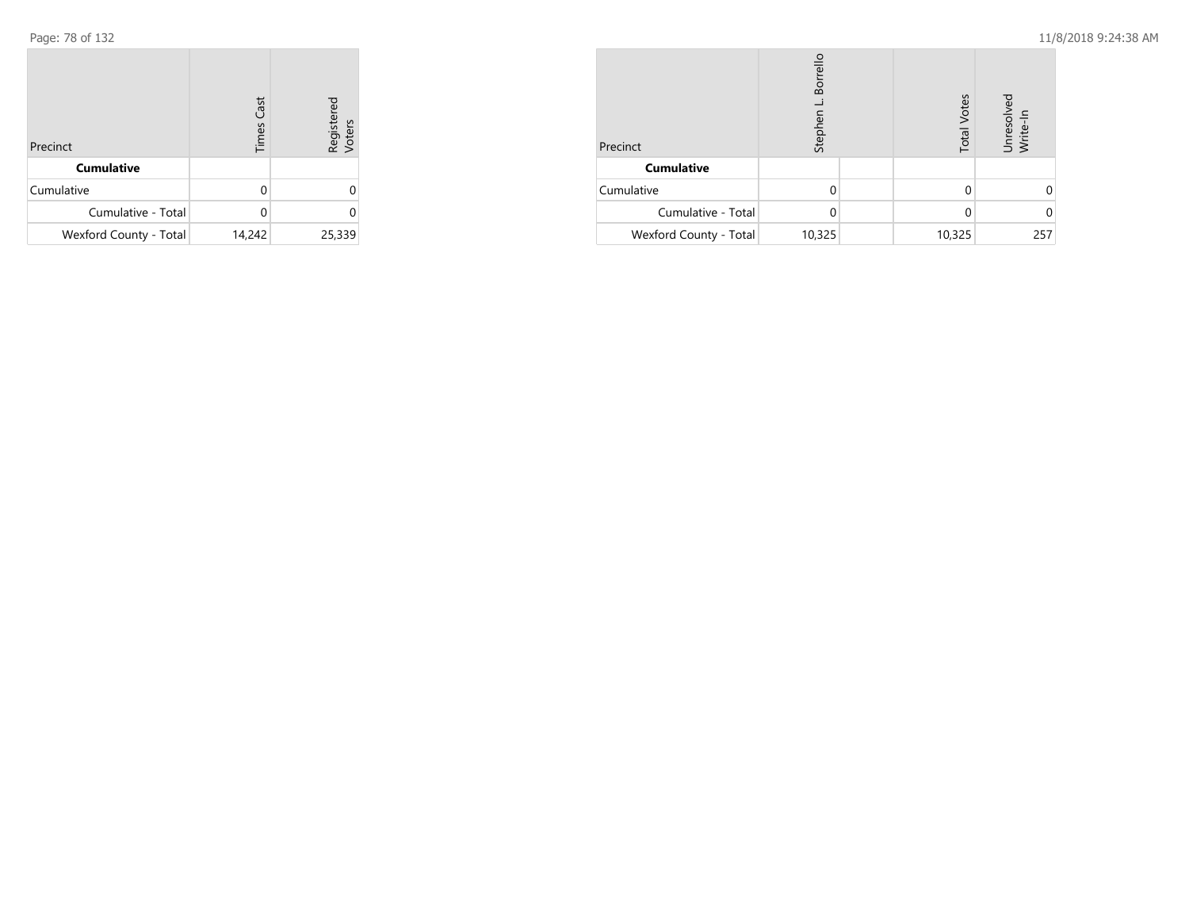| Precinct | Times Cast | Registered Voters |
|---|---|---|
| **Cumulative** | | |
| Cumulative | 0 | 0 |
| Cumulative - Total | 0 | 0 |
| Wexford County - Total | 14,242 | 25,339 |

| Precinct | Stephen L. Borrello | | Total Votes | Unresolved Write-In |
|---|---|---|---|---|
| **Cumulative** | | | | |
| Cumulative | 0 | | 0 | 0 |
| Cumulative - Total | 0 | | 0 | 0 |
| Wexford County - Total | 10,325 | | 10,325 | 257 |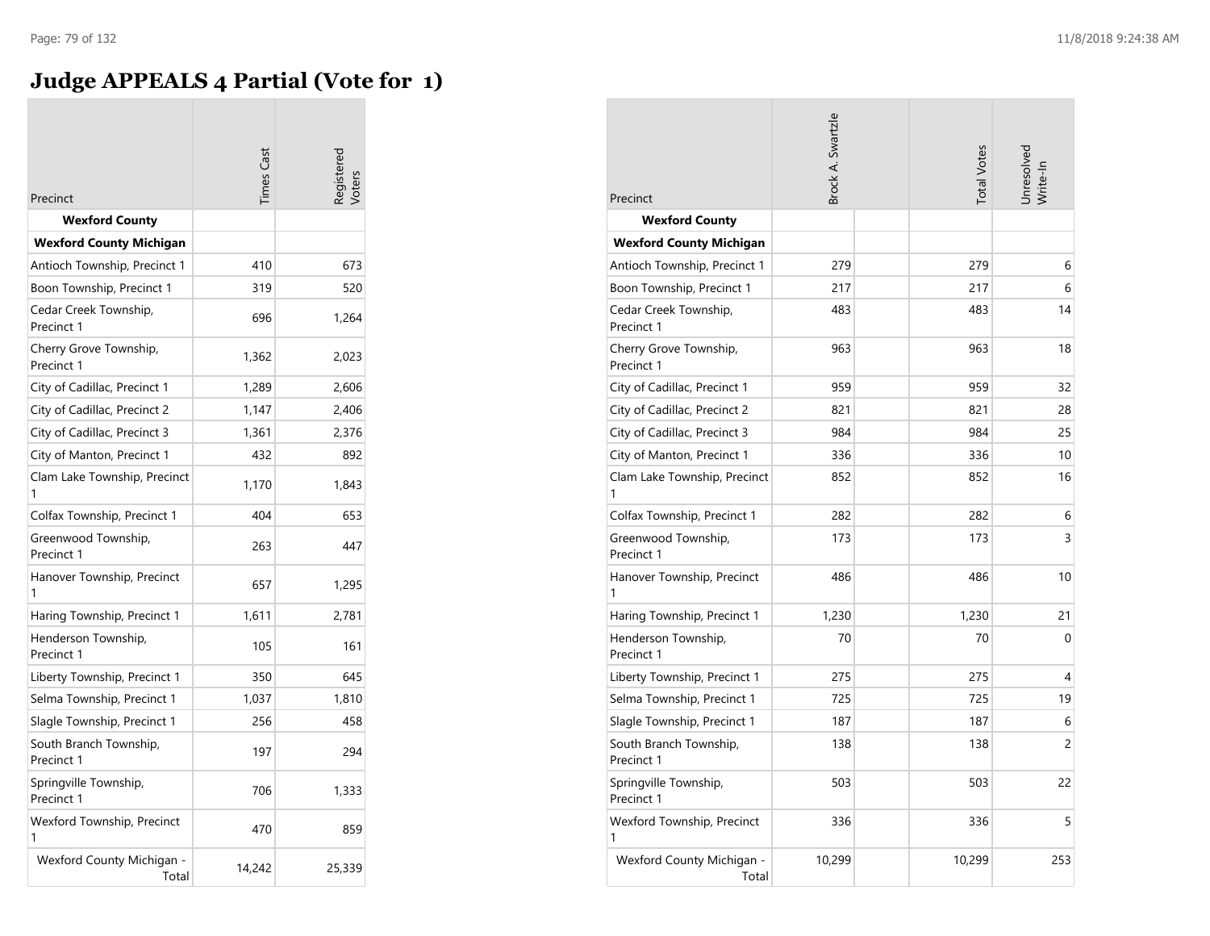# Judge APPEALS 4 Partial (Vote for 1)

| Precinct | Times Cast | Registered Voters | Brock A. Swartzle | Total Votes | Unresolved Write-In |
|---|---|---|---|---|---|
| **Wexford County** | | | | | |
| **Wexford County Michigan** | | | | | |
| Antioch Township, Precinct 1 | 410 | 673 | 279 | 279 | 6 |
| Boon Township, Precinct 1 | 319 | 520 | 217 | 217 | 6 |
| Cedar Creek Township, Precinct 1 | 696 | 1,264 | 483 | 483 | 14 |
| Cherry Grove Township, Precinct 1 | 1,362 | 2,023 | 963 | 963 | 18 |
| City of Cadillac, Precinct 1 | 1,289 | 2,606 | 959 | 959 | 32 |
| City of Cadillac, Precinct 2 | 1,147 | 2,406 | 821 | 821 | 28 |
| City of Cadillac, Precinct 3 | 1,361 | 2,376 | 984 | 984 | 25 |
| City of Manton, Precinct 1 | 432 | 892 | 336 | 336 | 10 |
| Clam Lake Township, Precinct 1 | 1,170 | 1,843 | 852 | 852 | 16 |
| Colfax Township, Precinct 1 | 404 | 653 | 282 | 282 | 6 |
| Greenwood Township, Precinct 1 | 263 | 447 | 173 | 173 | 3 |
| Hanover Township, Precinct 1 | 657 | 1,295 | 486 | 486 | 10 |
| Haring Township, Precinct 1 | 1,611 | 2,781 | 1,230 | 1,230 | 21 |
| Henderson Township, Precinct 1 | 105 | 161 | 70 | 70 | 0 |
| Liberty Township, Precinct 1 | 350 | 645 | 275 | 275 | 4 |
| Selma Township, Precinct 1 | 1,037 | 1,810 | 725 | 725 | 19 |
| Slagle Township, Precinct 1 | 256 | 458 | 187 | 187 | 6 |
| South Branch Township, Precinct 1 | 197 | 294 | 138 | 138 | 2 |
| Springville Township, Precinct 1 | 706 | 1,333 | 503 | 503 | 22 |
| Wexford Township, Precinct 1 | 470 | 859 | 336 | 336 | 5 |
| Wexford County Michigan - Total | 14,242 | 25,339 | 10,299 | 10,299 | 253 |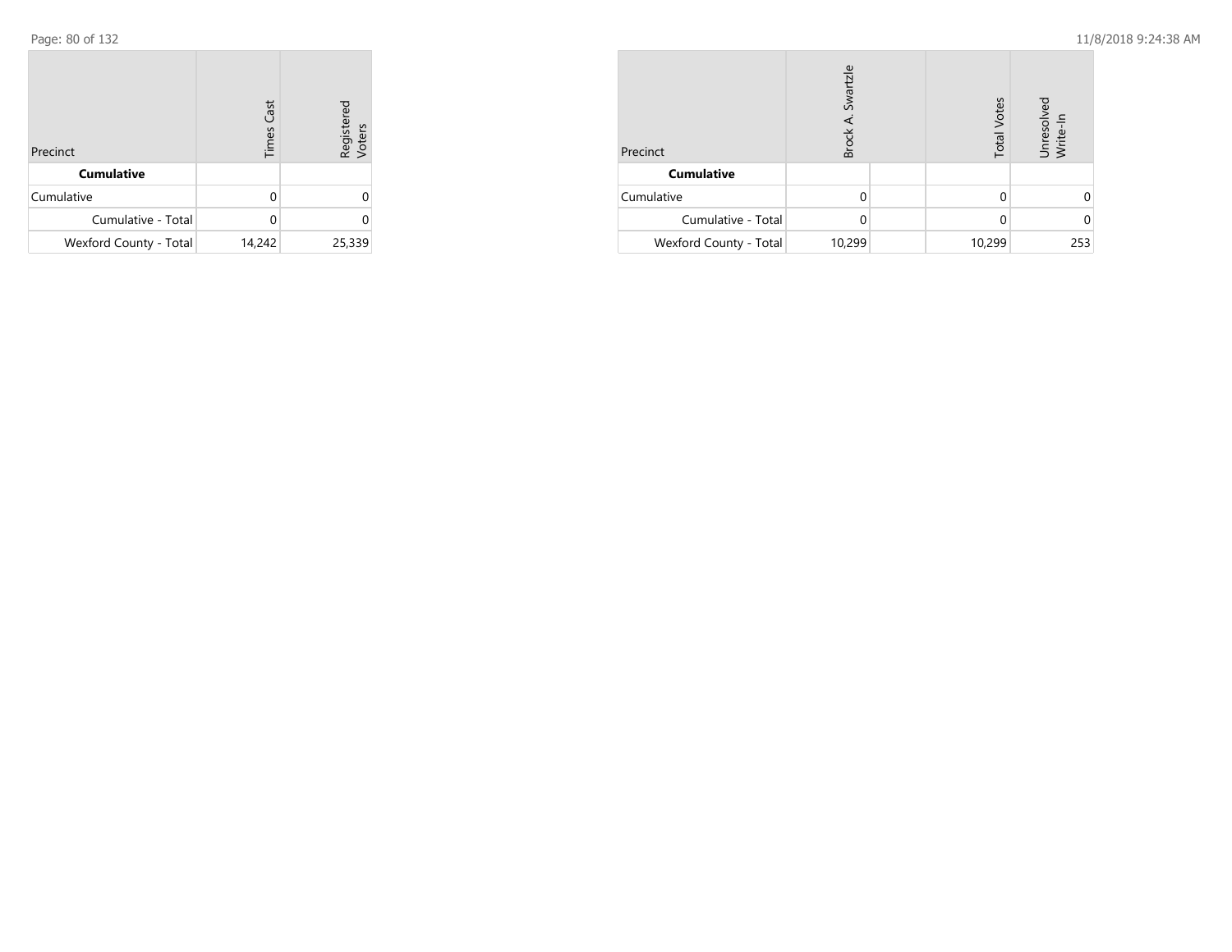| Precinct | Times Cast | Registered Voters |
|---|---|---|
| **Cumulative** | | |
| Cumulative | 0 | 0 |
| Cumulative - Total | 0 | 0 |
| Wexford County - Total | 14,242 | 25,339 |

| Precinct | Brock A. Swartzle | | Total Votes | Unresolved Write-In |
|---|---|---|---|---|
| **Cumulative** | | | | |
| Cumulative | 0 | | 0 | 0 |
| Cumulative - Total | 0 | | 0 | 0 |
| Wexford County - Total | 10,299 | | 10,299 | 253 |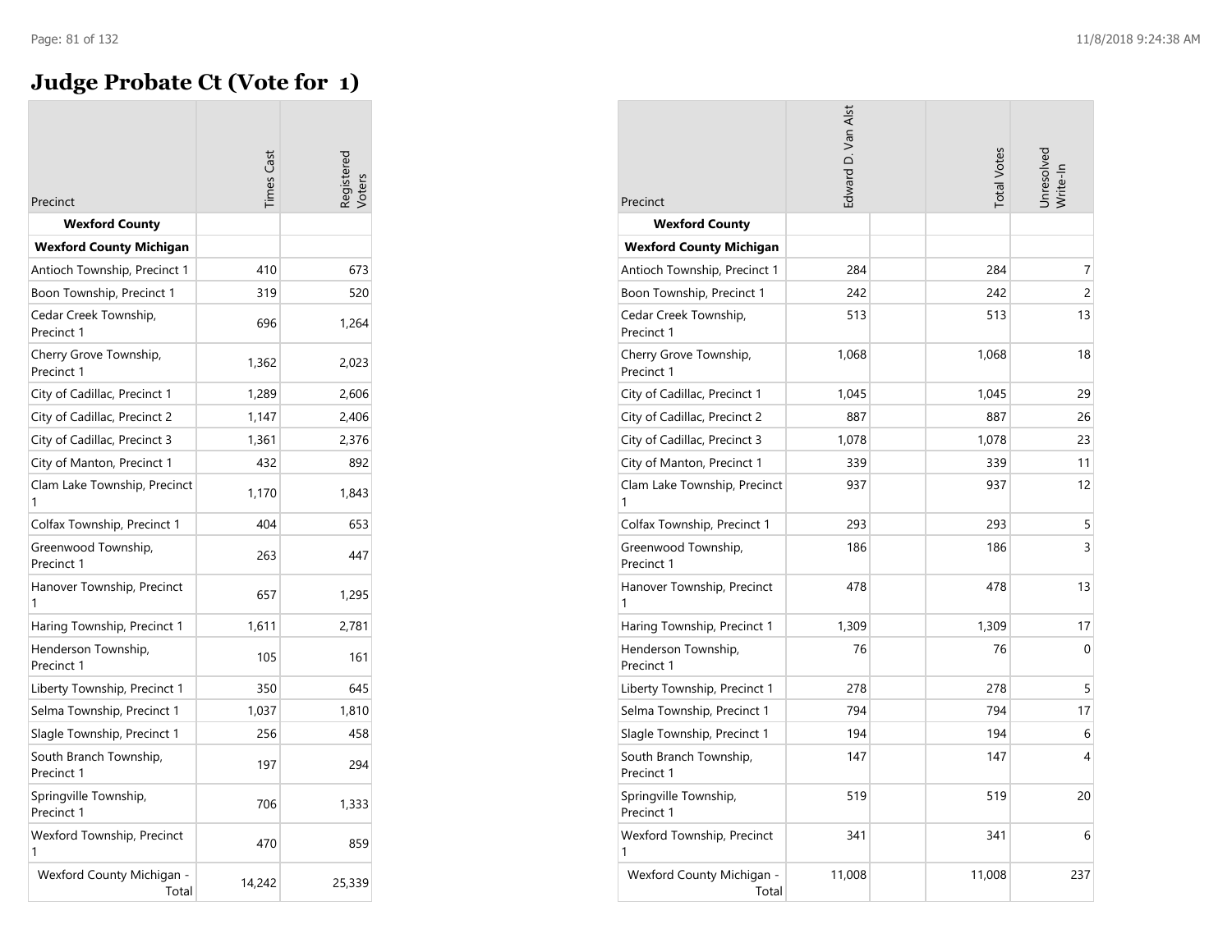# Judge Probate Ct (Vote for 1)

| Precinct | Times Cast | Registered Voters |
|---|---|---|
| **Wexford County** | | |
| **Wexford County Michigan** | | |
| Antioch Township, Precinct 1 | 410 | 673 |
| Boon Township, Precinct 1 | 319 | 520 |
| Cedar Creek Township, Precinct 1 | 696 | 1,264 |
| Cherry Grove Township, Precinct 1 | 1,362 | 2,023 |
| City of Cadillac, Precinct 1 | 1,289 | 2,606 |
| City of Cadillac, Precinct 2 | 1,147 | 2,406 |
| City of Cadillac, Precinct 3 | 1,361 | 2,376 |
| City of Manton, Precinct 1 | 432 | 892 |
| Clam Lake Township, Precinct 1 | 1,170 | 1,843 |
| Colfax Township, Precinct 1 | 404 | 653 |
| Greenwood Township, Precinct 1 | 263 | 447 |
| Hanover Township, Precinct 1 | 657 | 1,295 |
| Haring Township, Precinct 1 | 1,611 | 2,781 |
| Henderson Township, Precinct 1 | 105 | 161 |
| Liberty Township, Precinct 1 | 350 | 645 |
| Selma Township, Precinct 1 | 1,037 | 1,810 |
| Slagle Township, Precinct 1 | 256 | 458 |
| South Branch Township, Precinct 1 | 197 | 294 |
| Springville Township, Precinct 1 | 706 | 1,333 |
| Wexford Township, Precinct 1 | 470 | 859 |
| Wexford County Michigan - Total | 14,242 | 25,339 |

| Precinct | Edward D. Van Alst | | Total Votes | Unresolved Write-In |
|---|---|---|---|---|
| **Wexford County** | | | | |
| **Wexford County Michigan** | | | | |
| Antioch Township, Precinct 1 | 284 | | 284 | 7 |
| Boon Township, Precinct 1 | 242 | | 242 | 2 |
| Cedar Creek Township, Precinct 1 | 513 | | 513 | 13 |
| Cherry Grove Township, Precinct 1 | 1,068 | | 1,068 | 18 |
| City of Cadillac, Precinct 1 | 1,045 | | 1,045 | 29 |
| City of Cadillac, Precinct 2 | 887 | | 887 | 26 |
| City of Cadillac, Precinct 3 | 1,078 | | 1,078 | 23 |
| City of Manton, Precinct 1 | 339 | | 339 | 11 |
| Clam Lake Township, Precinct 1 | 937 | | 937 | 12 |
| Colfax Township, Precinct 1 | 293 | | 293 | 5 |
| Greenwood Township, Precinct 1 | 186 | | 186 | 3 |
| Hanover Township, Precinct 1 | 478 | | 478 | 13 |
| Haring Township, Precinct 1 | 1,309 | | 1,309 | 17 |
| Henderson Township, Precinct 1 | 76 | | 76 | 0 |
| Liberty Township, Precinct 1 | 278 | | 278 | 5 |
| Selma Township, Precinct 1 | 794 | | 794 | 17 |
| Slagle Township, Precinct 1 | 194 | | 194 | 6 |
| South Branch Township, Precinct 1 | 147 | | 147 | 4 |
| Springville Township, Precinct 1 | 519 | | 519 | 20 |
| Wexford Township, Precinct 1 | 341 | | 341 | 6 |
| Wexford County Michigan - Total | 11,008 | | 11,008 | 237 |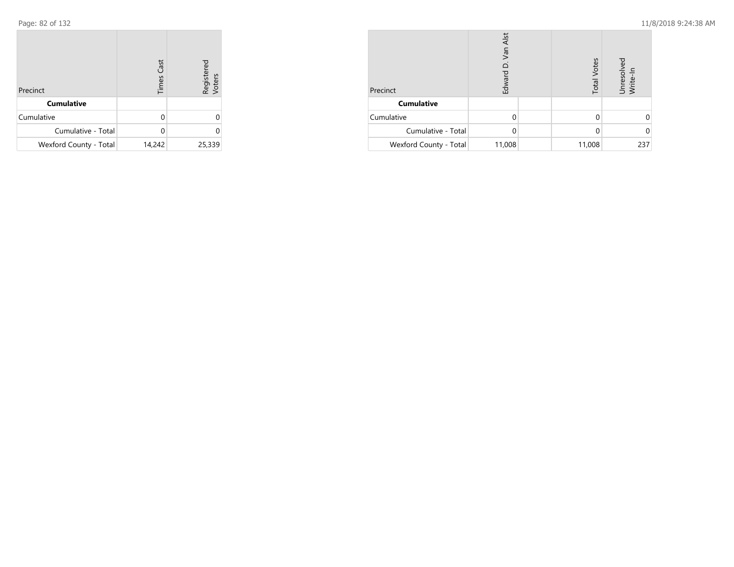| Precinct | Times Cast | Registered Voters |
|---|---|---|
| **Cumulative** | | |
| Cumulative | 0 | 0 |
| Cumulative - Total | 0 | 0 |
| Wexford County - Total | 14,242 | 25,339 |

| Precinct | Edward D. Van Alst | | Total Votes | Unresolved Write-In |
|---|---|---|---|---|
| **Cumulative** | | | | |
| Cumulative | 0 | | 0 | 0 |
| Cumulative - Total | 0 | | 0 | 0 |
| Wexford County - Total | 11,008 | | 11,008 | 237 |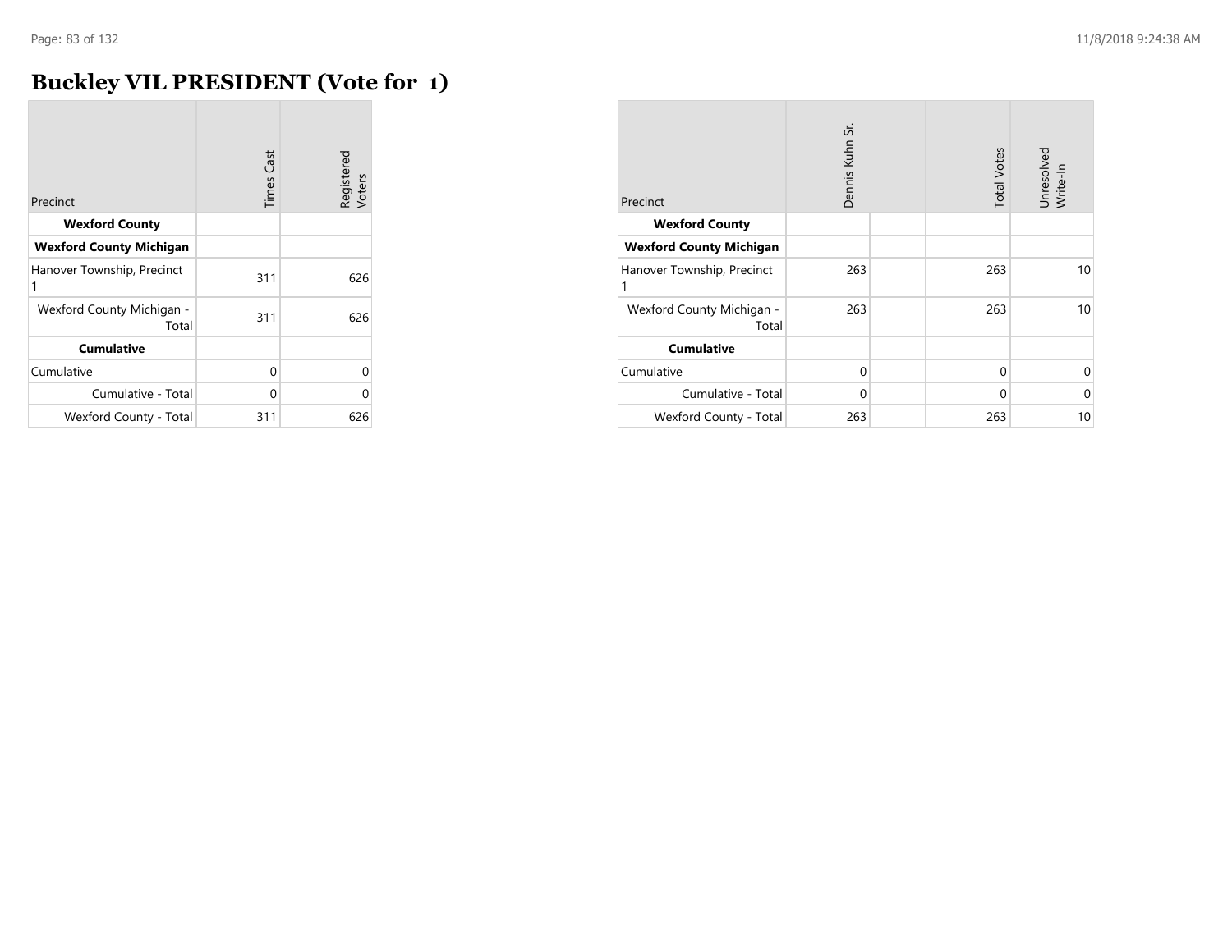# Buckley VIL PRESIDENT (Vote for 1)

| Precinct | Times Cast | Registered Voters |
|---|---|---|
| **Wexford County** | | |
| **Wexford County Michigan** | | |
| Hanover Township, Precinct 1 | 311 | 626 |
| Wexford County Michigan - Total | 311 | 626 |
| **Cumulative** | | |
| Cumulative | 0 | 0 |
| Cumulative - Total | 0 | 0 |
| Wexford County - Total | 311 | 626 |

| Precinct | Dennis Kuhn Sr. | | Total Votes | Unresolved Write-In |
|---|---|---|---|---|
| **Wexford County** | | | | |
| **Wexford County Michigan** | | | | |
| Hanover Township, Precinct 1 | 263 | | 263 | 10 |
| Wexford County Michigan - Total | 263 | | 263 | 10 |
| **Cumulative** | | | | |
| Cumulative | 0 | | 0 | 0 |
| Cumulative - Total | 0 | | 0 | 0 |
| Wexford County - Total | 263 | | 263 | 10 |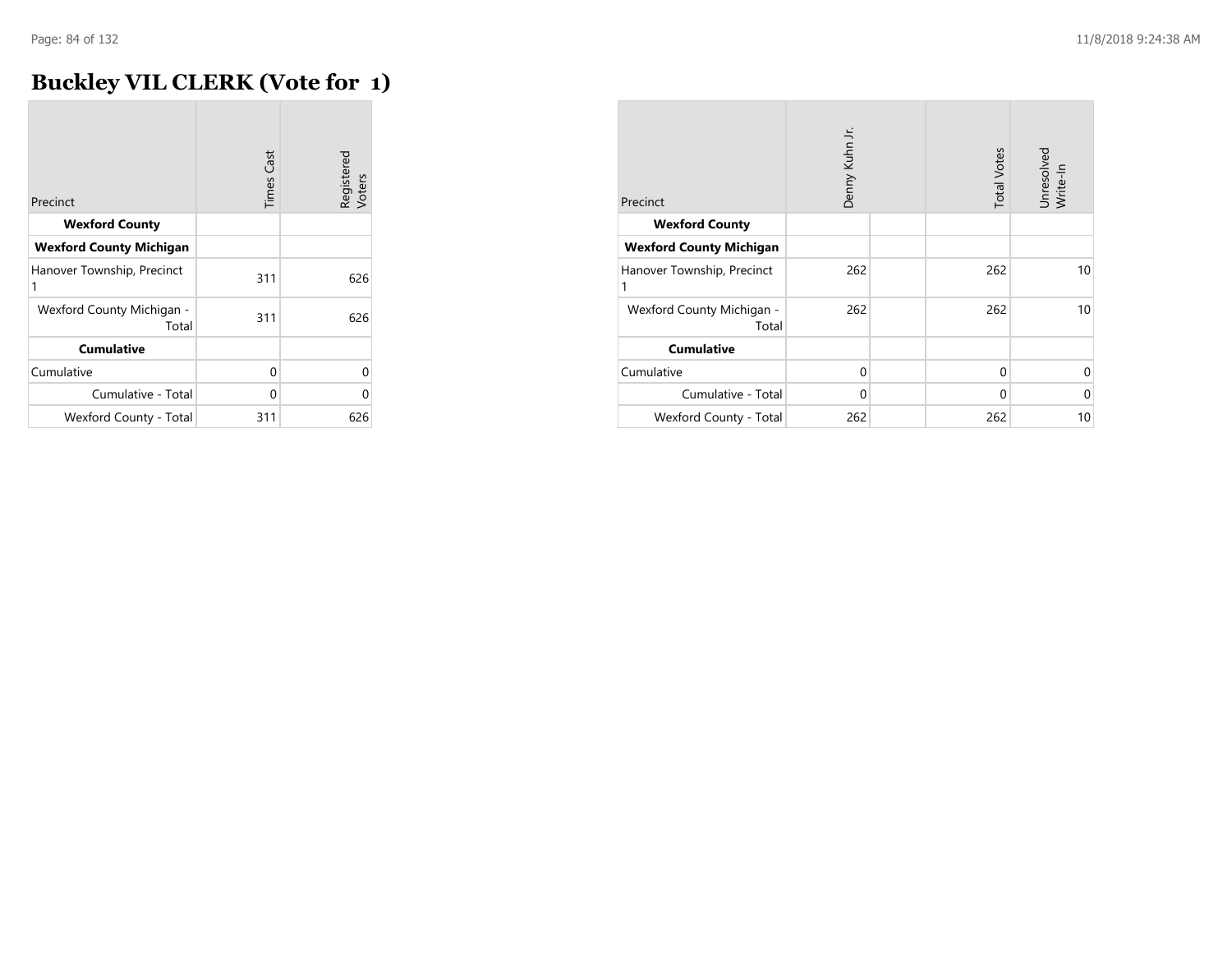# Buckley VIL CLERK (Vote for 1)

| Precinct | Times Cast | Registered Voters |
|---|---|---|
| **Wexford County** | | |
| **Wexford County Michigan** | | |
| Hanover Township, Precinct 1 | 311 | 626 |
| Wexford County Michigan - Total | 311 | 626 |
| **Cumulative** | | |
| Cumulative | 0 | 0 |
| Cumulative - Total | 0 | 0 |
| Wexford County - Total | 311 | 626 |

| Precinct | Denny Kuhn Jr. | | Total Votes | Unresolved Write-In |
|---|---|---|---|---|
| **Wexford County** | | | | |
| **Wexford County Michigan** | | | | |
| Hanover Township, Precinct 1 | 262 | | 262 | 10 |
| Wexford County Michigan - Total | 262 | | 262 | 10 |
| **Cumulative** | | | | |
| Cumulative | 0 | | 0 | 0 |
| Cumulative - Total | 0 | | 0 | 0 |
| Wexford County - Total | 262 | | 262 | 10 |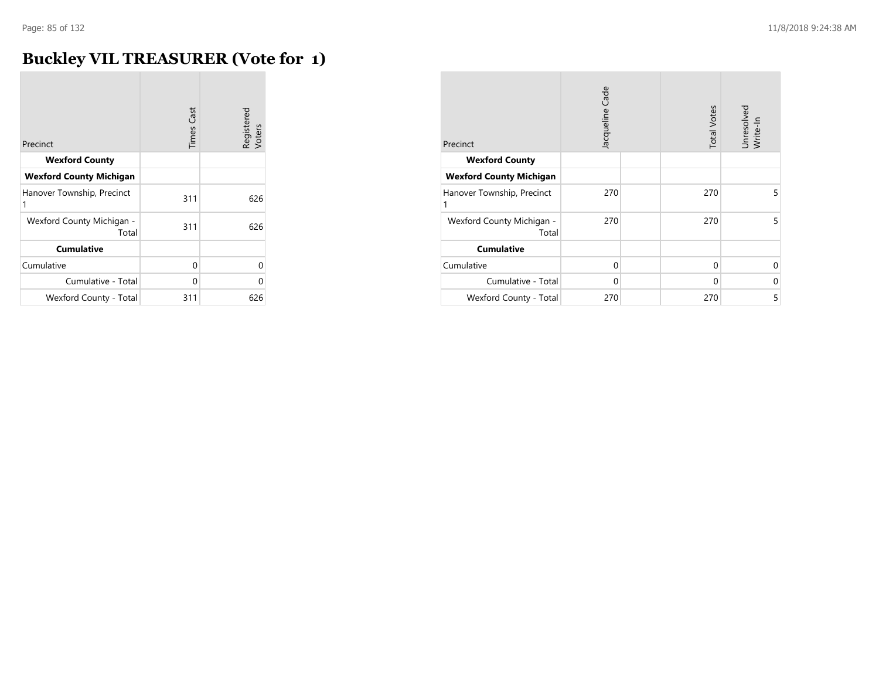# Buckley VIL TREASURER (Vote for 1)

| Precinct | Times Cast | Registered Voters |
|---|---|---|
| **Wexford County** | | |
| **Wexford County Michigan** | | |
| Hanover Township, Precinct 1 | 311 | 626 |
| Wexford County Michigan - Total | 311 | 626 |
| **Cumulative** | | |
| Cumulative | 0 | 0 |
| Cumulative - Total | 0 | 0 |
| Wexford County - Total | 311 | 626 |

| Precinct | Jacqueline Cade | | Total Votes | Unresolved Write-In |
|---|---|---|---|---|
| **Wexford County** | | | | |
| **Wexford County Michigan** | | | | |
| Hanover Township, Precinct 1 | 270 | | 270 | 5 |
| Wexford County Michigan - Total | 270 | | 270 | 5 |
| **Cumulative** | | | | |
| Cumulative | 0 | | 0 | 0 |
| Cumulative - Total | 0 | | 0 | 0 |
| Wexford County - Total | 270 | | 270 | 5 |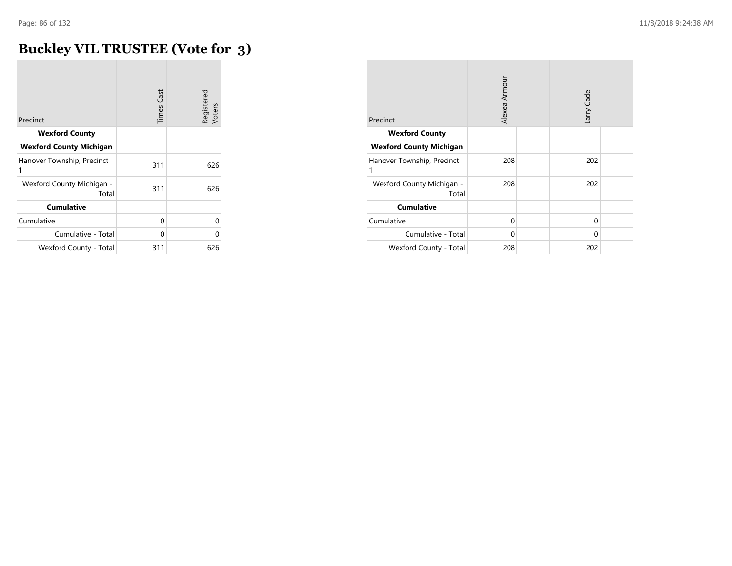# Buckley VIL TRUSTEE (Vote for 3)

| Precinct | Times Cast | Registered Voters |
|---|---|---|
| **Wexford County** | | |
| **Wexford County Michigan** | | |
| Hanover Township, Precinct 1 | 311 | 626 |
| Wexford County Michigan - Total | 311 | 626 |
| **Cumulative** | | |
| Cumulative | 0 | 0 |
| Cumulative - Total | 0 | 0 |
| Wexford County - Total | 311 | 626 |

| Precinct | Alexea Armour | | Larry Cade | |
|---|---|---|---|---|
| **Wexford County** | | | | |
| **Wexford County Michigan** | | | | |
| Hanover Township, Precinct 1 | 208 | | 202 | |
| Wexford County Michigan - Total | 208 | | 202 | |
| **Cumulative** | | | | |
| Cumulative | 0 | | 0 | |
| Cumulative - Total | 0 | | 0 | |
| Wexford County - Total | 208 | | 202 | |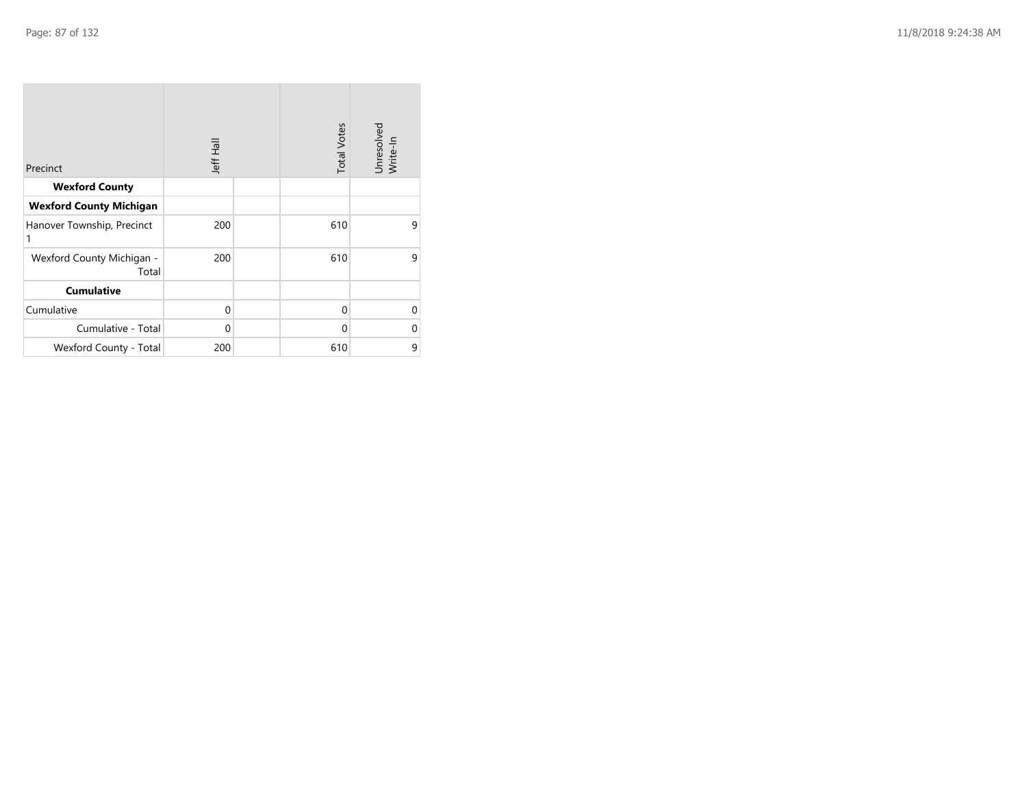| Precinct | Jeff Hall | | Total Votes | Unresolved Write-In |
|---|---|---|---|---|
| **Wexford County** | | | | |
| **Wexford County Michigan** | | | | |
| Hanover Township, Precinct 1 | 200 | | 610 | 9 |
| Wexford County Michigan - Total | 200 | | 610 | 9 |
| **Cumulative** | | | | |
| Cumulative | 0 | | 0 | 0 |
| Cumulative - Total | 0 | | 0 | 0 |
| Wexford County - Total | 200 | | 610 | 9 |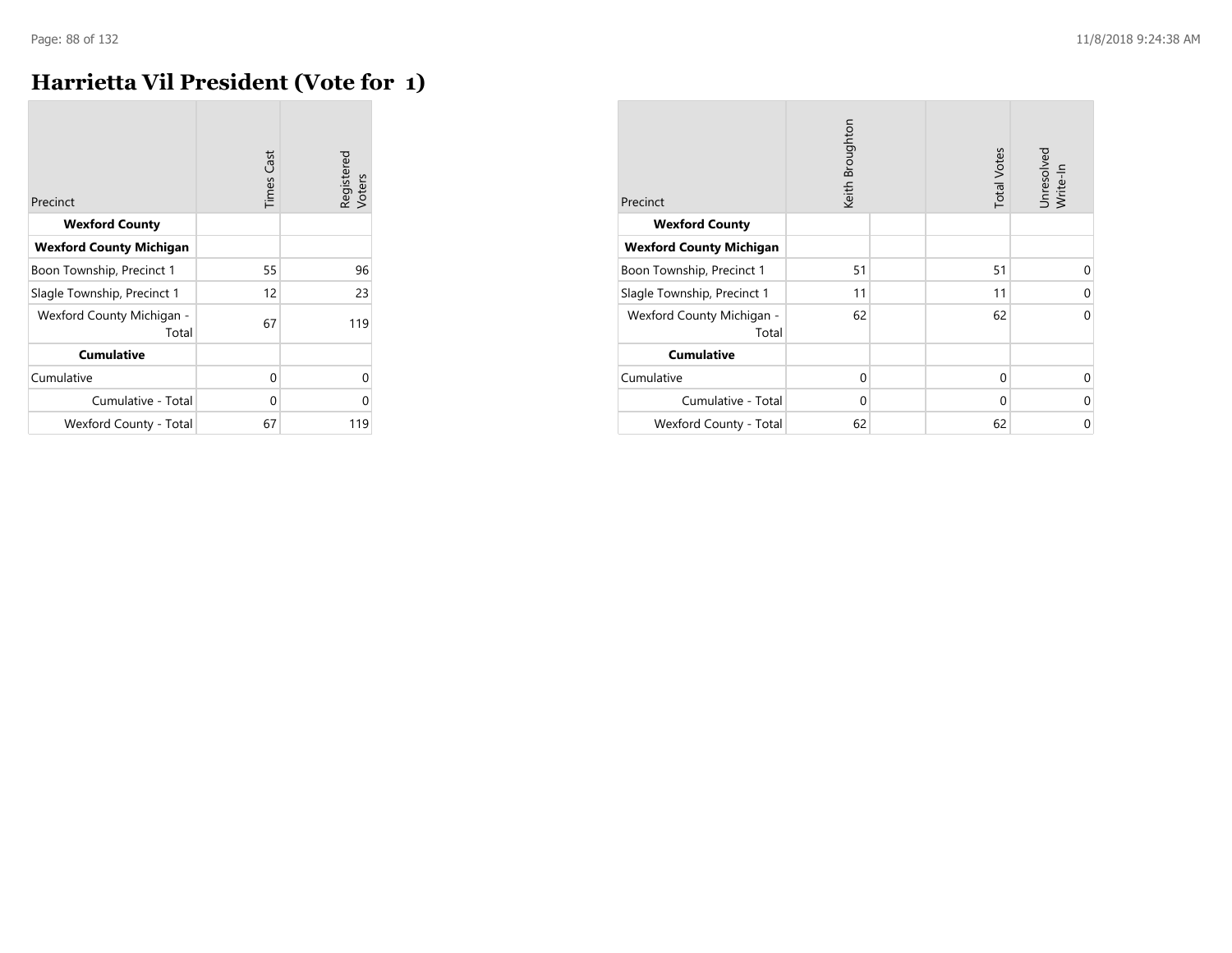# Harrietta Vil President (Vote for 1)

| Precinct | Times Cast | Registered Voters |
|---|---|---|
| **Wexford County** | | |
| **Wexford County Michigan** | | |
| Boon Township, Precinct 1 | 55 | 96 |
| Slagle Township, Precinct 1 | 12 | 23 |
| Wexford County Michigan - Total | 67 | 119 |
| **Cumulative** | | |
| Cumulative | 0 | 0 |
| Cumulative - Total | 0 | 0 |
| Wexford County - Total | 67 | 119 |

| Precinct | Keith Broughton | | Total Votes | Unresolved Write-In |
|---|---|---|---|---|
| **Wexford County** | | | | |
| **Wexford County Michigan** | | | | |
| Boon Township, Precinct 1 | 51 | | 51 | 0 |
| Slagle Township, Precinct 1 | 11 | | 11 | 0 |
| Wexford County Michigan - Total | 62 | | 62 | 0 |
| **Cumulative** | | | | |
| Cumulative | 0 | | 0 | 0 |
| Cumulative - Total | 0 | | 0 | 0 |
| Wexford County - Total | 62 | | 62 | 0 |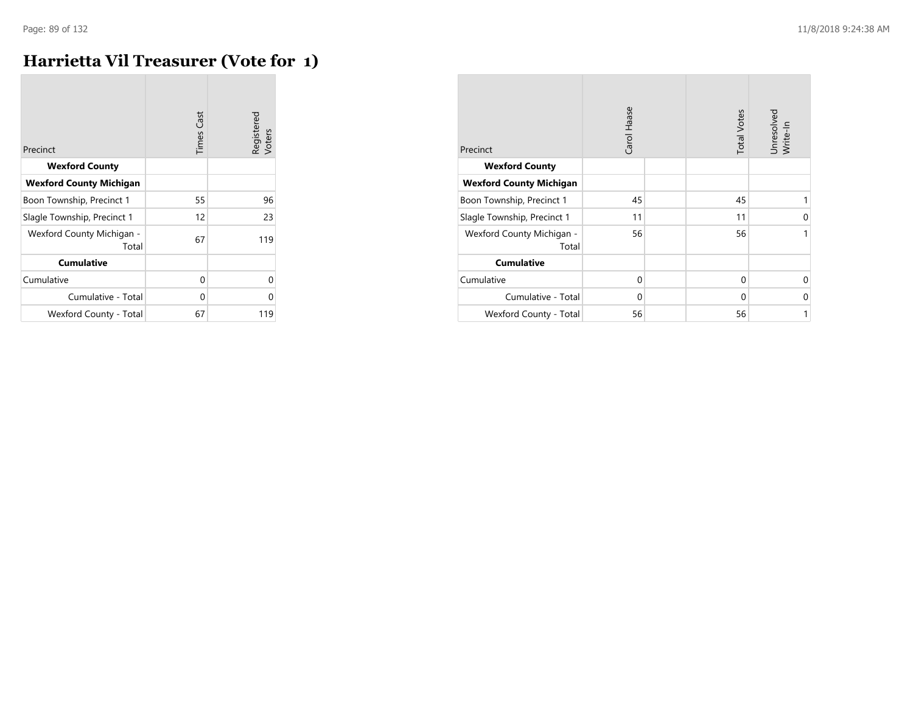# Harrietta Vil Treasurer (Vote for 1)

| Precinct | Times Cast | Registered Voters |
|---|---|---|
| **Wexford County** | | |
| **Wexford County Michigan** | | |
| Boon Township, Precinct 1 | 55 | 96 |
| Slagle Township, Precinct 1 | 12 | 23 |
| Wexford County Michigan - Total | 67 | 119 |
| **Cumulative** | | |
| Cumulative | 0 | 0 |
| Cumulative - Total | 0 | 0 |
| Wexford County - Total | 67 | 119 |

| Precinct | Carol Haase | | Total Votes | Unresolved Write-In |
|---|---|---|---|---|
| **Wexford County** | | | | |
| **Wexford County Michigan** | | | | |
| Boon Township, Precinct 1 | 45 | | 45 | 1 |
| Slagle Township, Precinct 1 | 11 | | 11 | 0 |
| Wexford County Michigan - Total | 56 | | 56 | 1 |
| **Cumulative** | | | | |
| Cumulative | 0 | | 0 | 0 |
| Cumulative - Total | 0 | | 0 | 0 |
| Wexford County - Total | 56 | | 56 | 1 |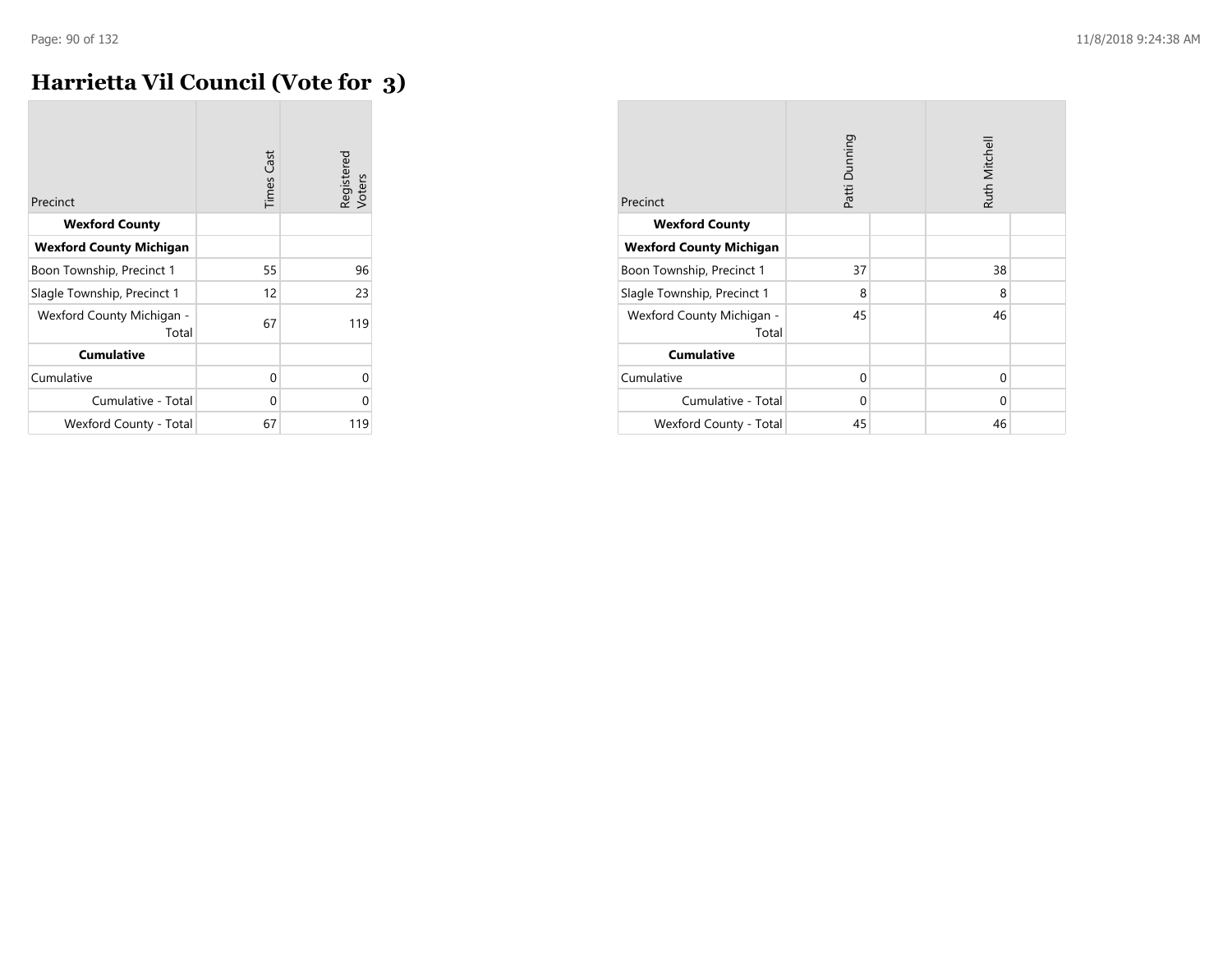# Harrietta Vil Council (Vote for 3)

| Precinct | Times Cast | Registered Voters |
|---|---|---|
| **Wexford County** | | |
| **Wexford County Michigan** | | |
| Boon Township, Precinct 1 | 55 | 96 |
| Slagle Township, Precinct 1 | 12 | 23 |
| Wexford County Michigan - Total | 67 | 119 |
| **Cumulative** | | |
| Cumulative | 0 | 0 |
| Cumulative - Total | 0 | 0 |
| Wexford County - Total | 67 | 119 |

| Precinct | Patti Dunning | | Ruth Mitchell | |
|---|---|---|---|---|
| **Wexford County** | | | | |
| **Wexford County Michigan** | | | | |
| Boon Township, Precinct 1 | 37 | | 38 | |
| Slagle Township, Precinct 1 | 8 | | 8 | |
| Wexford County Michigan - Total | 45 | | 46 | |
| **Cumulative** | | | | |
| Cumulative | 0 | | 0 | |
| Cumulative - Total | 0 | | 0 | |
| Wexford County - Total | 45 | | 46 | |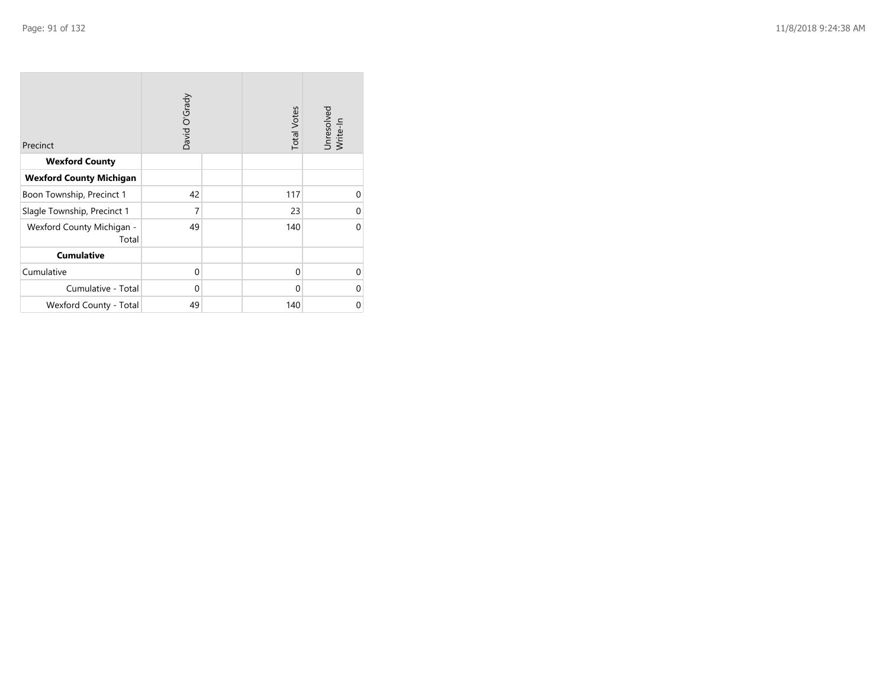| Precinct | David O'Grady | | Total Votes | Unresolved Write-In |
|---|---|---|---|---|
| **Wexford County** | | | | |
| **Wexford County Michigan** | | | | |
| Boon Township, Precinct 1 | 42 | | 117 | 0 |
| Slagle Township, Precinct 1 | 7 | | 23 | 0 |
| Wexford County Michigan - Total | 49 | | 140 | 0 |
| **Cumulative** | | | | |
| Cumulative | 0 | | 0 | 0 |
| Cumulative - Total | 0 | | 0 | 0 |
| Wexford County - Total | 49 | | 140 | 0 |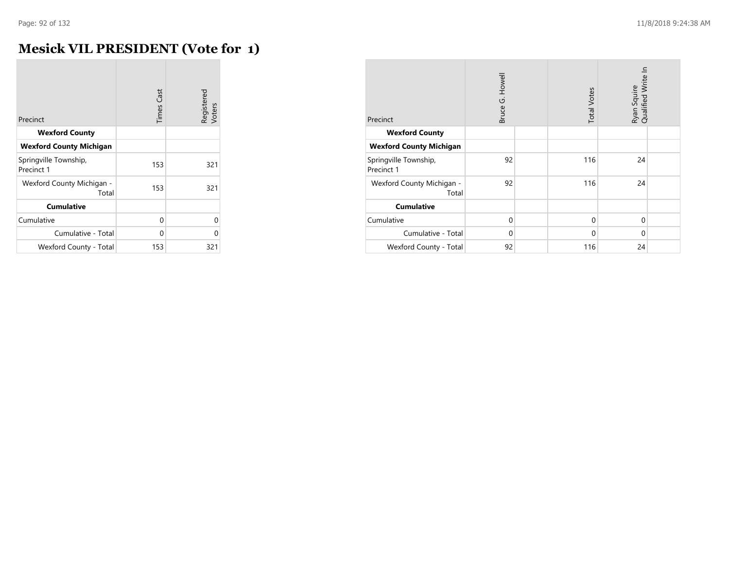# Mesick VIL PRESIDENT (Vote for 1)

| Precinct | Times Cast | Registered Voters |
|---|---|---|
| **Wexford County** | | |
| **Wexford County Michigan** | | |
| Springville Township, Precinct 1 | 153 | 321 |
| Wexford County Michigan - Total | 153 | 321 |
| **Cumulative** | | |
| Cumulative | 0 | 0 |
| Cumulative - Total | 0 | 0 |
| Wexford County - Total | 153 | 321 |

| Precinct | Bruce G. Howell | Total Votes | Ryan Squire Qualified Write In |
|---|---|---|---|
| **Wexford County** | | | |
| **Wexford County Michigan** | | | |
| Springville Township, Precinct 1 | 92 | 116 | 24 |
| Wexford County Michigan - Total | 92 | 116 | 24 |
| **Cumulative** | | | |
| Cumulative | 0 | 0 | 0 |
| Cumulative - Total | 0 | 0 | 0 |
| Wexford County - Total | 92 | 116 | 24 |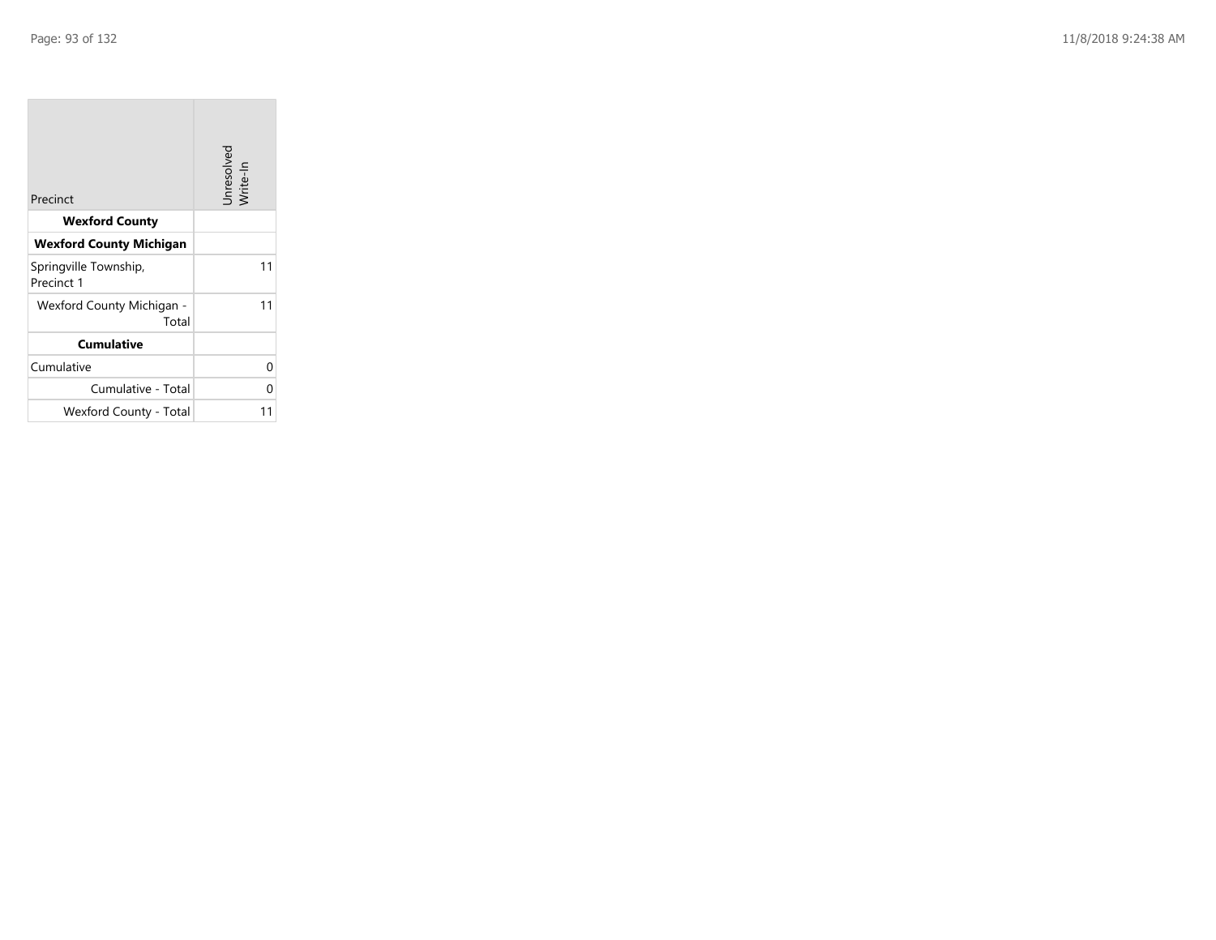| Precinct | Unresolved Write-In |
|---|---|
| **Wexford County** | |
| **Wexford County Michigan** | |
| Springville Township, Precinct 1 | 11 |
| Wexford County Michigan - Total | 11 |
| **Cumulative** | |
| Cumulative | 0 |
| Cumulative - Total | 0 |
| Wexford County - Total | 11 |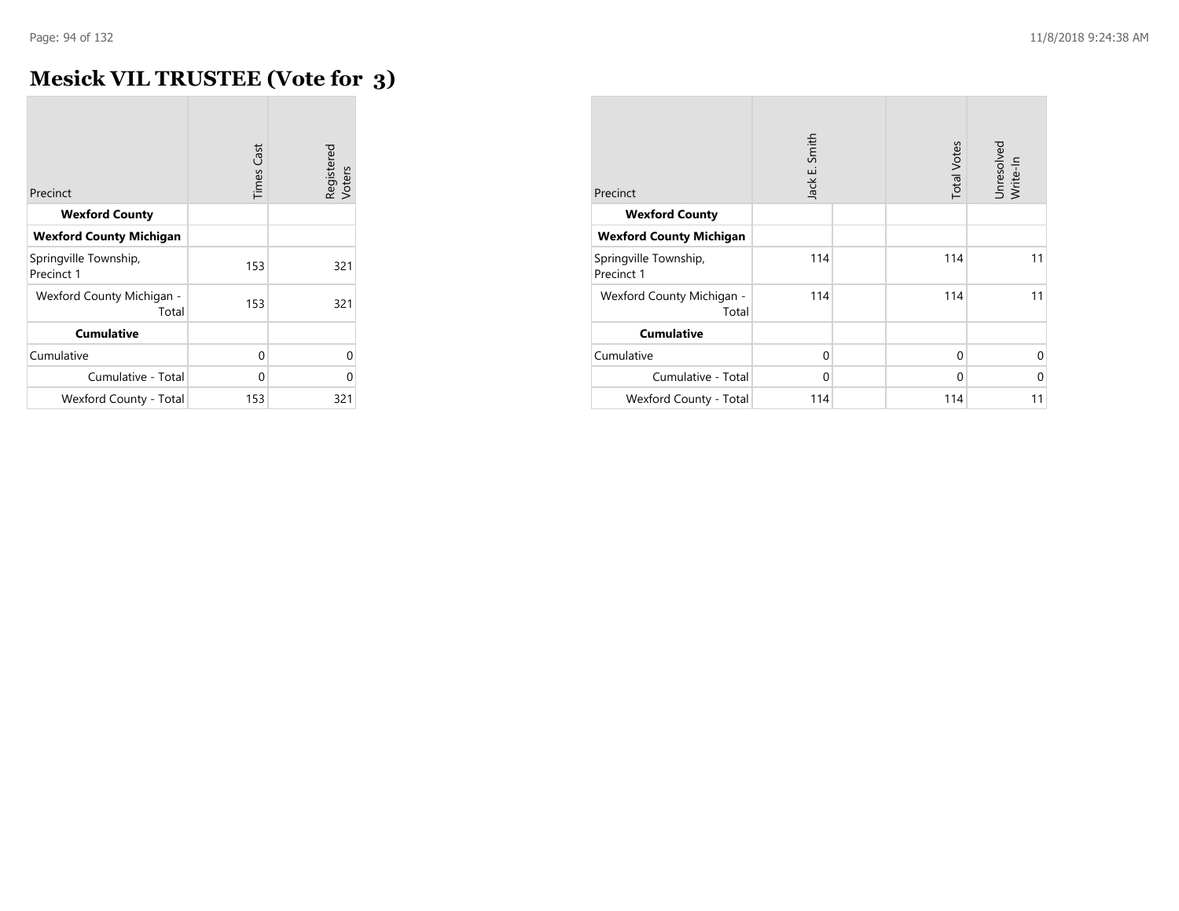# Mesick VIL TRUSTEE (Vote for 3)

| Precinct | Times Cast | Registered Voters |
|---|---|---|
| **Wexford County** | | |
| **Wexford County Michigan** | | |
| Springville Township, Precinct 1 | 153 | 321 |
| Wexford County Michigan - Total | 153 | 321 |
| **Cumulative** | | |
| Cumulative | 0 | 0 |
| Cumulative - Total | 0 | 0 |
| Wexford County - Total | 153 | 321 |

| Precinct | Jack E. Smith | | Total Votes | Unresolved Write-In |
|---|---|---|---|---|
| **Wexford County** | | | | |
| **Wexford County Michigan** | | | | |
| Springville Township, Precinct 1 | 114 | | 114 | 11 |
| Wexford County Michigan - Total | 114 | | 114 | 11 |
| **Cumulative** | | | | |
| Cumulative | 0 | | 0 | 0 |
| Cumulative - Total | 0 | | 0 | 0 |
| Wexford County - Total | 114 | | 114 | 11 |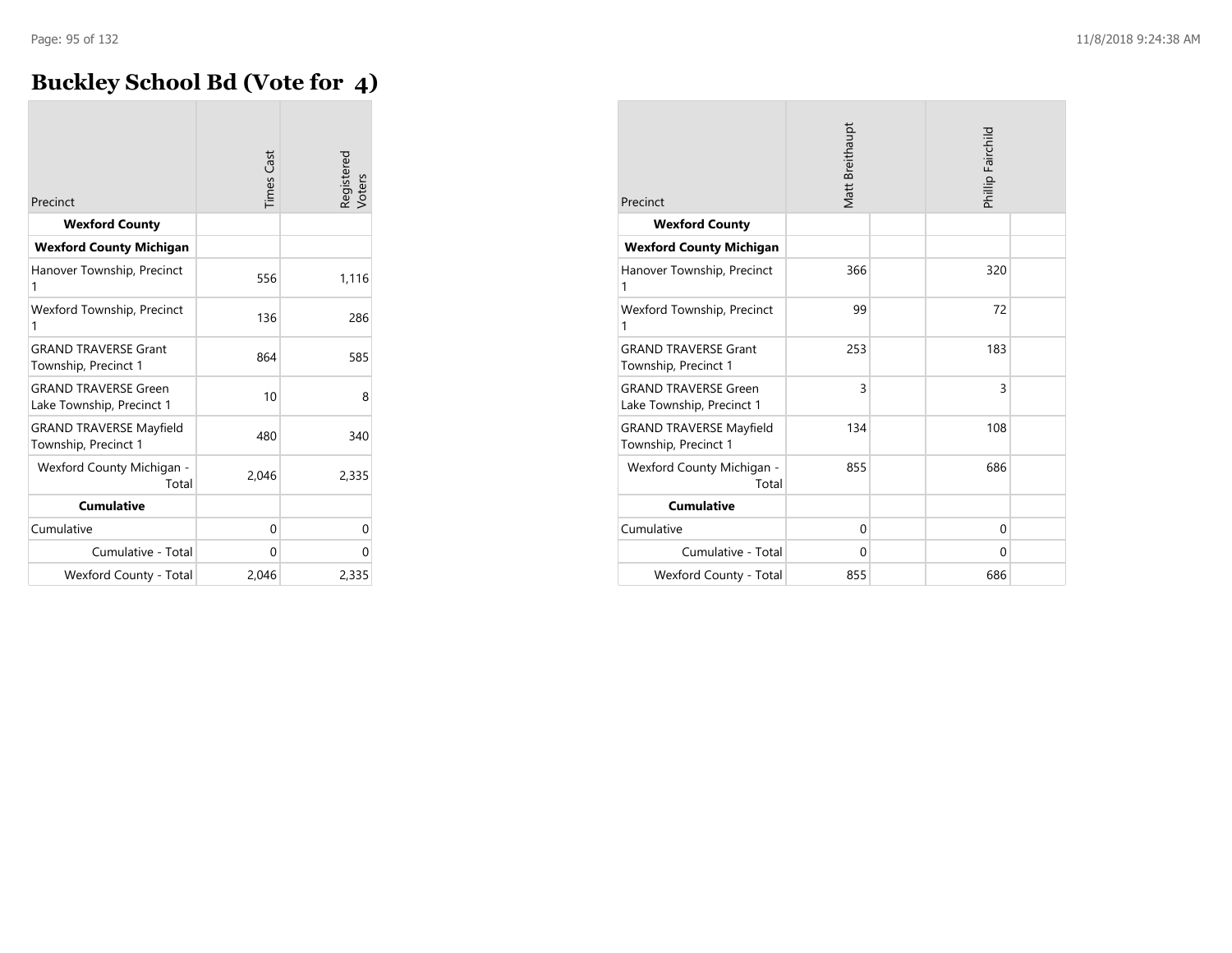# Buckley School Bd (Vote for 4)

| Precinct | Times Cast | Registered Voters |
|---|---|---|
| **Wexford County** | | |
| **Wexford County Michigan** | | |
| Hanover Township, Precinct 1 | 556 | 1,116 |
| Wexford Township, Precinct 1 | 136 | 286 |
| GRAND TRAVERSE Grant Township, Precinct 1 | 864 | 585 |
| GRAND TRAVERSE Green Lake Township, Precinct 1 | 10 | 8 |
| GRAND TRAVERSE Mayfield Township, Precinct 1 | 480 | 340 |
| Wexford County Michigan - Total | 2,046 | 2,335 |
| **Cumulative** | | |
| Cumulative | 0 | 0 |
| Cumulative - Total | 0 | 0 |
| Wexford County - Total | 2,046 | 2,335 |

| Precinct | Matt Breithaupt | | Phillip Fairchild | |
|---|---|---|---|---|
| **Wexford County** | | | | |
| **Wexford County Michigan** | | | | |
| Hanover Township, Precinct 1 | 366 | | 320 | |
| Wexford Township, Precinct 1 | 99 | | 72 | |
| GRAND TRAVERSE Grant Township, Precinct 1 | 253 | | 183 | |
| GRAND TRAVERSE Green Lake Township, Precinct 1 | 3 | | 3 | |
| GRAND TRAVERSE Mayfield Township, Precinct 1 | 134 | | 108 | |
| Wexford County Michigan - Total | 855 | | 686 | |
| **Cumulative** | | | | |
| Cumulative | 0 | | 0 | |
| Cumulative - Total | 0 | | 0 | |
| Wexford County - Total | 855 | | 686 | |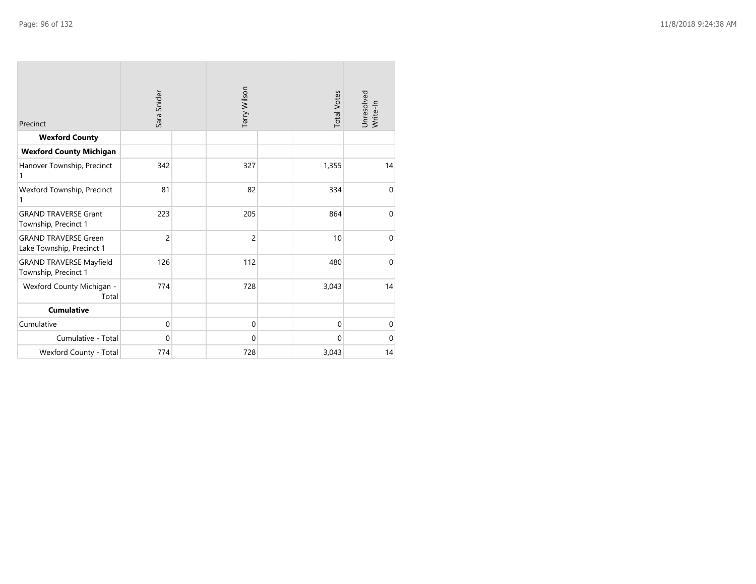| Precinct | Sara Snider | | Terry Wilson | | Total Votes | Unresolved Write-In |
|---|---|---|---|---|---|---|
| **Wexford County** | | | | | | |
| **Wexford County Michigan** | | | | | | |
| Hanover Township, Precinct 1 | 342 | | 327 | | 1,355 | 14 |
| Wexford Township, Precinct 1 | 81 | | 82 | | 334 | 0 |
| GRAND TRAVERSE Grant Township, Precinct 1 | 223 | | 205 | | 864 | 0 |
| GRAND TRAVERSE Green Lake Township, Precinct 1 | 2 | | 2 | | 10 | 0 |
| GRAND TRAVERSE Mayfield Township, Precinct 1 | 126 | | 112 | | 480 | 0 |
| Wexford County Michigan - Total | 774 | | 728 | | 3,043 | 14 |
| **Cumulative** | | | | | | |
| Cumulative | 0 | | 0 | | 0 | 0 |
| Cumulative - Total | 0 | | 0 | | 0 | 0 |
| Wexford County - Total | 774 | | 728 | | 3,043 | 14 |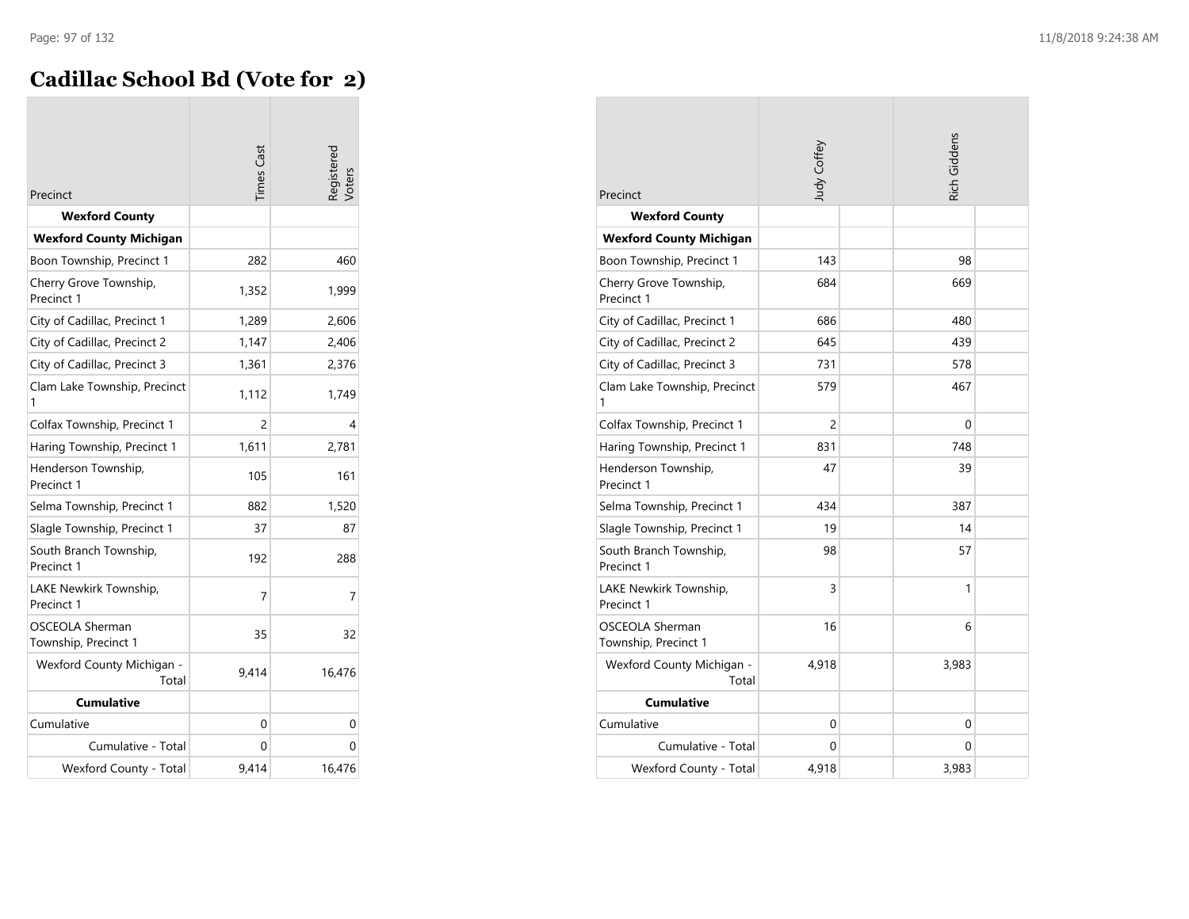# Cadillac School Bd (Vote for 2)

| Precinct | Times Cast | Registered Voters | Judy Coffey | Rich Giddens |
|---|---|---|---|---|
| **Wexford County** | | | | |
| **Wexford County Michigan** | | | | |
| Boon Township, Precinct 1 | 282 | 460 | 143 | 98 |
| Cherry Grove Township, Precinct 1 | 1,352 | 1,999 | 684 | 669 |
| City of Cadillac, Precinct 1 | 1,289 | 2,606 | 686 | 480 |
| City of Cadillac, Precinct 2 | 1,147 | 2,406 | 645 | 439 |
| City of Cadillac, Precinct 3 | 1,361 | 2,376 | 731 | 578 |
| Clam Lake Township, Precinct 1 | 1,112 | 1,749 | 579 | 467 |
| Colfax Township, Precinct 1 | 2 | 4 | 2 | 0 |
| Haring Township, Precinct 1 | 1,611 | 2,781 | 831 | 748 |
| Henderson Township, Precinct 1 | 105 | 161 | 47 | 39 |
| Selma Township, Precinct 1 | 882 | 1,520 | 434 | 387 |
| Slagle Township, Precinct 1 | 37 | 87 | 19 | 14 |
| South Branch Township, Precinct 1 | 192 | 288 | 98 | 57 |
| LAKE Newkirk Township, Precinct 1 | 7 | 7 | 3 | 1 |
| OSCEOLA Sherman Township, Precinct 1 | 35 | 32 | 16 | 6 |
| Wexford County Michigan - Total | 9,414 | 16,476 | 4,918 | 3,983 |
| **Cumulative** | | | | |
| Cumulative | 0 | 0 | 0 | 0 |
| Cumulative - Total | 0 | 0 | 0 | 0 |
| Wexford County - Total | 9,414 | 16,476 | 4,918 | 3,983 |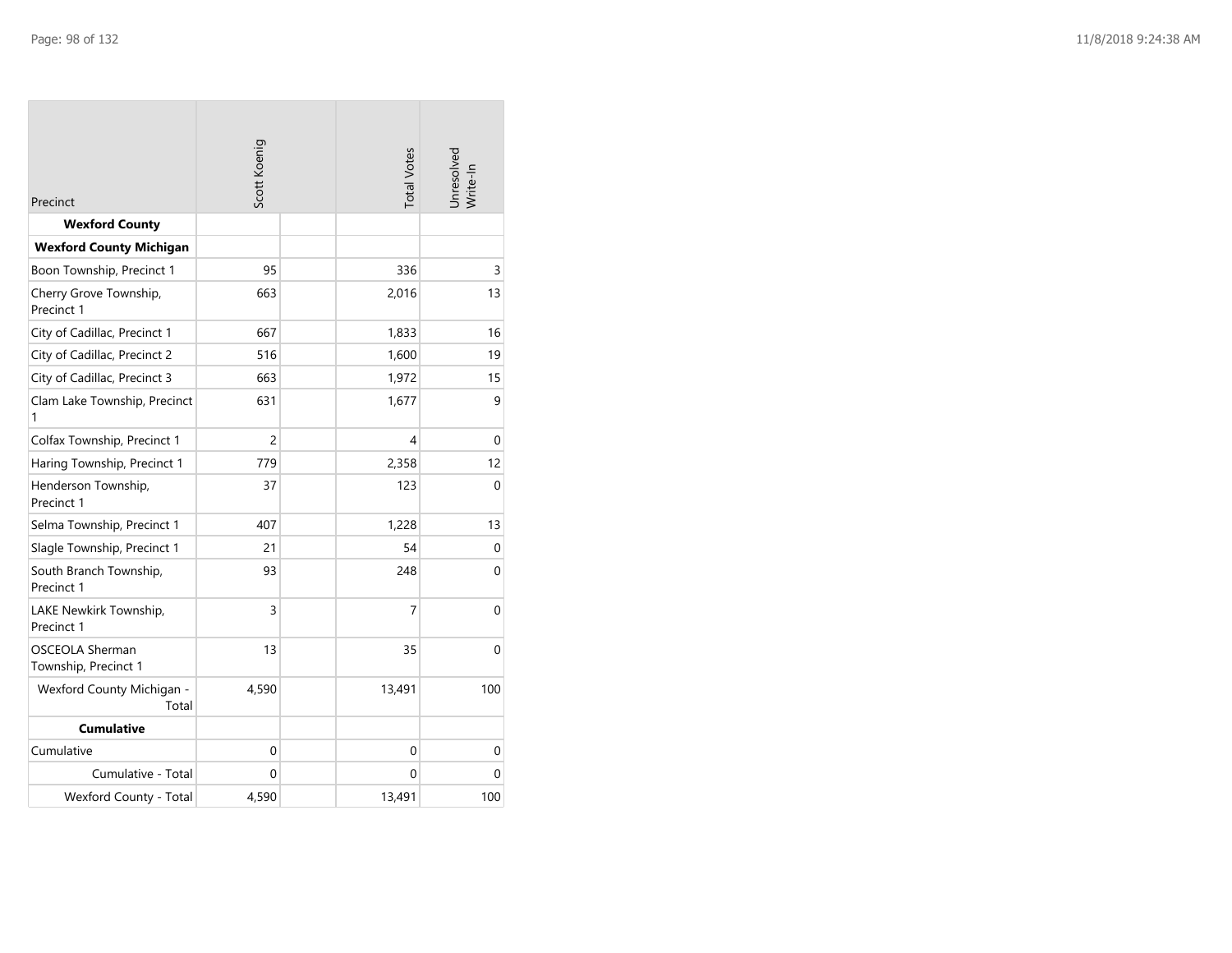| Precinct | Scott Koenig | | Total Votes | Unresolved Write-In |
|---|---|---|---|---|
| **Wexford County** | | | | |
| **Wexford County Michigan** | | | | |
| Boon Township, Precinct 1 | 95 | | 336 | 3 |
| Cherry Grove Township, Precinct 1 | 663 | | 2,016 | 13 |
| City of Cadillac, Precinct 1 | 667 | | 1,833 | 16 |
| City of Cadillac, Precinct 2 | 516 | | 1,600 | 19 |
| City of Cadillac, Precinct 3 | 663 | | 1,972 | 15 |
| Clam Lake Township, Precinct 1 | 631 | | 1,677 | 9 |
| Colfax Township, Precinct 1 | 2 | | 4 | 0 |
| Haring Township, Precinct 1 | 779 | | 2,358 | 12 |
| Henderson Township, Precinct 1 | 37 | | 123 | 0 |
| Selma Township, Precinct 1 | 407 | | 1,228 | 13 |
| Slagle Township, Precinct 1 | 21 | | 54 | 0 |
| South Branch Township, Precinct 1 | 93 | | 248 | 0 |
| LAKE Newkirk Township, Precinct 1 | 3 | | 7 | 0 |
| OSCEOLA Sherman Township, Precinct 1 | 13 | | 35 | 0 |
| Wexford County Michigan - Total | 4,590 | | 13,491 | 100 |
| **Cumulative** | | | | |
| Cumulative | 0 | | 0 | 0 |
| Cumulative - Total | 0 | | 0 | 0 |
| Wexford County - Total | 4,590 | | 13,491 | 100 |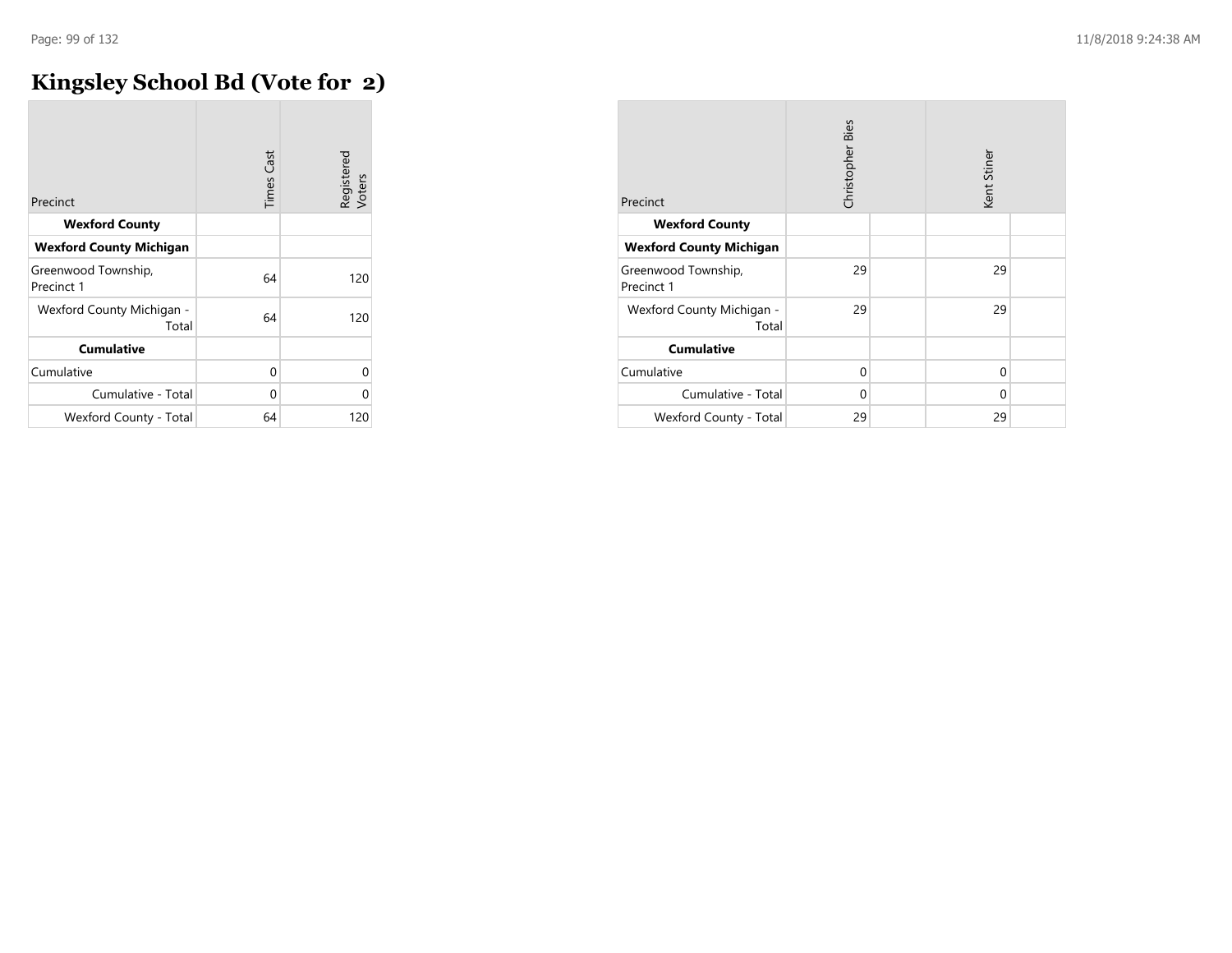# Kingsley School Bd (Vote for 2)

| Precinct | Times Cast | Registered Voters |
|---|---|---|
| **Wexford County** | | |
| **Wexford County Michigan** | | |
| Greenwood Township, Precinct 1 | 64 | 120 |
| Wexford County Michigan - Total | 64 | 120 |
| **Cumulative** | | |
| Cumulative | 0 | 0 |
| Cumulative - Total | 0 | 0 |
| Wexford County - Total | 64 | 120 |

| Precinct | Christopher Bies | Kent Stiner |
|---|---|---|
| **Wexford County** | | |
| **Wexford County Michigan** | | |
| Greenwood Township, Precinct 1 | 29 | 29 |
| Wexford County Michigan - Total | 29 | 29 |
| **Cumulative** | | |
| Cumulative | 0 | 0 |
| Cumulative - Total | 0 | 0 |
| Wexford County - Total | 29 | 29 |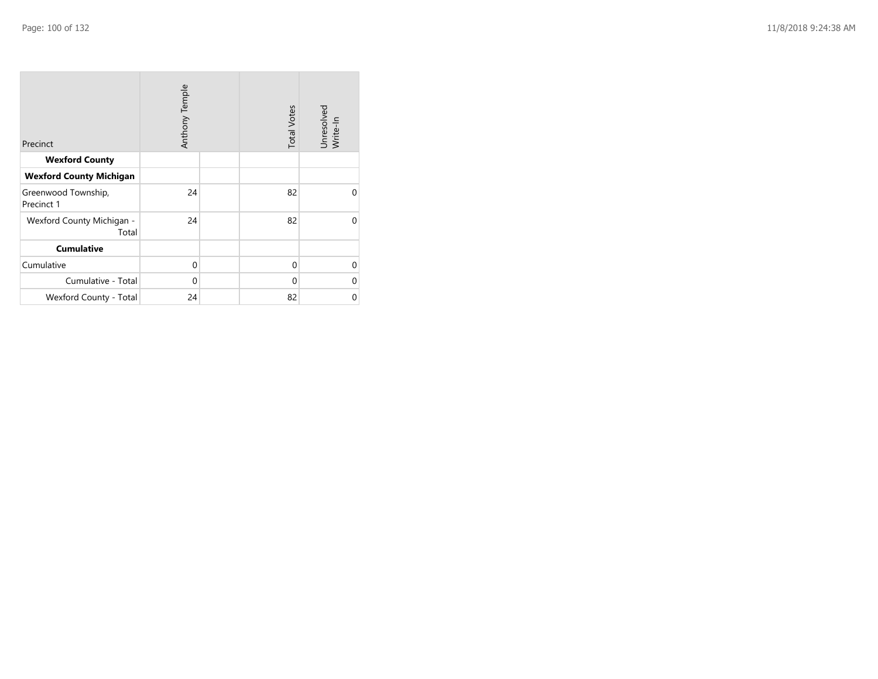| Precinct | Anthony Temple | | Total Votes | Unresolved Write-In |
|---|---|---|---|---|
| **Wexford County** | | | | |
| **Wexford County Michigan** | | | | |
| Greenwood Township, Precinct 1 | 24 | | 82 | 0 |
| Wexford County Michigan - Total | 24 | | 82 | 0 |
| **Cumulative** | | | | |
| Cumulative | 0 | | 0 | 0 |
| Cumulative - Total | 0 | | 0 | 0 |
| Wexford County - Total | 24 | | 82 | 0 |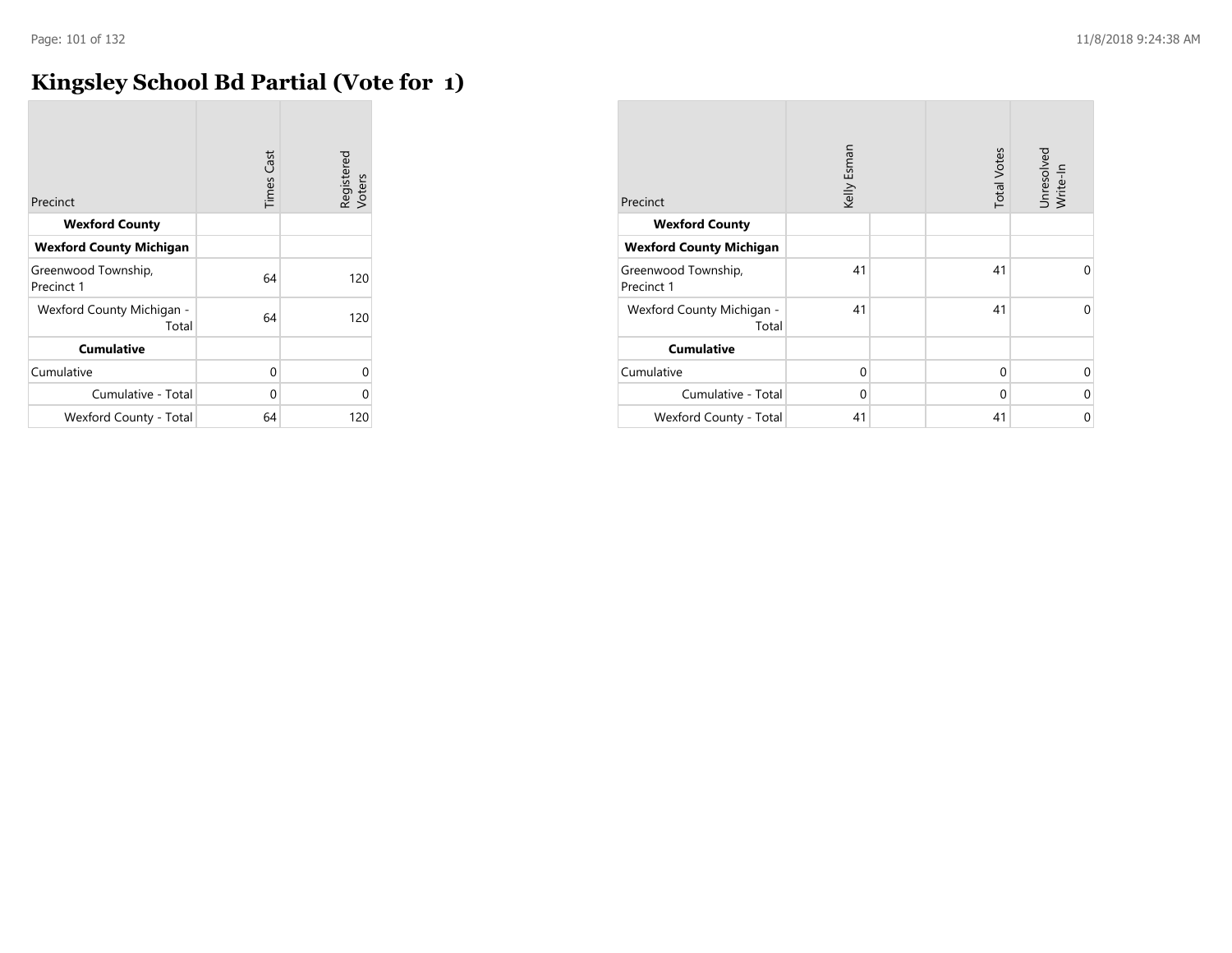# Kingsley School Bd Partial (Vote for 1)

| Precinct | Times Cast | Registered Voters |
|---|---|---|
| **Wexford County** | | |
| **Wexford County Michigan** | | |
| Greenwood Township, Precinct 1 | 64 | 120 |
| Wexford County Michigan - Total | 64 | 120 |
| **Cumulative** | | |
| Cumulative | 0 | 0 |
| Cumulative - Total | 0 | 0 |
| Wexford County - Total | 64 | 120 |

| Precinct | Kelly Esman | | Total Votes | Unresolved Write-In |
|---|---|---|---|---|
| **Wexford County** | | | | |
| **Wexford County Michigan** | | | | |
| Greenwood Township, Precinct 1 | 41 | | 41 | 0 |
| Wexford County Michigan - Total | 41 | | 41 | 0 |
| **Cumulative** | | | | |
| Cumulative | 0 | | 0 | 0 |
| Cumulative - Total | 0 | | 0 | 0 |
| Wexford County - Total | 41 | | 41 | 0 |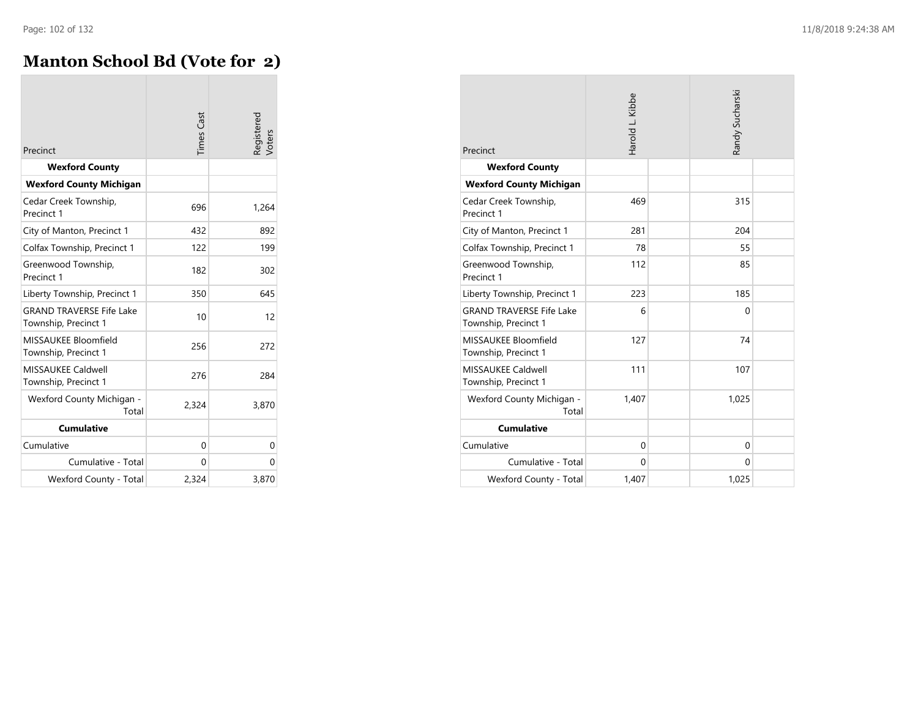# Manton School Bd (Vote for 2)

| Precinct | Times Cast | Registered Voters |
|---|---|---|
| **Wexford County** | | |
| **Wexford County Michigan** | | |
| Cedar Creek Township, Precinct 1 | 696 | 1,264 |
| City of Manton, Precinct 1 | 432 | 892 |
| Colfax Township, Precinct 1 | 122 | 199 |
| Greenwood Township, Precinct 1 | 182 | 302 |
| Liberty Township, Precinct 1 | 350 | 645 |
| GRAND TRAVERSE Fife Lake Township, Precinct 1 | 10 | 12 |
| MISSAUKEE Bloomfield Township, Precinct 1 | 256 | 272 |
| MISSAUKEE Caldwell Township, Precinct 1 | 276 | 284 |
| Wexford County Michigan - Total | 2,324 | 3,870 |
| **Cumulative** | | |
| Cumulative | 0 | 0 |
| Cumulative - Total | 0 | 0 |
| Wexford County - Total | 2,324 | 3,870 |

| Precinct | Harold L. Kibbe | | Randy Sucharski | |
|---|---|---|---|---|
| **Wexford County** | | | | |
| **Wexford County Michigan** | | | | |
| Cedar Creek Township, Precinct 1 | 469 | | 315 | |
| City of Manton, Precinct 1 | 281 | | 204 | |
| Colfax Township, Precinct 1 | 78 | | 55 | |
| Greenwood Township, Precinct 1 | 112 | | 85 | |
| Liberty Township, Precinct 1 | 223 | | 185 | |
| GRAND TRAVERSE Fife Lake Township, Precinct 1 | 6 | | 0 | |
| MISSAUKEE Bloomfield Township, Precinct 1 | 127 | | 74 | |
| MISSAUKEE Caldwell Township, Precinct 1 | 111 | | 107 | |
| Wexford County Michigan - Total | 1,407 | | 1,025 | |
| **Cumulative** | | | | |
| Cumulative | 0 | | 0 | |
| Cumulative - Total | 0 | | 0 | |
| Wexford County - Total | 1,407 | | 1,025 | |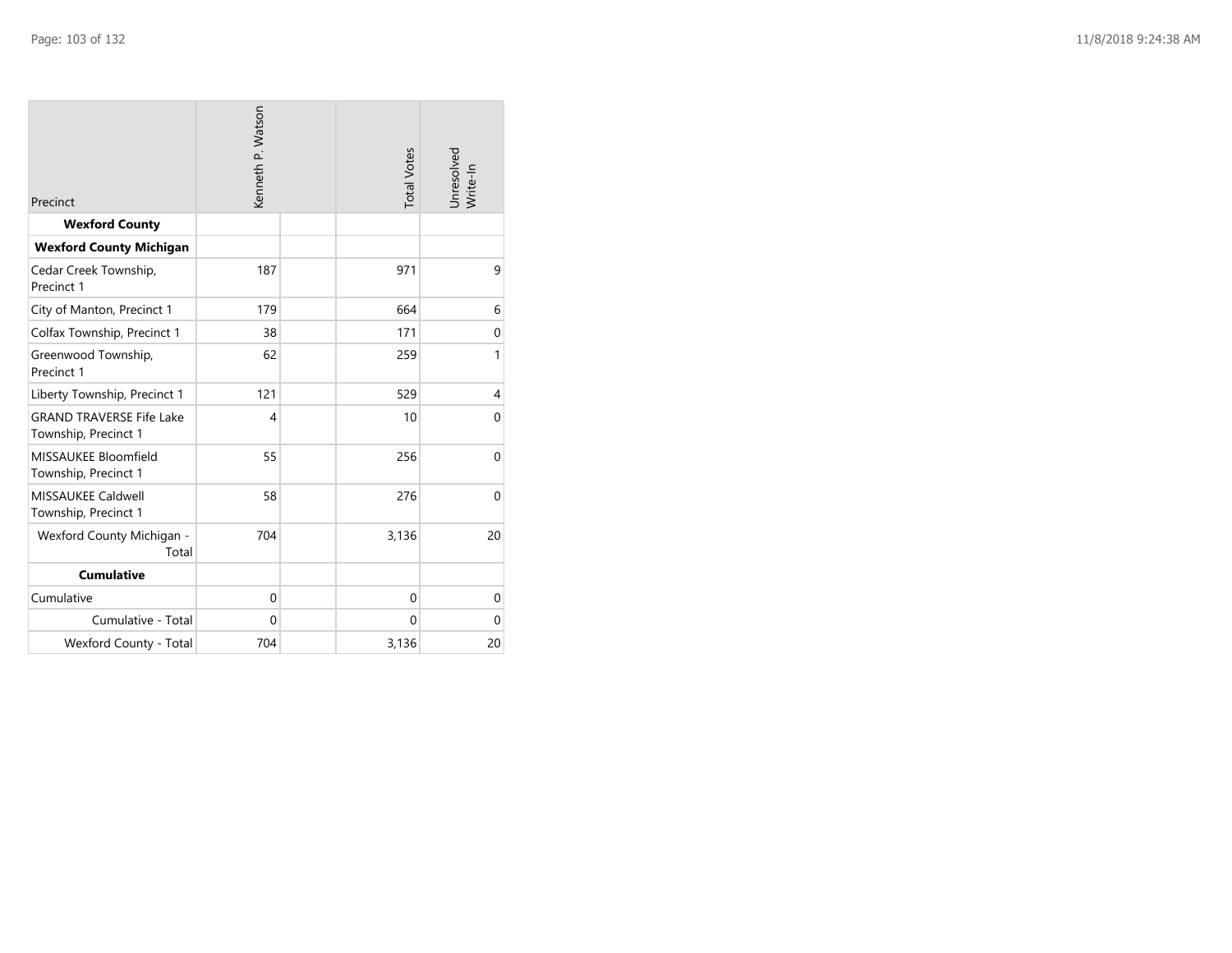| Precinct | Kenneth P. Watson | | Total Votes | Unresolved Write-In |
|---|---|---|---|---|
| **Wexford County** | | | | |
| **Wexford County Michigan** | | | | |
| Cedar Creek Township, Precinct 1 | 187 | | 971 | 9 |
| City of Manton, Precinct 1 | 179 | | 664 | 6 |
| Colfax Township, Precinct 1 | 38 | | 171 | 0 |
| Greenwood Township, Precinct 1 | 62 | | 259 | 1 |
| Liberty Township, Precinct 1 | 121 | | 529 | 4 |
| GRAND TRAVERSE Fife Lake Township, Precinct 1 | 4 | | 10 | 0 |
| MISSAUKEE Bloomfield Township, Precinct 1 | 55 | | 256 | 0 |
| MISSAUKEE Caldwell Township, Precinct 1 | 58 | | 276 | 0 |
| Wexford County Michigan - Total | 704 | | 3,136 | 20 |
| **Cumulative** | | | | |
| Cumulative | 0 | | 0 | 0 |
| Cumulative - Total | 0 | | 0 | 0 |
| Wexford County - Total | 704 | | 3,136 | 20 |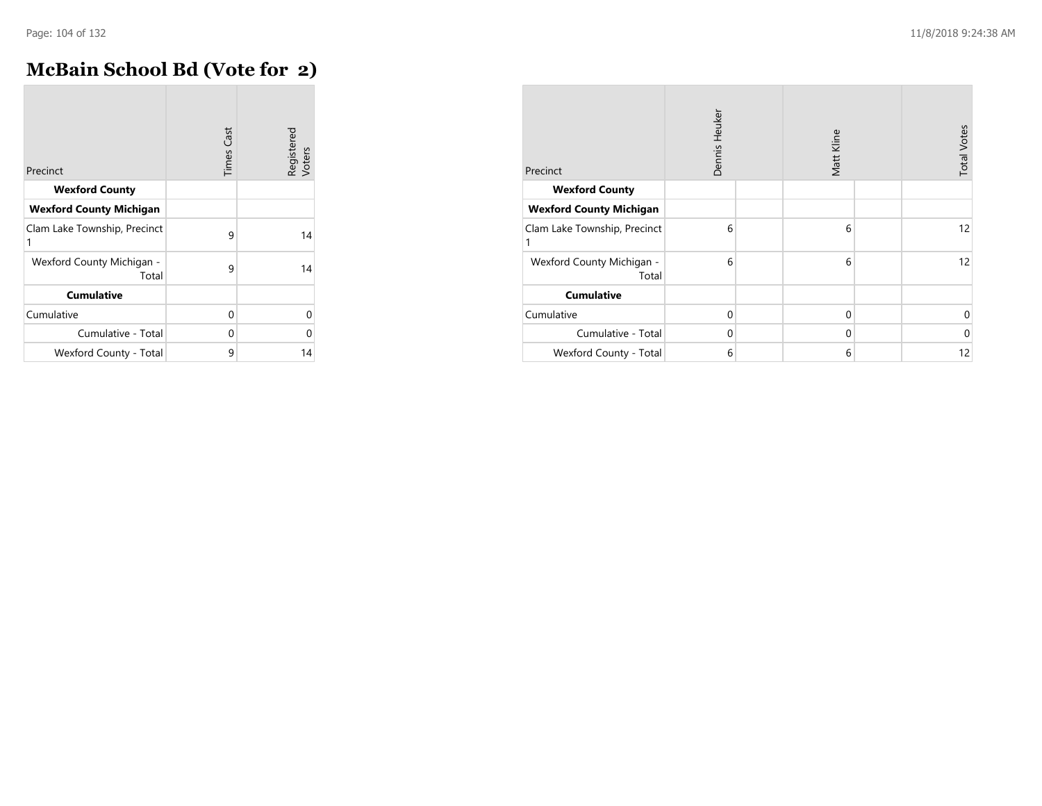# McBain School Bd (Vote for 2)

| Precinct | Times Cast | Registered Voters |
|---|---|---|
| **Wexford County** | | |
| **Wexford County Michigan** | | |
| Clam Lake Township, Precinct 1 | 9 | 14 |
| Wexford County Michigan - Total | 9 | 14 |
| **Cumulative** | | |
| Cumulative | 0 | 0 |
| Cumulative - Total | 0 | 0 |
| Wexford County - Total | 9 | 14 |

| Precinct | Dennis Heuker | | Matt Kline | | Total Votes |
|---|---|---|---|---|---|
| **Wexford County** | | | | | |
| **Wexford County Michigan** | | | | | |
| Clam Lake Township, Precinct 1 | 6 | | 6 | | 12 |
| Wexford County Michigan - Total | 6 | | 6 | | 12 |
| **Cumulative** | | | | | |
| Cumulative | 0 | | 0 | | 0 |
| Cumulative - Total | 0 | | 0 | | 0 |
| Wexford County - Total | 6 | | 6 | | 12 |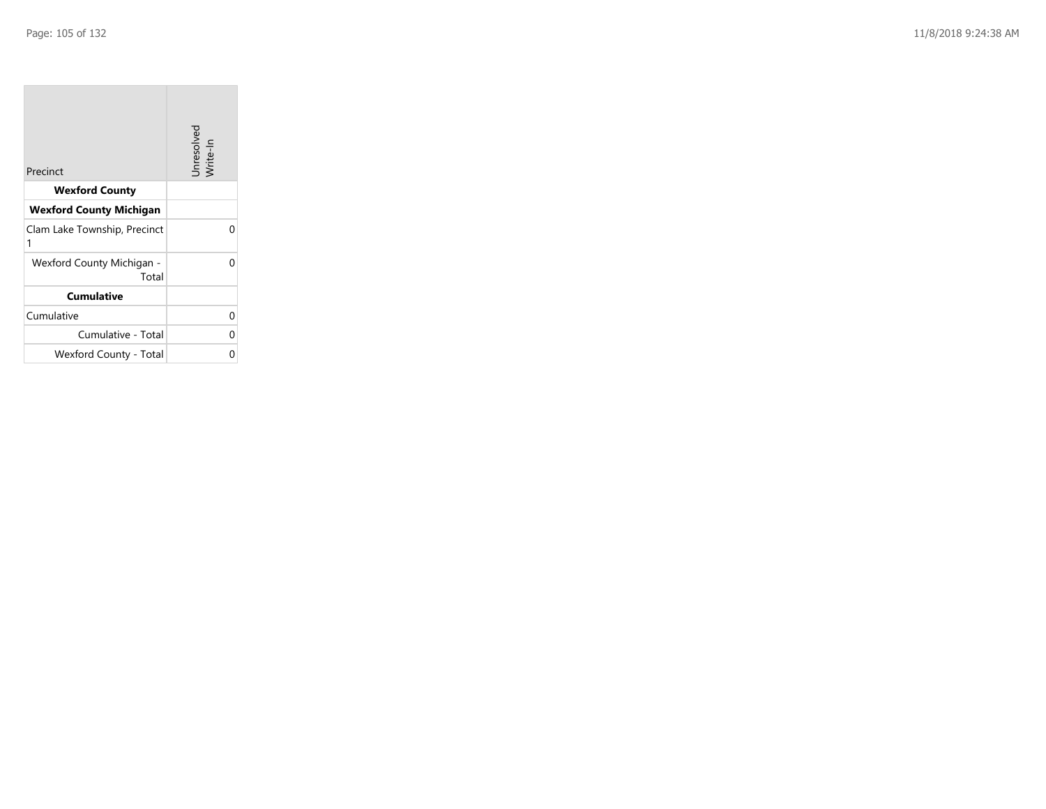| Precinct | Unresolved Write-In |
|---|---|
| **Wexford County** | |
| **Wexford County Michigan** | |
| Clam Lake Township, Precinct 1 | 0 |
| Wexford County Michigan - Total | 0 |
| **Cumulative** | |
| Cumulative | 0 |
| Cumulative - Total | 0 |
| Wexford County - Total | 0 |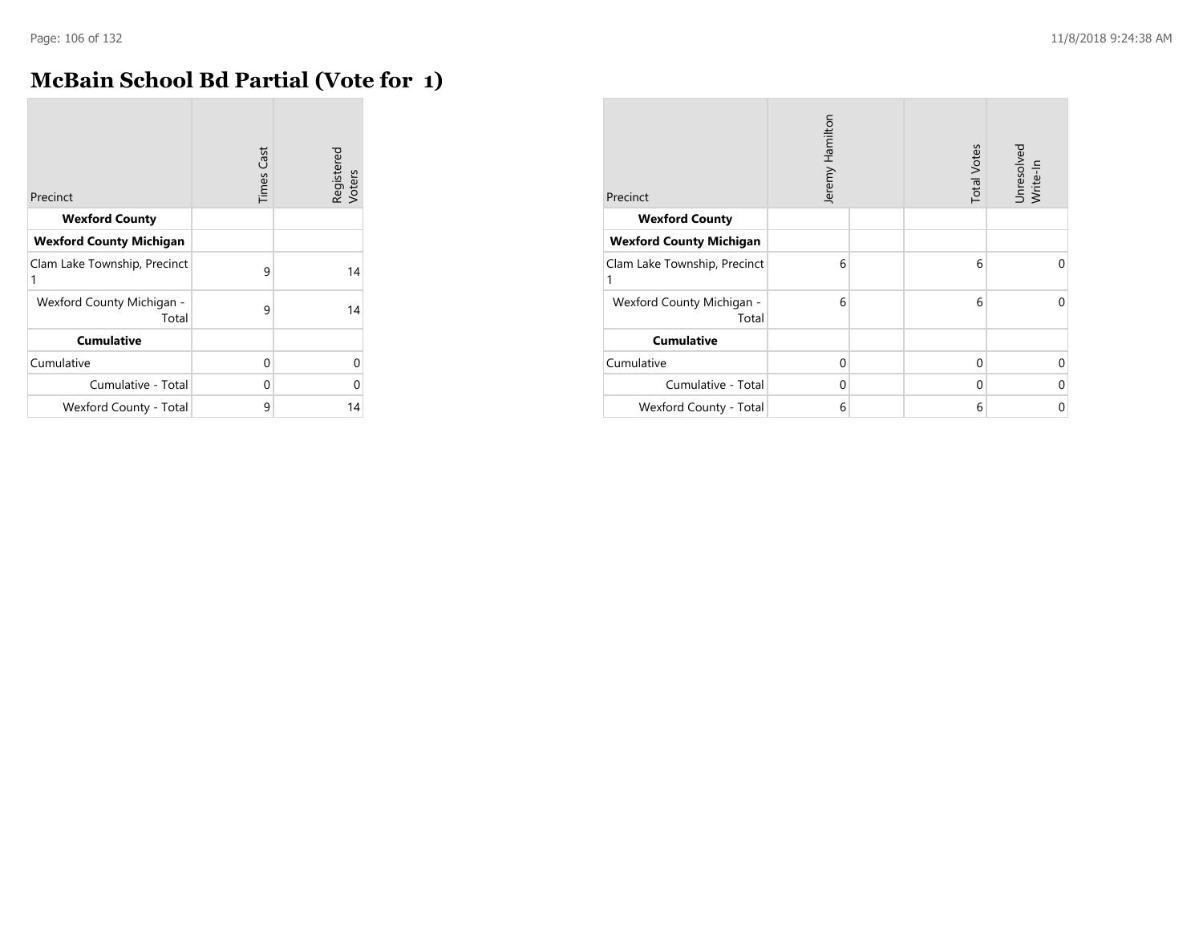# McBain School Bd Partial (Vote for 1)

| Precinct | Times Cast | Registered Voters |
|---|---|---|
| **Wexford County** | | |
| **Wexford County Michigan** | | |
| Clam Lake Township, Precinct 1 | 9 | 14 |
| Wexford County Michigan - Total | 9 | 14 |
| **Cumulative** | | |
| Cumulative | 0 | 0 |
| Cumulative - Total | 0 | 0 |
| Wexford County - Total | 9 | 14 |

| Precinct | Jeremy Hamilton | | Total Votes | Unresolved Write-In |
|---|---|---|---|---|
| **Wexford County** | | | | |
| **Wexford County Michigan** | | | | |
| Clam Lake Township, Precinct 1 | 6 | | 6 | 0 |
| Wexford County Michigan - Total | 6 | | 6 | 0 |
| **Cumulative** | | | | |
| Cumulative | 0 | | 0 | 0 |
| Cumulative - Total | 0 | | 0 | 0 |
| Wexford County - Total | 6 | | 6 | 0 |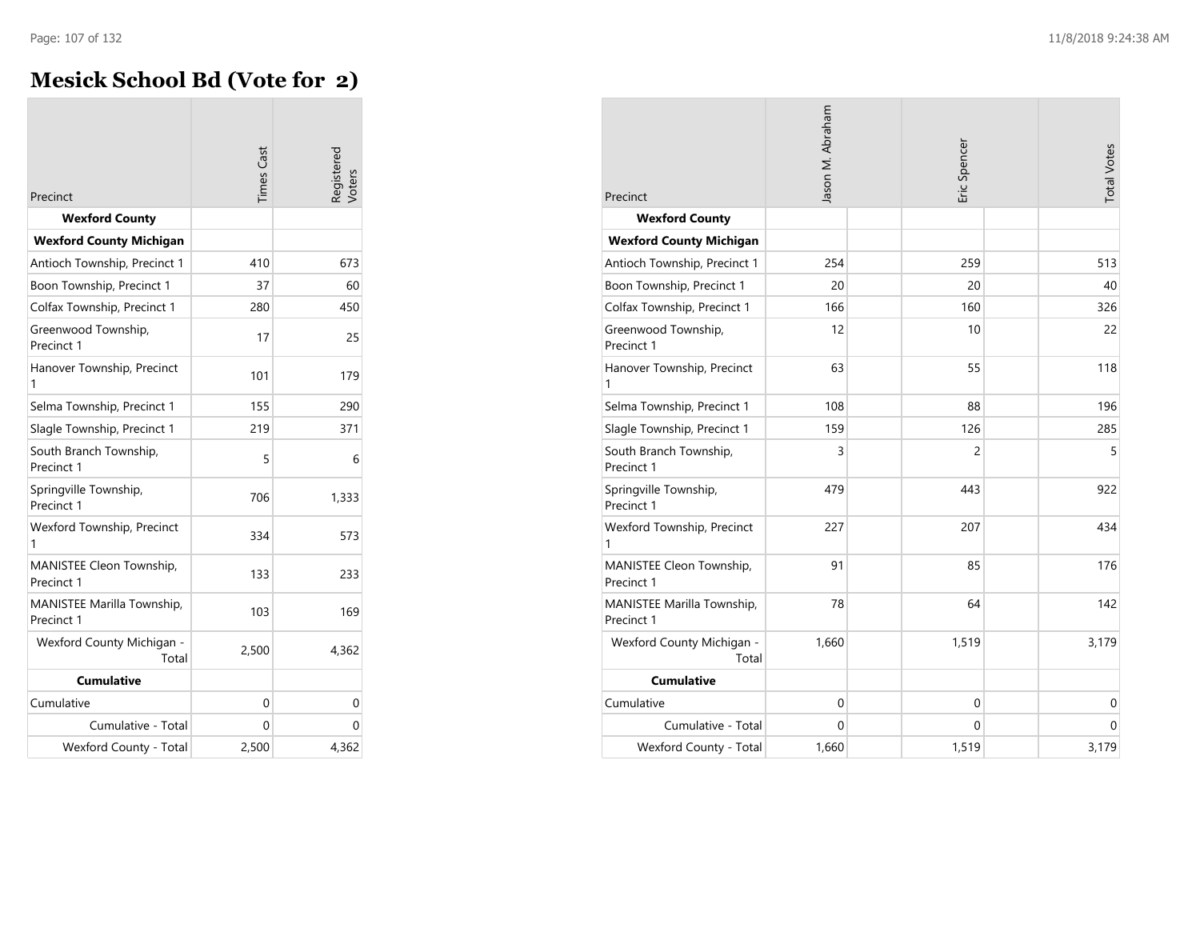# Mesick School Bd (Vote for 2)

| Precinct | Times Cast | Registered Voters |
|---|---|---|
| **Wexford County** | | |
| **Wexford County Michigan** | | |
| Antioch Township, Precinct 1 | 410 | 673 |
| Boon Township, Precinct 1 | 37 | 60 |
| Colfax Township, Precinct 1 | 280 | 450 |
| Greenwood Township, Precinct 1 | 17 | 25 |
| Hanover Township, Precinct 1 | 101 | 179 |
| Selma Township, Precinct 1 | 155 | 290 |
| Slagle Township, Precinct 1 | 219 | 371 |
| South Branch Township, Precinct 1 | 5 | 6 |
| Springville Township, Precinct 1 | 706 | 1,333 |
| Wexford Township, Precinct 1 | 334 | 573 |
| MANISTEE Cleon Township, Precinct 1 | 133 | 233 |
| MANISTEE Marilla Township, Precinct 1 | 103 | 169 |
| Wexford County Michigan - Total | 2,500 | 4,362 |
| **Cumulative** | | |
| Cumulative | 0 | 0 |
| Cumulative - Total | 0 | 0 |
| Wexford County - Total | 2,500 | 4,362 |

| Precinct | Jason M. Abraham | Eric Spencer | Total Votes |
|---|---|---|---|
| **Wexford County** | | | |
| **Wexford County Michigan** | | | |
| Antioch Township, Precinct 1 | 254 | 259 | 513 |
| Boon Township, Precinct 1 | 20 | 20 | 40 |
| Colfax Township, Precinct 1 | 166 | 160 | 326 |
| Greenwood Township, Precinct 1 | 12 | 10 | 22 |
| Hanover Township, Precinct 1 | 63 | 55 | 118 |
| Selma Township, Precinct 1 | 108 | 88 | 196 |
| Slagle Township, Precinct 1 | 159 | 126 | 285 |
| South Branch Township, Precinct 1 | 3 | 2 | 5 |
| Springville Township, Precinct 1 | 479 | 443 | 922 |
| Wexford Township, Precinct 1 | 227 | 207 | 434 |
| MANISTEE Cleon Township, Precinct 1 | 91 | 85 | 176 |
| MANISTEE Marilla Township, Precinct 1 | 78 | 64 | 142 |
| Wexford County Michigan - Total | 1,660 | 1,519 | 3,179 |
| **Cumulative** | | | |
| Cumulative | 0 | 0 | 0 |
| Cumulative - Total | 0 | 0 | 0 |
| Wexford County - Total | 1,660 | 1,519 | 3,179 |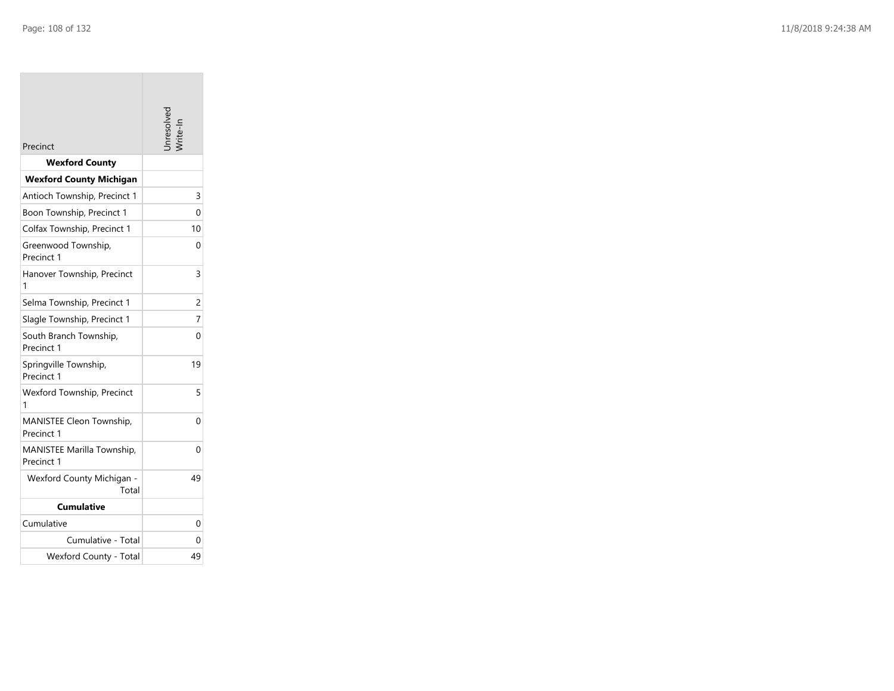| Precinct | Unresolved Write-In |
| --- | --- |
| **Wexford County** | |
| **Wexford County Michigan** | |
| Antioch Township, Precinct 1 | 3 |
| Boon Township, Precinct 1 | 0 |
| Colfax Township, Precinct 1 | 10 |
| Greenwood Township, Precinct 1 | 0 |
| Hanover Township, Precinct 1 | 3 |
| Selma Township, Precinct 1 | 2 |
| Slagle Township, Precinct 1 | 7 |
| South Branch Township, Precinct 1 | 0 |
| Springville Township, Precinct 1 | 19 |
| Wexford Township, Precinct 1 | 5 |
| MANISTEE Cleon Township, Precinct 1 | 0 |
| MANISTEE Marilla Township, Precinct 1 | 0 |
| Wexford County Michigan - Total | 49 |
| **Cumulative** | |
| Cumulative | 0 |
| Cumulative - Total | 0 |
| Wexford County - Total | 49 |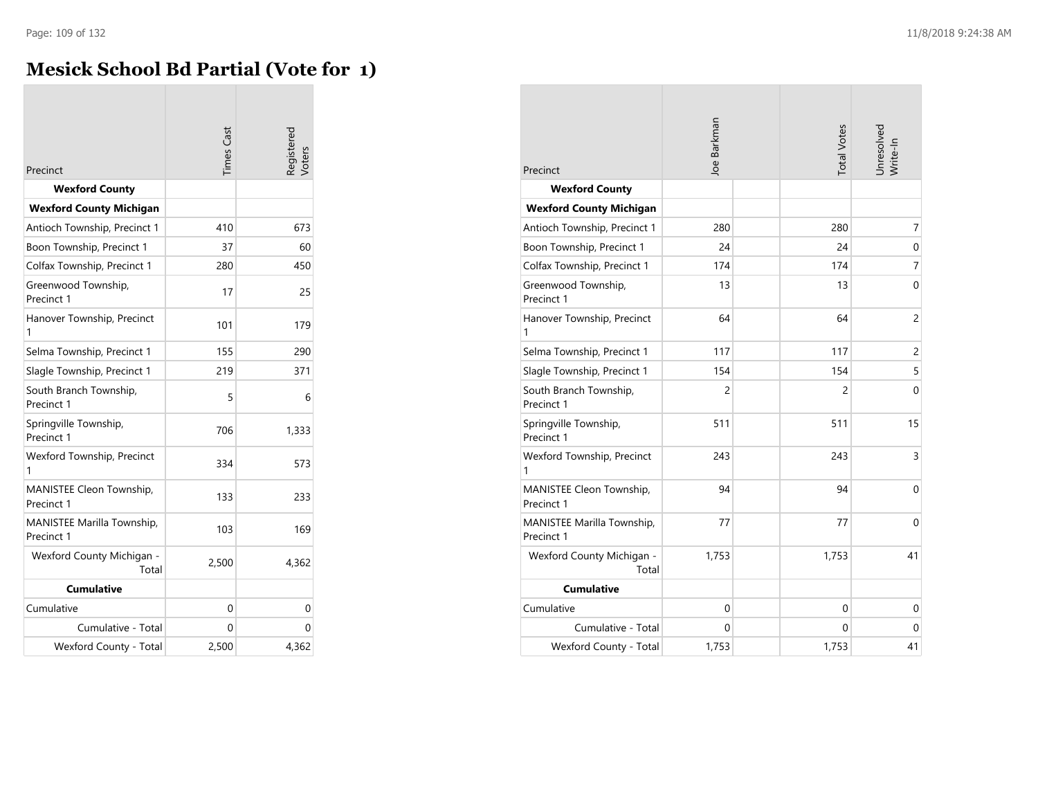# Mesick School Bd Partial (Vote for 1)

| Precinct | Times Cast | Registered Voters |
|---|---|---|
| **Wexford County** | | |
| **Wexford County Michigan** | | |
| Antioch Township, Precinct 1 | 410 | 673 |
| Boon Township, Precinct 1 | 37 | 60 |
| Colfax Township, Precinct 1 | 280 | 450 |
| Greenwood Township, Precinct 1 | 17 | 25 |
| Hanover Township, Precinct 1 | 101 | 179 |
| Selma Township, Precinct 1 | 155 | 290 |
| Slagle Township, Precinct 1 | 219 | 371 |
| South Branch Township, Precinct 1 | 5 | 6 |
| Springville Township, Precinct 1 | 706 | 1,333 |
| Wexford Township, Precinct 1 | 334 | 573 |
| MANISTEE Cleon Township, Precinct 1 | 133 | 233 |
| MANISTEE Marilla Township, Precinct 1 | 103 | 169 |
| Wexford County Michigan - Total | 2,500 | 4,362 |
| **Cumulative** | | |
| Cumulative | 0 | 0 |
| Cumulative - Total | 0 | 0 |
| Wexford County - Total | 2,500 | 4,362 |

| Precinct | Joe Barkman | | Total Votes | Unresolved Write-In |
|---|---|---|---|---|
| **Wexford County** | | | | |
| **Wexford County Michigan** | | | | |
| Antioch Township, Precinct 1 | 280 | | 280 | 7 |
| Boon Township, Precinct 1 | 24 | | 24 | 0 |
| Colfax Township, Precinct 1 | 174 | | 174 | 7 |
| Greenwood Township, Precinct 1 | 13 | | 13 | 0 |
| Hanover Township, Precinct 1 | 64 | | 64 | 2 |
| Selma Township, Precinct 1 | 117 | | 117 | 2 |
| Slagle Township, Precinct 1 | 154 | | 154 | 5 |
| South Branch Township, Precinct 1 | 2 | | 2 | 0 |
| Springville Township, Precinct 1 | 511 | | 511 | 15 |
| Wexford Township, Precinct 1 | 243 | | 243 | 3 |
| MANISTEE Cleon Township, Precinct 1 | 94 | | 94 | 0 |
| MANISTEE Marilla Township, Precinct 1 | 77 | | 77 | 0 |
| Wexford County Michigan - Total | 1,753 | | 1,753 | 41 |
| **Cumulative** | | | | |
| Cumulative | 0 | | 0 | 0 |
| Cumulative - Total | 0 | | 0 | 0 |
| Wexford County - Total | 1,753 | | 1,753 | 41 |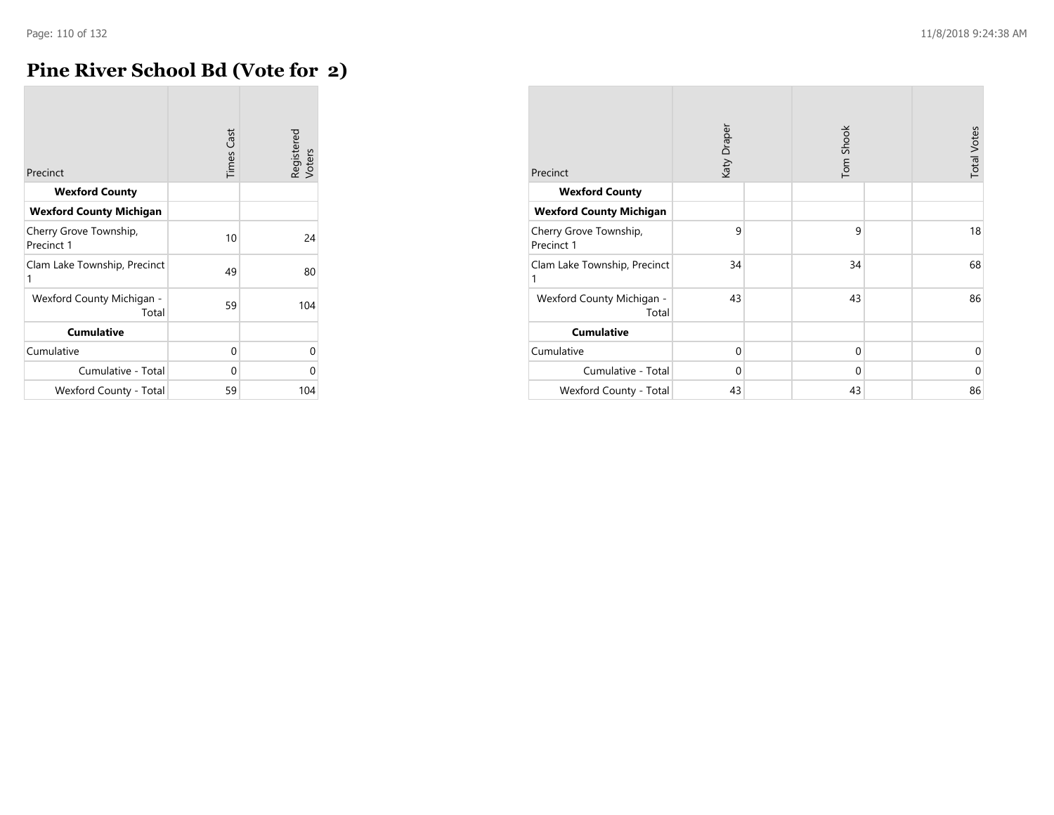# Pine River School Bd (Vote for 2)

| Precinct | Times Cast | Registered Voters |
|---|---|---|
| **Wexford County** | | |
| **Wexford County Michigan** | | |
| Cherry Grove Township, Precinct 1 | 10 | 24 |
| Clam Lake Township, Precinct 1 | 49 | 80 |
| Wexford County Michigan - Total | 59 | 104 |
| **Cumulative** | | |
| Cumulative | 0 | 0 |
| Cumulative - Total | 0 | 0 |
| Wexford County - Total | 59 | 104 |

| Precinct | Katy Draper | Tom Shook | Total Votes |
|---|---|---|---|
| **Wexford County** | | | |
| **Wexford County Michigan** | | | |
| Cherry Grove Township, Precinct 1 | 9 | 9 | 18 |
| Clam Lake Township, Precinct 1 | 34 | 34 | 68 |
| Wexford County Michigan - Total | 43 | 43 | 86 |
| **Cumulative** | | | |
| Cumulative | 0 | 0 | 0 |
| Cumulative - Total | 0 | 0 | 0 |
| Wexford County - Total | 43 | 43 | 86 |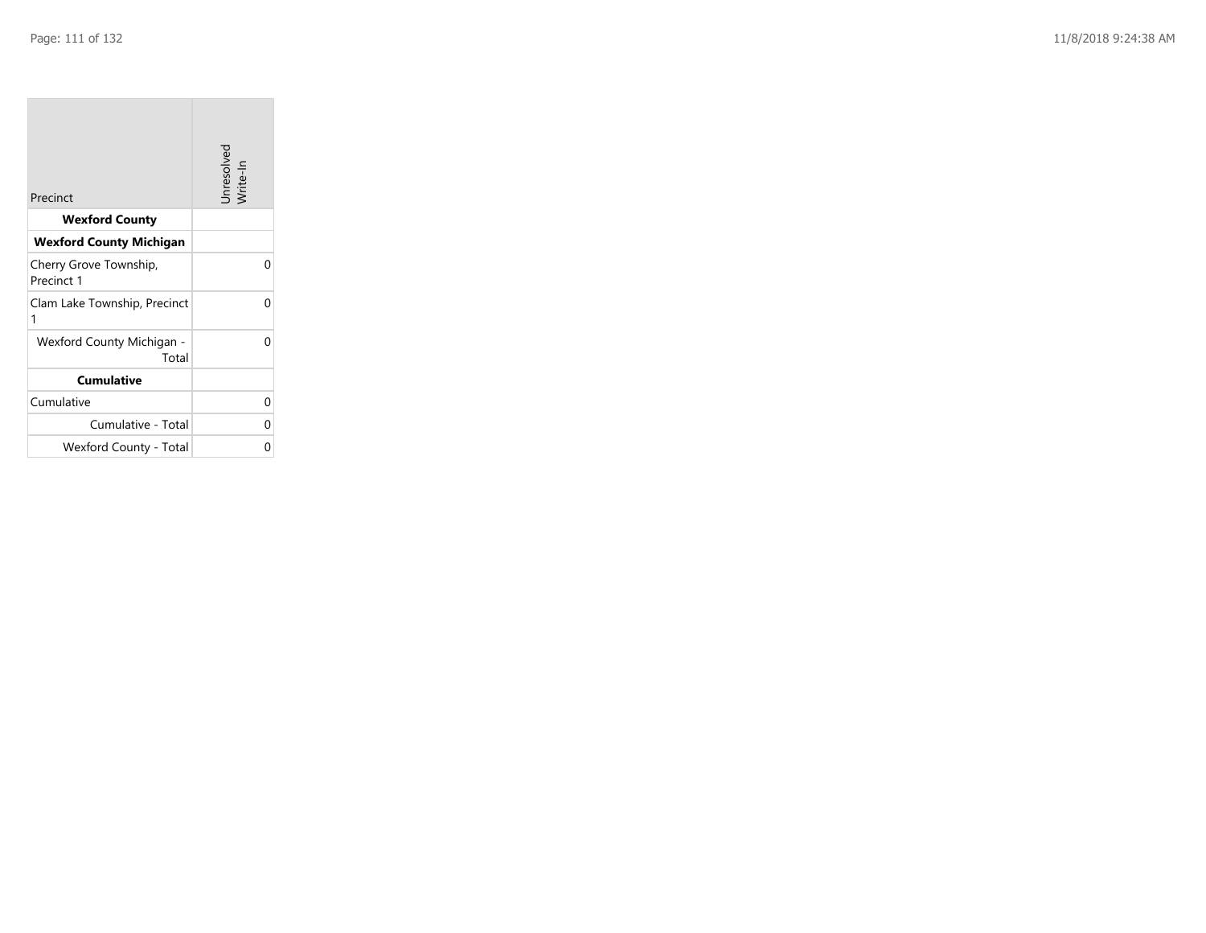| Precinct | Unresolved Write-In |
| --- | --- |
| **Wexford County** | |
| **Wexford County Michigan** | |
| Cherry Grove Township, Precinct 1 | 0 |
| Clam Lake Township, Precinct 1 | 0 |
| Wexford County Michigan - Total | 0 |
| **Cumulative** | |
| Cumulative | 0 |
| Cumulative - Total | 0 |
| Wexford County - Total | 0 |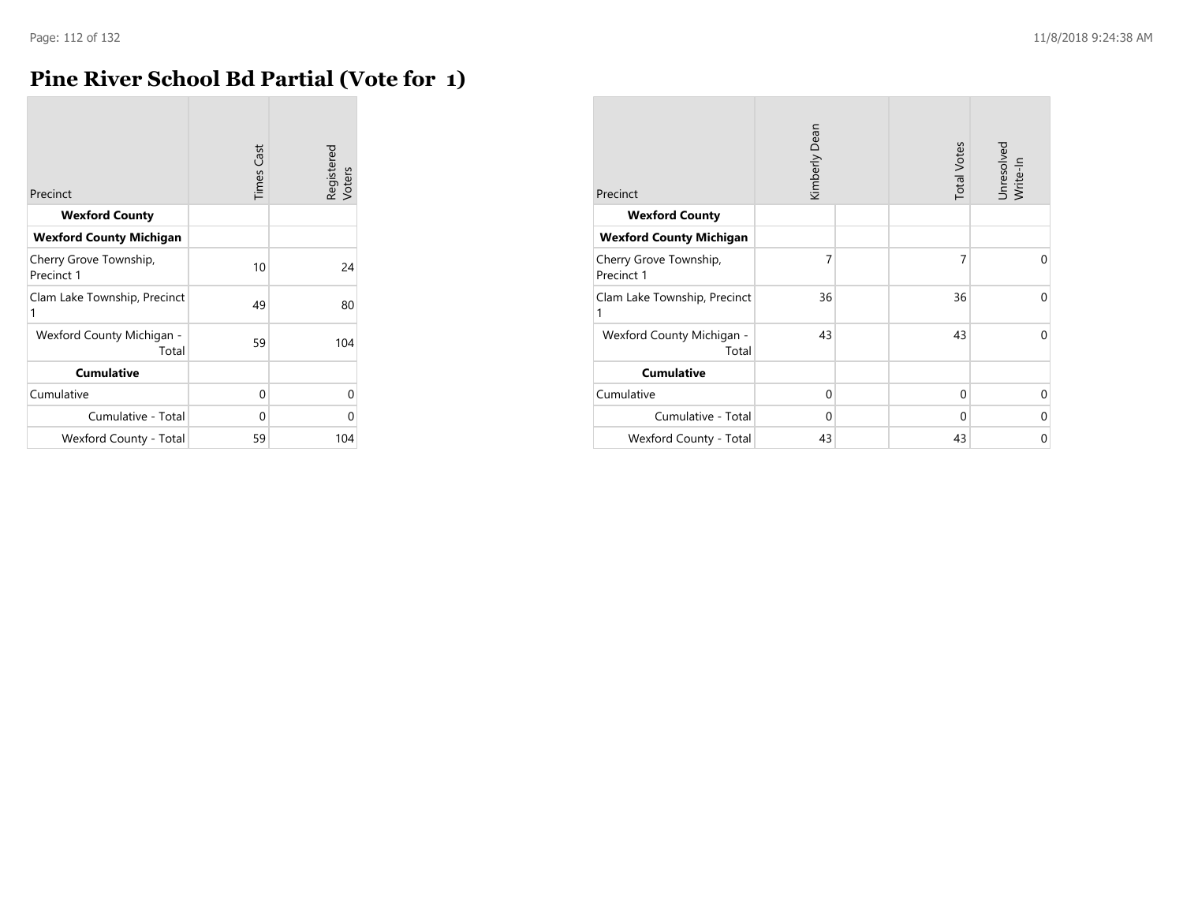# Pine River School Bd Partial (Vote for 1)

| Precinct | Times Cast | Registered Voters |
|---|---|---|
| **Wexford County** | | |
| **Wexford County Michigan** | | |
| Cherry Grove Township, Precinct 1 | 10 | 24 |
| Clam Lake Township, Precinct 1 | 49 | 80 |
| Wexford County Michigan - Total | 59 | 104 |
| **Cumulative** | | |
| Cumulative | 0 | 0 |
| Cumulative - Total | 0 | 0 |
| Wexford County - Total | 59 | 104 |

| Precinct | Kimberly Dean | | Total Votes | Unresolved Write-In |
|---|---|---|---|---|
| **Wexford County** | | | | |
| **Wexford County Michigan** | | | | |
| Cherry Grove Township, Precinct 1 | 7 | | 7 | 0 |
| Clam Lake Township, Precinct 1 | 36 | | 36 | 0 |
| Wexford County Michigan - Total | 43 | | 43 | 0 |
| **Cumulative** | | | | |
| Cumulative | 0 | | 0 | 0 |
| Cumulative - Total | 0 | | 0 | 0 |
| Wexford County - Total | 43 | | 43 | 0 |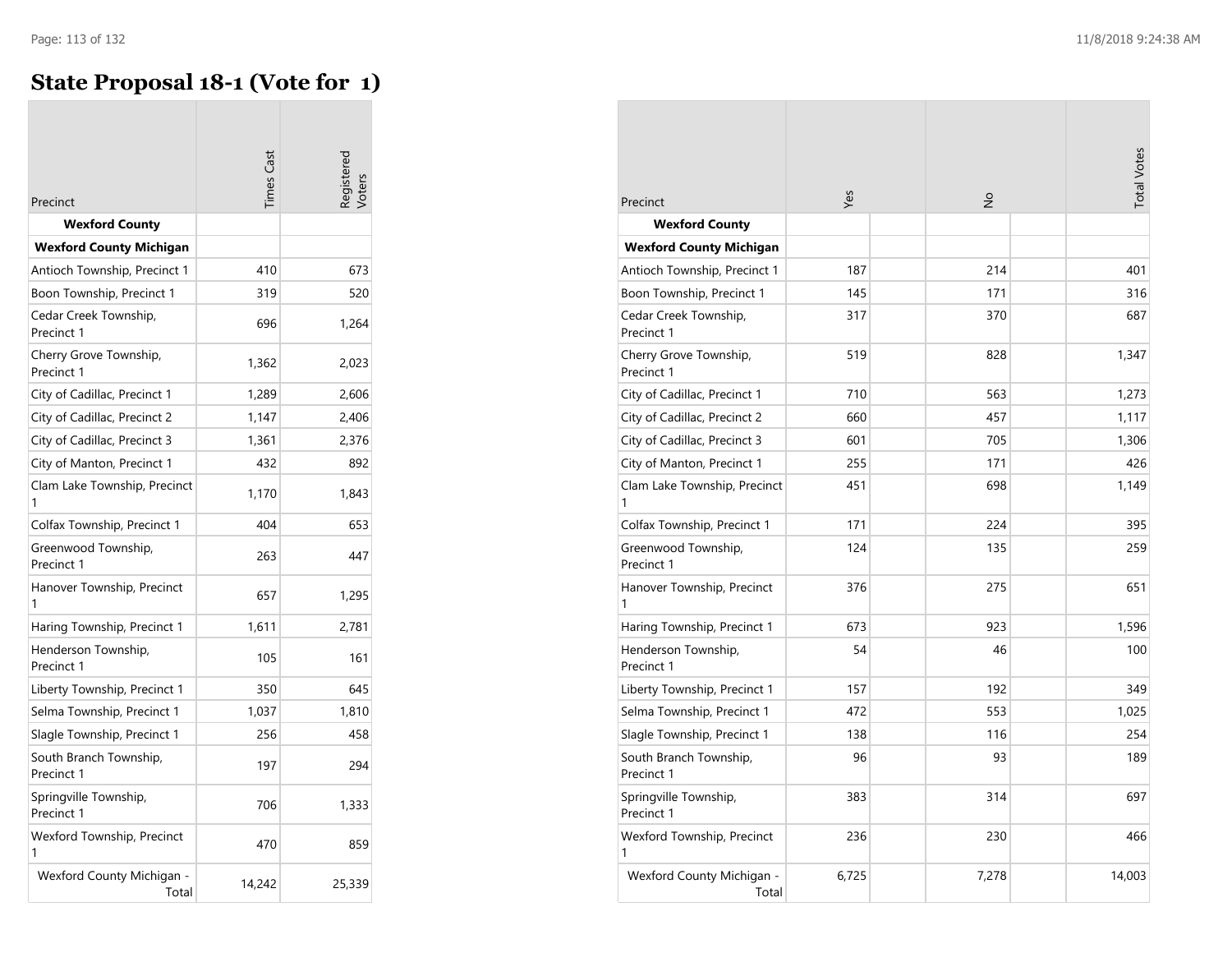# State Proposal 18-1 (Vote for 1)

| Precinct | Times Cast | Registered Voters | Yes | No | Total Votes |
|---|---|---|---|---|---|
| **Wexford County** | | | | | |
| **Wexford County Michigan** | | | | | |
| Antioch Township, Precinct 1 | 410 | 673 | 187 | 214 | 401 |
| Boon Township, Precinct 1 | 319 | 520 | 145 | 171 | 316 |
| Cedar Creek Township, Precinct 1 | 696 | 1,264 | 317 | 370 | 687 |
| Cherry Grove Township, Precinct 1 | 1,362 | 2,023 | 519 | 828 | 1,347 |
| City of Cadillac, Precinct 1 | 1,289 | 2,606 | 710 | 563 | 1,273 |
| City of Cadillac, Precinct 2 | 1,147 | 2,406 | 660 | 457 | 1,117 |
| City of Cadillac, Precinct 3 | 1,361 | 2,376 | 601 | 705 | 1,306 |
| City of Manton, Precinct 1 | 432 | 892 | 255 | 171 | 426 |
| Clam Lake Township, Precinct 1 | 1,170 | 1,843 | 451 | 698 | 1,149 |
| Colfax Township, Precinct 1 | 404 | 653 | 171 | 224 | 395 |
| Greenwood Township, Precinct 1 | 263 | 447 | 124 | 135 | 259 |
| Hanover Township, Precinct 1 | 657 | 1,295 | 376 | 275 | 651 |
| Haring Township, Precinct 1 | 1,611 | 2,781 | 673 | 923 | 1,596 |
| Henderson Township, Precinct 1 | 105 | 161 | 54 | 46 | 100 |
| Liberty Township, Precinct 1 | 350 | 645 | 157 | 192 | 349 |
| Selma Township, Precinct 1 | 1,037 | 1,810 | 472 | 553 | 1,025 |
| Slagle Township, Precinct 1 | 256 | 458 | 138 | 116 | 254 |
| South Branch Township, Precinct 1 | 197 | 294 | 96 | 93 | 189 |
| Springville Township, Precinct 1 | 706 | 1,333 | 383 | 314 | 697 |
| Wexford Township, Precinct 1 | 470 | 859 | 236 | 230 | 466 |
| Wexford County Michigan - Total | 14,242 | 25,339 | 6,725 | 7,278 | 14,003 |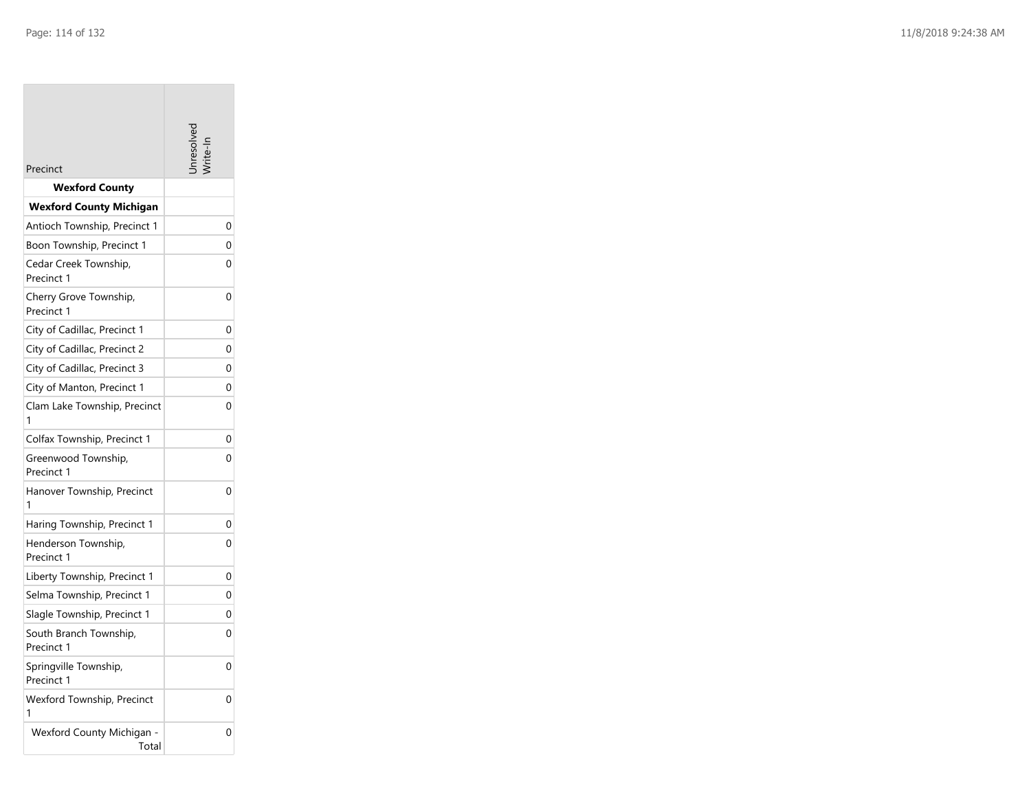| Precinct | Unresolved Write-In |
| --- | --- |
| **Wexford County** | |
| **Wexford County Michigan** | |
| Antioch Township, Precinct 1 | 0 |
| Boon Township, Precinct 1 | 0 |
| Cedar Creek Township, Precinct 1 | 0 |
| Cherry Grove Township, Precinct 1 | 0 |
| City of Cadillac, Precinct 1 | 0 |
| City of Cadillac, Precinct 2 | 0 |
| City of Cadillac, Precinct 3 | 0 |
| City of Manton, Precinct 1 | 0 |
| Clam Lake Township, Precinct 1 | 0 |
| Colfax Township, Precinct 1 | 0 |
| Greenwood Township, Precinct 1 | 0 |
| Hanover Township, Precinct 1 | 0 |
| Haring Township, Precinct 1 | 0 |
| Henderson Township, Precinct 1 | 0 |
| Liberty Township, Precinct 1 | 0 |
| Selma Township, Precinct 1 | 0 |
| Slagle Township, Precinct 1 | 0 |
| South Branch Township, Precinct 1 | 0 |
| Springville Township, Precinct 1 | 0 |
| Wexford Township, Precinct 1 | 0 |
| Wexford County Michigan - Total | 0 |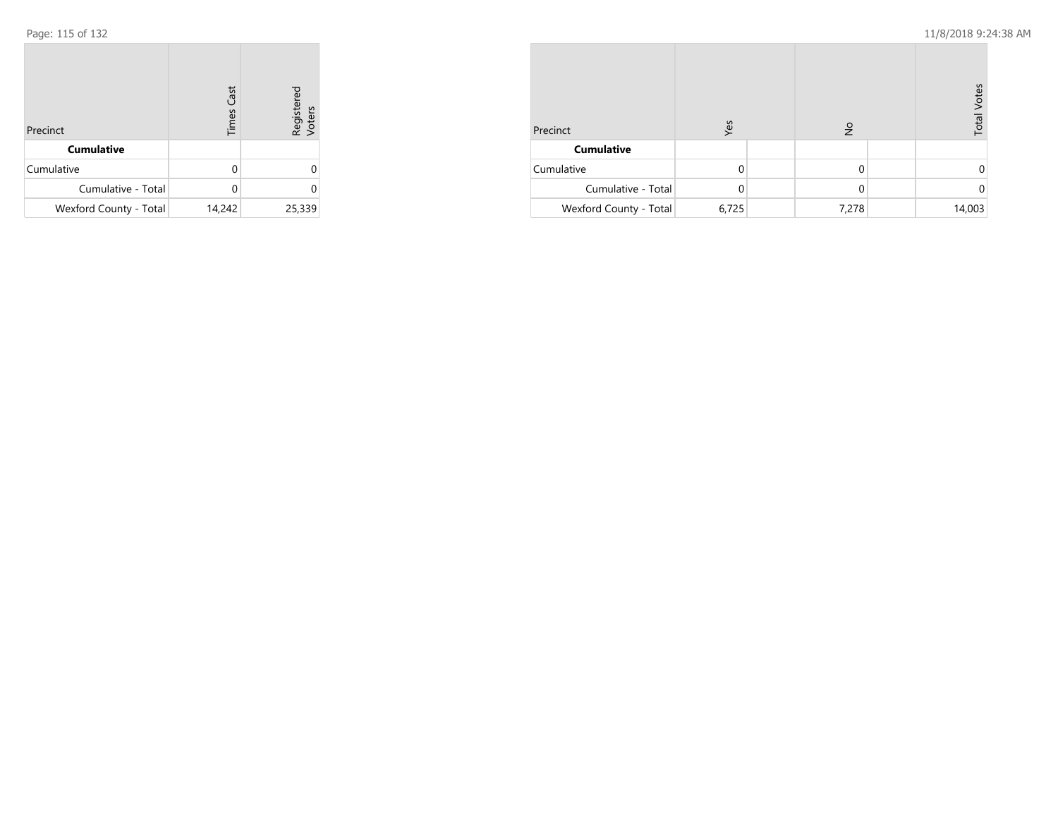| Precinct | Times Cast | Registered Voters |
|---|---|---|
| **Cumulative** | | |
| Cumulative | 0 | 0 |
| Cumulative - Total | 0 | 0 |
| Wexford County - Total | 14,242 | 25,339 |

| Precinct | Yes | | No | | Total Votes |
|---|---|---|---|---|---|
| **Cumulative** | | | | | |
| Cumulative | 0 | | 0 | | 0 |
| Cumulative - Total | 0 | | 0 | | 0 |
| Wexford County - Total | 6,725 | | 7,278 | | 14,003 |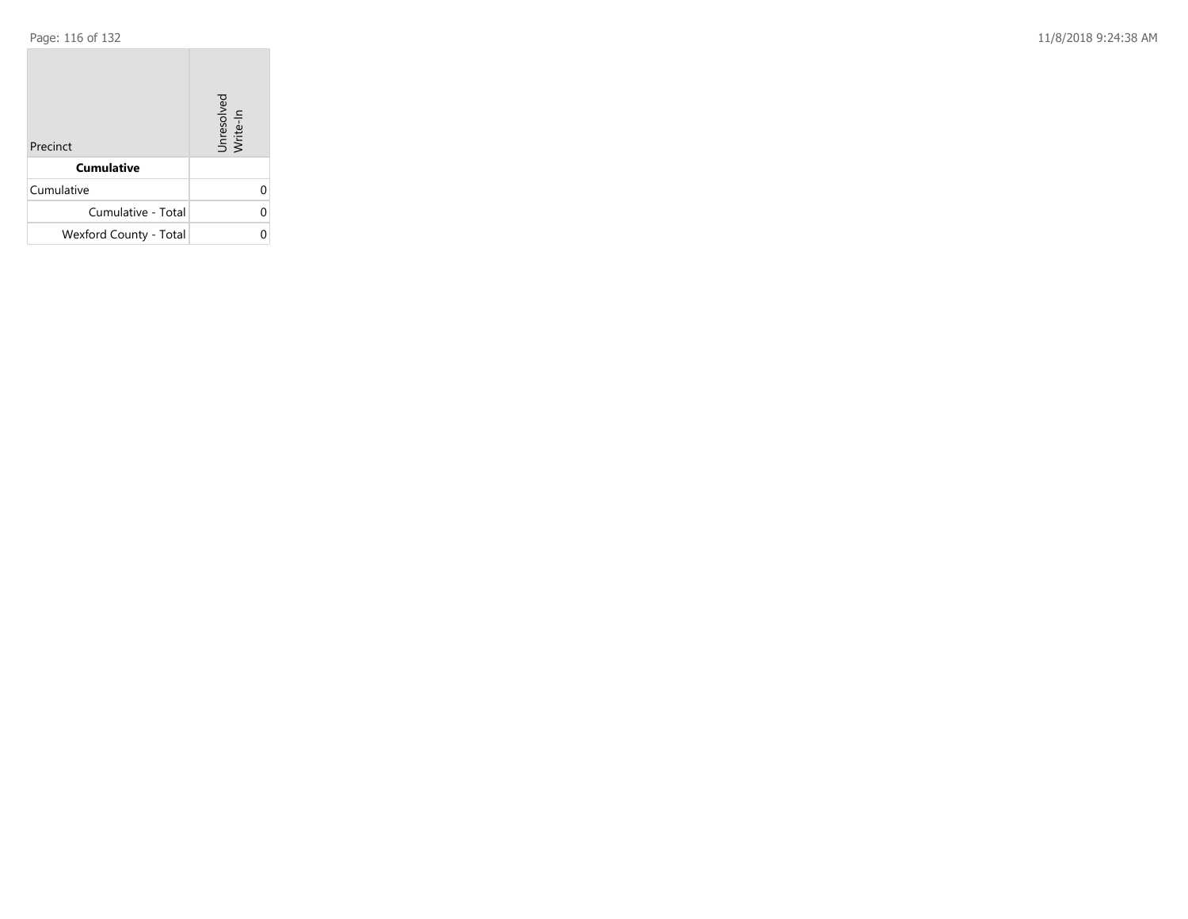| Precinct | Unresolved Write-In |
| --- | --- |
| **Cumulative** | |
| Cumulative | 0 |
| Cumulative - Total | 0 |
| Wexford County - Total | 0 |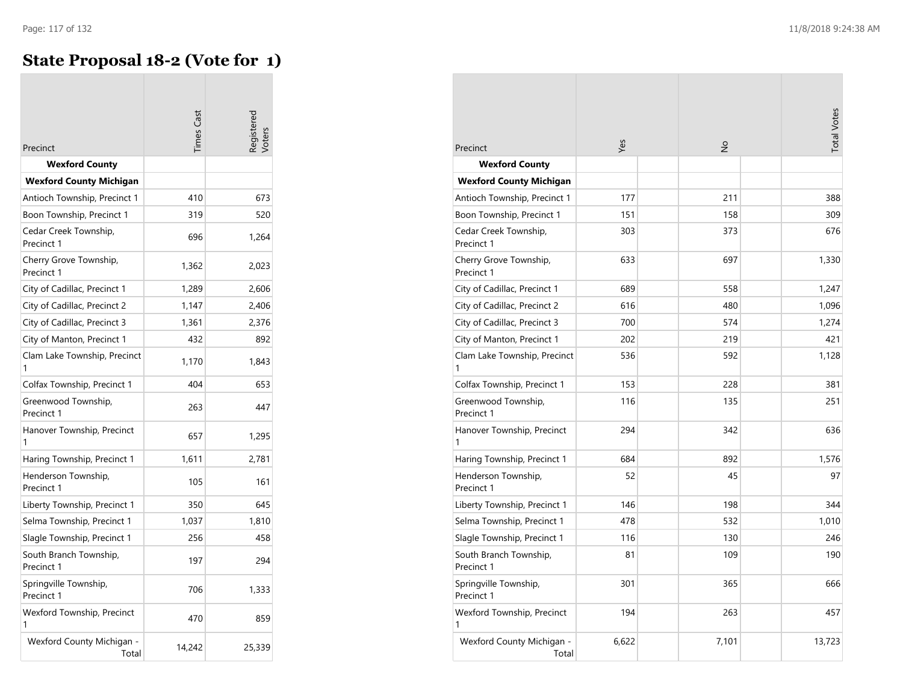# State Proposal 18-2 (Vote for 1)

| Precinct | Times Cast | Registered Voters | Yes | No | Total Votes |
|---|---|---|---|---|---|
| **Wexford County** | | | | | |
| **Wexford County Michigan** | | | | | |
| Antioch Township, Precinct 1 | 410 | 673 | 177 | 211 | 388 |
| Boon Township, Precinct 1 | 319 | 520 | 151 | 158 | 309 |
| Cedar Creek Township, Precinct 1 | 696 | 1,264 | 303 | 373 | 676 |
| Cherry Grove Township, Precinct 1 | 1,362 | 2,023 | 633 | 697 | 1,330 |
| City of Cadillac, Precinct 1 | 1,289 | 2,606 | 689 | 558 | 1,247 |
| City of Cadillac, Precinct 2 | 1,147 | 2,406 | 616 | 480 | 1,096 |
| City of Cadillac, Precinct 3 | 1,361 | 2,376 | 700 | 574 | 1,274 |
| City of Manton, Precinct 1 | 432 | 892 | 202 | 219 | 421 |
| Clam Lake Township, Precinct 1 | 1,170 | 1,843 | 536 | 592 | 1,128 |
| Colfax Township, Precinct 1 | 404 | 653 | 153 | 228 | 381 |
| Greenwood Township, Precinct 1 | 263 | 447 | 116 | 135 | 251 |
| Hanover Township, Precinct 1 | 657 | 1,295 | 294 | 342 | 636 |
| Haring Township, Precinct 1 | 1,611 | 2,781 | 684 | 892 | 1,576 |
| Henderson Township, Precinct 1 | 105 | 161 | 52 | 45 | 97 |
| Liberty Township, Precinct 1 | 350 | 645 | 146 | 198 | 344 |
| Selma Township, Precinct 1 | 1,037 | 1,810 | 478 | 532 | 1,010 |
| Slagle Township, Precinct 1 | 256 | 458 | 116 | 130 | 246 |
| South Branch Township, Precinct 1 | 197 | 294 | 81 | 109 | 190 |
| Springville Township, Precinct 1 | 706 | 1,333 | 301 | 365 | 666 |
| Wexford Township, Precinct 1 | 470 | 859 | 194 | 263 | 457 |
| Wexford County Michigan - Total | 14,242 | 25,339 | 6,622 | 7,101 | 13,723 |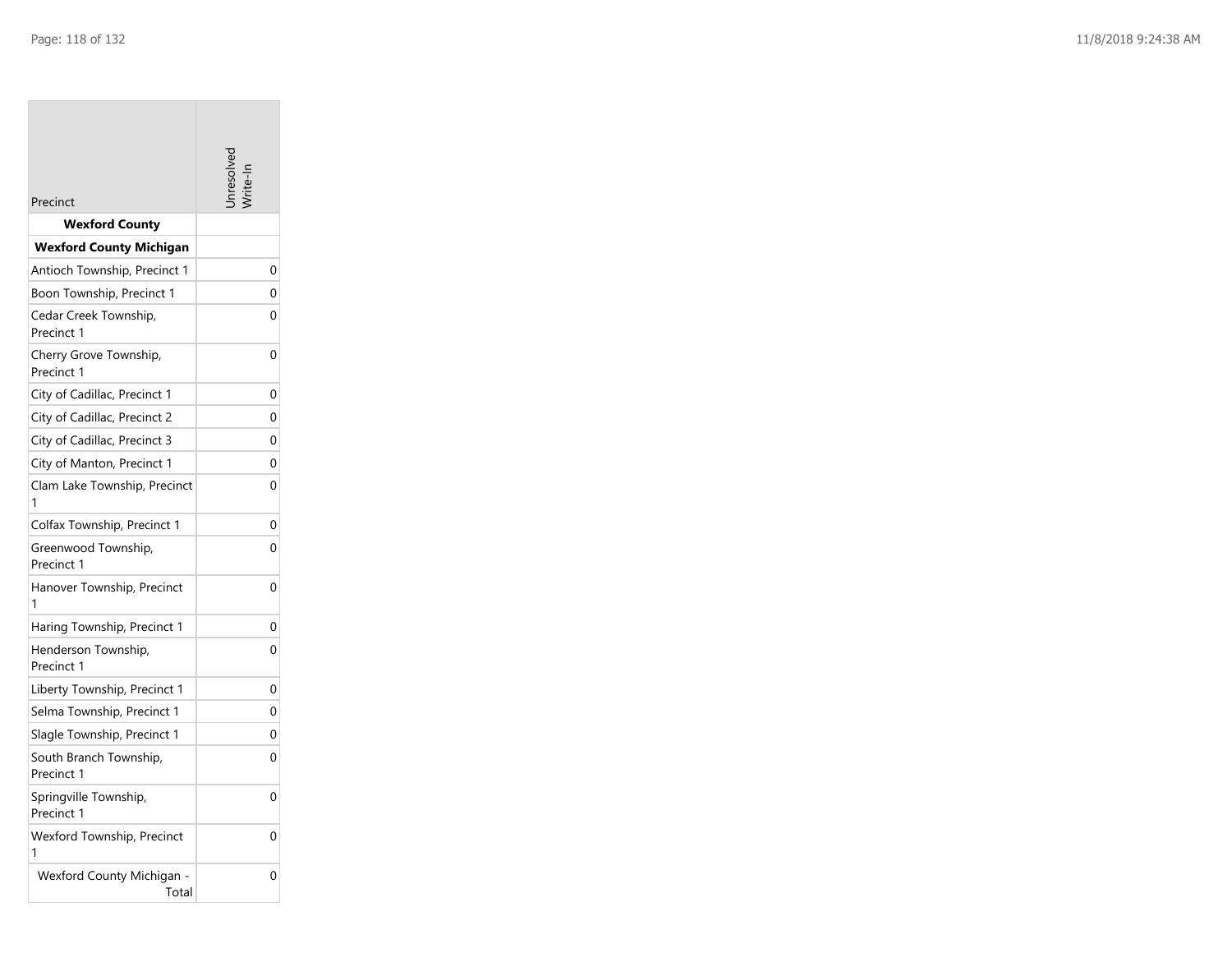| Precinct | Unresolved Write-In |
|---|---|
| **Wexford County** | |
| **Wexford County Michigan** | |
| Antioch Township, Precinct 1 | 0 |
| Boon Township, Precinct 1 | 0 |
| Cedar Creek Township, Precinct 1 | 0 |
| Cherry Grove Township, Precinct 1 | 0 |
| City of Cadillac, Precinct 1 | 0 |
| City of Cadillac, Precinct 2 | 0 |
| City of Cadillac, Precinct 3 | 0 |
| City of Manton, Precinct 1 | 0 |
| Clam Lake Township, Precinct 1 | 0 |
| Colfax Township, Precinct 1 | 0 |
| Greenwood Township, Precinct 1 | 0 |
| Hanover Township, Precinct 1 | 0 |
| Haring Township, Precinct 1 | 0 |
| Henderson Township, Precinct 1 | 0 |
| Liberty Township, Precinct 1 | 0 |
| Selma Township, Precinct 1 | 0 |
| Slagle Township, Precinct 1 | 0 |
| South Branch Township, Precinct 1 | 0 |
| Springville Township, Precinct 1 | 0 |
| Wexford Township, Precinct 1 | 0 |
| Wexford County Michigan - Total | 0 |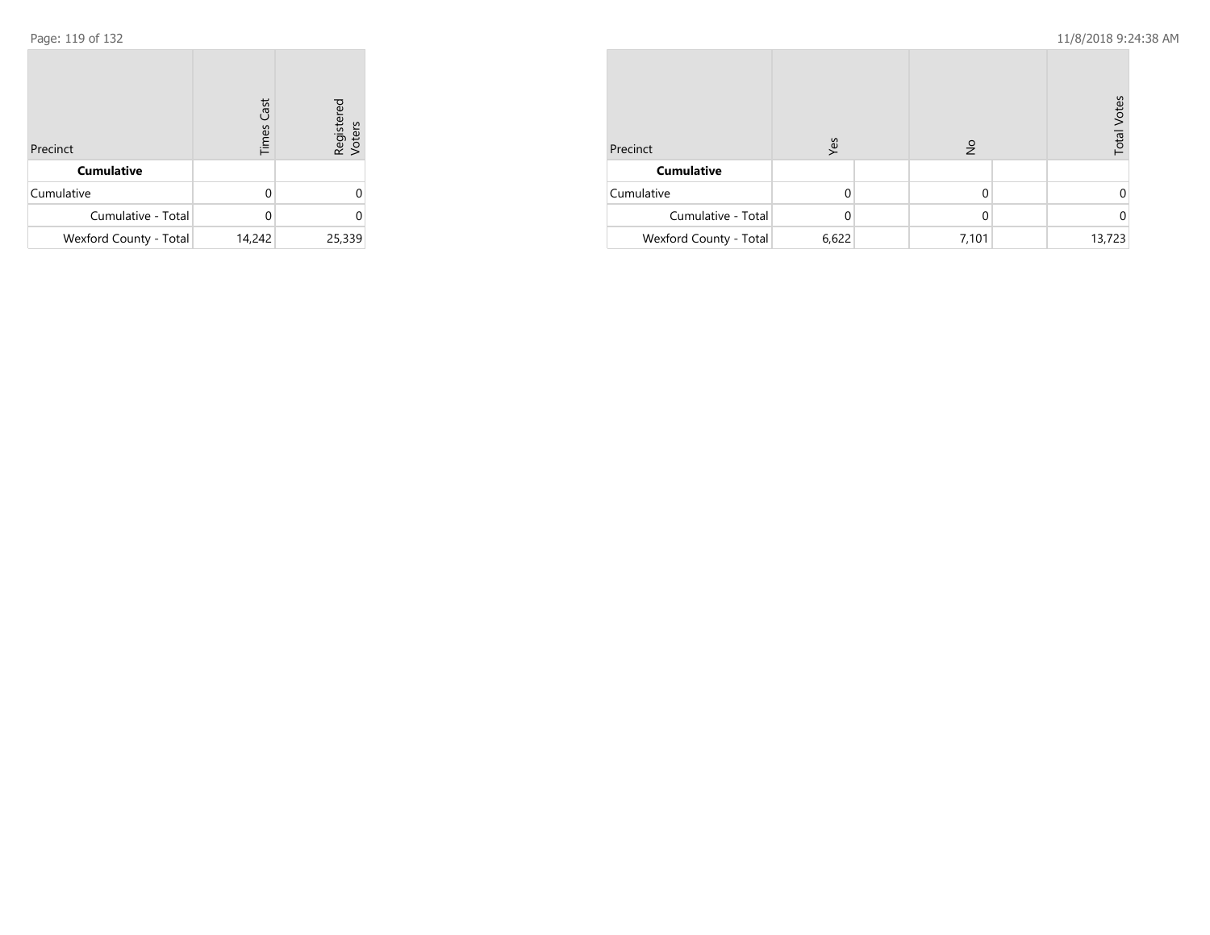| Precinct | Times Cast | Registered Voters |
|---|---|---|
| **Cumulative** | | |
| Cumulative | 0 | 0 |
| Cumulative - Total | 0 | 0 |
| Wexford County - Total | 14,242 | 25,339 |

| Precinct | Yes | | No | | Total Votes |
|---|---|---|---|---|---|
| **Cumulative** | | | | | |
| Cumulative | 0 | | 0 | | 0 |
| Cumulative - Total | 0 | | 0 | | 0 |
| Wexford County - Total | 6,622 | | 7,101 | | 13,723 |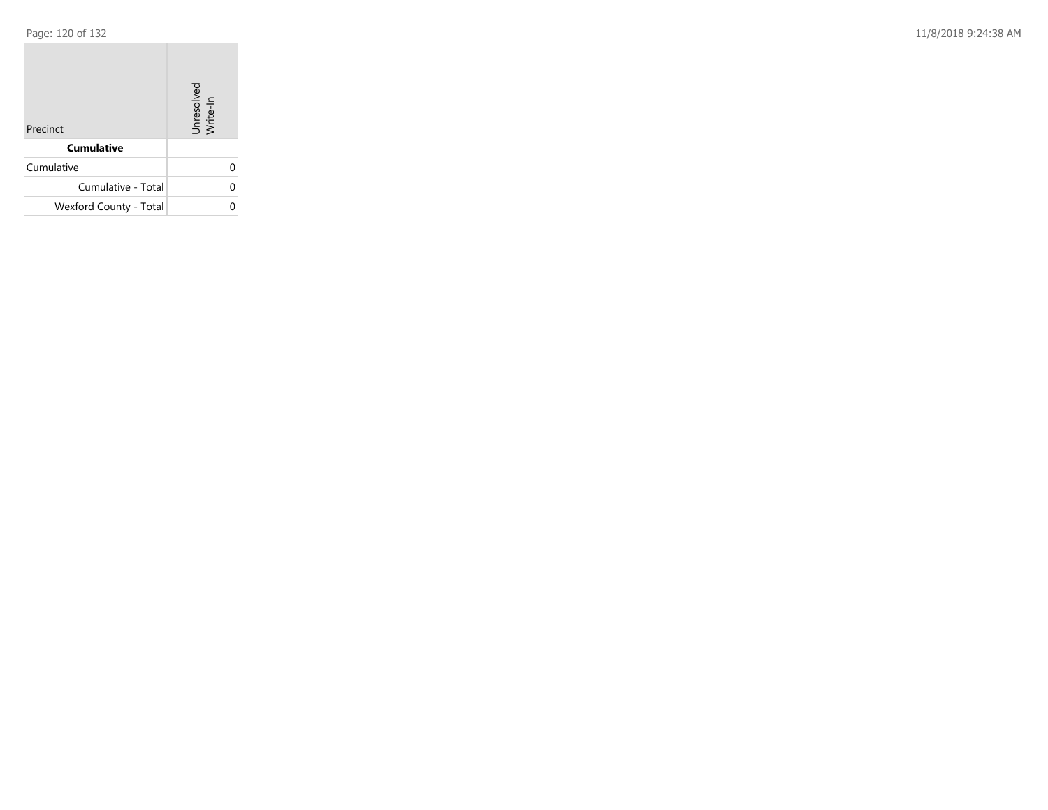| Precinct | Unresolved Write-In |
|---|---|
| **Cumulative** | |
| Cumulative | 0 |
| Cumulative - Total | 0 |
| Wexford County - Total | 0 |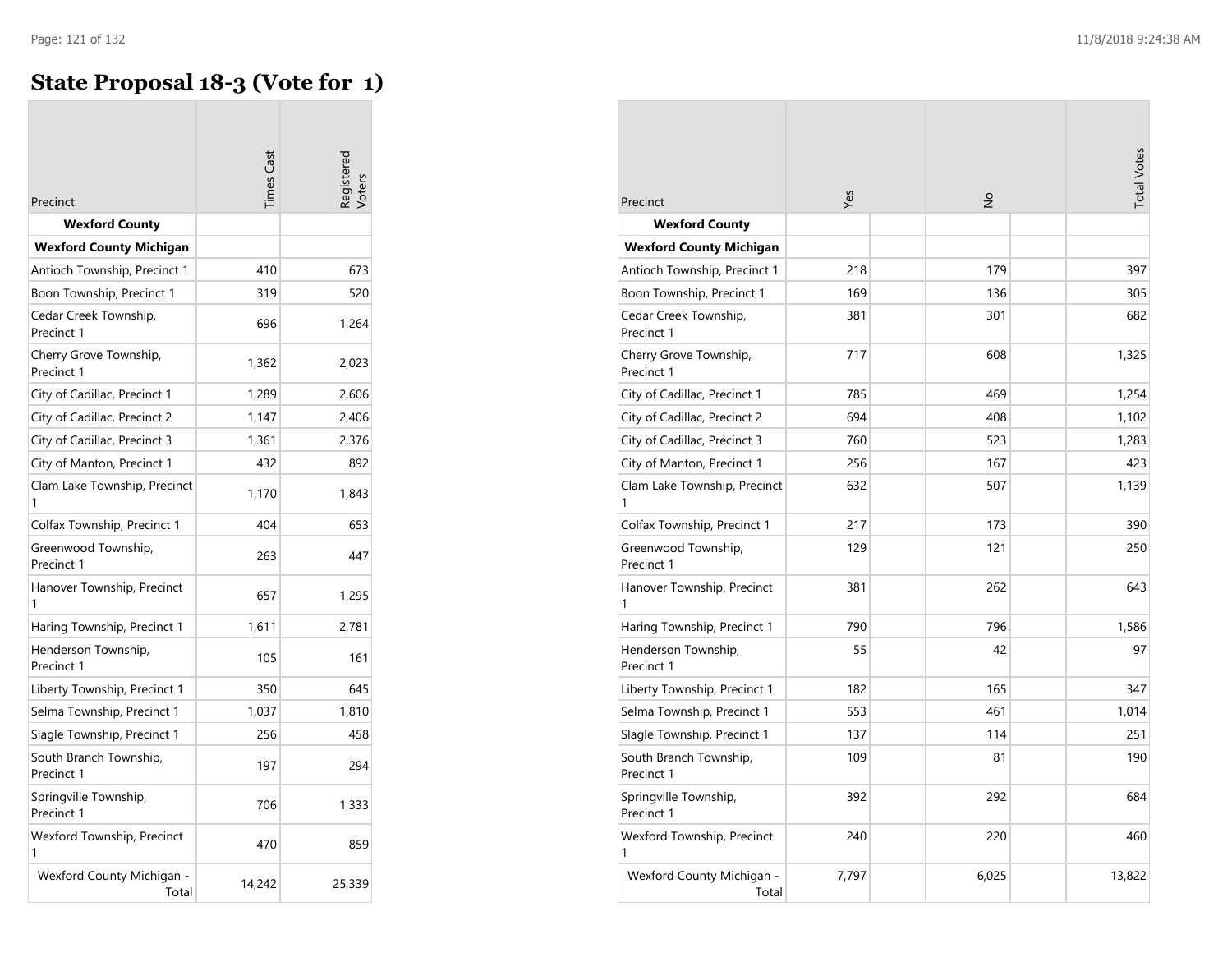# State Proposal 18-3 (Vote for 1)

| Precinct | Times Cast | Registered Voters | Yes | No | Total Votes |
|---|---|---|---|---|---|
| **Wexford County** | | | | | |
| **Wexford County Michigan** | | | | | |
| Antioch Township, Precinct 1 | 410 | 673 | 218 | 179 | 397 |
| Boon Township, Precinct 1 | 319 | 520 | 169 | 136 | 305 |
| Cedar Creek Township, Precinct 1 | 696 | 1,264 | 381 | 301 | 682 |
| Cherry Grove Township, Precinct 1 | 1,362 | 2,023 | 717 | 608 | 1,325 |
| City of Cadillac, Precinct 1 | 1,289 | 2,606 | 785 | 469 | 1,254 |
| City of Cadillac, Precinct 2 | 1,147 | 2,406 | 694 | 408 | 1,102 |
| City of Cadillac, Precinct 3 | 1,361 | 2,376 | 760 | 523 | 1,283 |
| City of Manton, Precinct 1 | 432 | 892 | 256 | 167 | 423 |
| Clam Lake Township, Precinct 1 | 1,170 | 1,843 | 632 | 507 | 1,139 |
| Colfax Township, Precinct 1 | 404 | 653 | 217 | 173 | 390 |
| Greenwood Township, Precinct 1 | 263 | 447 | 129 | 121 | 250 |
| Hanover Township, Precinct 1 | 657 | 1,295 | 381 | 262 | 643 |
| Haring Township, Precinct 1 | 1,611 | 2,781 | 790 | 796 | 1,586 |
| Henderson Township, Precinct 1 | 105 | 161 | 55 | 42 | 97 |
| Liberty Township, Precinct 1 | 350 | 645 | 182 | 165 | 347 |
| Selma Township, Precinct 1 | 1,037 | 1,810 | 553 | 461 | 1,014 |
| Slagle Township, Precinct 1 | 256 | 458 | 137 | 114 | 251 |
| South Branch Township, Precinct 1 | 197 | 294 | 109 | 81 | 190 |
| Springville Township, Precinct 1 | 706 | 1,333 | 392 | 292 | 684 |
| Wexford Township, Precinct 1 | 470 | 859 | 240 | 220 | 460 |
| Wexford County Michigan - Total | 14,242 | 25,339 | 7,797 | 6,025 | 13,822 |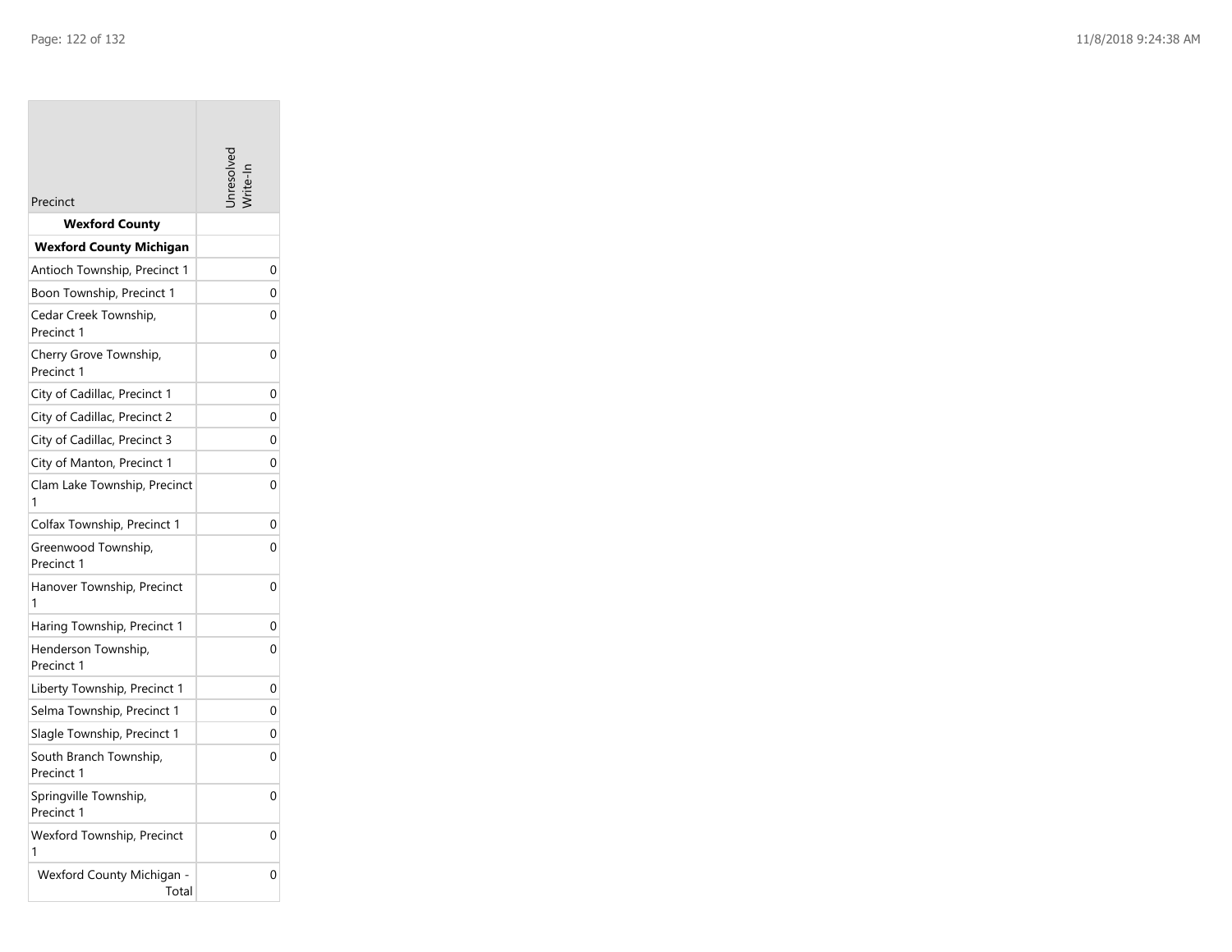| Precinct | Unresolved Write-In |
|---|---|
| **Wexford County** | |
| **Wexford County Michigan** | |
| Antioch Township, Precinct 1 | 0 |
| Boon Township, Precinct 1 | 0 |
| Cedar Creek Township, Precinct 1 | 0 |
| Cherry Grove Township, Precinct 1 | 0 |
| City of Cadillac, Precinct 1 | 0 |
| City of Cadillac, Precinct 2 | 0 |
| City of Cadillac, Precinct 3 | 0 |
| City of Manton, Precinct 1 | 0 |
| Clam Lake Township, Precinct 1 | 0 |
| Colfax Township, Precinct 1 | 0 |
| Greenwood Township, Precinct 1 | 0 |
| Hanover Township, Precinct 1 | 0 |
| Haring Township, Precinct 1 | 0 |
| Henderson Township, Precinct 1 | 0 |
| Liberty Township, Precinct 1 | 0 |
| Selma Township, Precinct 1 | 0 |
| Slagle Township, Precinct 1 | 0 |
| South Branch Township, Precinct 1 | 0 |
| Springville Township, Precinct 1 | 0 |
| Wexford Township, Precinct 1 | 0 |
| Wexford County Michigan - Total | 0 |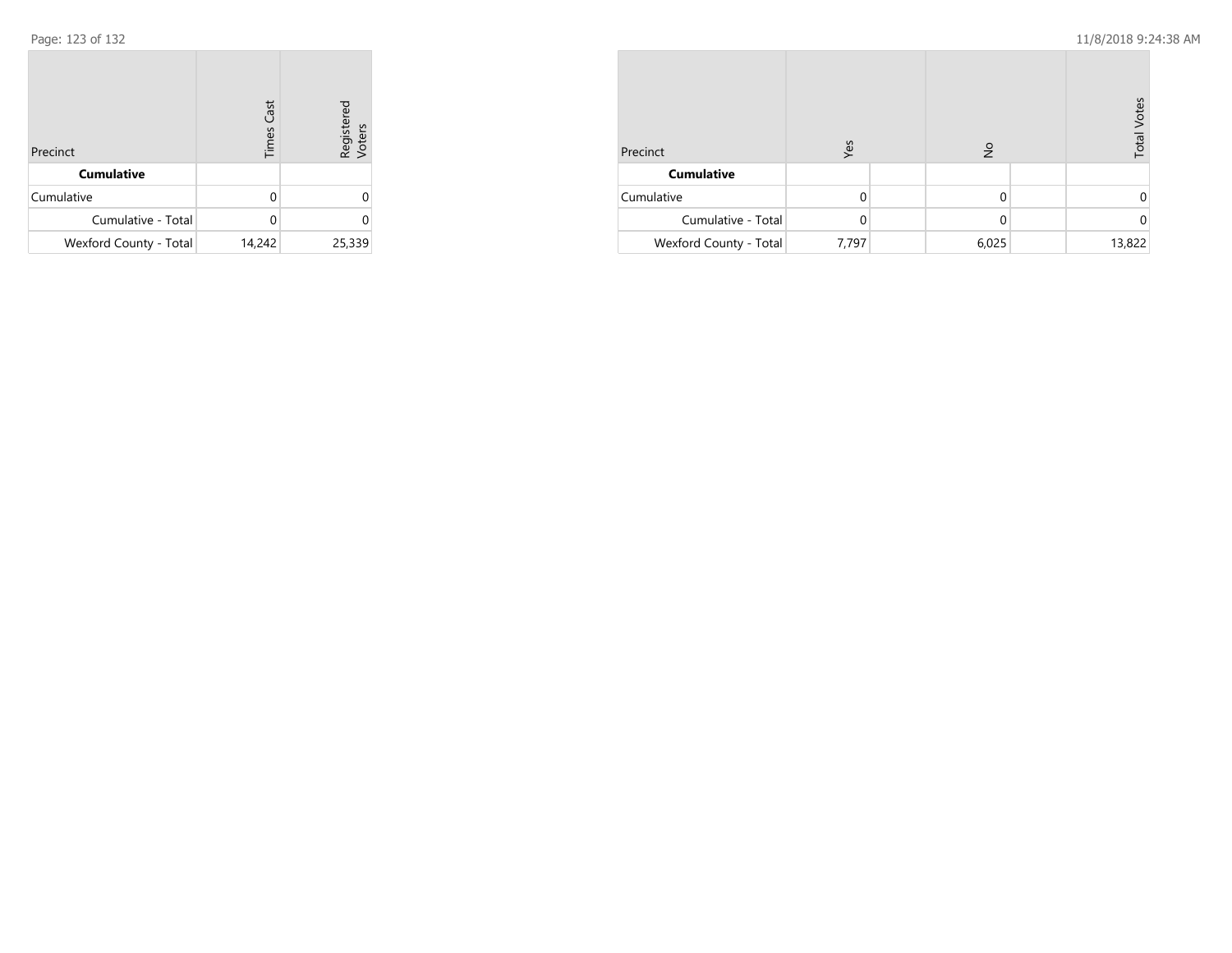| Precinct | Times Cast | Registered Voters |
|---|---|---|
| **Cumulative** | | |
| Cumulative | 0 | 0 |
| Cumulative - Total | 0 | 0 |
| Wexford County - Total | 14,242 | 25,339 |

| Precinct | Yes | | No | | Total Votes |
|---|---|---|---|---|---|
| **Cumulative** | | | | | |
| Cumulative | 0 | | 0 | | 0 |
| Cumulative - Total | 0 | | 0 | | 0 |
| Wexford County - Total | 7,797 | | 6,025 | | 13,822 |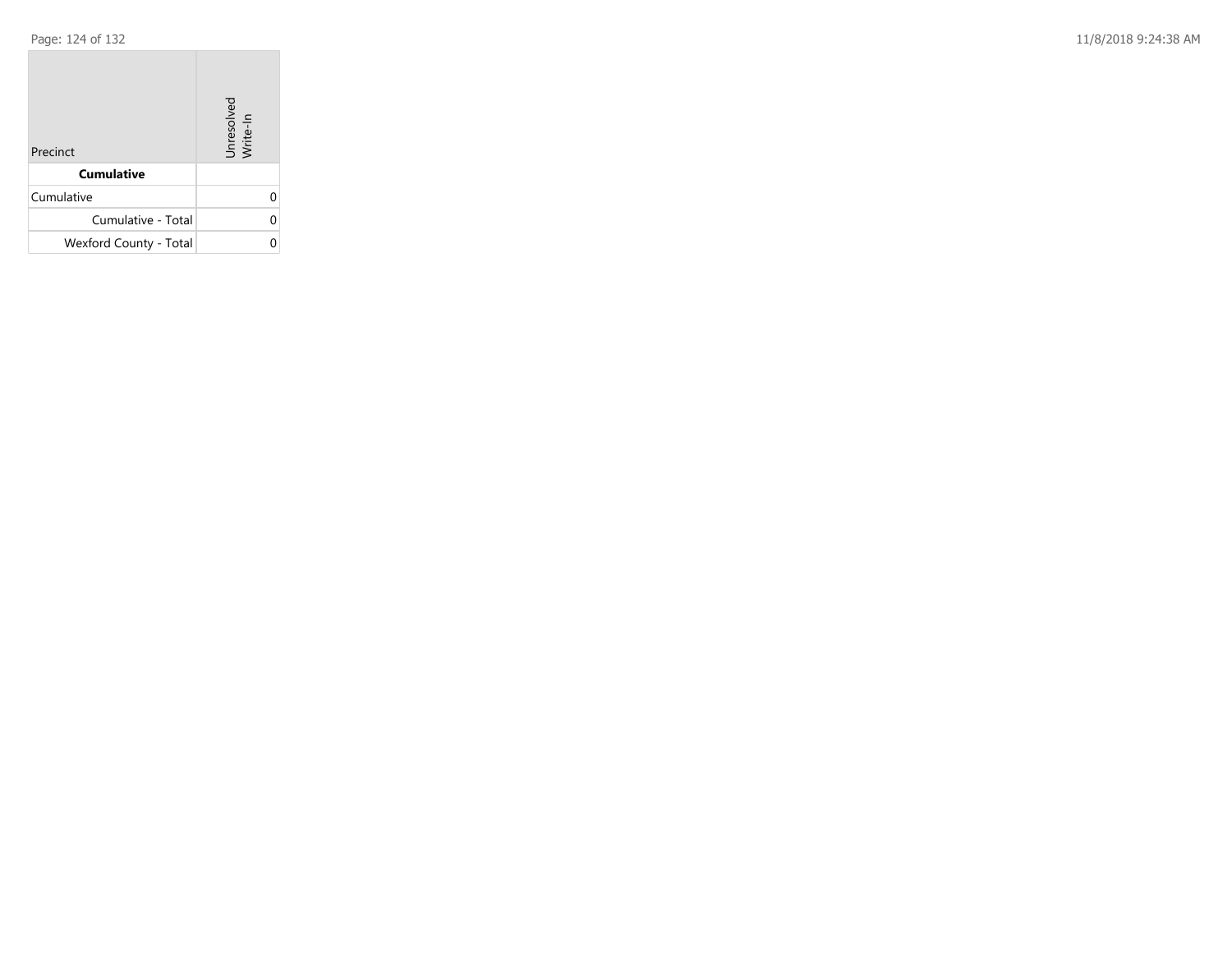| Precinct | Unresolved Write-In |
|---|---|
| **Cumulative** | |
| Cumulative | 0 |
| Cumulative - Total | 0 |
| Wexford County - Total | 0 |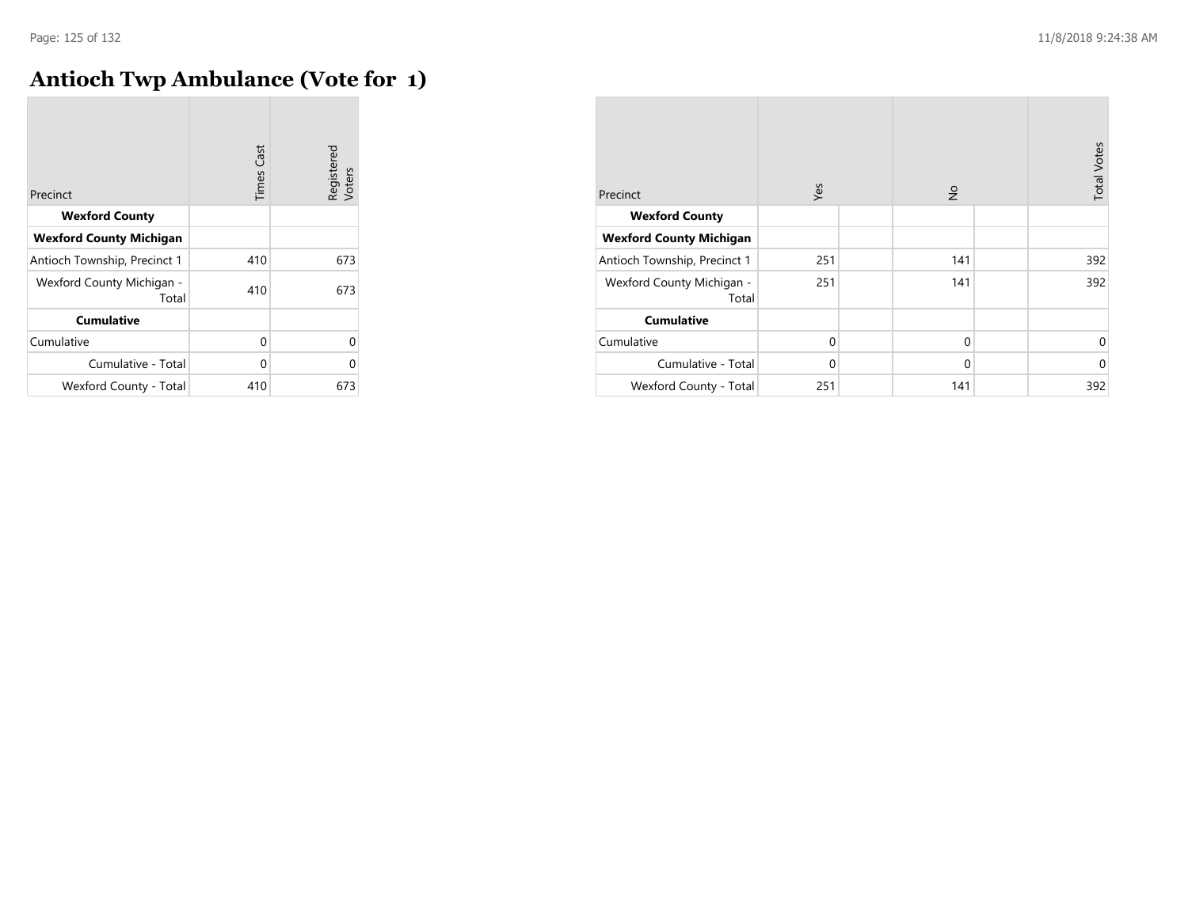# Antioch Twp Ambulance (Vote for 1)

| Precinct | Times Cast | Registered Voters |
|---|---|---|
| **Wexford County** | | |
| **Wexford County Michigan** | | |
| Antioch Township, Precinct 1 | 410 | 673 |
| Wexford County Michigan - Total | 410 | 673 |
| **Cumulative** | | |
| Cumulative | 0 | 0 |
| Cumulative - Total | 0 | 0 |
| Wexford County - Total | 410 | 673 |

| Precinct | Yes | | No | | Total Votes |
|---|---|---|---|---|---|
| **Wexford County** | | | | | |
| **Wexford County Michigan** | | | | | |
| Antioch Township, Precinct 1 | 251 | | 141 | | 392 |
| Wexford County Michigan - Total | 251 | | 141 | | 392 |
| **Cumulative** | | | | | |
| Cumulative | 0 | | 0 | | 0 |
| Cumulative - Total | 0 | | 0 | | 0 |
| Wexford County - Total | 251 | | 141 | | 392 |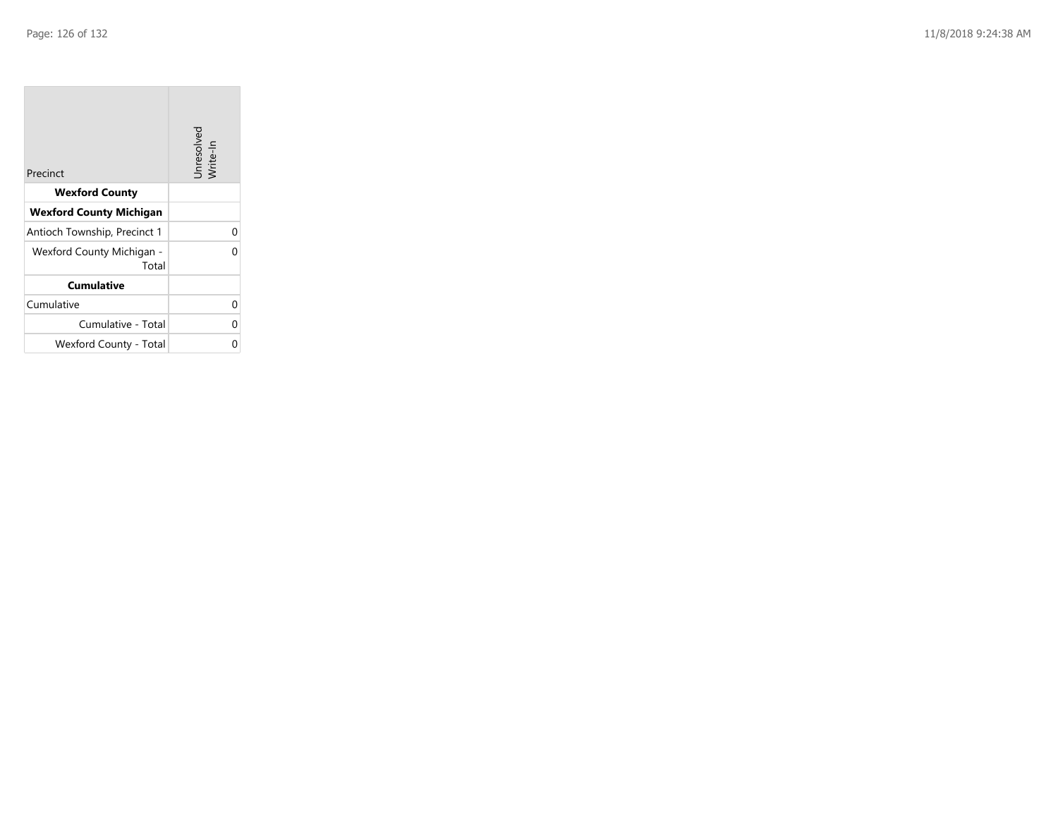| Precinct | Unresolved Write-In |
|---|---|
| **Wexford County** | |
| **Wexford County Michigan** | |
| Antioch Township, Precinct 1 | 0 |
| Wexford County Michigan - Total | 0 |
| **Cumulative** | |
| Cumulative | 0 |
| Cumulative - Total | 0 |
| Wexford County - Total | 0 |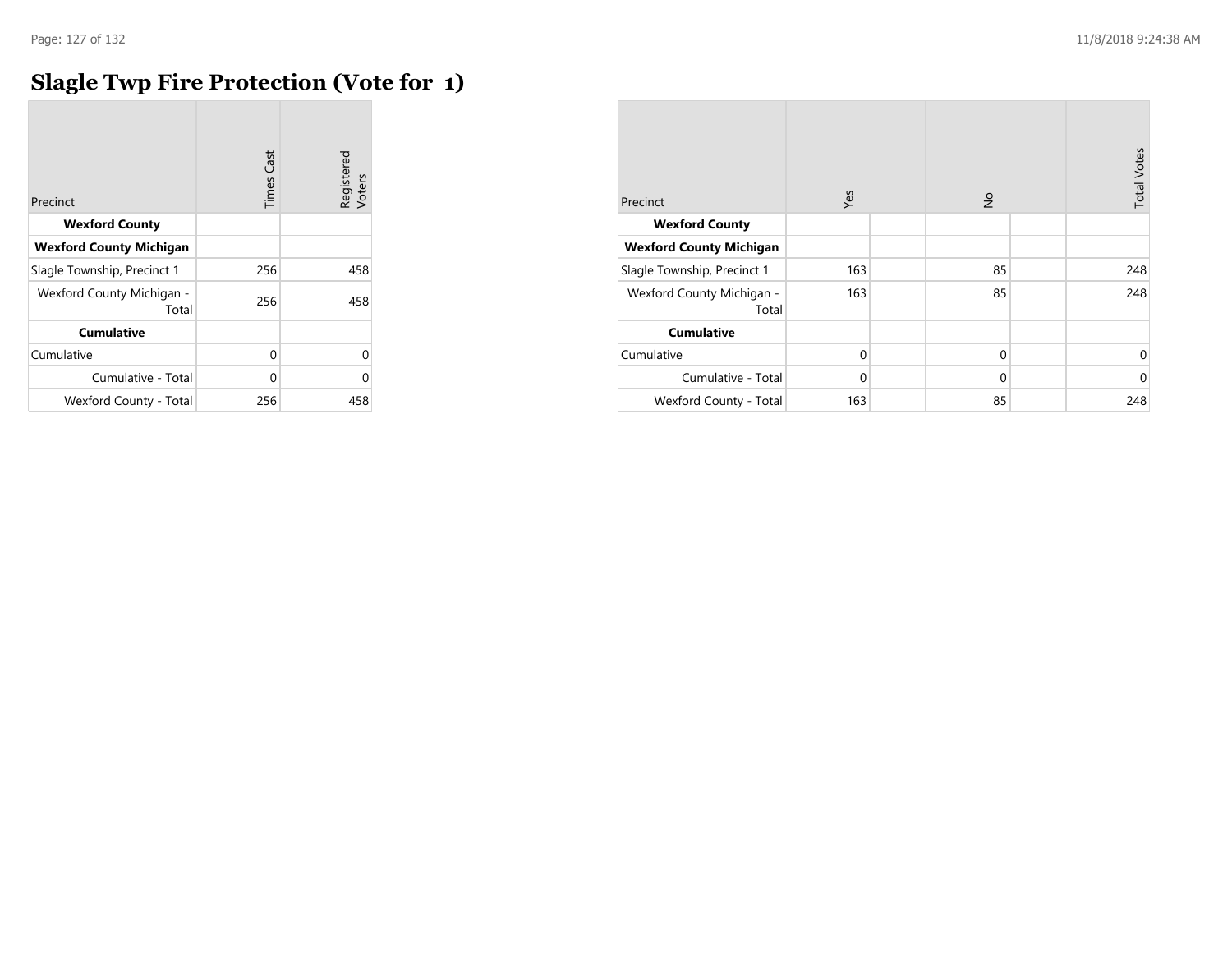# Slagle Twp Fire Protection (Vote for 1)

| Precinct | Times Cast | Registered Voters |
|---|---|---|
| **Wexford County** | | |
| **Wexford County Michigan** | | |
| Slagle Township, Precinct 1 | 256 | 458 |
| Wexford County Michigan - Total | 256 | 458 |
| **Cumulative** | | |
| Cumulative | 0 | 0 |
| Cumulative - Total | 0 | 0 |
| Wexford County - Total | 256 | 458 |

| Precinct | Yes | No | Total Votes |
|---|---|---|---|
| **Wexford County** | | | |
| **Wexford County Michigan** | | | |
| Slagle Township, Precinct 1 | 163 | 85 | 248 |
| Wexford County Michigan - Total | 163 | 85 | 248 |
| **Cumulative** | | | |
| Cumulative | 0 | 0 | 0 |
| Cumulative - Total | 0 | 0 | 0 |
| Wexford County - Total | 163 | 85 | 248 |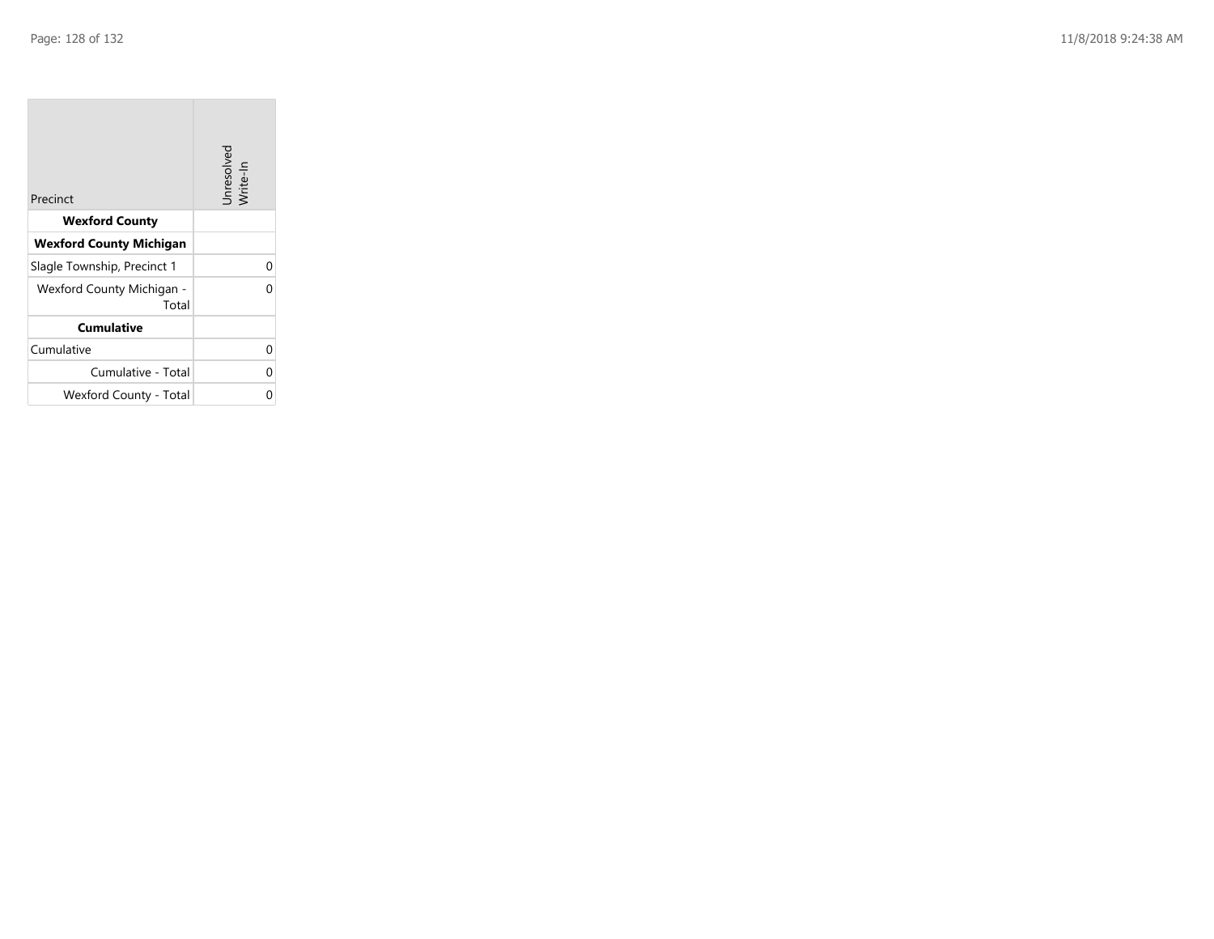| Precinct | Unresolved Write-In |
|---|---|
| **Wexford County** | |
| **Wexford County Michigan** | |
| Slagle Township, Precinct 1 | 0 |
| Wexford County Michigan - Total | 0 |
| **Cumulative** | |
| Cumulative | 0 |
| Cumulative - Total | 0 |
| Wexford County - Total | 0 |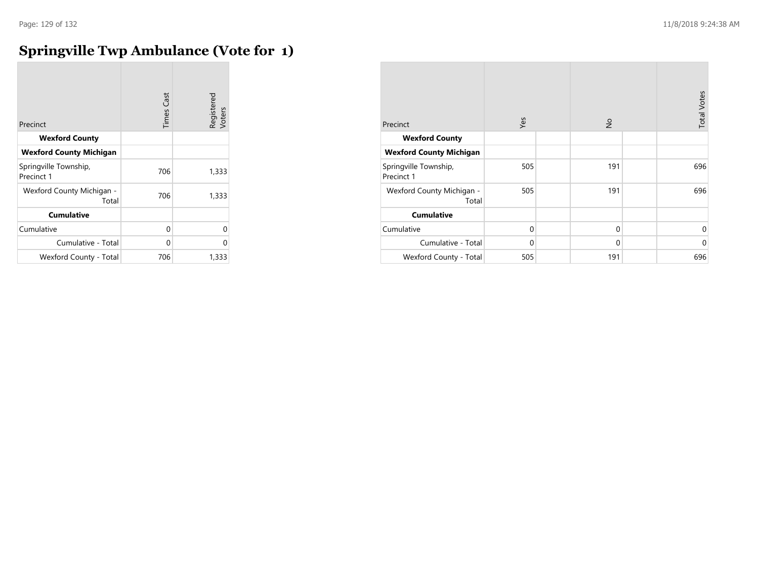# Springville Twp Ambulance (Vote for 1)

| Precinct | Times Cast | Registered Voters |
|---|---|---|
| **Wexford County** | | |
| **Wexford County Michigan** | | |
| Springville Township, Precinct 1 | 706 | 1,333 |
| Wexford County Michigan - Total | 706 | 1,333 |
| **Cumulative** | | |
| Cumulative | 0 | 0 |
| Cumulative - Total | 0 | 0 |
| Wexford County - Total | 706 | 1,333 |

| Precinct | Yes | | No | | Total Votes |
|---|---|---|---|---|---|
| **Wexford County** | | | | | |
| **Wexford County Michigan** | | | | | |
| Springville Township, Precinct 1 | 505 | | 191 | | 696 |
| Wexford County Michigan - Total | 505 | | 191 | | 696 |
| **Cumulative** | | | | | |
| Cumulative | 0 | | 0 | | 0 |
| Cumulative - Total | 0 | | 0 | | 0 |
| Wexford County - Total | 505 | | 191 | | 696 |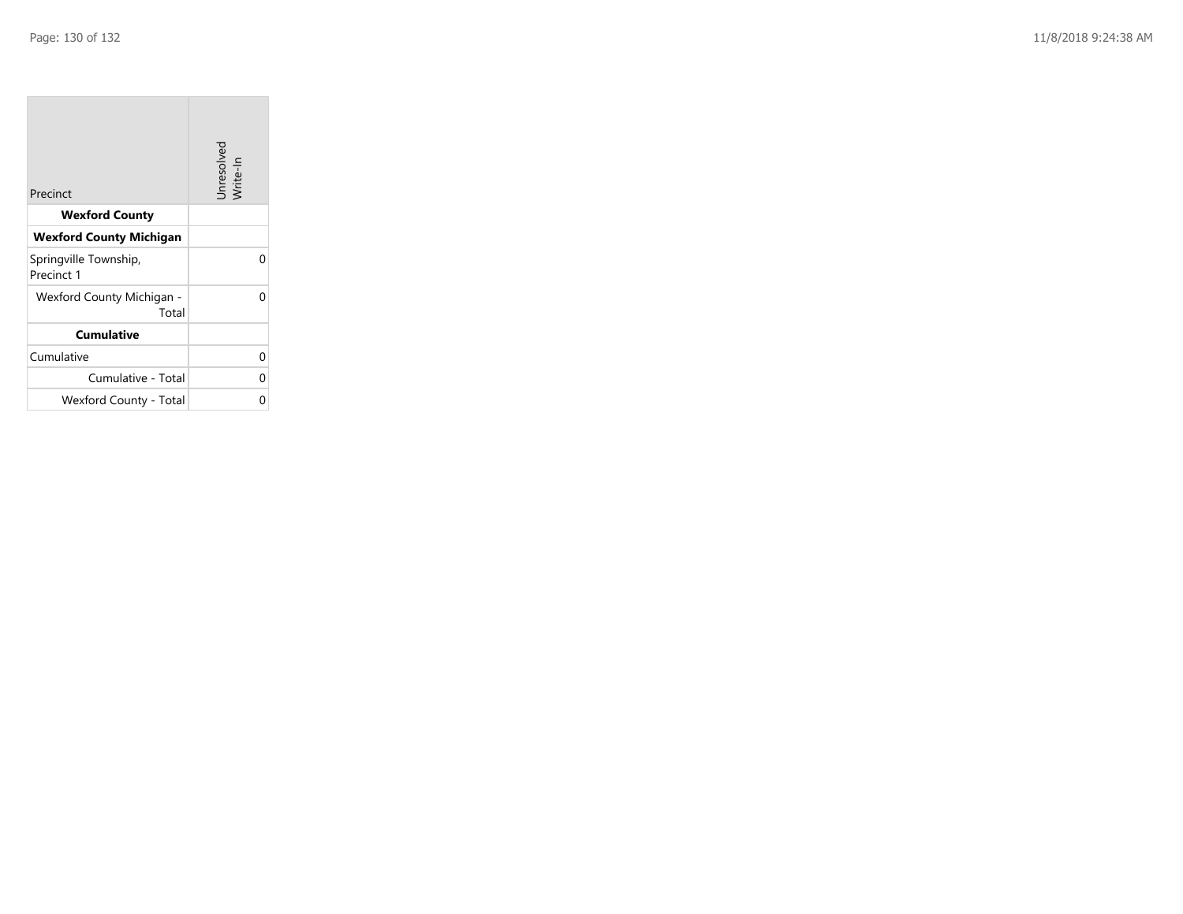| Precinct | Unresolved Write-In |
|---|---|
| **Wexford County** | |
| **Wexford County Michigan** | |
| Springville Township, Precinct 1 | 0 |
| Wexford County Michigan - Total | 0 |
| **Cumulative** | |
| Cumulative | 0 |
| Cumulative - Total | 0 |
| Wexford County - Total | 0 |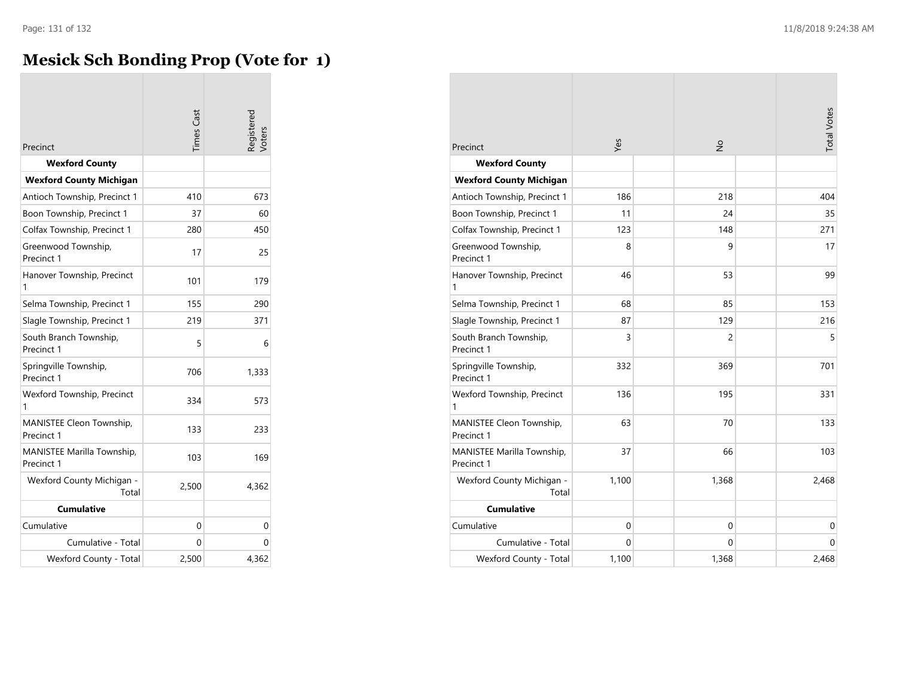# Mesick Sch Bonding Prop (Vote for 1)

| Precinct | Times Cast | Registered Voters |
|---|---|---|
| **Wexford County** | | |
| **Wexford County Michigan** | | |
| Antioch Township, Precinct 1 | 410 | 673 |
| Boon Township, Precinct 1 | 37 | 60 |
| Colfax Township, Precinct 1 | 280 | 450 |
| Greenwood Township, Precinct 1 | 17 | 25 |
| Hanover Township, Precinct 1 | 101 | 179 |
| Selma Township, Precinct 1 | 155 | 290 |
| Slagle Township, Precinct 1 | 219 | 371 |
| South Branch Township, Precinct 1 | 5 | 6 |
| Springville Township, Precinct 1 | 706 | 1,333 |
| Wexford Township, Precinct 1 | 334 | 573 |
| MANISTEE Cleon Township, Precinct 1 | 133 | 233 |
| MANISTEE Marilla Township, Precinct 1 | 103 | 169 |
| Wexford County Michigan - Total | 2,500 | 4,362 |
| **Cumulative** | | |
| Cumulative | 0 | 0 |
| Cumulative - Total | 0 | 0 |
| Wexford County - Total | 2,500 | 4,362 |

| Precinct | Yes | No | Total Votes |
|---|---|---|---|
| **Wexford County** | | | |
| **Wexford County Michigan** | | | |
| Antioch Township, Precinct 1 | 186 | 218 | 404 |
| Boon Township, Precinct 1 | 11 | 24 | 35 |
| Colfax Township, Precinct 1 | 123 | 148 | 271 |
| Greenwood Township, Precinct 1 | 8 | 9 | 17 |
| Hanover Township, Precinct 1 | 46 | 53 | 99 |
| Selma Township, Precinct 1 | 68 | 85 | 153 |
| Slagle Township, Precinct 1 | 87 | 129 | 216 |
| South Branch Township, Precinct 1 | 3 | 2 | 5 |
| Springville Township, Precinct 1 | 332 | 369 | 701 |
| Wexford Township, Precinct 1 | 136 | 195 | 331 |
| MANISTEE Cleon Township, Precinct 1 | 63 | 70 | 133 |
| MANISTEE Marilla Township, Precinct 1 | 37 | 66 | 103 |
| Wexford County Michigan - Total | 1,100 | 1,368 | 2,468 |
| **Cumulative** | | | |
| Cumulative | 0 | 0 | 0 |
| Cumulative - Total | 0 | 0 | 0 |
| Wexford County - Total | 1,100 | 1,368 | 2,468 |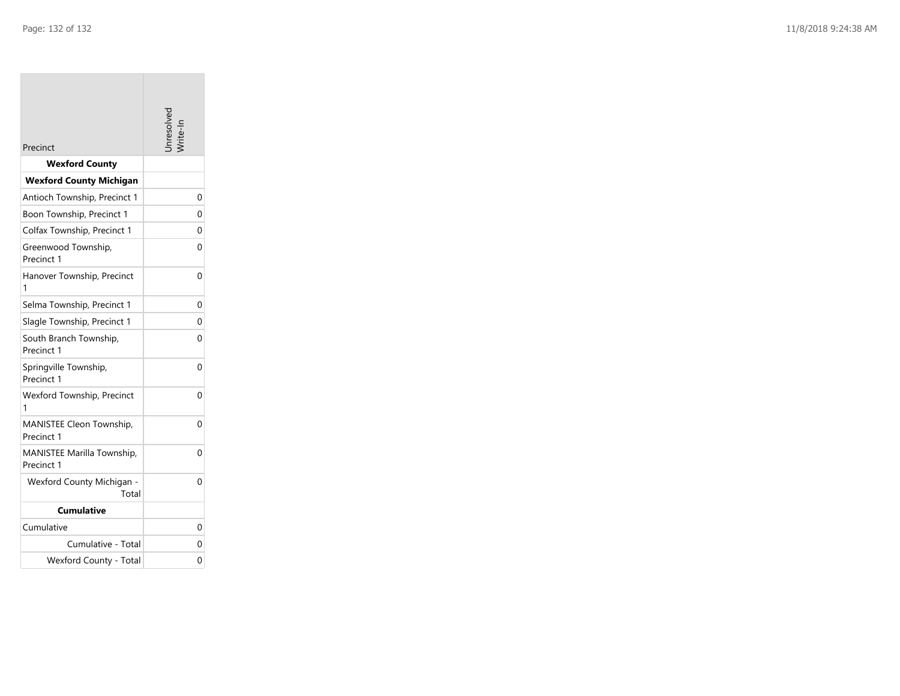| Precinct | Unresolved Write-In |
|---|---|
| **Wexford County** | |
| **Wexford County Michigan** | |
| Antioch Township, Precinct 1 | 0 |
| Boon Township, Precinct 1 | 0 |
| Colfax Township, Precinct 1 | 0 |
| Greenwood Township, Precinct 1 | 0 |
| Hanover Township, Precinct 1 | 0 |
| Selma Township, Precinct 1 | 0 |
| Slagle Township, Precinct 1 | 0 |
| South Branch Township, Precinct 1 | 0 |
| Springville Township, Precinct 1 | 0 |
| Wexford Township, Precinct 1 | 0 |
| MANISTEE Cleon Township, Precinct 1 | 0 |
| MANISTEE Marilla Township, Precinct 1 | 0 |
| Wexford County Michigan - Total | 0 |
| **Cumulative** | |
| Cumulative | 0 |
| Cumulative - Total | 0 |
| Wexford County - Total | 0 |